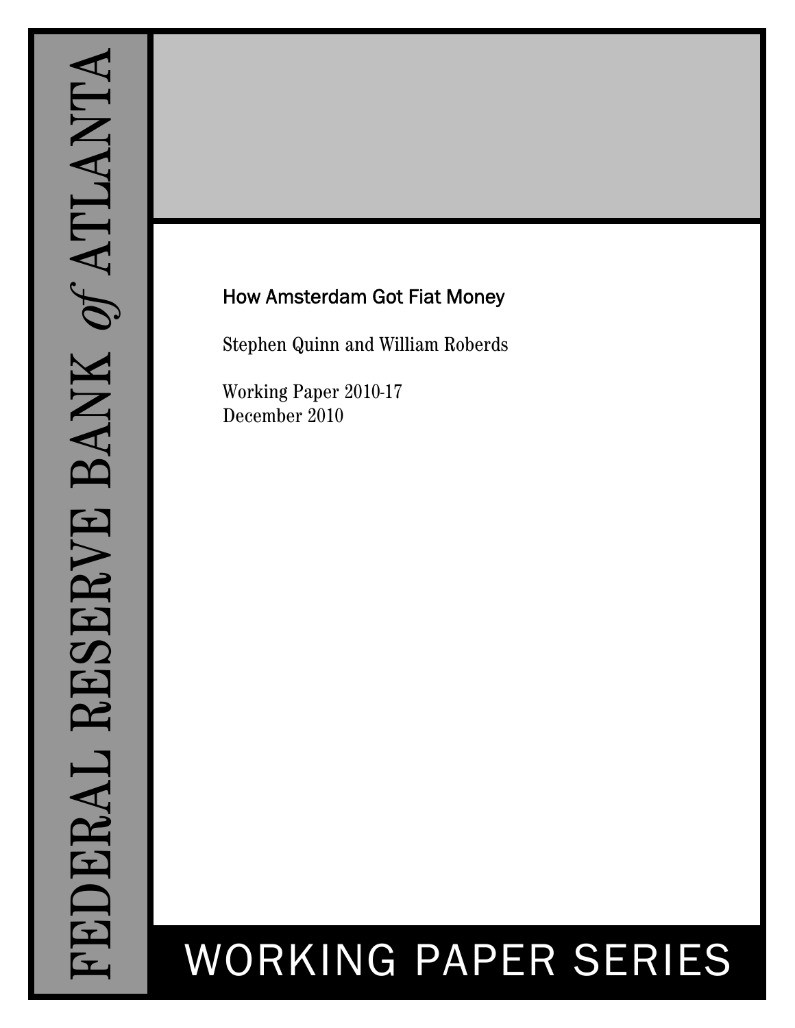FEDERAL RESERVE BANK *of* ATLANTA

# How Amsterdam Got Fiat Money

Stephen Quinn and William Roberds

Working Paper 2010-17
December 2010

WORKING PAPER SERIES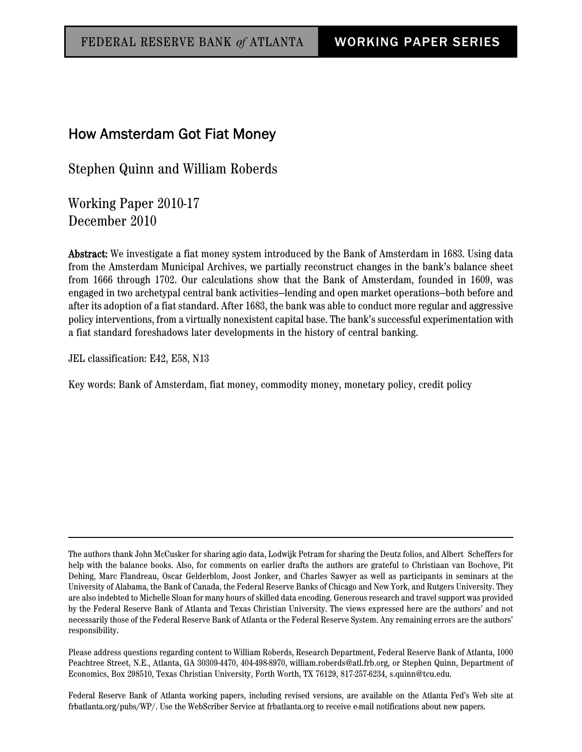FEDERAL RESERVE BANK *of* ATLANTA | WORKING PAPER SERIES

# How Amsterdam Got Fiat Money

Stephen Quinn and William Roberds

Working Paper 2010-17
December 2010

**Abstract:** We investigate a fiat money system introduced by the Bank of Amsterdam in 1683. Using data from the Amsterdam Municipal Archives, we partially reconstruct changes in the bank's balance sheet from 1666 through 1702. Our calculations show that the Bank of Amsterdam, founded in 1609, was engaged in two archetypal central bank activities—lending and open market operations—both before and after its adoption of a fiat standard. After 1683, the bank was able to conduct more regular and aggressive policy interventions, from a virtually nonexistent capital base. The bank's successful experimentation with a fiat standard foreshadows later developments in the history of central banking.

JEL classification: E42, E58, N13

Key words: Bank of Amsterdam, fiat money, commodity money, monetary policy, credit policy

---

The authors thank John McCusker for sharing agio data, Lodwijk Petram for sharing the Deutz folios, and Albert Scheffers for help with the balance books. Also, for comments on earlier drafts the authors are grateful to Christiaan van Bochove, Pit Dehing, Marc Flandreau, Oscar Gelderblom, Joost Jonker, and Charles Sawyer as well as participants in seminars at the University of Alabama, the Bank of Canada, the Federal Reserve Banks of Chicago and New York, and Rutgers University. They are also indebted to Michelle Sloan for many hours of skilled data encoding. Generous research and travel support was provided by the Federal Reserve Bank of Atlanta and Texas Christian University. The views expressed here are the authors' and not necessarily those of the Federal Reserve Bank of Atlanta or the Federal Reserve System. Any remaining errors are the authors' responsibility.

Please address questions regarding content to William Roberds, Research Department, Federal Reserve Bank of Atlanta, 1000 Peachtree Street, N.E., Atlanta, GA 30309-4470, 404-498-8970, william.roberds@atl.frb.org, or Stephen Quinn, Department of Economics, Box 298510, Texas Christian University, Forth Worth, TX 76129, 817-257-6234, s.quinn@tcu.edu.

Federal Reserve Bank of Atlanta working papers, including revised versions, are available on the Atlanta Fed's Web site at frbatlanta.org/pubs/WP/. Use the WebScriber Service at frbatlanta.org to receive e-mail notifications about new papers.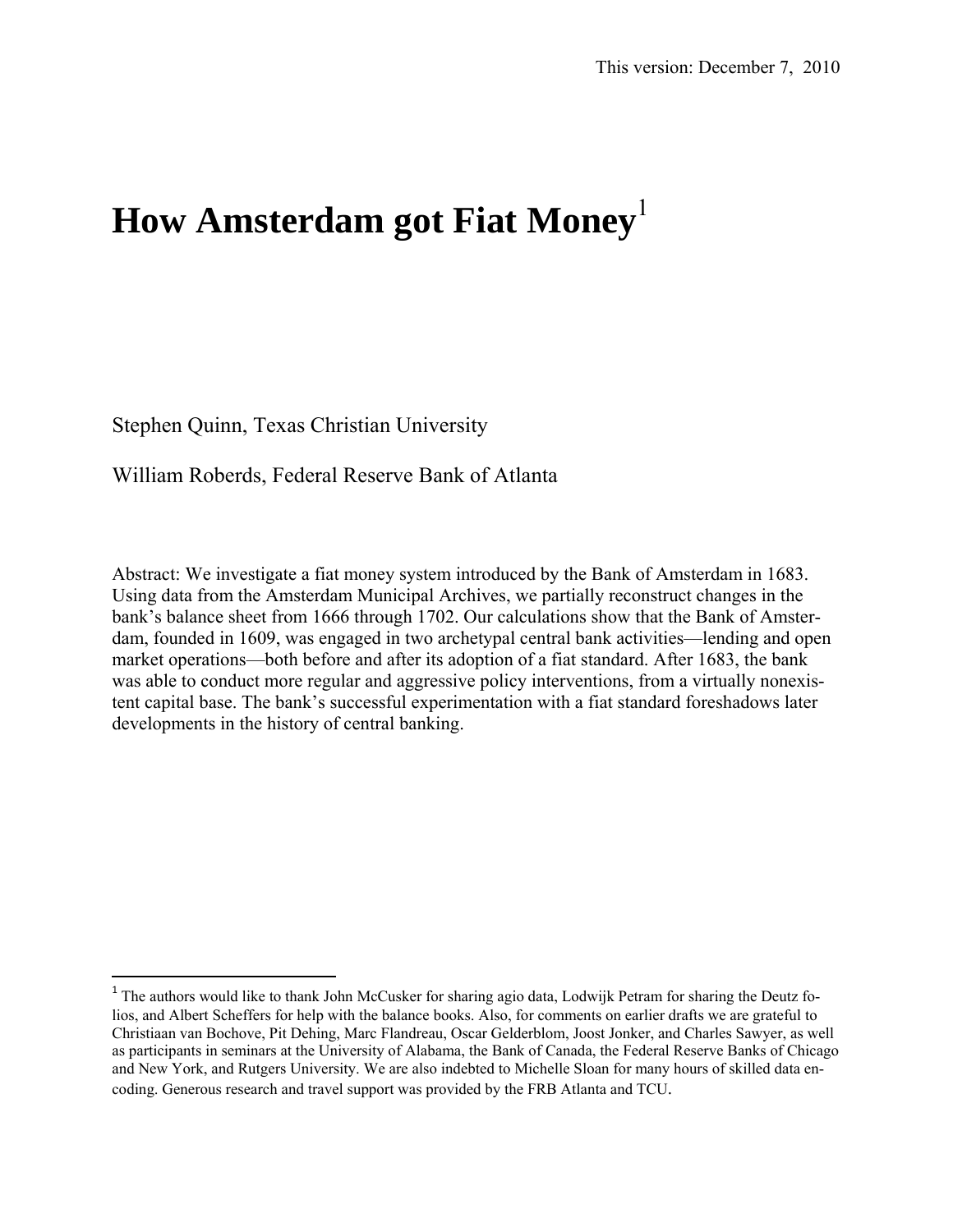This version: December 7, 2010

# How Amsterdam got Fiat Money[1]

Stephen Quinn, Texas Christian University

William Roberds, Federal Reserve Bank of Atlanta

Abstract: We investigate a fiat money system introduced by the Bank of Amsterdam in 1683. Using data from the Amsterdam Municipal Archives, we partially reconstruct changes in the bank's balance sheet from 1666 through 1702. Our calculations show that the Bank of Amsterdam, founded in 1609, was engaged in two archetypal central bank activities—lending and open market operations—both before and after its adoption of a fiat standard. After 1683, the bank was able to conduct more regular and aggressive policy interventions, from a virtually nonexistent capital base. The bank's successful experimentation with a fiat standard foreshadows later developments in the history of central banking.

[1] The authors would like to thank John McCusker for sharing agio data, Lodwijk Petram for sharing the Deutz folios, and Albert Scheffers for help with the balance books. Also, for comments on earlier drafts we are grateful to Christiaan van Bochove, Pit Dehing, Marc Flandreau, Oscar Gelderblom, Joost Jonker, and Charles Sawyer, as well as participants in seminars at the University of Alabama, the Bank of Canada, the Federal Reserve Banks of Chicago and New York, and Rutgers University. We are also indebted to Michelle Sloan for many hours of skilled data encoding. Generous research and travel support was provided by the FRB Atlanta and TCU.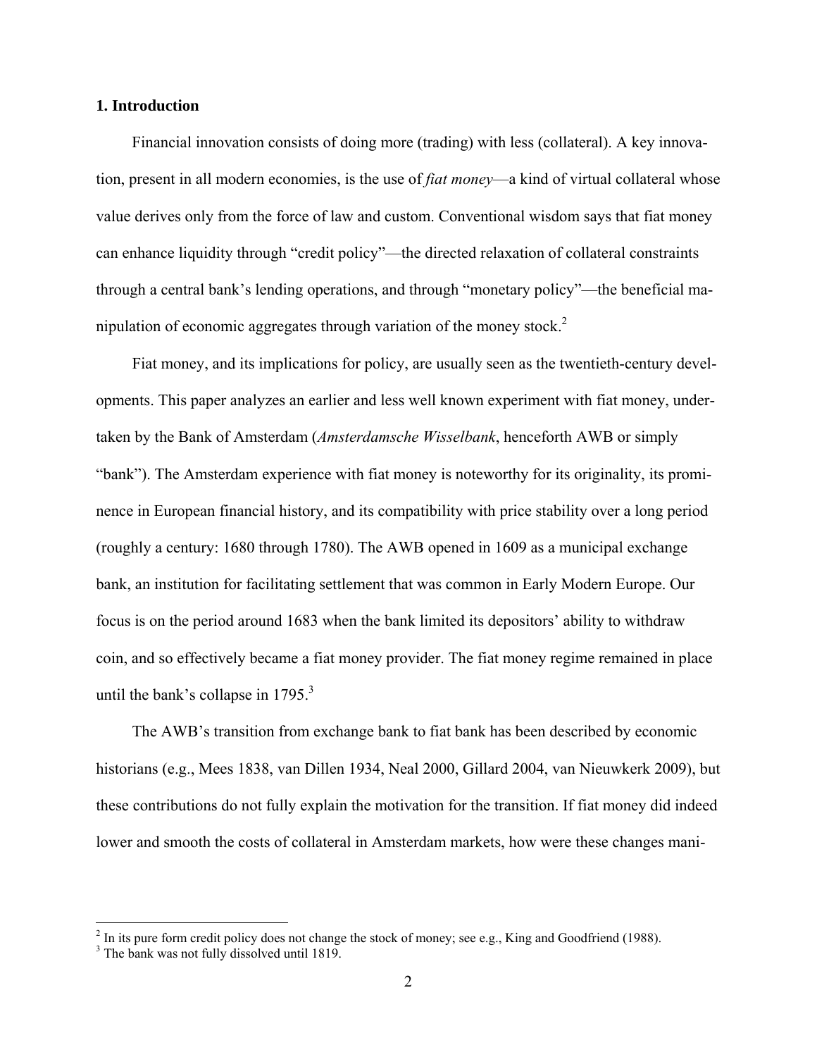## 1. Introduction

Financial innovation consists of doing more (trading) with less (collateral). A key innovation, present in all modern economies, is the use of *fiat money*—a kind of virtual collateral whose value derives only from the force of law and custom. Conventional wisdom says that fiat money can enhance liquidity through "credit policy"—the directed relaxation of collateral constraints through a central bank's lending operations, and through "monetary policy"—the beneficial manipulation of economic aggregates through variation of the money stock.[2]

Fiat money, and its implications for policy, are usually seen as the twentieth-century developments. This paper analyzes an earlier and less well known experiment with fiat money, undertaken by the Bank of Amsterdam (*Amsterdamsche Wisselbank*, henceforth AWB or simply "bank"). The Amsterdam experience with fiat money is noteworthy for its originality, its prominence in European financial history, and its compatibility with price stability over a long period (roughly a century: 1680 through 1780). The AWB opened in 1609 as a municipal exchange bank, an institution for facilitating settlement that was common in Early Modern Europe. Our focus is on the period around 1683 when the bank limited its depositors' ability to withdraw coin, and so effectively became a fiat money provider. The fiat money regime remained in place until the bank's collapse in 1795.[3]

The AWB's transition from exchange bank to fiat bank has been described by economic historians (e.g., Mees 1838, van Dillen 1934, Neal 2000, Gillard 2004, van Nieuwkerk 2009), but these contributions do not fully explain the motivation for the transition. If fiat money did indeed lower and smooth the costs of collateral in Amsterdam markets, how were these changes mani-

[2] In its pure form credit policy does not change the stock of money; see e.g., King and Goodfriend (1988).

[3] The bank was not fully dissolved until 1819.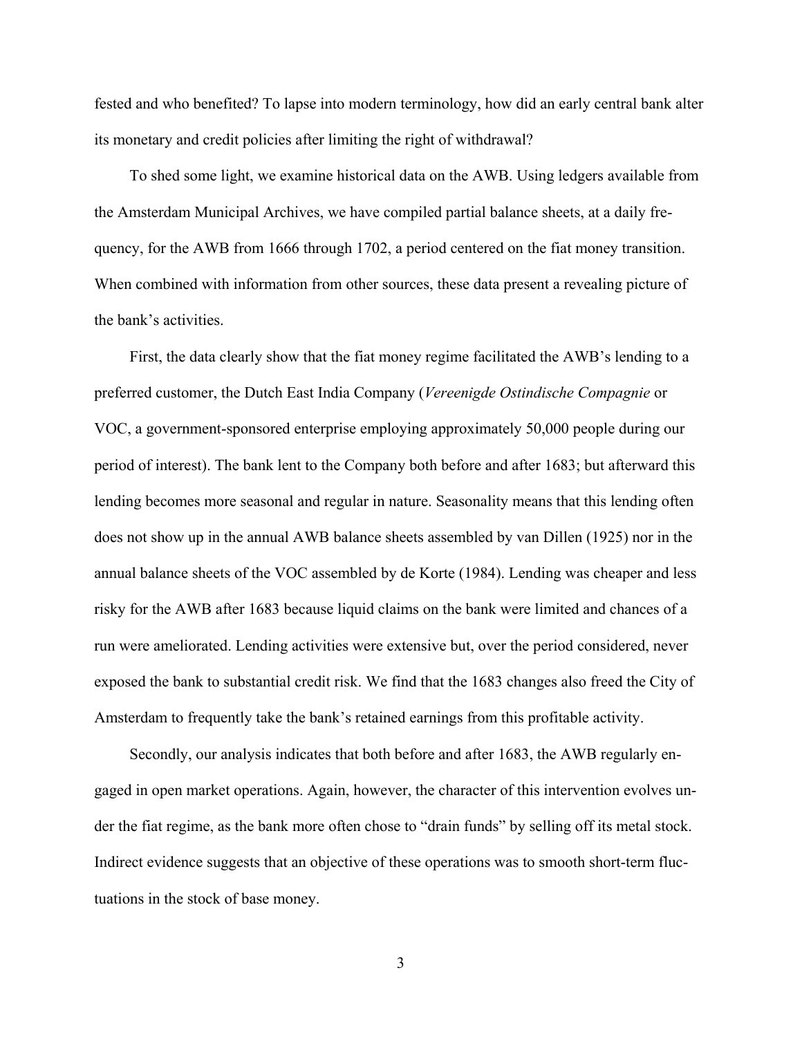fested and who benefited? To lapse into modern terminology, how did an early central bank alter its monetary and credit policies after limiting the right of withdrawal?

To shed some light, we examine historical data on the AWB. Using ledgers available from the Amsterdam Municipal Archives, we have compiled partial balance sheets, at a daily frequency, for the AWB from 1666 through 1702, a period centered on the fiat money transition. When combined with information from other sources, these data present a revealing picture of the bank's activities.

First, the data clearly show that the fiat money regime facilitated the AWB's lending to a preferred customer, the Dutch East India Company (*Vereenigde Ostindische Compagnie* or VOC, a government-sponsored enterprise employing approximately 50,000 people during our period of interest). The bank lent to the Company both before and after 1683; but afterward this lending becomes more seasonal and regular in nature. Seasonality means that this lending often does not show up in the annual AWB balance sheets assembled by van Dillen (1925) nor in the annual balance sheets of the VOC assembled by de Korte (1984). Lending was cheaper and less risky for the AWB after 1683 because liquid claims on the bank were limited and chances of a run were ameliorated. Lending activities were extensive but, over the period considered, never exposed the bank to substantial credit risk. We find that the 1683 changes also freed the City of Amsterdam to frequently take the bank's retained earnings from this profitable activity.

Secondly, our analysis indicates that both before and after 1683, the AWB regularly engaged in open market operations. Again, however, the character of this intervention evolves under the fiat regime, as the bank more often chose to "drain funds" by selling off its metal stock. Indirect evidence suggests that an objective of these operations was to smooth short-term fluctuations in the stock of base money.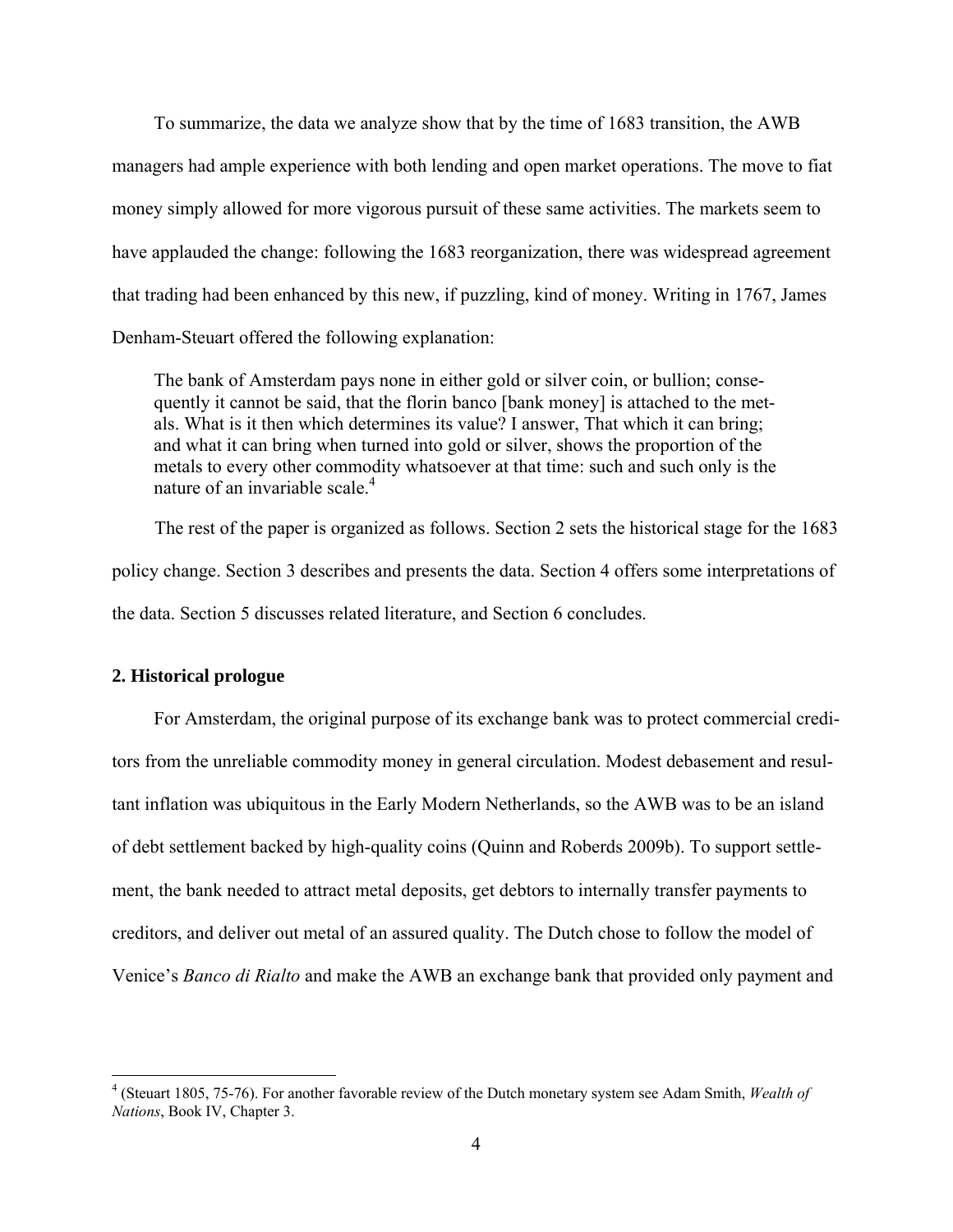To summarize, the data we analyze show that by the time of 1683 transition, the AWB managers had ample experience with both lending and open market operations. The move to fiat money simply allowed for more vigorous pursuit of these same activities. The markets seem to have applauded the change: following the 1683 reorganization, there was widespread agreement that trading had been enhanced by this new, if puzzling, kind of money. Writing in 1767, James Denham-Steuart offered the following explanation:

> The bank of Amsterdam pays none in either gold or silver coin, or bullion; consequently it cannot be said, that the florin banco [bank money] is attached to the metals. What is it then which determines its value? I answer, That which it can bring; and what it can bring when turned into gold or silver, shows the proportion of the metals to every other commodity whatsoever at that time: such and such only is the nature of an invariable scale.[4]

The rest of the paper is organized as follows. Section 2 sets the historical stage for the 1683 policy change. Section 3 describes and presents the data. Section 4 offers some interpretations of the data. Section 5 discusses related literature, and Section 6 concludes.

## 2. Historical prologue

For Amsterdam, the original purpose of its exchange bank was to protect commercial creditors from the unreliable commodity money in general circulation. Modest debasement and resultant inflation was ubiquitous in the Early Modern Netherlands, so the AWB was to be an island of debt settlement backed by high-quality coins (Quinn and Roberts 2009b). To support settlement, the bank needed to attract metal deposits, get debtors to internally transfer payments to creditors, and deliver out metal of an assured quality. The Dutch chose to follow the model of Venice's *Banco di Rialto* and make the AWB an exchange bank that provided only payment and

---

[4] (Steuart 1805, 75-76). For another favorable review of the Dutch monetary system see Adam Smith, *Wealth of Nations*, Book IV, Chapter 3.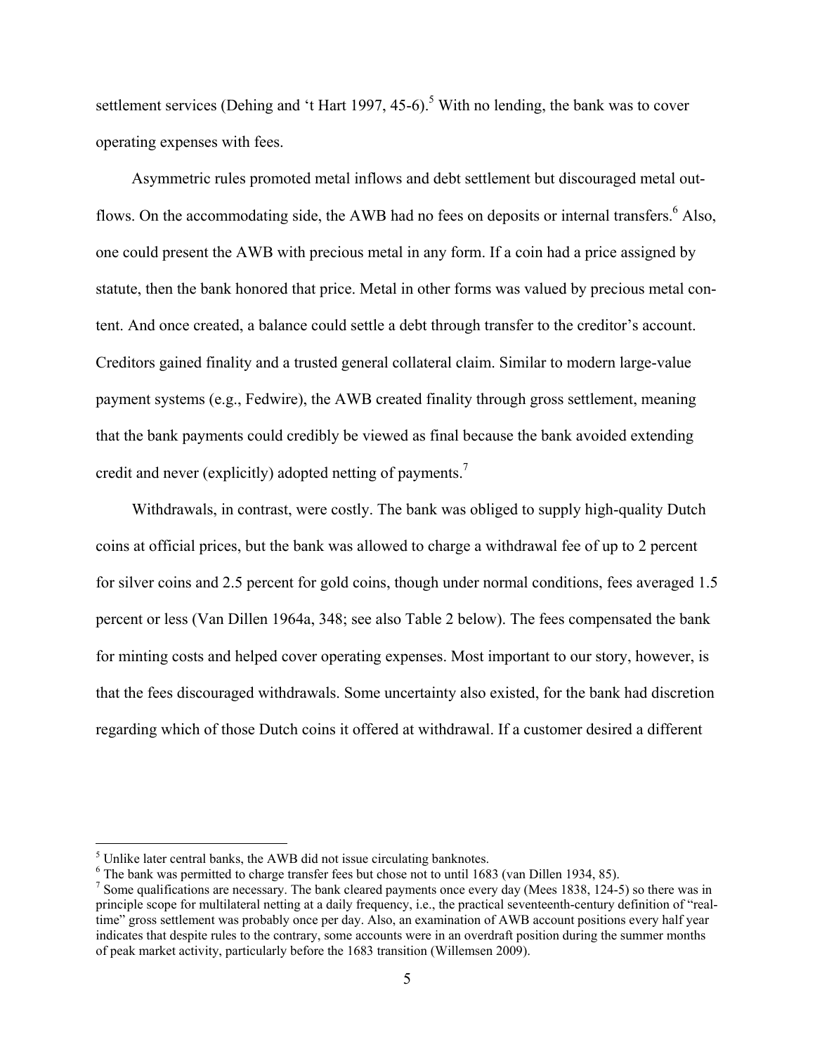settlement services (Dehing and 't Hart 1997, 45-6).[5] With no lending, the bank was to cover operating expenses with fees.

Asymmetric rules promoted metal inflows and debt settlement but discouraged metal outflows. On the accommodating side, the AWB had no fees on deposits or internal transfers.[6] Also, one could present the AWB with precious metal in any form. If a coin had a price assigned by statute, then the bank honored that price. Metal in other forms was valued by precious metal content. And once created, a balance could settle a debt through transfer to the creditor's account. Creditors gained finality and a trusted general collateral claim. Similar to modern large-value payment systems (e.g., Fedwire), the AWB created finality through gross settlement, meaning that the bank payments could credibly be viewed as final because the bank avoided extending credit and never (explicitly) adopted netting of payments.[7]

Withdrawals, in contrast, were costly. The bank was obliged to supply high-quality Dutch coins at official prices, but the bank was allowed to charge a withdrawal fee of up to 2 percent for silver coins and 2.5 percent for gold coins, though under normal conditions, fees averaged 1.5 percent or less (Van Dillen 1964a, 348; see also Table 2 below). The fees compensated the bank for minting costs and helped cover operating expenses. Most important to our story, however, is that the fees discouraged withdrawals. Some uncertainty also existed, for the bank had discretion regarding which of those Dutch coins it offered at withdrawal. If a customer desired a different

---

[5] Unlike later central banks, the AWB did not issue circulating banknotes.

[6] The bank was permitted to charge transfer fees but chose not to until 1683 (van Dillen 1934, 85).

[7] Some qualifications are necessary. The bank cleared payments once every day (Mees 1838, 124-5) so there was in principle scope for multilateral netting at a daily frequency, i.e., the practical seventeenth-century definition of "real-time" gross settlement was probably once per day. Also, an examination of AWB account positions every half year indicates that despite rules to the contrary, some accounts were in an overdraft position during the summer months of peak market activity, particularly before the 1683 transition (Willemsen 2009).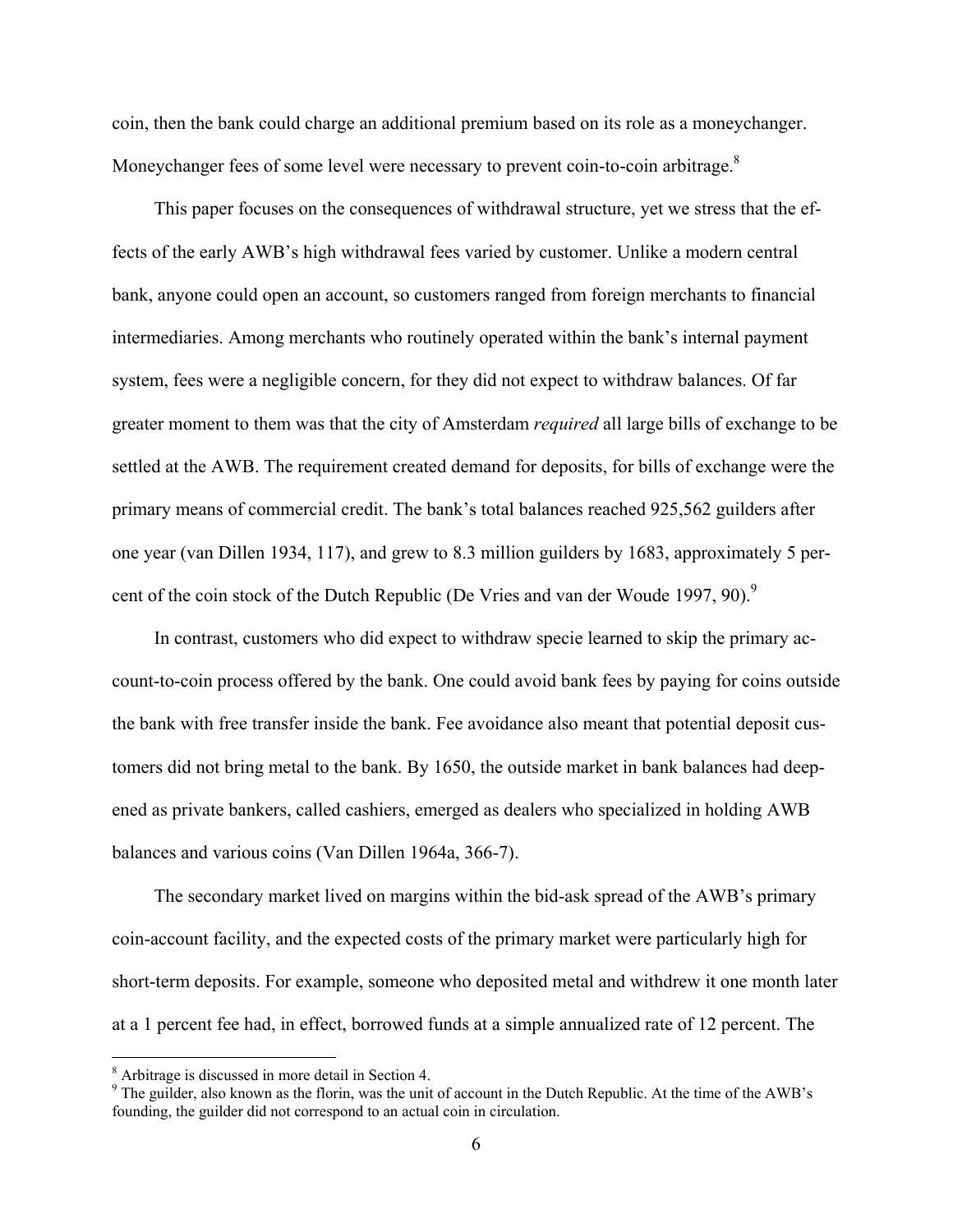coin, then the bank could charge an additional premium based on its role as a moneychanger. Moneychanger fees of some level were necessary to prevent coin-to-coin arbitrage.[8]

This paper focuses on the consequences of withdrawal structure, yet we stress that the effects of the early AWB's high withdrawal fees varied by customer. Unlike a modern central bank, anyone could open an account, so customers ranged from foreign merchants to financial intermediaries. Among merchants who routinely operated within the bank's internal payment system, fees were a negligible concern, for they did not expect to withdraw balances. Of far greater moment to them was that the city of Amsterdam *required* all large bills of exchange to be settled at the AWB. The requirement created demand for deposits, for bills of exchange were the primary means of commercial credit. The bank's total balances reached 925,562 guilders after one year (van Dillen 1934, 117), and grew to 8.3 million guilders by 1683, approximately 5 percent of the coin stock of the Dutch Republic (De Vries and van der Woude 1997, 90).[9]

In contrast, customers who did expect to withdraw specie learned to skip the primary account-to-coin process offered by the bank. One could avoid bank fees by paying for coins outside the bank with free transfer inside the bank. Fee avoidance also meant that potential deposit customers did not bring metal to the bank. By 1650, the outside market in bank balances had deepened as private bankers, called cashiers, emerged as dealers who specialized in holding AWB balances and various coins (Van Dillen 1964a, 366-7).

The secondary market lived on margins within the bid-ask spread of the AWB's primary coin-account facility, and the expected costs of the primary market were particularly high for short-term deposits. For example, someone who deposited metal and withdrew it one month later at a 1 percent fee had, in effect, borrowed funds at a simple annualized rate of 12 percent. The

[8] Arbitrage is discussed in more detail in Section 4.

[9] The guilder, also known as the florin, was the unit of account in the Dutch Republic. At the time of the AWB's founding, the guilder did not correspond to an actual coin in circulation.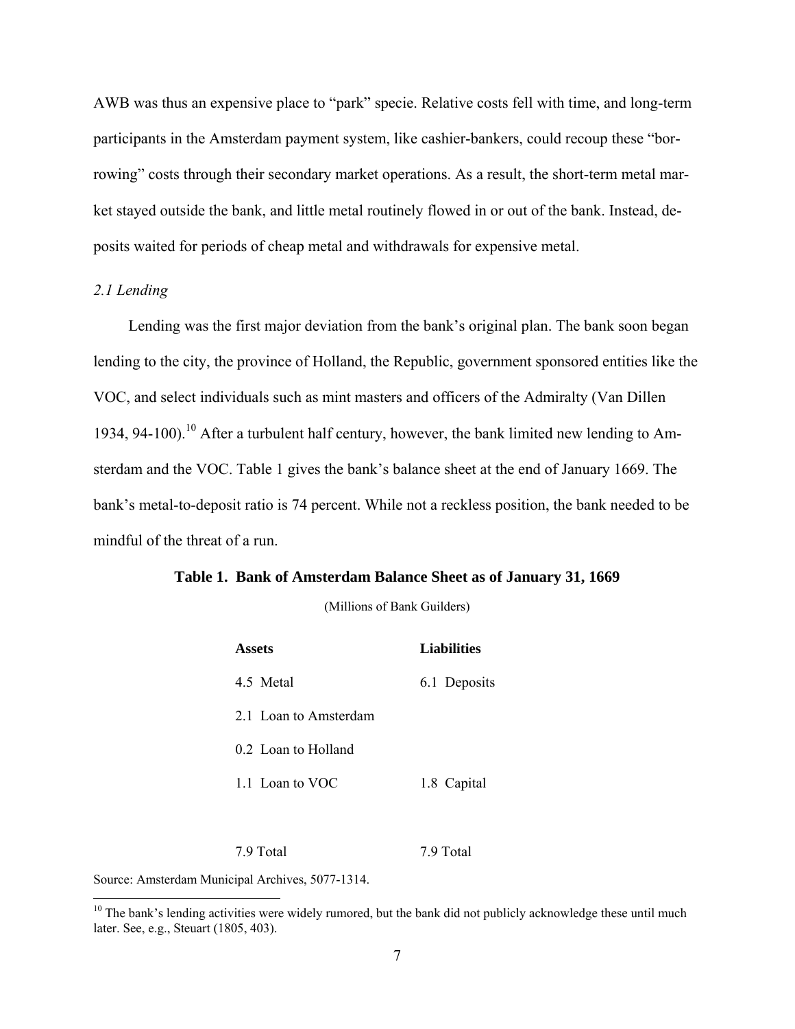AWB was thus an expensive place to "park" specie. Relative costs fell with time, and long-term participants in the Amsterdam payment system, like cashier-bankers, could recoup these "borrowing" costs through their secondary market operations. As a result, the short-term metal market stayed outside the bank, and little metal routinely flowed in or out of the bank. Instead, deposits waited for periods of cheap metal and withdrawals for expensive metal.

*2.1 Lending*

Lending was the first major deviation from the bank's original plan. The bank soon began lending to the city, the province of Holland, the Republic, government sponsored entities like the VOC, and select individuals such as mint masters and officers of the Admiralty (Van Dillen 1934, 94-100).[10] After a turbulent half century, however, the bank limited new lending to Amsterdam and the VOC. Table 1 gives the bank's balance sheet at the end of January 1669. The bank's metal-to-deposit ratio is 74 percent. While not a reckless position, the bank needed to be mindful of the threat of a run.

**Table 1. Bank of Amsterdam Balance Sheet as of January 31, 1669**

(Millions of Bank Guilders)

| **Assets** | **Liabilities** |
|---|---|
| 4.5 Metal | 6.1 Deposits |
| 2.1 Loan to Amsterdam | |
| 0.2 Loan to Holland | |
| 1.1 Loan to VOC | 1.8 Capital |
| | |
| 7.9 Total | 7.9 Total |

Source: Amsterdam Municipal Archives, 5077-1314.

[10] The bank's lending activities were widely rumored, but the bank did not publicly acknowledge these until much later. See, e.g., Steuart (1805, 403).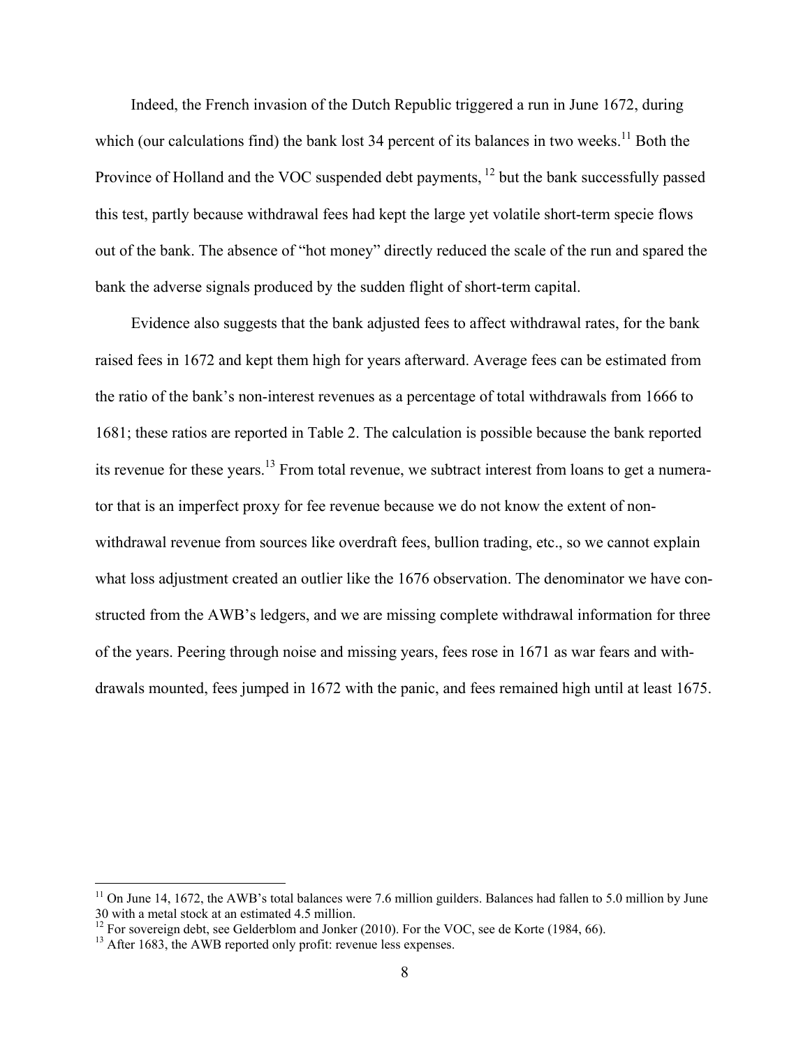Indeed, the French invasion of the Dutch Republic triggered a run in June 1672, during which (our calculations find) the bank lost 34 percent of its balances in two weeks.[11] Both the Province of Holland and the VOC suspended debt payments,[12] but the bank successfully passed this test, partly because withdrawal fees had kept the large yet volatile short-term specie flows out of the bank. The absence of "hot money" directly reduced the scale of the run and spared the bank the adverse signals produced by the sudden flight of short-term capital.

Evidence also suggests that the bank adjusted fees to affect withdrawal rates, for the bank raised fees in 1672 and kept them high for years afterward. Average fees can be estimated from the ratio of the bank's non-interest revenues as a percentage of total withdrawals from 1666 to 1681; these ratios are reported in Table 2. The calculation is possible because the bank reported its revenue for these years.[13] From total revenue, we subtract interest from loans to get a numerator that is an imperfect proxy for fee revenue because we do not know the extent of non-withdrawal revenue from sources like overdraft fees, bullion trading, etc., so we cannot explain what loss adjustment created an outlier like the 1676 observation. The denominator we have constructed from the AWB's ledgers, and we are missing complete withdrawal information for three of the years. Peering through noise and missing years, fees rose in 1671 as war fears and withdrawals mounted, fees jumped in 1672 with the panic, and fees remained high until at least 1675.

[11] On June 14, 1672, the AWB's total balances were 7.6 million guilders. Balances had fallen to 5.0 million by June 30 with a metal stock at an estimated 4.5 million.

[12] For sovereign debt, see Gelderblom and Jonker (2010). For the VOC, see de Korte (1984, 66).

[13] After 1683, the AWB reported only profit: revenue less expenses.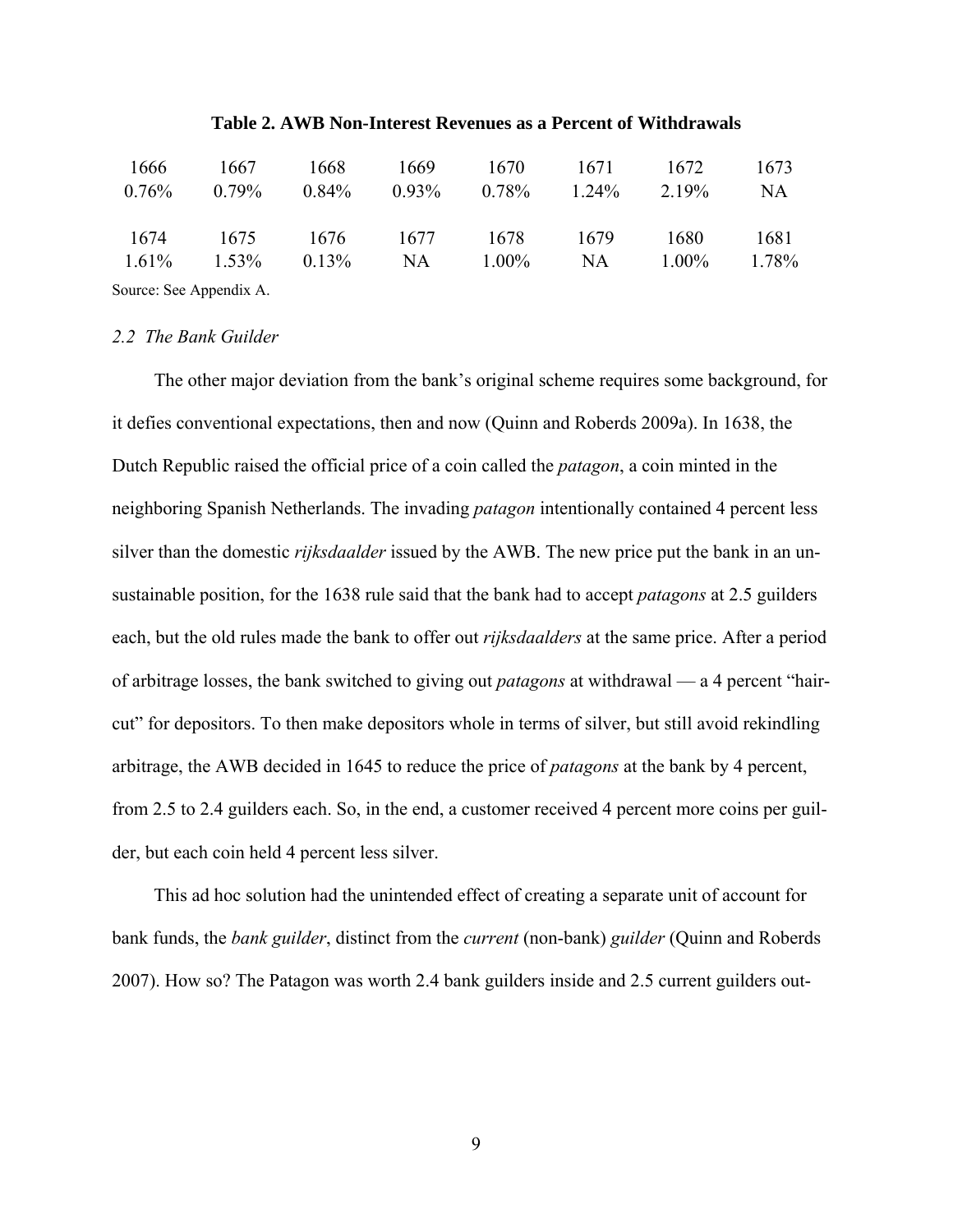**Table 2. AWB Non-Interest Revenues as a Percent of Withdrawals**

| | | | | | | | |
|---|---|---|---|---|---|---|---|
| 1666 | 1667 | 1668 | 1669 | 1670 | 1671 | 1672 | 1673 |
| 0.76% | 0.79% | 0.84% | 0.93% | 0.78% | 1.24% | 2.19% | NA |
| 1674 | 1675 | 1676 | 1677 | 1678 | 1679 | 1680 | 1681 |
| 1.61% | 1.53% | 0.13% | NA | 1.00% | NA | 1.00% | 1.78% |

Source: See Appendix A.

### *2.2 The Bank Guilder*

The other major deviation from the bank's original scheme requires some background, for it defies conventional expectations, then and now (Quinn and Roberds 2009a). In 1638, the Dutch Republic raised the official price of a coin called the *patagon*, a coin minted in the neighboring Spanish Netherlands. The invading *patagon* intentionally contained 4 percent less silver than the domestic *rijksdaalder* issued by the AWB. The new price put the bank in an unsustainable position, for the 1638 rule said that the bank had to accept *patagons* at 2.5 guilders each, but the old rules made the bank to offer out *rijksdaalders* at the same price. After a period of arbitrage losses, the bank switched to giving out *patagons* at withdrawal — a 4 percent "haircut" for depositors. To then make depositors whole in terms of silver, but still avoid rekindling arbitrage, the AWB decided in 1645 to reduce the price of *patagons* at the bank by 4 percent, from 2.5 to 2.4 guilders each. So, in the end, a customer received 4 percent more coins per guilder, but each coin held 4 percent less silver.

This ad hoc solution had the unintended effect of creating a separate unit of account for bank funds, the *bank guilder*, distinct from the *current* (non-bank) *guilder* (Quinn and Roberds 2007). How so? The Patagon was worth 2.4 bank guilders inside and 2.5 current guilders out-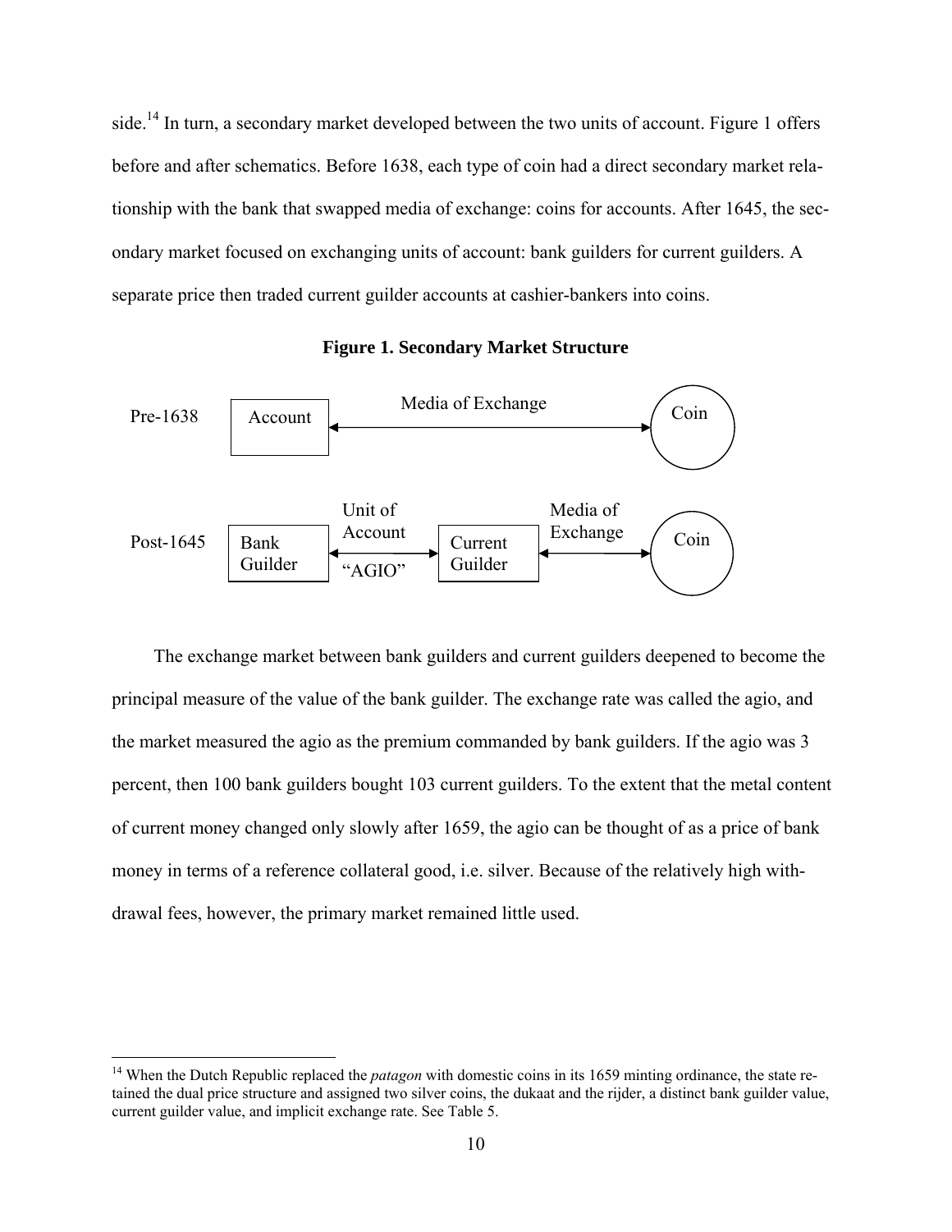side.[14] In turn, a secondary market developed between the two units of account. Figure 1 offers before and after schematics. Before 1638, each type of coin had a direct secondary market relationship with the bank that swapped media of exchange: coins for accounts. After 1645, the secondary market focused on exchanging units of account: bank guilders for current guilders. A separate price then traded current guilder accounts at cashier-bankers into coins.

**Figure 1. Secondary Market Structure**

Pre-1638
Account
Media of Exchange
Coin

Post-1645
Bank Guilder
Unit of Account
"AGIO"
Current Guilder
Media of Exchange
Coin

The exchange market between bank guilders and current guilders deepened to become the principal measure of the value of the bank guilder. The exchange rate was called the agio, and the market measured the agio as the premium commanded by bank guilders. If the agio was 3 percent, then 100 bank guilders bought 103 current guilders. To the extent that the metal content of current money changed only slowly after 1659, the agio can be thought of as a price of bank money in terms of a reference collateral good, i.e. silver. Because of the relatively high withdrawal fees, however, the primary market remained little used.

[14] When the Dutch Republic replaced the *patagon* with domestic coins in its 1659 minting ordinance, the state retained the dual price structure and assigned two silver coins, the dukaat and the rijder, a distinct bank guilder value, current guilder value, and implicit exchange rate. See Table 5.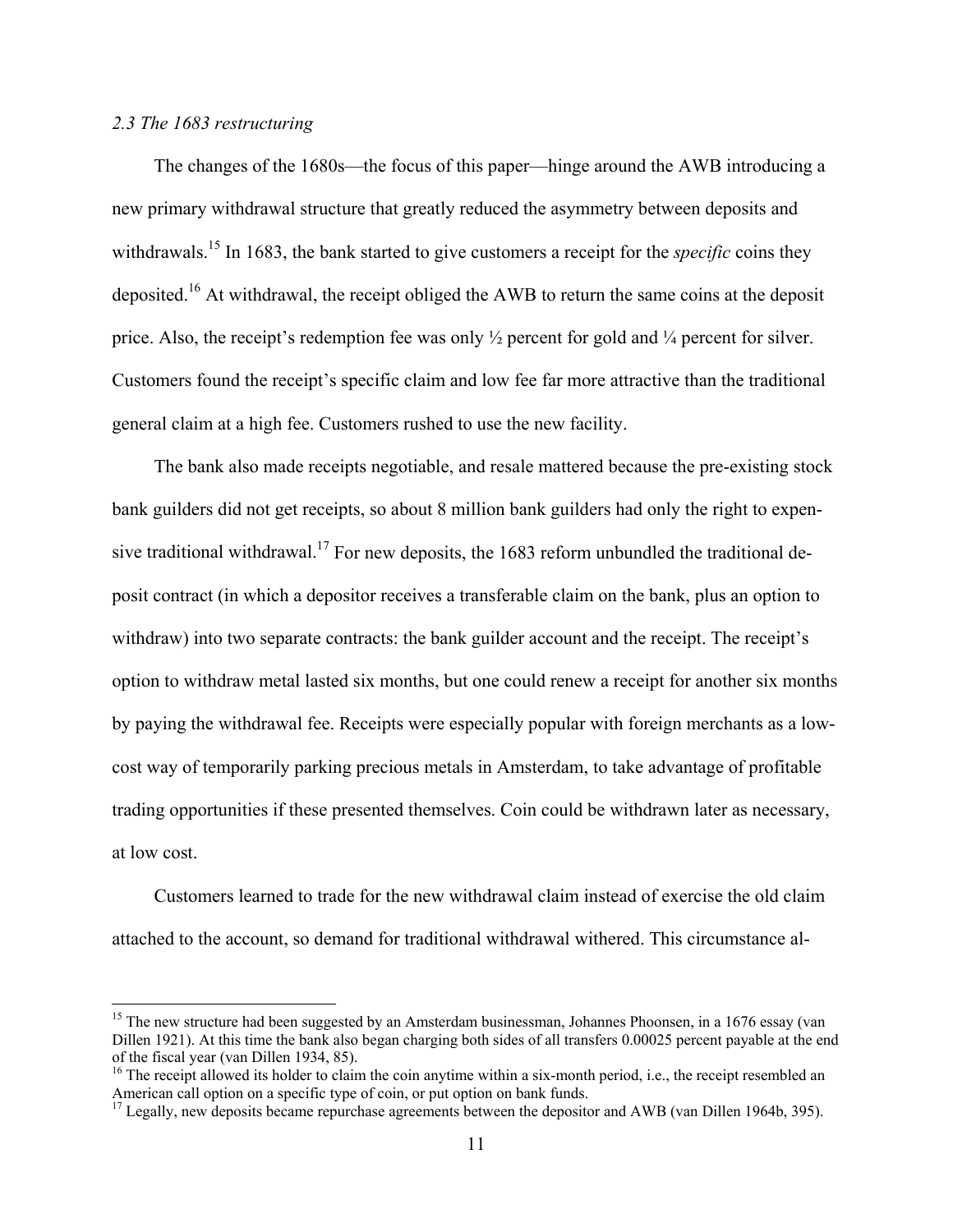### *2.3 The 1683 restructuring*

The changes of the 1680s—the focus of this paper—hinge around the AWB introducing a new primary withdrawal structure that greatly reduced the asymmetry between deposits and withdrawals.[15] In 1683, the bank started to give customers a receipt for the *specific* coins they deposited.[16] At withdrawal, the receipt obliged the AWB to return the same coins at the deposit price. Also, the receipt's redemption fee was only ½ percent for gold and ¼ percent for silver. Customers found the receipt's specific claim and low fee far more attractive than the traditional general claim at a high fee. Customers rushed to use the new facility.

The bank also made receipts negotiable, and resale mattered because the pre-existing stock bank guilders did not get receipts, so about 8 million bank guilders had only the right to expensive traditional withdrawal.[17] For new deposits, the 1683 reform unbundled the traditional deposit contract (in which a depositor receives a transferable claim on the bank, plus an option to withdraw) into two separate contracts: the bank guilder account and the receipt. The receipt's option to withdraw metal lasted six months, but one could renew a receipt for another six months by paying the withdrawal fee. Receipts were especially popular with foreign merchants as a low-cost way of temporarily parking precious metals in Amsterdam, to take advantage of profitable trading opportunities if these presented themselves. Coin could be withdrawn later as necessary, at low cost.

Customers learned to trade for the new withdrawal claim instead of exercise the old claim attached to the account, so demand for traditional withdrawal withered. This circumstance al-

---

[15] The new structure had been suggested by an Amsterdam businessman, Johannes Phoonsen, in a 1676 essay (van Dillen 1921). At this time the bank also began charging both sides of all transfers 0.00025 percent payable at the end of the fiscal year (van Dillen 1934, 85).

[16] The receipt allowed its holder to claim the coin anytime within a six-month period, i.e., the receipt resembled an American call option on a specific type of coin, or put option on bank funds.

[17] Legally, new deposits became repurchase agreements between the depositor and AWB (van Dillen 1964b, 395).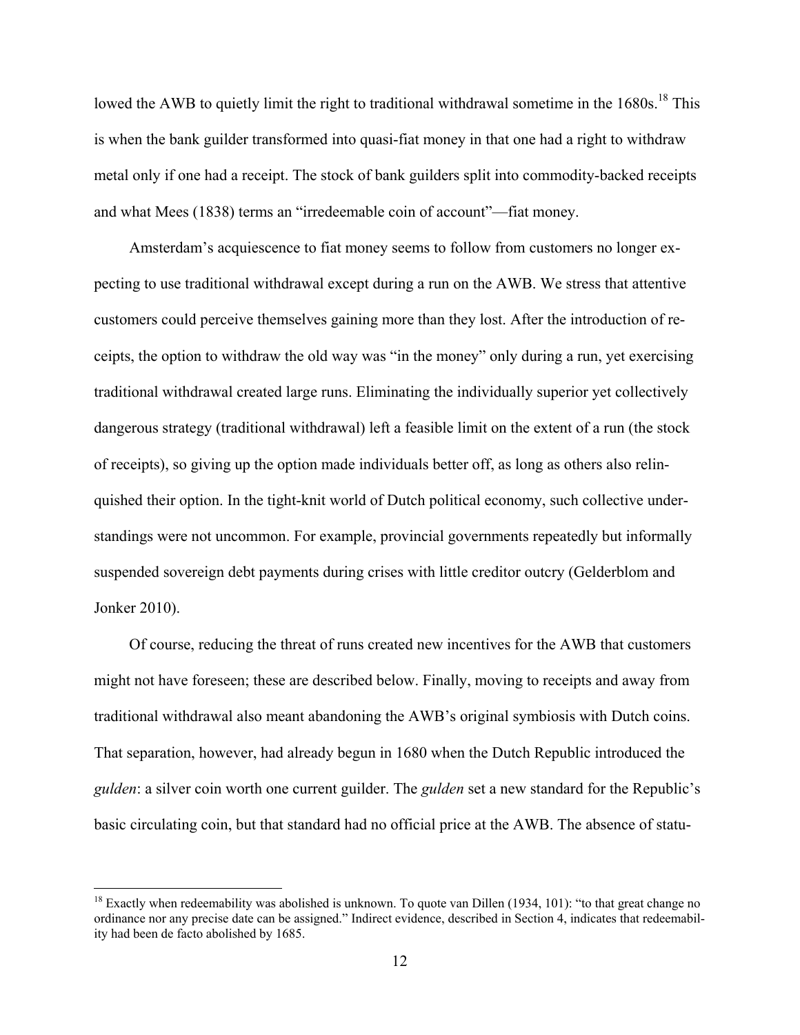lowed the AWB to quietly limit the right to traditional withdrawal sometime in the 1680s.[18] This is when the bank guilder transformed into quasi-fiat money in that one had a right to withdraw metal only if one had a receipt. The stock of bank guilders split into commodity-backed receipts and what Mees (1838) terms an "irredeemable coin of account"—fiat money.

Amsterdam's acquiescence to fiat money seems to follow from customers no longer expecting to use traditional withdrawal except during a run on the AWB. We stress that attentive customers could perceive themselves gaining more than they lost. After the introduction of receipts, the option to withdraw the old way was "in the money" only during a run, yet exercising traditional withdrawal created large runs. Eliminating the individually superior yet collectively dangerous strategy (traditional withdrawal) left a feasible limit on the extent of a run (the stock of receipts), so giving up the option made individuals better off, as long as others also relinquished their option. In the tight-knit world of Dutch political economy, such collective understandings were not uncommon. For example, provincial governments repeatedly but informally suspended sovereign debt payments during crises with little creditor outcry (Gelderblom and Jonker 2010).

Of course, reducing the threat of runs created new incentives for the AWB that customers might not have foreseen; these are described below. Finally, moving to receipts and away from traditional withdrawal also meant abandoning the AWB's original symbiosis with Dutch coins. That separation, however, had already begun in 1680 when the Dutch Republic introduced the *gulden*: a silver coin worth one current guilder. The *gulden* set a new standard for the Republic's basic circulating coin, but that standard had no official price at the AWB. The absence of statu-

[18] Exactly when redeemability was abolished is unknown. To quote van Dillen (1934, 101): "to that great change no ordinance nor any precise date can be assigned." Indirect evidence, described in Section 4, indicates that redeemability had been de facto abolished by 1685.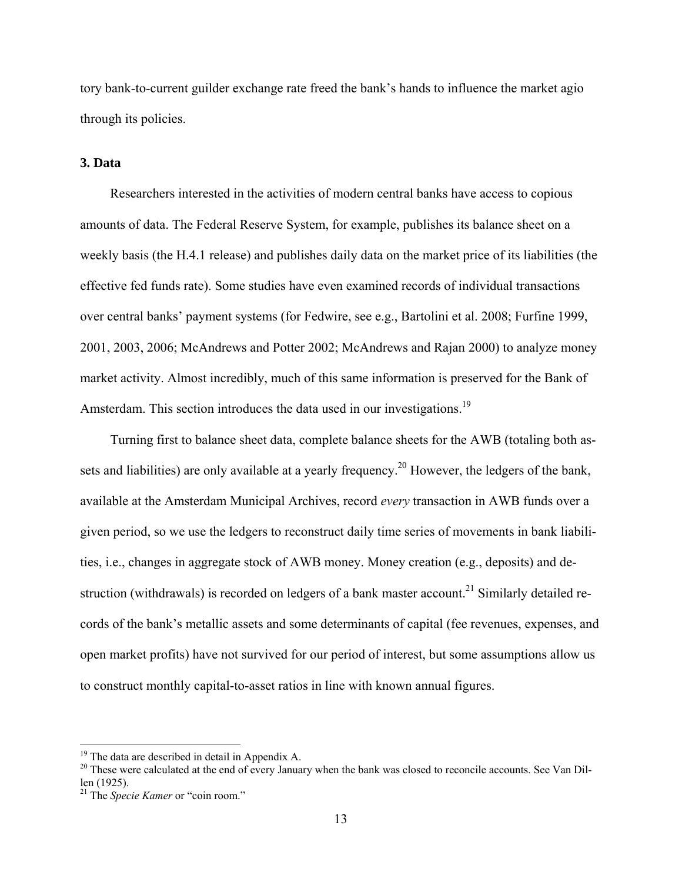tory bank-to-current guilder exchange rate freed the bank's hands to influence the market agio through its policies.

### 3. Data

Researchers interested in the activities of modern central banks have access to copious amounts of data. The Federal Reserve System, for example, publishes its balance sheet on a weekly basis (the H.4.1 release) and publishes daily data on the market price of its liabilities (the effective fed funds rate). Some studies have even examined records of individual transactions over central banks' payment systems (for Fedwire, see e.g., Bartolini et al. 2008; Furfine 1999, 2001, 2003, 2006; McAndrews and Potter 2002; McAndrews and Rajan 2000) to analyze money market activity. Almost incredibly, much of this same information is preserved for the Bank of Amsterdam. This section introduces the data used in our investigations.[19]

Turning first to balance sheet data, complete balance sheets for the AWB (totaling both assets and liabilities) are only available at a yearly frequency.[20] However, the ledgers of the bank, available at the Amsterdam Municipal Archives, record *every* transaction in AWB funds over a given period, so we use the ledgers to reconstruct daily time series of movements in bank liabilities, i.e., changes in aggregate stock of AWB money. Money creation (e.g., deposits) and destruction (withdrawals) is recorded on ledgers of a bank master account.[21] Similarly detailed records of the bank's metallic assets and some determinants of capital (fee revenues, expenses, and open market profits) have not survived for our period of interest, but some assumptions allow us to construct monthly capital-to-asset ratios in line with known annual figures.

[19] The data are described in detail in Appendix A.

[20] These were calculated at the end of every January when the bank was closed to reconcile accounts. See Van Dillen (1925).

[21] The *Specie Kamer* or "coin room."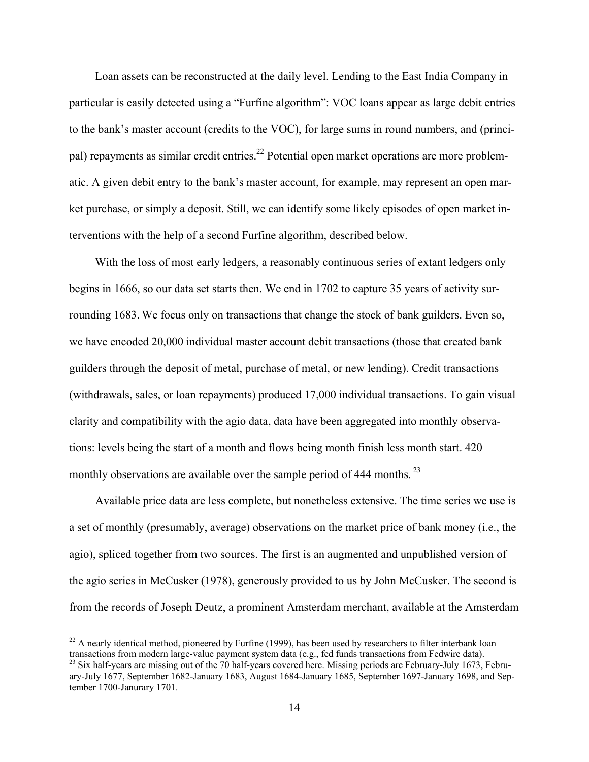Loan assets can be reconstructed at the daily level. Lending to the East India Company in particular is easily detected using a "Furfine algorithm": VOC loans appear as large debit entries to the bank's master account (credits to the VOC), for large sums in round numbers, and (principal) repayments as similar credit entries.[22] Potential open market operations are more problematic. A given debit entry to the bank's master account, for example, may represent an open market purchase, or simply a deposit. Still, we can identify some likely episodes of open market interventions with the help of a second Furfine algorithm, described below.

With the loss of most early ledgers, a reasonably continuous series of extant ledgers only begins in 1666, so our data set starts then. We end in 1702 to capture 35 years of activity surrounding 1683. We focus only on transactions that change the stock of bank guilders. Even so, we have encoded 20,000 individual master account debit transactions (those that created bank guilders through the deposit of metal, purchase of metal, or new lending). Credit transactions (withdrawals, sales, or loan repayments) produced 17,000 individual transactions. To gain visual clarity and compatibility with the agio data, data have been aggregated into monthly observations: levels being the start of a month and flows being month finish less month start. 420 monthly observations are available over the sample period of 444 months.[23]

Available price data are less complete, but nonetheless extensive. The time series we use is a set of monthly (presumably, average) observations on the market price of bank money (i.e., the agio), spliced together from two sources. The first is an augmented and unpublished version of the agio series in McCusker (1978), generously provided to us by John McCusker. The second is from the records of Joseph Deutz, a prominent Amsterdam merchant, available at the Amsterdam

---

[22] A nearly identical method, pioneered by Furfine (1999), has been used by researchers to filter interbank loan transactions from modern large-value payment system data (e.g., fed funds transactions from Fedwire data).

[23] Six half-years are missing out of the 70 half-years covered here. Missing periods are February-July 1673, February-July 1677, September 1682-January 1683, August 1684-January 1685, September 1697-January 1698, and September 1700-Janurary 1701.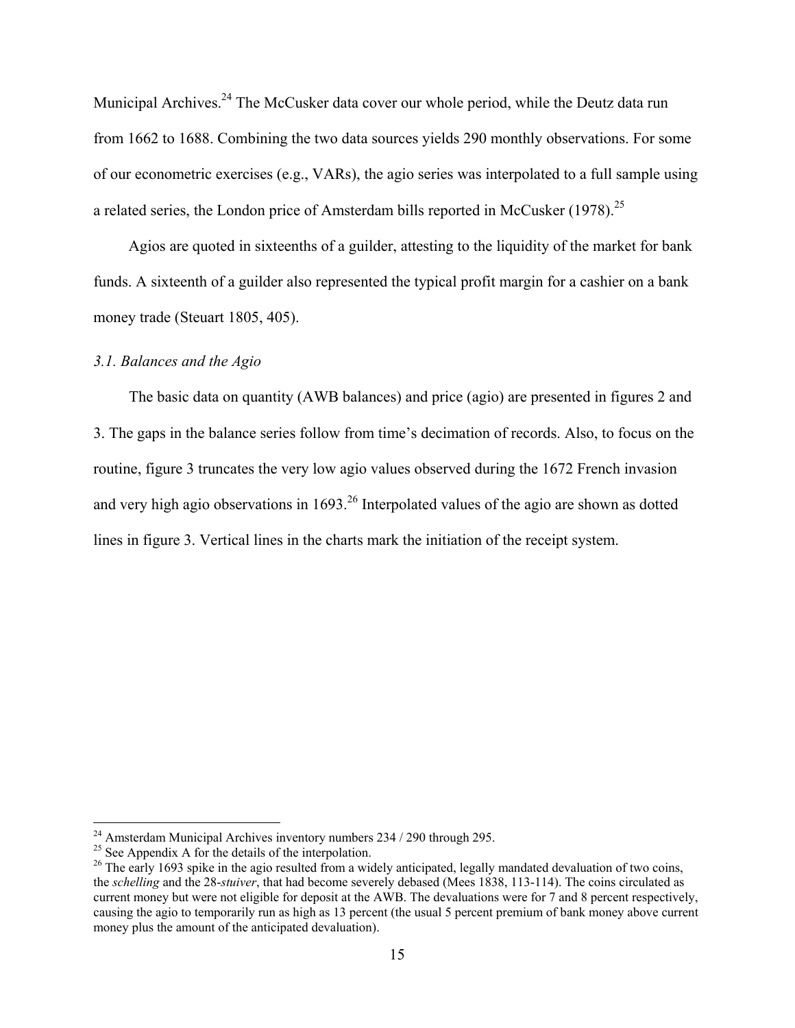Municipal Archives.[24] The McCusker data cover our whole period, while the Deutz data run from 1662 to 1688. Combining the two data sources yields 290 monthly observations. For some of our econometric exercises (e.g., VARs), the agio series was interpolated to a full sample using a related series, the London price of Amsterdam bills reported in McCusker (1978).[25]

Agios are quoted in sixteenths of a guilder, attesting to the liquidity of the market for bank funds. A sixteenth of a guilder also represented the typical profit margin for a cashier on a bank money trade (Steuart 1805, 405).

### *3.1. Balances and the Agio*

The basic data on quantity (AWB balances) and price (agio) are presented in figures 2 and 3. The gaps in the balance series follow from time's decimation of records. Also, to focus on the routine, figure 3 truncates the very low agio values observed during the 1672 French invasion and very high agio observations in 1693.[26] Interpolated values of the agio are shown as dotted lines in figure 3. Vertical lines in the charts mark the initiation of the receipt system.

---

[24] Amsterdam Municipal Archives inventory numbers 234 / 290 through 295.

[25] See Appendix A for the details of the interpolation.

[26] The early 1693 spike in the agio resulted from a widely anticipated, legally mandated devaluation of two coins, the *schelling* and the 28-*stuiver*, that had become severely debased (Mees 1838, 113-114). The coins circulated as current money but were not eligible for deposit at the AWB. The devaluations were for 7 and 8 percent respectively, causing the agio to temporarily run as high as 13 percent (the usual 5 percent premium of bank money above current money plus the amount of the anticipated devaluation).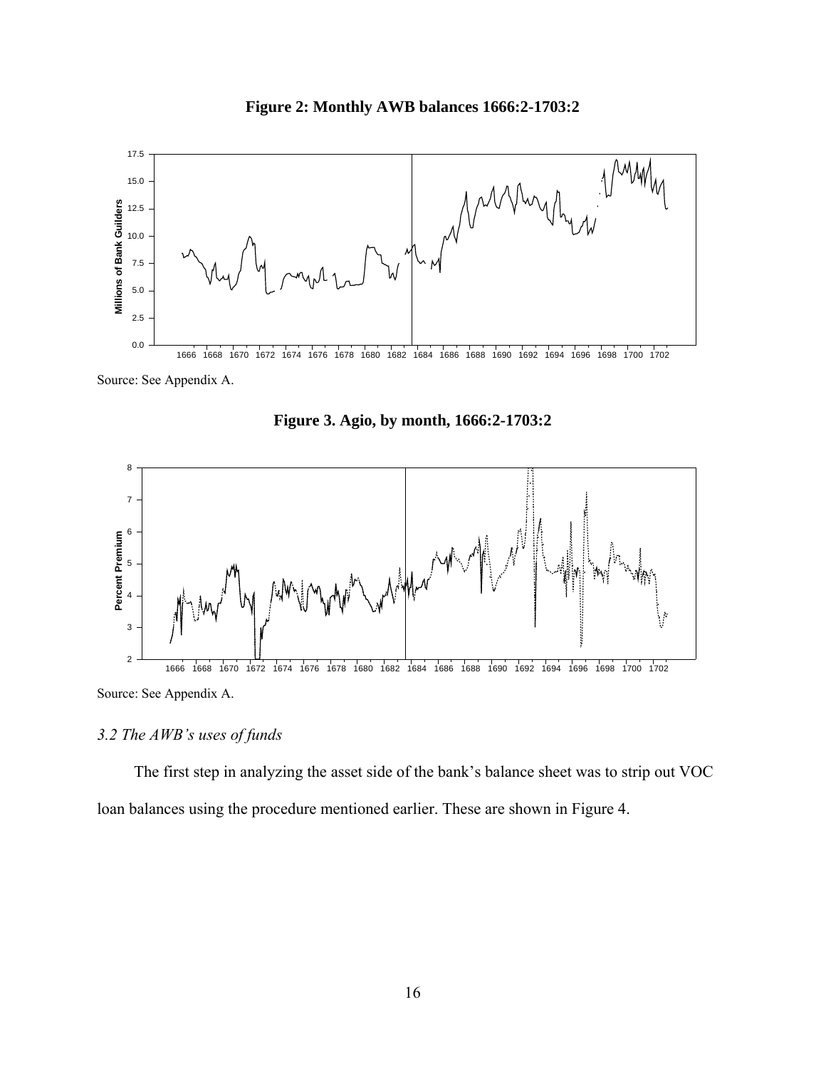**Figure 2: Monthly AWB balances 1666:2-1703:2**

Millions of Bank Guilders

17.5
15.0
12.5
10.0
7.5
5.0
2.5
0.0

1666 1668 1670 1672 1674 1676 1678 1680 1682 1684 1686 1688 1690 1692 1694 1696 1698 1700 1702

Source: See Appendix A.

**Figure 3. Agio, by month, 1666:2-1703:2**

Percent Premium

8
7
6
5
4
3
2

1666 1668 1670 1672 1674 1676 1678 1680 1682 1684 1686 1688 1690 1692 1694 1696 1698 1700 1702

Source: See Appendix A.

*3.2 The AWB's uses of funds*

The first step in analyzing the asset side of the bank's balance sheet was to strip out VOC loan balances using the procedure mentioned earlier. These are shown in Figure 4.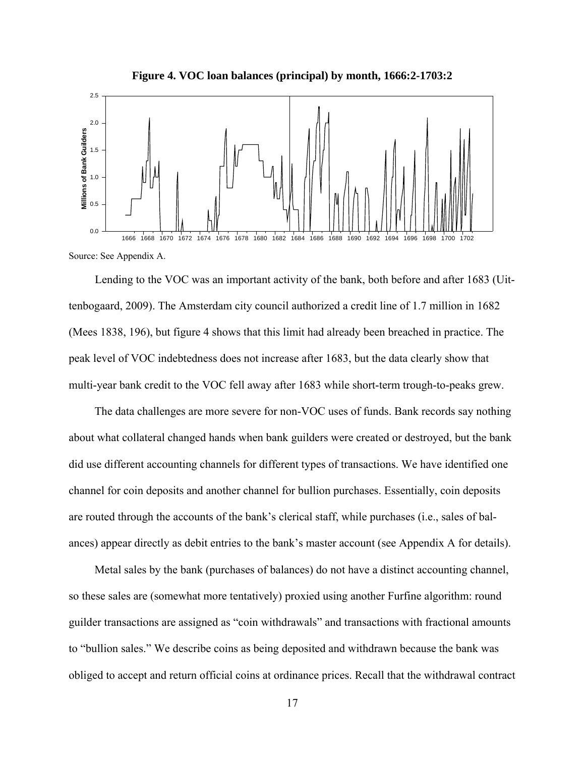**Figure 4. VOC loan balances (principal) by month, 1666:2-1703:2**

Millions of Bank Guilders

2.5
2.0
1.5
1.0
0.5
0.0

1666 1668 1670 1672 1674 1676 1678 1680 1682 1684 1686 1688 1690 1692 1694 1696 1698 1700 1702

Source: See Appendix A.

Lending to the VOC was an important activity of the bank, both before and after 1683 (Uittenbogaard, 2009). The Amsterdam city council authorized a credit line of 1.7 million in 1682 (Mees 1838, 196), but figure 4 shows that this limit had already been breached in practice. The peak level of VOC indebtedness does not increase after 1683, but the data clearly show that multi-year bank credit to the VOC fell away after 1683 while short-term trough-to-peaks grew.

The data challenges are more severe for non-VOC uses of funds. Bank records say nothing about what collateral changed hands when bank guilders were created or destroyed, but the bank did use different accounting channels for different types of transactions. We have identified one channel for coin deposits and another channel for bullion purchases. Essentially, coin deposits are routed through the accounts of the bank's clerical staff, while purchases (i.e., sales of balances) appear directly as debit entries to the bank's master account (see Appendix A for details).

Metal sales by the bank (purchases of balances) do not have a distinct accounting channel, so these sales are (somewhat more tentatively) proxied using another Furfine algorithm: round guilder transactions are assigned as "coin withdrawals" and transactions with fractional amounts to "bullion sales." We describe coins as being deposited and withdrawn because the bank was obliged to accept and return official coins at ordinance prices. Recall that the withdrawal contract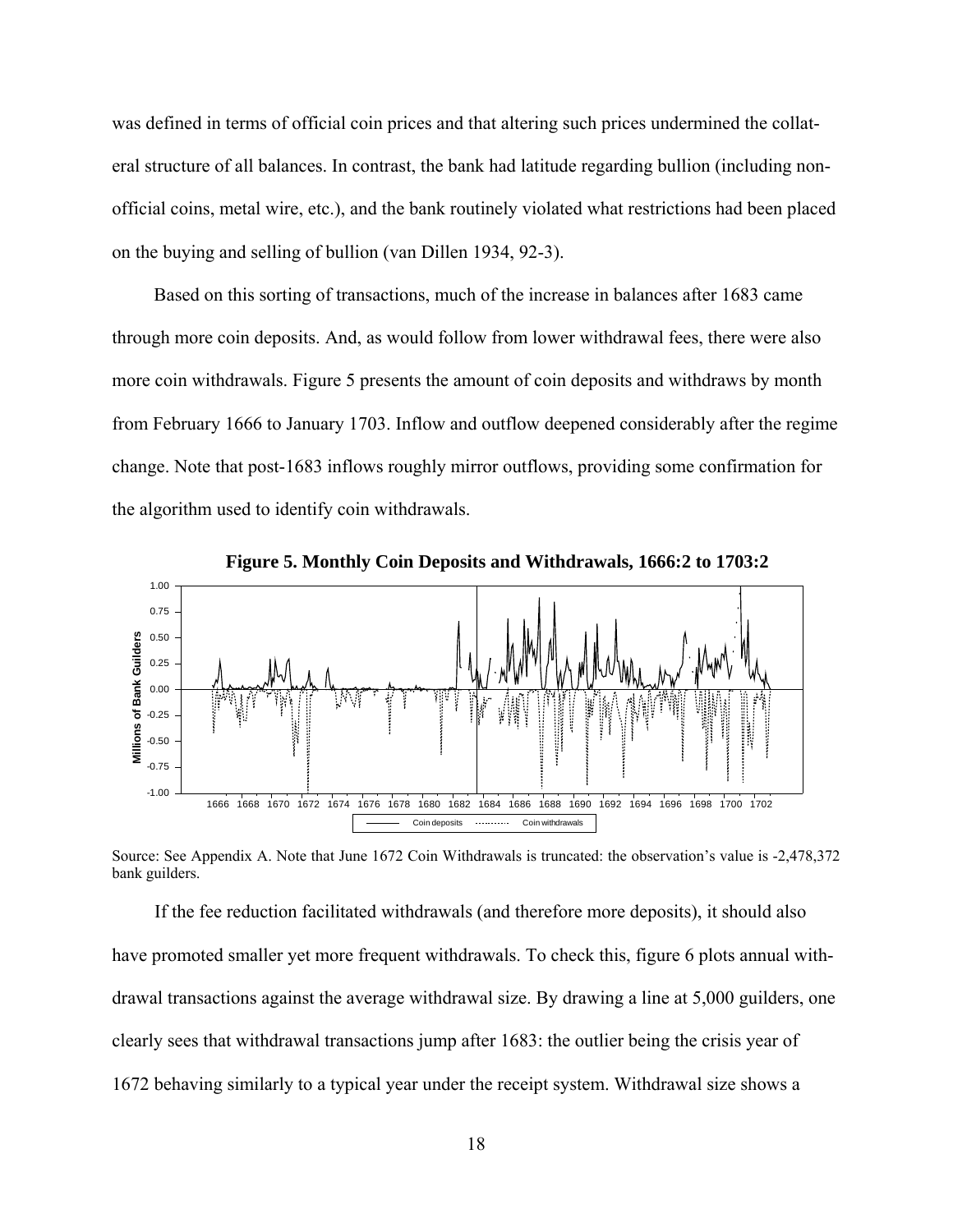was defined in terms of official coin prices and that altering such prices undermined the collateral structure of all balances. In contrast, the bank had latitude regarding bullion (including non-official coins, metal wire, etc.), and the bank routinely violated what restrictions had been placed on the buying and selling of bullion (van Dillen 1934, 92-3).

Based on this sorting of transactions, much of the increase in balances after 1683 came through more coin deposits. And, as would follow from lower withdrawal fees, there were also more coin withdrawals. Figure 5 presents the amount of coin deposits and withdraws by month from February 1666 to January 1703. Inflow and outflow deepened considerably after the regime change. Note that post-1683 inflows roughly mirror outflows, providing some confirmation for the algorithm used to identify coin withdrawals.

**Figure 5. Monthly Coin Deposits and Withdrawals, 1666:2 to 1703:2**

Millions of Bank Guilders

1.00
0.75
0.50
0.25
0.00
-0.25
-0.50
-0.75
-1.00

1666 1668 1670 1672 1674 1676 1678 1680 1682 1684 1686 1688 1690 1692 1694 1696 1698 1700 1702

Coin deposits
Coin withdrawals

Source: See Appendix A. Note that June 1672 Coin Withdrawals is truncated: the observation's value is -2,478,372 bank guilders.

If the fee reduction facilitated withdrawals (and therefore more deposits), it should also have promoted smaller yet more frequent withdrawals. To check this, figure 6 plots annual withdrawal transactions against the average withdrawal size. By drawing a line at 5,000 guilders, one clearly sees that withdrawal transactions jump after 1683: the outlier being the crisis year of 1672 behaving similarly to a typical year under the receipt system. Withdrawal size shows a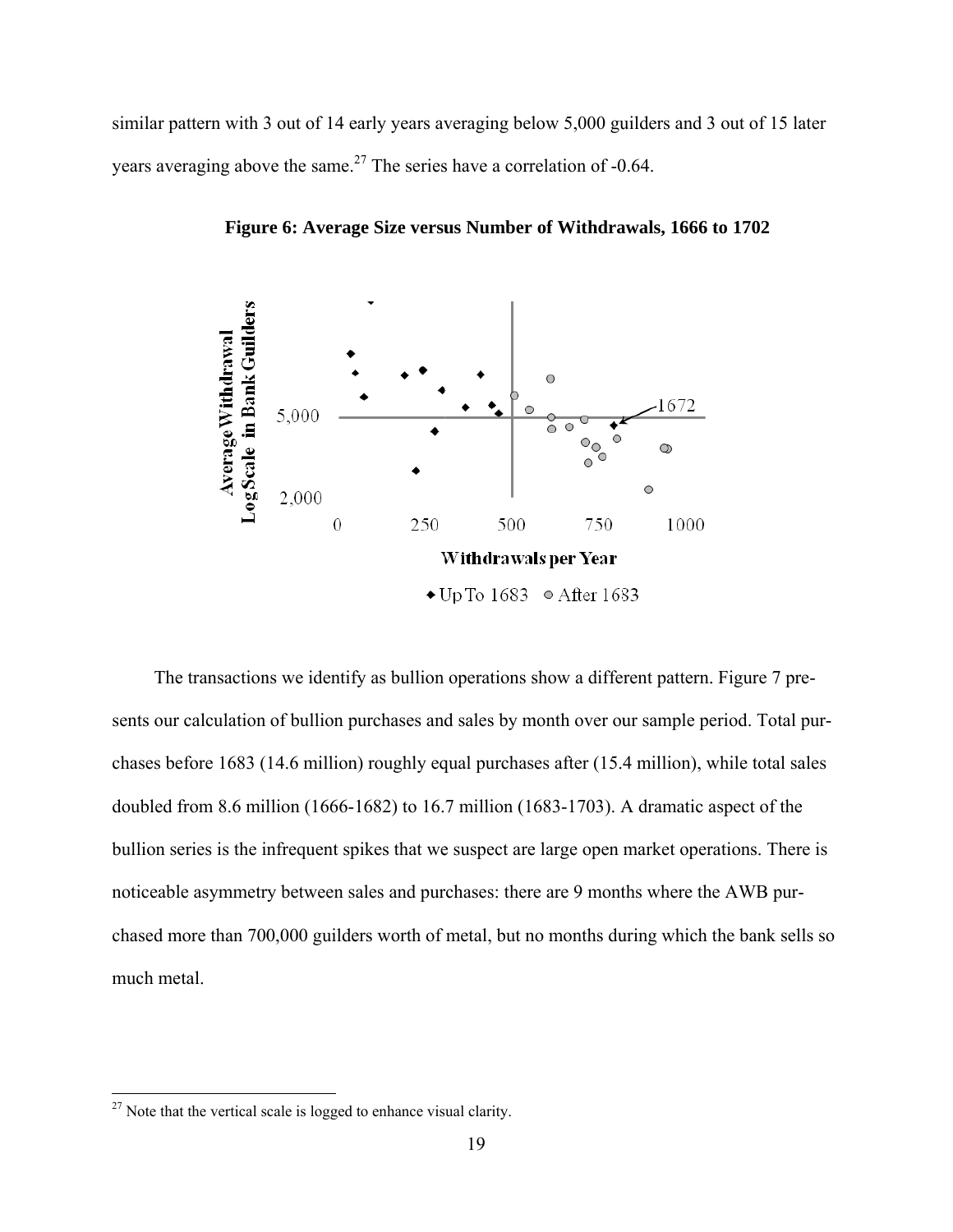similar pattern with 3 out of 14 early years averaging below 5,000 guilders and 3 out of 15 later years averaging above the same.[27] The series have a correlation of -0.64.

**Figure 6: Average Size versus Number of Withdrawals, 1666 to 1702**

The transactions we identify as bullion operations show a different pattern. Figure 7 presents our calculation of bullion purchases and sales by month over our sample period. Total purchases before 1683 (14.6 million) roughly equal purchases after (15.4 million), while total sales doubled from 8.6 million (1666-1682) to 16.7 million (1683-1703). A dramatic aspect of the bullion series is the infrequent spikes that we suspect are large open market operations. There is noticeable asymmetry between sales and purchases: there are 9 months where the AWB purchased more than 700,000 guilders worth of metal, but no months during which the bank sells so much metal.

[27] Note that the vertical scale is logged to enhance visual clarity.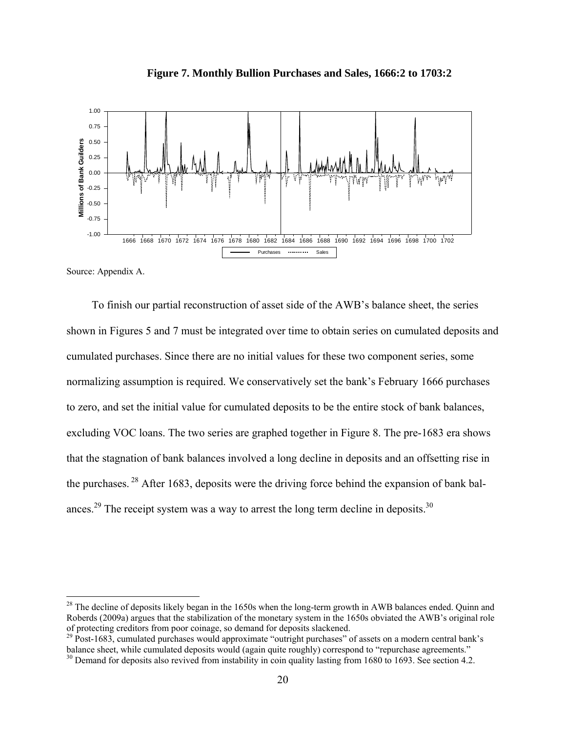**Figure 7. Monthly Bullion Purchases and Sales, 1666:2 to 1703:2**

Source: Appendix A.

To finish our partial reconstruction of asset side of the AWB's balance sheet, the series shown in Figures 5 and 7 must be integrated over time to obtain series on cumulated deposits and cumulated purchases. Since there are no initial values for these two component series, some normalizing assumption is required. We conservatively set the bank's February 1666 purchases to zero, and set the initial value for cumulated deposits to be the entire stock of bank balances, excluding VOC loans. The two series are graphed together in Figure 8. The pre-1683 era shows that the stagnation of bank balances involved a long decline in deposits and an offsetting rise in the purchases.[28] After 1683, deposits were the driving force behind the expansion of bank balances.[29] The receipt system was a way to arrest the long term decline in deposits.[30]

---

[28] The decline of deposits likely began in the 1650s when the long-term growth in AWB balances ended. Quinn and Roberds (2009a) argues that the stabilization of the monetary system in the 1650s obviated the AWB's original role of protecting creditors from poor coinage, so demand for deposits slackened.

[29] Post-1683, cumulated purchases would approximate "outright purchases" of assets on a modern central bank's balance sheet, while cumulated deposits would (again quite roughly) correspond to "repurchase agreements."

[30] Demand for deposits also revived from instability in coin quality lasting from 1680 to 1693. See section 4.2.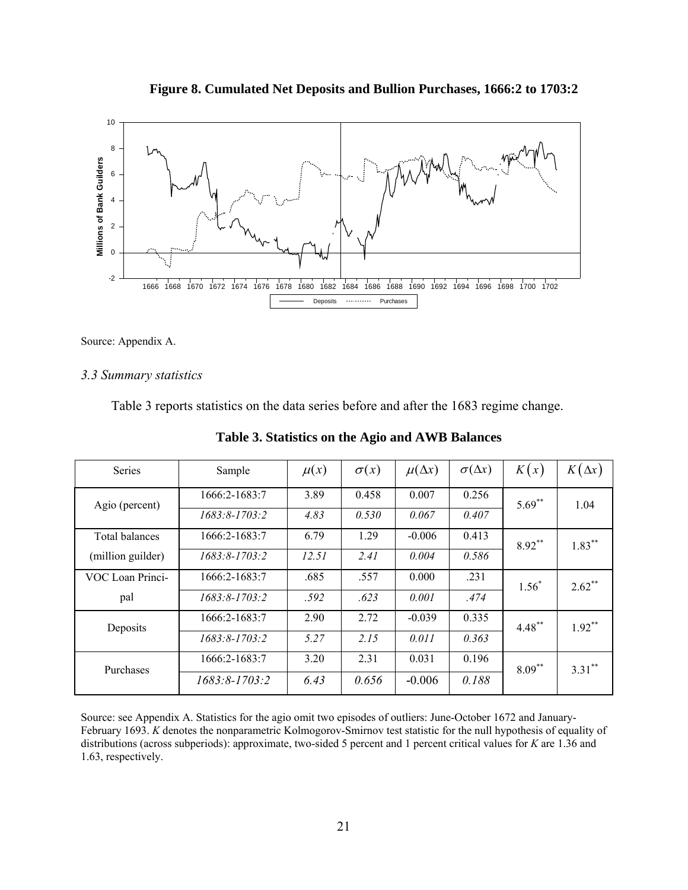**Figure 8. Cumulated Net Deposits and Bullion Purchases, 1666:2 to 1703:2**

Millions of Bank Guilders

10
8
6
4
2
0
-2

1666 1668 1670 1672 1674 1676 1678 1680 1682 1684 1686 1688 1690 1692 1694 1696 1698 1700 1702

Deposits Purchases

Source: Appendix A.

### *3.3 Summary statistics*

Table 3 reports statistics on the data series before and after the 1683 regime change.

**Table 3. Statistics on the Agio and AWB Balances**

| Series | Sample | $\mu(x)$ | $\sigma(x)$ | $\mu(\Delta x)$ | $\sigma(\Delta x)$ | $K(x)$ | $K(\Delta x)$ |
|---|---|---|---|---|---|---|---|
| Agio (percent) | 1666:2-1683:7 | 3.89 | 0.458 | 0.007 | 0.256 | $5.69^{**}$ | 1.04 |
| | *1683:8-1703:2* | *4.83* | *0.530* | *0.067* | *0.407* | | |
| Total balances (million guilder) | 1666:2-1683:7 | 6.79 | 1.29 | -0.006 | 0.413 | $8.92^{**}$ | $1.83^{**}$ |
| | *1683:8-1703:2* | *12.51* | *2.41* | *0.004* | *0.586* | | |
| VOC Loan Principal | 1666:2-1683:7 | .685 | .557 | 0.000 | .231 | $1.56^{*}$ | $2.62^{**}$ |
| | *1683:8-1703:2* | *.592* | *.623* | *0.001* | *.474* | | |
| Deposits | 1666:2-1683:7 | 2.90 | 2.72 | -0.039 | 0.335 | $4.48^{**}$ | $1.92^{**}$ |
| | *1683:8-1703:2* | *5.27* | *2.15* | *0.011* | *0.363* | | |
| Purchases | 1666:2-1683:7 | 3.20 | 2.31 | 0.031 | 0.196 | $8.09^{**}$ | $3.31^{**}$ |
| | *1683:8-1703:2* | *6.43* | *0.656* | -0.006 | *0.188* | | |

Source: see Appendix A. Statistics for the agio omit two episodes of outliers: June-October 1672 and January-February 1693. *K* denotes the nonparametric Kolmogorov-Smirnov test statistic for the null hypothesis of equality of distributions (across subperiods): approximate, two-sided 5 percent and 1 percent critical values for *K* are 1.36 and 1.63, respectively.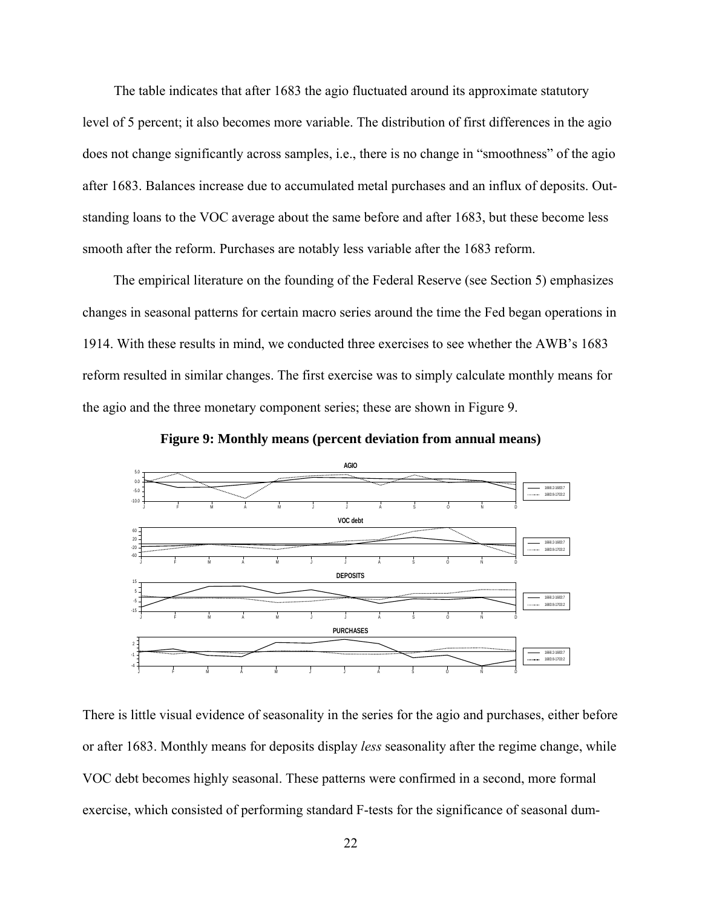The table indicates that after 1683 the agio fluctuated around its approximate statutory level of 5 percent; it also becomes more variable. The distribution of first differences in the agio does not change significantly across samples, i.e., there is no change in "smoothness" of the agio after 1683. Balances increase due to accumulated metal purchases and an influx of deposits. Outstanding loans to the VOC average about the same before and after 1683, but these become less smooth after the reform. Purchases are notably less variable after the 1683 reform.

The empirical literature on the founding of the Federal Reserve (see Section 5) emphasizes changes in seasonal patterns for certain macro series around the time the Fed began operations in 1914. With these results in mind, we conducted three exercises to see whether the AWB's 1683 reform resulted in similar changes. The first exercise was to simply calculate monthly means for the agio and the three monetary component series; these are shown in Figure 9.

**Figure 9: Monthly means (percent deviation from annual means)**

AGIO
5.0
0.0
-5.0
-10.0
J F M A M J J A S O N D
1666.2-1683.7
1683.8-1703.2

VOC debt
60
20
-20
-60
J F M A M J J A S O N D
1666.2-1683.7
1683.8-1703.2

DEPOSITS
15
5
-5
-15
J F M A M J J A S O N D
1666.2-1683.7
1683.8-1703.2

PURCHASES
2
-1
-4
J F M A M J J A S O N D
1666.2-1683.7
1683.8-1703.2

There is little visual evidence of seasonality in the series for the agio and purchases, either before or after 1683. Monthly means for deposits display *less* seasonality after the regime change, while VOC debt becomes highly seasonal. These patterns were confirmed in a second, more formal exercise, which consisted of performing standard F-tests for the significance of seasonal dum-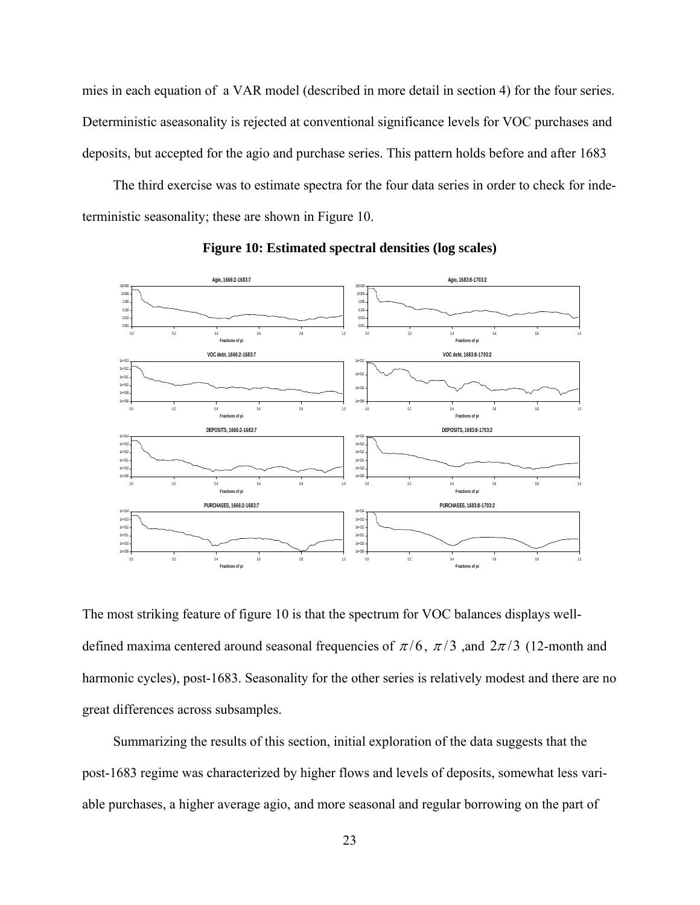mies in each equation of a VAR model (described in more detail in section 4) for the four series. Deterministic aseasonality is rejected at conventional significance levels for VOC purchases and deposits, but accepted for the agio and purchase series. This pattern holds before and after 1683

The third exercise was to estimate spectra for the four data series in order to check for indeterministic seasonality; these are shown in Figure 10.

**Figure 10: Estimated spectral densities (log scales)**

The most striking feature of figure 10 is that the spectrum for VOC balances displays well-defined maxima centered around seasonal frequencies of $\pi/6$, $\pi/3$ ,and $2\pi/3$ (12-month and harmonic cycles), post-1683. Seasonality for the other series is relatively modest and there are no great differences across subsamples.

Summarizing the results of this section, initial exploration of the data suggests that the post-1683 regime was characterized by higher flows and levels of deposits, somewhat less variable purchases, a higher average agio, and more seasonal and regular borrowing on the part of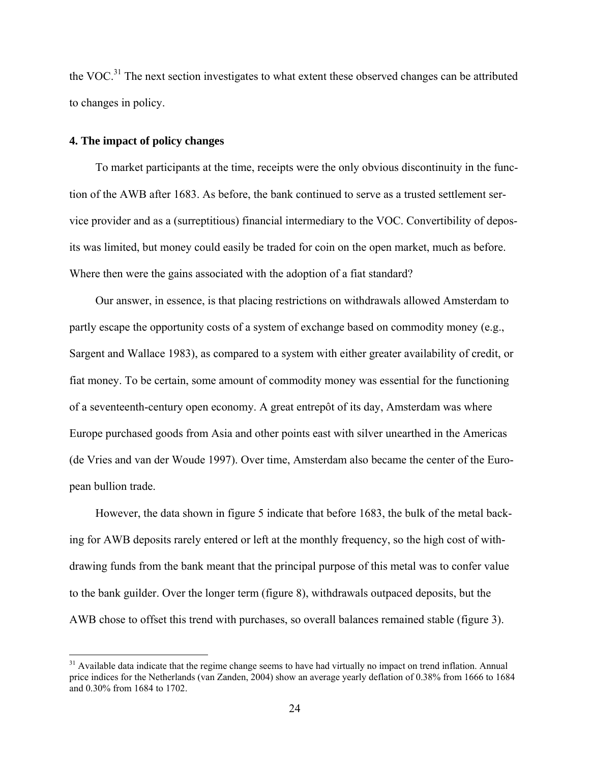the VOC.[31] The next section investigates to what extent these observed changes can be attributed to changes in policy.

## 4. The impact of policy changes

To market participants at the time, receipts were the only obvious discontinuity in the function of the AWB after 1683. As before, the bank continued to serve as a trusted settlement service provider and as a (surreptitious) financial intermediary to the VOC. Convertibility of deposits was limited, but money could easily be traded for coin on the open market, much as before. Where then were the gains associated with the adoption of a fiat standard?

Our answer, in essence, is that placing restrictions on withdrawals allowed Amsterdam to partly escape the opportunity costs of a system of exchange based on commodity money (e.g., Sargent and Wallace 1983), as compared to a system with either greater availability of credit, or fiat money. To be certain, some amount of commodity money was essential for the functioning of a seventeenth-century open economy. A great entrepôt of its day, Amsterdam was where Europe purchased goods from Asia and other points east with silver unearthed in the Americas (de Vries and van der Woude 1997). Over time, Amsterdam also became the center of the European bullion trade.

However, the data shown in figure 5 indicate that before 1683, the bulk of the metal backing for AWB deposits rarely entered or left at the monthly frequency, so the high cost of withdrawing funds from the bank meant that the principal purpose of this metal was to confer value to the bank guilder. Over the longer term (figure 8), withdrawals outpaced deposits, but the AWB chose to offset this trend with purchases, so overall balances remained stable (figure 3).

[31] Available data indicate that the regime change seems to have had virtually no impact on trend inflation. Annual price indices for the Netherlands (van Zanden, 2004) show an average yearly deflation of 0.38% from 1666 to 1684 and 0.30% from 1684 to 1702.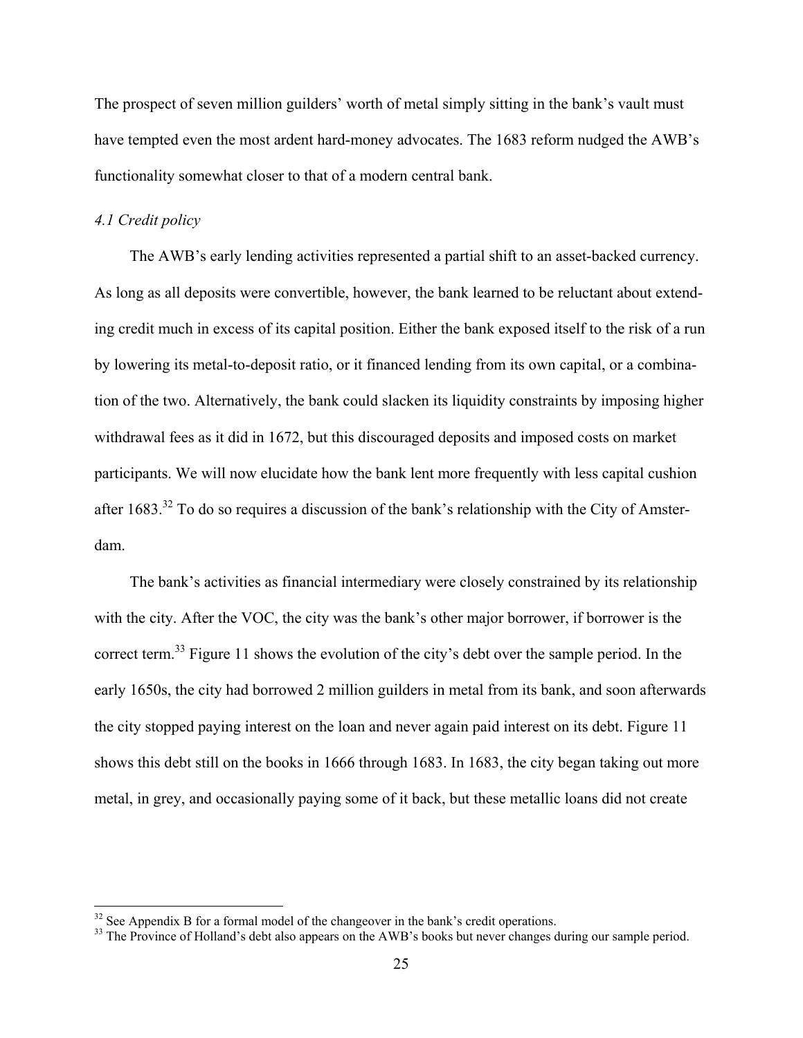The prospect of seven million guilders' worth of metal simply sitting in the bank's vault must have tempted even the most ardent hard-money advocates. The 1683 reform nudged the AWB's functionality somewhat closer to that of a modern central bank.

### *4.1 Credit policy*

The AWB's early lending activities represented a partial shift to an asset-backed currency. As long as all deposits were convertible, however, the bank learned to be reluctant about extending credit much in excess of its capital position. Either the bank exposed itself to the risk of a run by lowering its metal-to-deposit ratio, or it financed lending from its own capital, or a combination of the two. Alternatively, the bank could slacken its liquidity constraints by imposing higher withdrawal fees as it did in 1672, but this discouraged deposits and imposed costs on market participants. We will now elucidate how the bank lent more frequently with less capital cushion after 1683.[32] To do so requires a discussion of the bank's relationship with the City of Amsterdam.

The bank's activities as financial intermediary were closely constrained by its relationship with the city. After the VOC, the city was the bank's other major borrower, if borrower is the correct term.[33] Figure 11 shows the evolution of the city's debt over the sample period. In the early 1650s, the city had borrowed 2 million guilders in metal from its bank, and soon afterwards the city stopped paying interest on the loan and never again paid interest on its debt. Figure 11 shows this debt still on the books in 1666 through 1683. In 1683, the city began taking out more metal, in grey, and occasionally paying some of it back, but these metallic loans did not create

[32] See Appendix B for a formal model of the changeover in the bank's credit operations.

[33] The Province of Holland's debt also appears on the AWB's books but never changes during our sample period.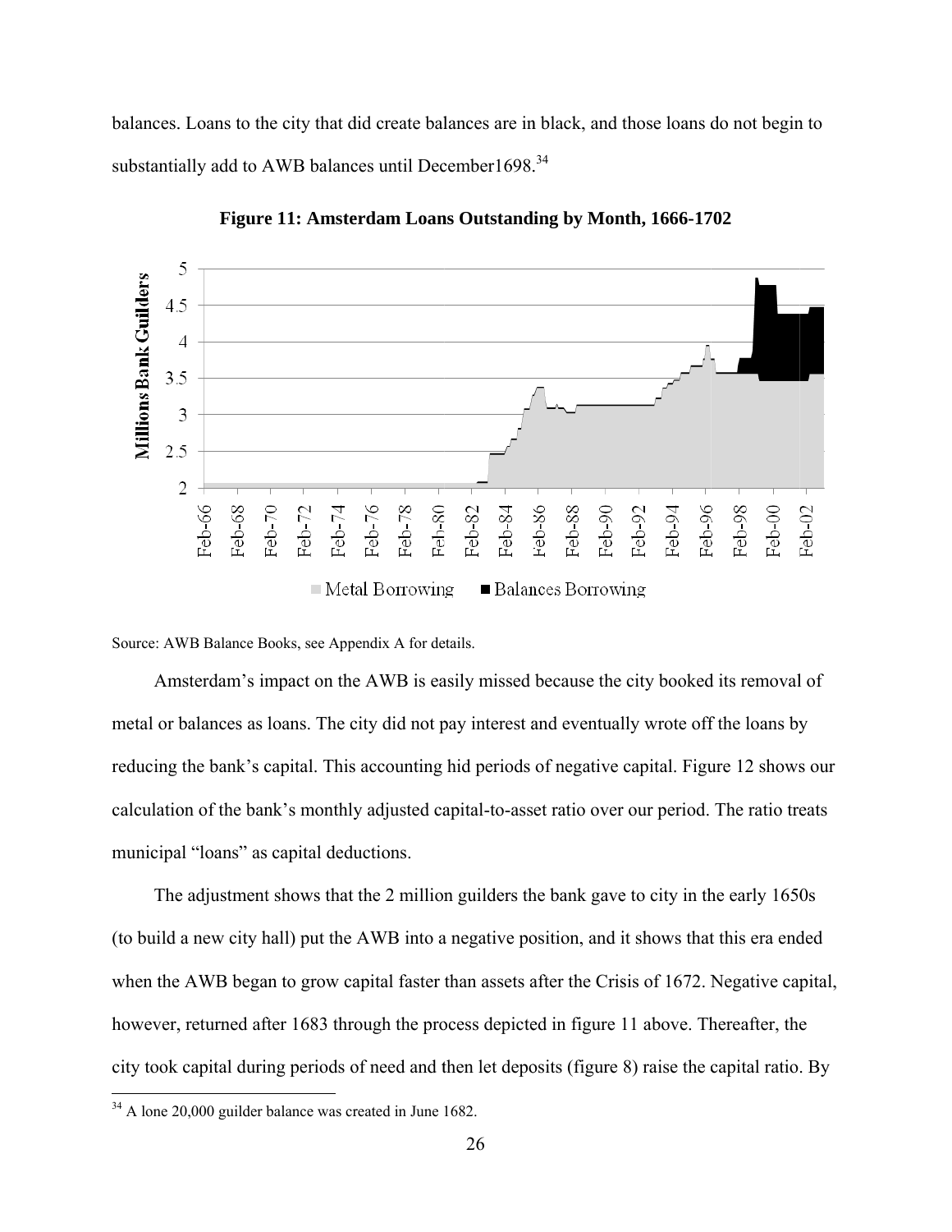balances. Loans to the city that did create balances are in black, and those loans do not begin to substantially add to AWB balances until December1698.[34]

**Figure 11: Amsterdam Loans Outstanding by Month, 1666-1702**

Millions Bank Guilders

5
4.5
4
3.5
3
2.5
2

Feb-66 Feb-68 Feb-70 Feb-72 Feb-74 Feb-76 Feb-78 Feb-80 Feb-82 Feb-84 Feb-86 Feb-88 Feb-90 Feb-92 Feb-94 Feb-96 Feb-98 Feb-00 Feb-02

Metal Borrowing ■ Balances Borrowing

Source: AWB Balance Books, see Appendix A for details.

Amsterdam's impact on the AWB is easily missed because the city booked its removal of metal or balances as loans. The city did not pay interest and eventually wrote off the loans by reducing the bank's capital. This accounting hid periods of negative capital. Figure 12 shows our calculation of the bank's monthly adjusted capital-to-asset ratio over our period. The ratio treats municipal "loans" as capital deductions.

The adjustment shows that the 2 million guilders the bank gave to city in the early 1650s (to build a new city hall) put the AWB into a negative position, and it shows that this era ended when the AWB began to grow capital faster than assets after the Crisis of 1672. Negative capital, however, returned after 1683 through the process depicted in figure 11 above. Thereafter, the city took capital during periods of need and then let deposits (figure 8) raise the capital ratio. By

[34] A lone 20,000 guilder balance was created in June 1682.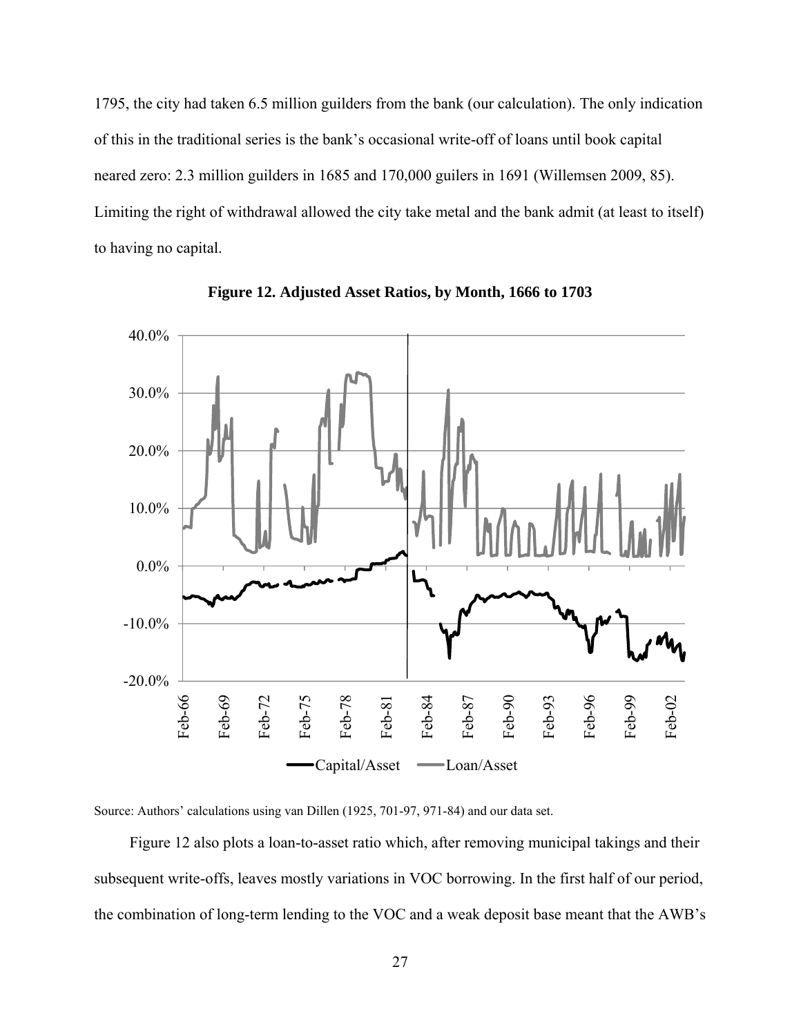1795, the city had taken 6.5 million guilders from the bank (our calculation). The only indication of this in the traditional series is the bank's occasional write-off of loans until book capital neared zero: 2.3 million guilders in 1685 and 170,000 guilers in 1691 (Willemsen 2009, 85). Limiting the right of withdrawal allowed the city take metal and the bank admit (at least to itself) to having no capital.

**Figure 12. Adjusted Asset Ratios, by Month, 1666 to 1703**

40.0%
30.0%
20.0%
10.0%
0.0%
-10.0%
-20.0%

Feb-66
Feb-69
Feb-72
Feb-75
Feb-78
Feb-81
Feb-84
Feb-87
Feb-90
Feb-93
Feb-96
Feb-99
Feb-02

Capital/Asset
Loan/Asset

Source: Authors' calculations using van Dillen (1925, 701-97, 971-84) and our data set.

Figure 12 also plots a loan-to-asset ratio which, after removing municipal takings and their subsequent write-offs, leaves mostly variations in VOC borrowing. In the first half of our period, the combination of long-term lending to the VOC and a weak deposit base meant that the AWB's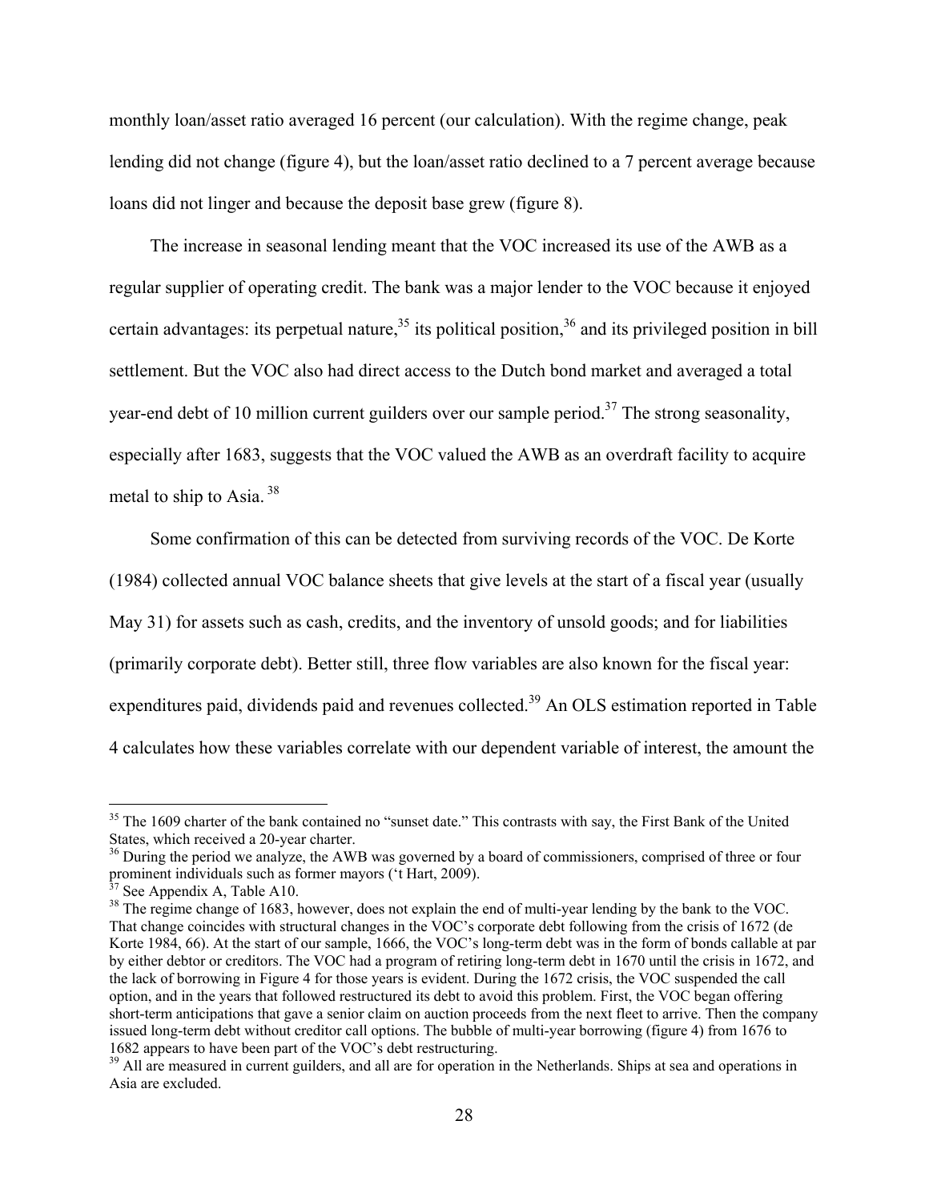monthly loan/asset ratio averaged 16 percent (our calculation). With the regime change, peak lending did not change (figure 4), but the loan/asset ratio declined to a 7 percent average because loans did not linger and because the deposit base grew (figure 8).

The increase in seasonal lending meant that the VOC increased its use of the AWB as a regular supplier of operating credit. The bank was a major lender to the VOC because it enjoyed certain advantages: its perpetual nature,[35] its political position,[36] and its privileged position in bill settlement. But the VOC also had direct access to the Dutch bond market and averaged a total year-end debt of 10 million current guilders over our sample period.[37] The strong seasonality, especially after 1683, suggests that the VOC valued the AWB as an overdraft facility to acquire metal to ship to Asia.[38]

Some confirmation of this can be detected from surviving records of the VOC. De Korte (1984) collected annual VOC balance sheets that give levels at the start of a fiscal year (usually May 31) for assets such as cash, credits, and the inventory of unsold goods; and for liabilities (primarily corporate debt). Better still, three flow variables are also known for the fiscal year: expenditures paid, dividends paid and revenues collected.[39] An OLS estimation reported in Table 4 calculates how these variables correlate with our dependent variable of interest, the amount the

---

[35] The 1609 charter of the bank contained no "sunset date." This contrasts with say, the First Bank of the United States, which received a 20-year charter.

[36] During the period we analyze, the AWB was governed by a board of commissioners, comprised of three or four prominent individuals such as former mayors ('t Hart, 2009).

[37] See Appendix A, Table A10.

[38] The regime change of 1683, however, does not explain the end of multi-year lending by the bank to the VOC. That change coincides with structural changes in the VOC's corporate debt following from the crisis of 1672 (de Korte 1984, 66). At the start of our sample, 1666, the VOC's long-term debt was in the form of bonds callable at par by either debtor or creditors. The VOC had a program of retiring long-term debt in 1670 until the crisis in 1672, and the lack of borrowing in Figure 4 for those years is evident. During the 1672 crisis, the VOC suspended the call option, and in the years that followed restructured its debt to avoid this problem. First, the VOC began offering short-term anticipations that gave a senior claim on auction proceeds from the next fleet to arrive. Then the company issued long-term debt without creditor call options. The bubble of multi-year borrowing (figure 4) from 1676 to 1682 appears to have been part of the VOC's debt restructuring.

[39] All are measured in current guilders, and all are for operation in the Netherlands. Ships at sea and operations in Asia are excluded.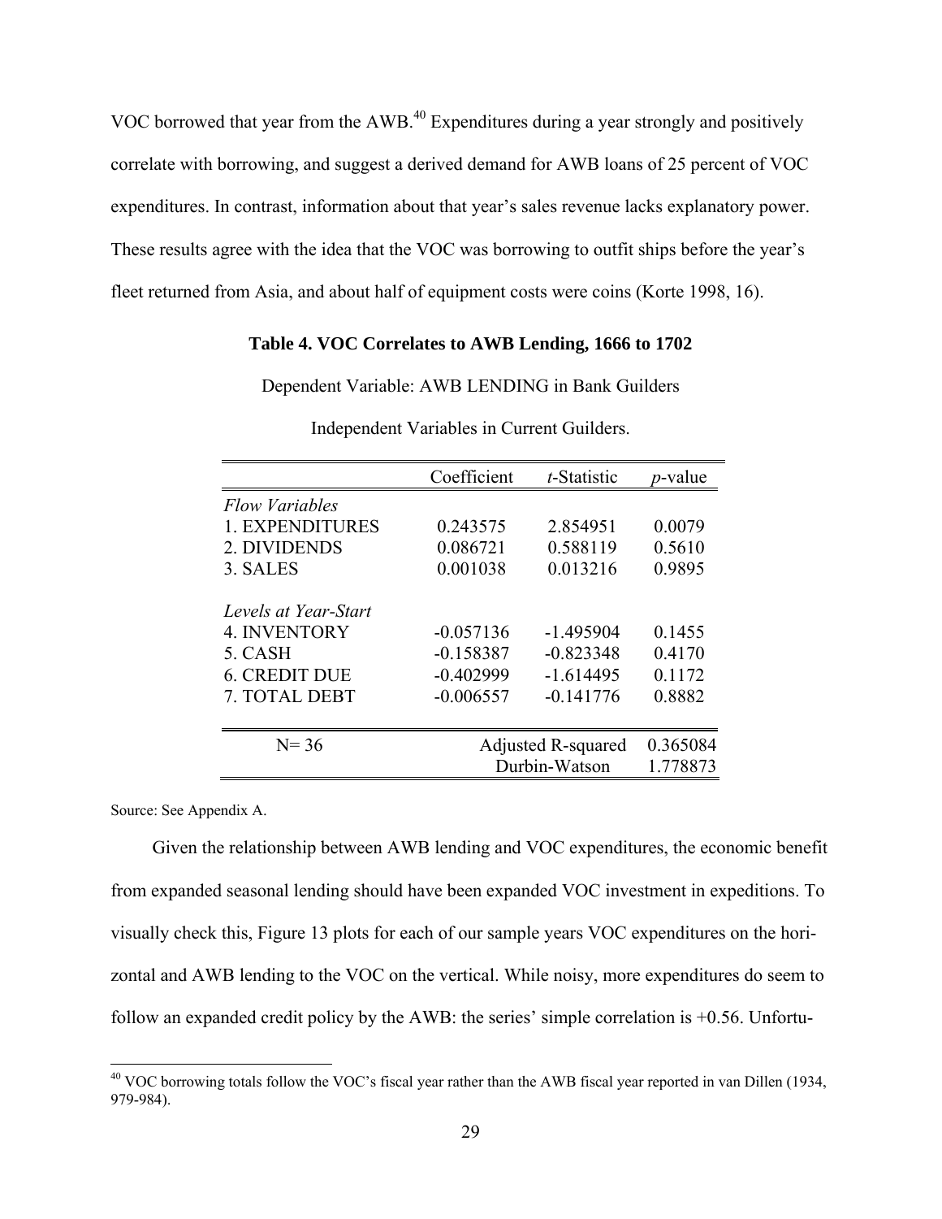VOC borrowed that year from the AWB.[40] Expenditures during a year strongly and positively correlate with borrowing, and suggest a derived demand for AWB loans of 25 percent of VOC expenditures. In contrast, information about that year's sales revenue lacks explanatory power. These results agree with the idea that the VOC was borrowing to outfit ships before the year's fleet returned from Asia, and about half of equipment costs were coins (Korte 1998, 16).

**Table 4. VOC Correlates to AWB Lending, 1666 to 1702**

Dependent Variable: AWB LENDING in Bank Guilders

Independent Variables in Current Guilders.

| | Coefficient | *t*-Statistic | *p*-value |
|---|---|---|---|
| *Flow Variables* | | | |
| 1. EXPENDITURES | 0.243575 | 2.854951 | 0.0079 |
| 2. DIVIDENDS | 0.086721 | 0.588119 | 0.5610 |
| 3. SALES | 0.001038 | 0.013216 | 0.9895 |
| *Levels at Year-Start* | | | |
| 4. INVENTORY | -0.057136 | -1.495904 | 0.1455 |
| 5. CASH | -0.158387 | -0.823348 | 0.4170 |
| 6. CREDIT DUE | -0.402999 | -1.614495 | 0.1172 |
| 7. TOTAL DEBT | -0.006557 | -0.141776 | 0.8882 |
| N= 36 | | Adjusted R-squared | 0.365084 |
| | | Durbin-Watson | 1.778873 |

Source: See Appendix A.

Given the relationship between AWB lending and VOC expenditures, the economic benefit from expanded seasonal lending should have been expanded VOC investment in expeditions. To visually check this, Figure 13 plots for each of our sample years VOC expenditures on the horizontal and AWB lending to the VOC on the vertical. While noisy, more expenditures do seem to follow an expanded credit policy by the AWB: the series' simple correlation is +0.56. Unfortu-

[40] VOC borrowing totals follow the VOC's fiscal year rather than the AWB fiscal year reported in van Dillen (1934, 979-984).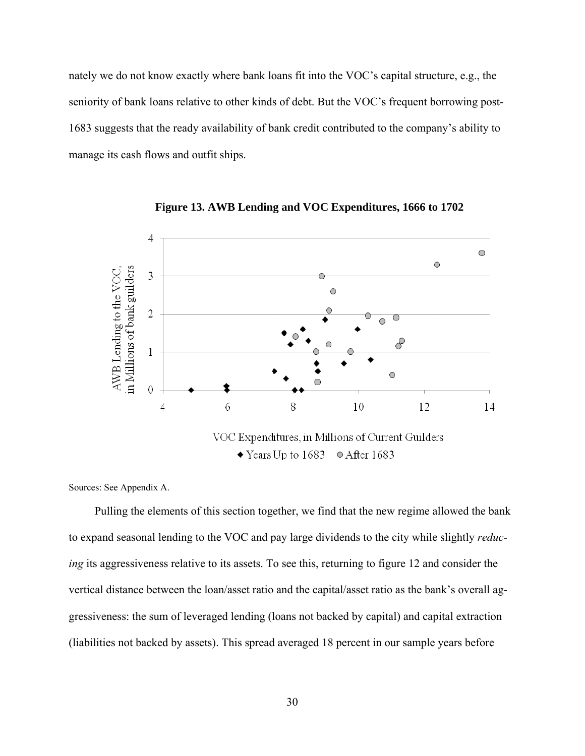nately we do not know exactly where bank loans fit into the VOC's capital structure, e.g., the seniority of bank loans relative to other kinds of debt. But the VOC's frequent borrowing post-1683 suggests that the ready availability of bank credit contributed to the company's ability to manage its cash flows and outfit ships.

**Figure 13. AWB Lending and VOC Expenditures, 1666 to 1702**

AWB Lending to the VOC, in Millions of bank guilders

0
1
2
3
4

4
6
8
10
12
14

VOC Expenditures, in Millions of Current Guilders

◆ Years Up to 1683 ● After 1683

Sources: See Appendix A.

Pulling the elements of this section together, we find that the new regime allowed the bank to expand seasonal lending to the VOC and pay large dividends to the city while slightly *reducing* its aggressiveness relative to its assets. To see this, returning to figure 12 and consider the vertical distance between the loan/asset ratio and the capital/asset ratio as the bank's overall aggressiveness: the sum of leveraged lending (loans not backed by capital) and capital extraction (liabilities not backed by assets). This spread averaged 18 percent in our sample years before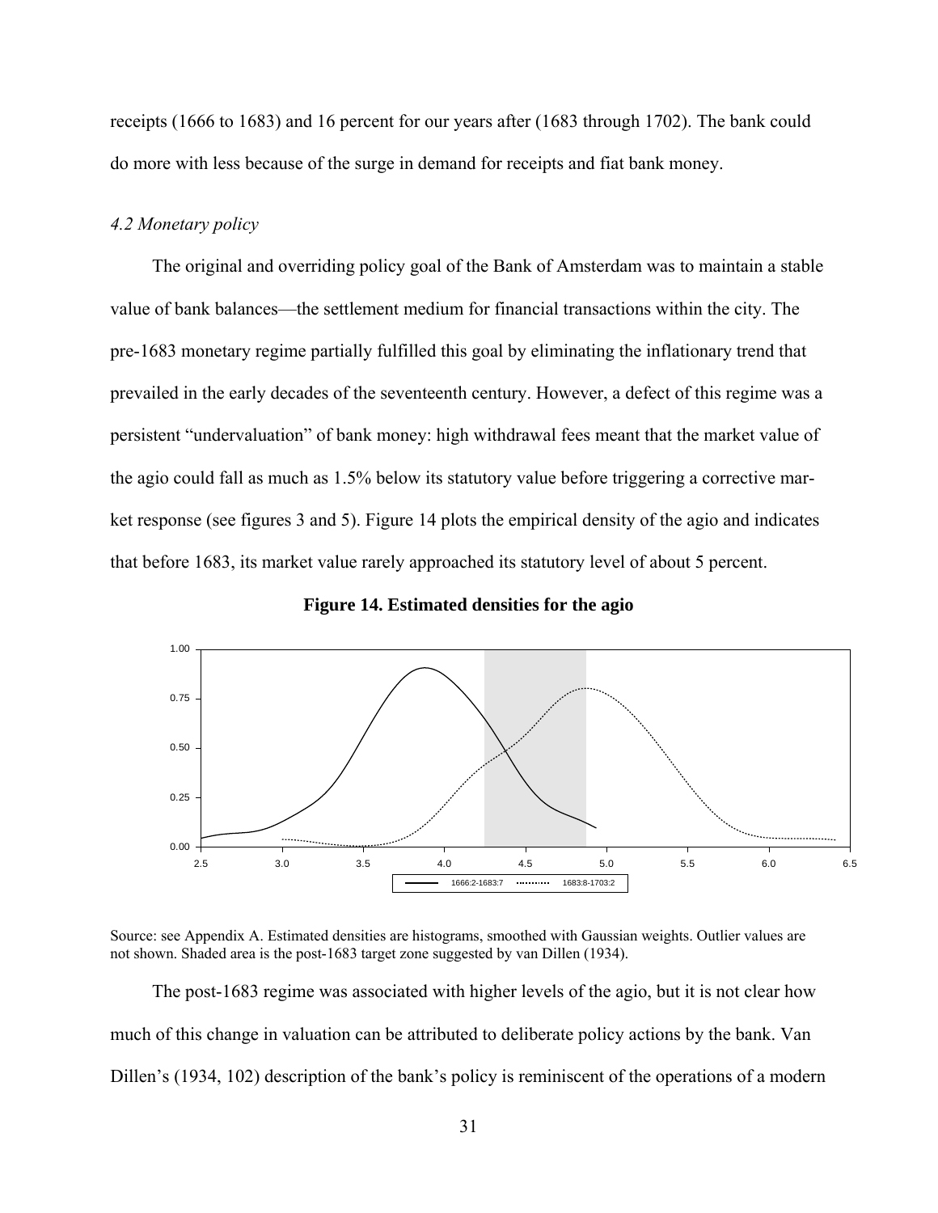receipts (1666 to 1683) and 16 percent for our years after (1683 through 1702). The bank could do more with less because of the surge in demand for receipts and fiat bank money.

*4.2 Monetary policy*

The original and overriding policy goal of the Bank of Amsterdam was to maintain a stable value of bank balances—the settlement medium for financial transactions within the city. The pre-1683 monetary regime partially fulfilled this goal by eliminating the inflationary trend that prevailed in the early decades of the seventeenth century. However, a defect of this regime was a persistent "undervaluation" of bank money: high withdrawal fees meant that the market value of the agio could fall as much as 1.5% below its statutory value before triggering a corrective market response (see figures 3 and 5). Figure 14 plots the empirical density of the agio and indicates that before 1683, its market value rarely approached its statutory level of about 5 percent.

**Figure 14. Estimated densities for the agio**

1.00
0.75
0.50
0.25
0.00
2.5 3.0 3.5 4.0 4.5 5.0 5.5 6.0 6.5
1666:2-1683:7
1683:8-1703:2

Source: see Appendix A. Estimated densities are histograms, smoothed with Gaussian weights. Outlier values are not shown. Shaded area is the post-1683 target zone suggested by van Dillen (1934).

The post-1683 regime was associated with higher levels of the agio, but it is not clear how much of this change in valuation can be attributed to deliberate policy actions by the bank. Van Dillen's (1934, 102) description of the bank's policy is reminiscent of the operations of a modern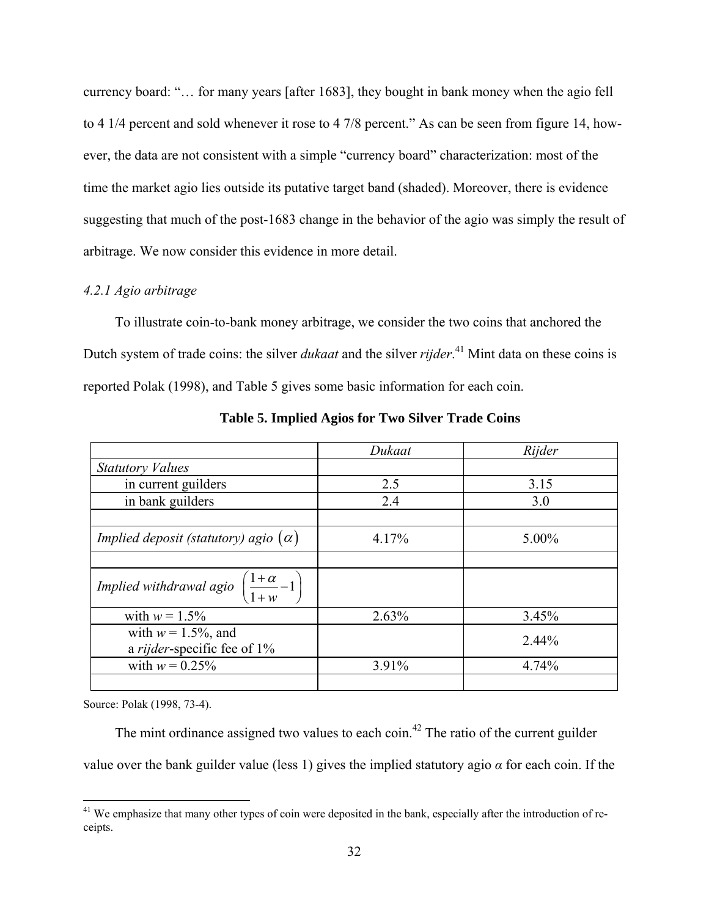currency board: "… for many years [after 1683], they bought in bank money when the agio fell to 4 1/4 percent and sold whenever it rose to 4 7/8 percent." As can be seen from figure 14, however, the data are not consistent with a simple "currency board" characterization: most of the time the market agio lies outside its putative target band (shaded). Moreover, there is evidence suggesting that much of the post-1683 change in the behavior of the agio was simply the result of arbitrage. We now consider this evidence in more detail.

### *4.2.1 Agio arbitrage*

To illustrate coin-to-bank money arbitrage, we consider the two coins that anchored the Dutch system of trade coins: the silver *dukaat* and the silver *rijder*.[41] Mint data on these coins is reported Polak (1998), and Table 5 gives some basic information for each coin.

**Table 5. Implied Agios for Two Silver Trade Coins**

| | *Dukaat* | *Rijder* |
|---|---|---|
| *Statutory Values* | | |
| in current guilders | 2.5 | 3.15 |
| in bank guilders | 2.4 | 3.0 |
| | | |
| *Implied deposit (statutory) agio* $(\alpha)$ | 4.17% | 5.00% |
| | | |
| *Implied withdrawal agio* $\left(\frac{1+\alpha}{1+w}-1\right)$ | | |
| with $w = 1.5\%$ | 2.63% | 3.45% |
| with $w = 1.5\%$, and a *rijder*-specific fee of 1% | | 2.44% |
| with $w = 0.25\%$ | 3.91% | 4.74% |
| | | |

Source: Polak (1998, 73-4).

The mint ordinance assigned two values to each coin.[42] The ratio of the current guilder value over the bank guilder value (less 1) gives the implied statutory agio $\alpha$ for each coin. If the

[41] We emphasize that many other types of coin were deposited in the bank, especially after the introduction of receipts.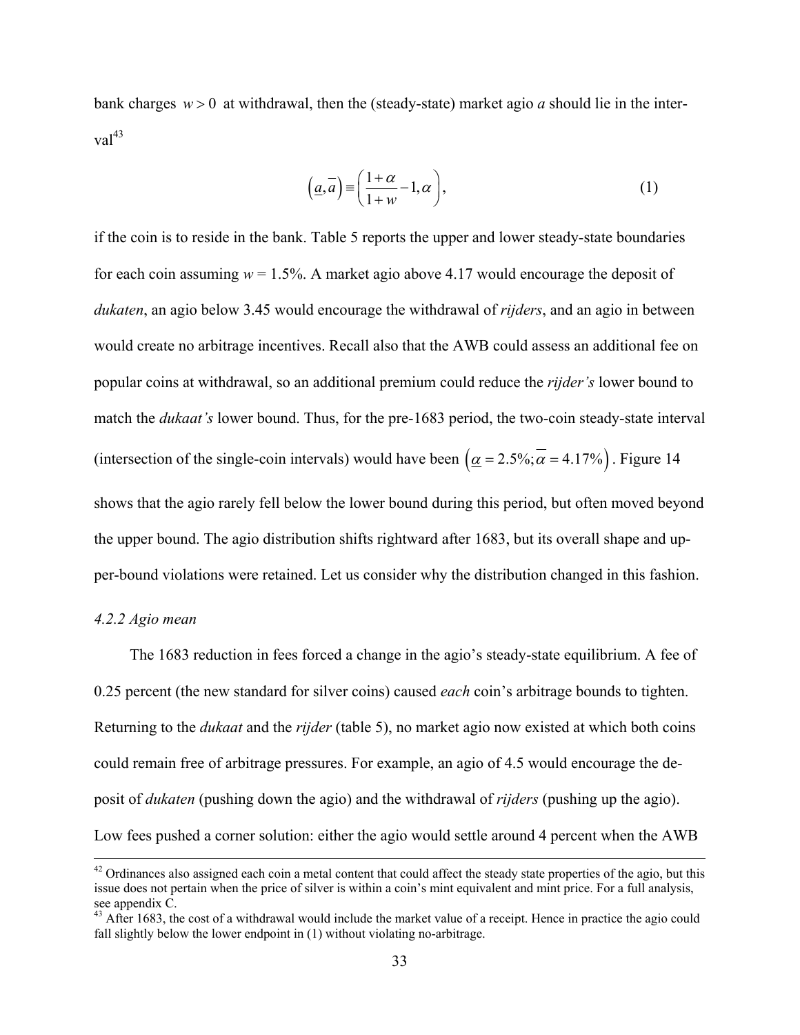bank charges $w > 0$ at withdrawal, then the (steady-state) market agio *a* should lie in the interval[43]

$$\left(\underline{a}, \overline{a}\right) \equiv \left(\frac{1+\alpha}{1+w} - 1, \alpha\right), \tag{1}$$

if the coin is to reside in the bank. Table 5 reports the upper and lower steady-state boundaries for each coin assuming $w = 1.5\%$. A market agio above 4.17 would encourage the deposit of *dukaten*, an agio below 3.45 would encourage the withdrawal of *rijders*, and an agio in between would create no arbitrage incentives. Recall also that the AWB could assess an additional fee on popular coins at withdrawal, so an additional premium could reduce the *rijder's* lower bound to match the *dukaat's* lower bound. Thus, for the pre-1683 period, the two-coin steady-state interval (intersection of the single-coin intervals) would have been $\left(\underline{\alpha} = 2.5\%; \overline{\alpha} = 4.17\%\right)$. Figure 14 shows that the agio rarely fell below the lower bound during this period, but often moved beyond the upper bound. The agio distribution shifts rightward after 1683, but its overall shape and upper-bound violations were retained. Let us consider why the distribution changed in this fashion.

#### *4.2.2 Agio mean*

The 1683 reduction in fees forced a change in the agio's steady-state equilibrium. A fee of 0.25 percent (the new standard for silver coins) caused *each* coin's arbitrage bounds to tighten. Returning to the *dukaat* and the *rijder* (table 5), no market agio now existed at which both coins could remain free of arbitrage pressures. For example, an agio of 4.5 would encourage the deposit of *dukaten* (pushing down the agio) and the withdrawal of *rijders* (pushing up the agio). Low fees pushed a corner solution: either the agio would settle around 4 percent when the AWB

---

[42] Ordinances also assigned each coin a metal content that could affect the steady state properties of the agio, but this issue does not pertain when the price of silver is within a coin's mint equivalent and mint price. For a full analysis, see appendix C.

[43] After 1683, the cost of a withdrawal would include the market value of a receipt. Hence in practice the agio could fall slightly below the lower endpoint in (1) without violating no-arbitrage.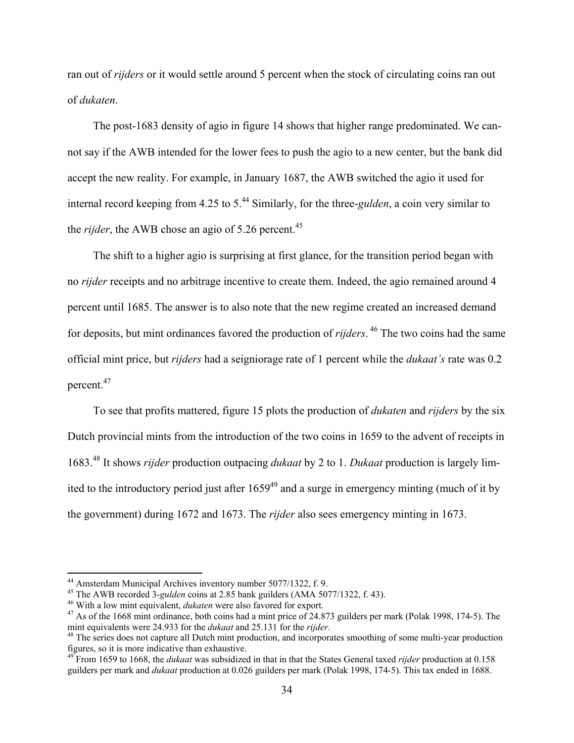ran out of *rijders* or it would settle around 5 percent when the stock of circulating coins ran out of *dukaten*.

The post-1683 density of agio in figure 14 shows that higher range predominated. We cannot say if the AWB intended for the lower fees to push the agio to a new center, but the bank did accept the new reality. For example, in January 1687, the AWB switched the agio it used for internal record keeping from 4.25 to 5.[44] Similarly, for the three-*gulden*, a coin very similar to the *rijder*, the AWB chose an agio of 5.26 percent.[45]

The shift to a higher agio is surprising at first glance, for the transition period began with no *rijder* receipts and no arbitrage incentive to create them. Indeed, the agio remained around 4 percent until 1685. The answer is to also note that the new regime created an increased demand for deposits, but mint ordinances favored the production of *rijders*.[46] The two coins had the same official mint price, but *rijders* had a seigniorage rate of 1 percent while the *dukaat's* rate was 0.2 percent.[47]

To see that profits mattered, figure 15 plots the production of *dukaten* and *rijders* by the six Dutch provincial mints from the introduction of the two coins in 1659 to the advent of receipts in 1683.[48] It shows *rijder* production outpacing *dukaat* by 2 to 1. *Dukaat* production is largely limited to the introductory period just after 1659[49] and a surge in emergency minting (much of it by the government) during 1672 and 1673. The *rijder* also sees emergency minting in 1673.

---

[44] Amsterdam Municipal Archives inventory number 5077/1322, f. 9.

[45] The AWB recorded 3-*gulden* coins at 2.85 bank guilders (AMA 5077/1322, f. 43).

[46] With a low mint equivalent, *dukaten* were also favored for export.

[47] As of the 1668 mint ordinance, both coins had a mint price of 24.873 guilders per mark (Polak 1998, 174-5). The mint equivalents were 24.933 for the *dukaat* and 25.131 for the *rijder*.

[48] The series does not capture all Dutch mint production, and incorporates smoothing of some multi-year production figures, so it is more indicative than exhaustive.

[49] From 1659 to 1668, the *dukaat* was subsidized in that in that the States General taxed *rijder* production at 0.158 guilders per mark and *dukaat* production at 0.026 guilders per mark (Polak 1998, 174-5). This tax ended in 1688.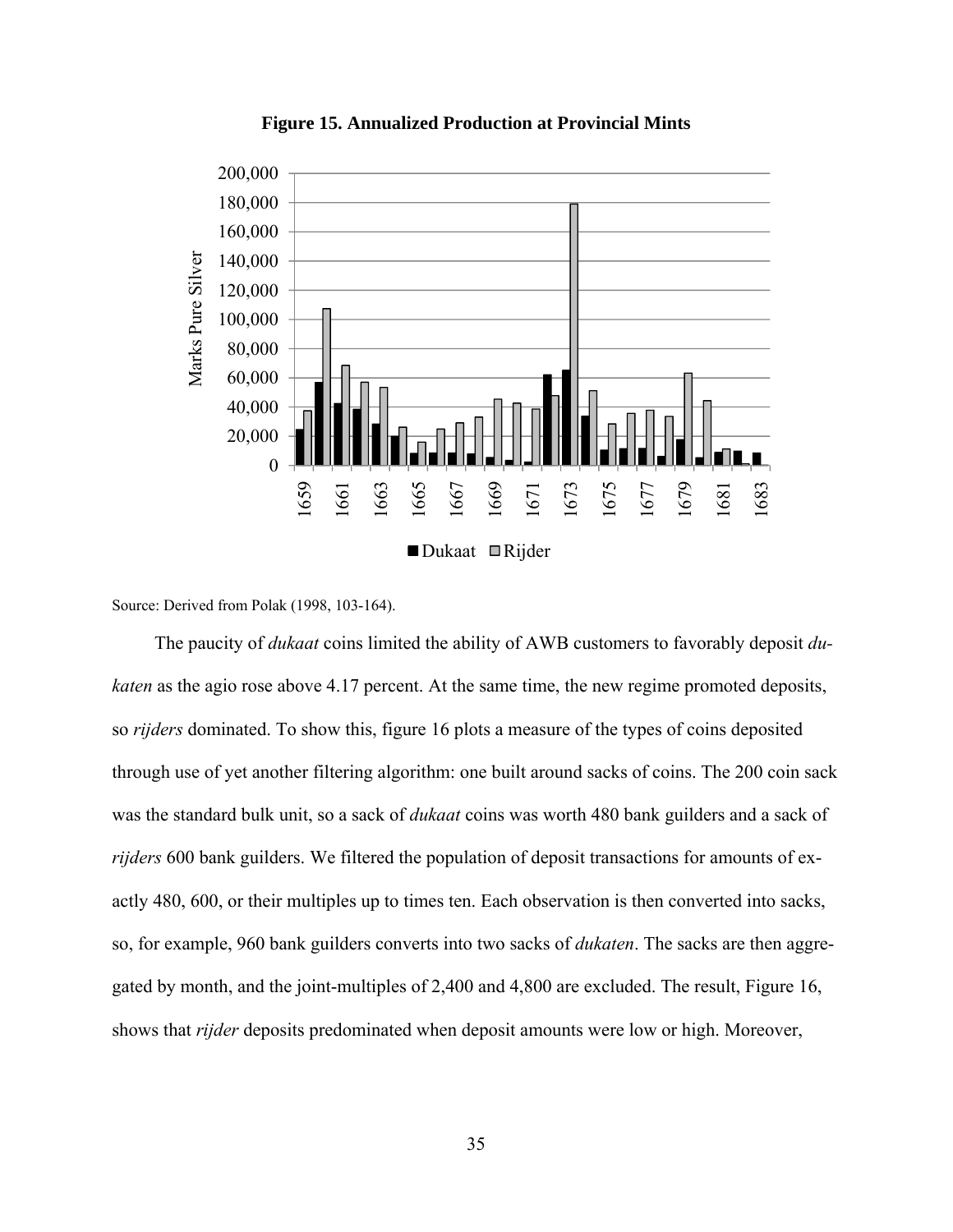**Figure 15. Annualized Production at Provincial Mints**

Marks Pure Silver

200,000
180,000
160,000
140,000
120,000
100,000
80,000
60,000
40,000
20,000
0

1659
1661
1663
1665
1667
1669
1671
1673
1675
1677
1679
1681
1683

Dukaat Rijder

Source: Derived from Polak (1998, 103-164).

The paucity of *dukaat* coins limited the ability of AWB customers to favorably deposit *dukaten* as the agio rose above 4.17 percent. At the same time, the new regime promoted deposits, so *rijders* dominated. To show this, figure 16 plots a measure of the types of coins deposited through use of yet another filtering algorithm: one built around sacks of coins. The 200 coin sack was the standard bulk unit, so a sack of *dukaat* coins was worth 480 bank guilders and a sack of *rijders* 600 bank guilders. We filtered the population of deposit transactions for amounts of exactly 480, 600, or their multiples up to times ten. Each observation is then converted into sacks, so, for example, 960 bank guilders converts into two sacks of *dukaten*. The sacks are then aggregated by month, and the joint-multiples of 2,400 and 4,800 are excluded. The result, Figure 16, shows that *rijder* deposits predominated when deposit amounts were low or high. Moreover,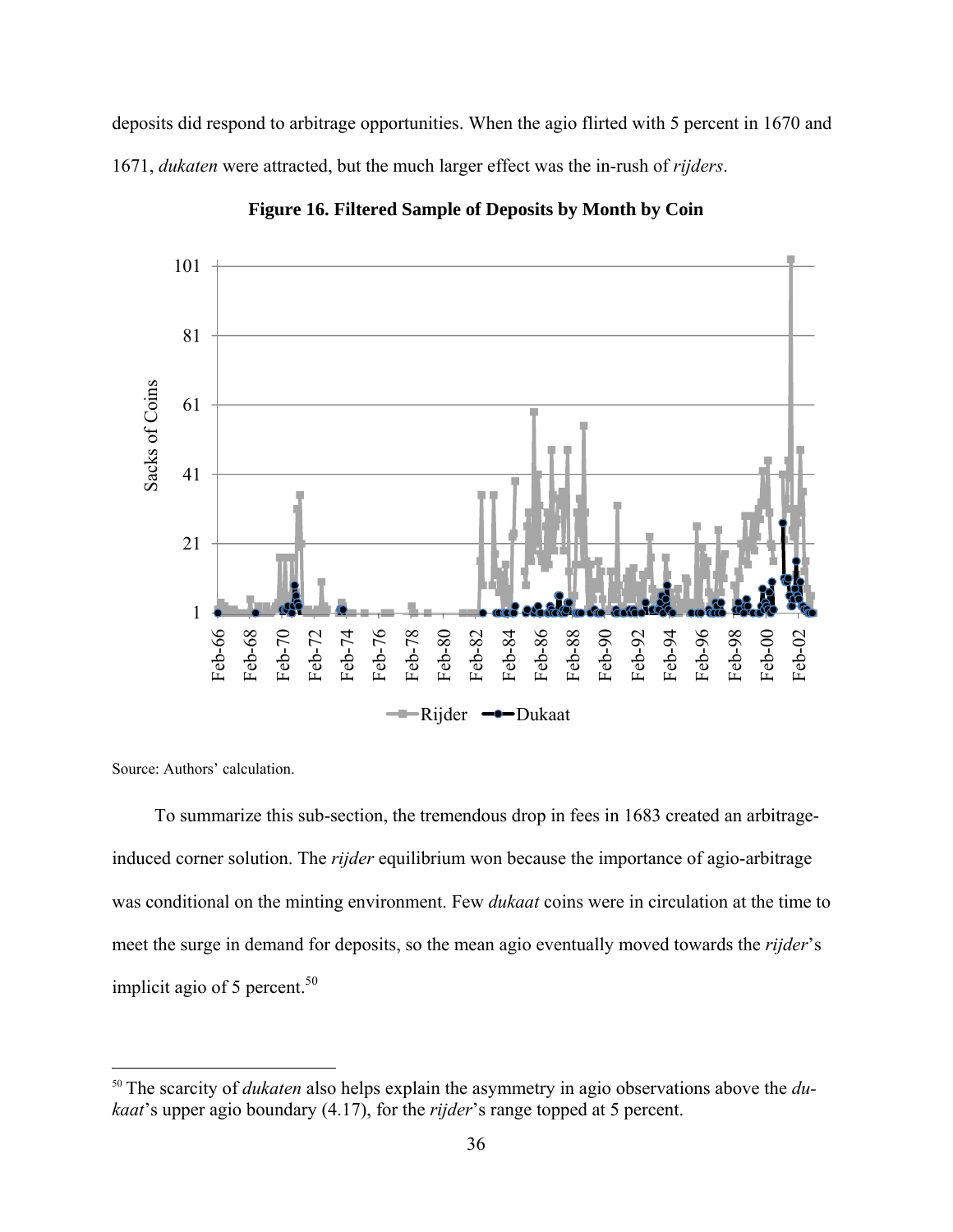deposits did respond to arbitrage opportunities. When the agio flirted with 5 percent in 1670 and 1671, *dukaten* were attracted, but the much larger effect was the in-rush of *rijders*.

**Figure 16. Filtered Sample of Deposits by Month by Coin**

Sacks of Coins

101
81
61
41
21
1

Feb-66
Feb-68
Feb-70
Feb-72
Feb-74
Feb-76
Feb-78
Feb-80
Feb-82
Feb-84
Feb-86
Feb-88
Feb-90
Feb-92
Feb-94
Feb-96
Feb-98
Feb-00
Feb-02

Rijder
Dukaat

Source: Authors' calculation.

To summarize this sub-section, the tremendous drop in fees in 1683 created an arbitrage-induced corner solution. The *rijder* equilibrium won because the importance of agio-arbitrage was conditional on the minting environment. Few *dukaat* coins were in circulation at the time to meet the surge in demand for deposits, so the mean agio eventually moved towards the *rijder*'s implicit agio of 5 percent.[50]

---

[50] The scarcity of *dukaten* also helps explain the asymmetry in agio observations above the *dukaat*'s upper agio boundary (4.17), for the *rijder*'s range topped at 5 percent.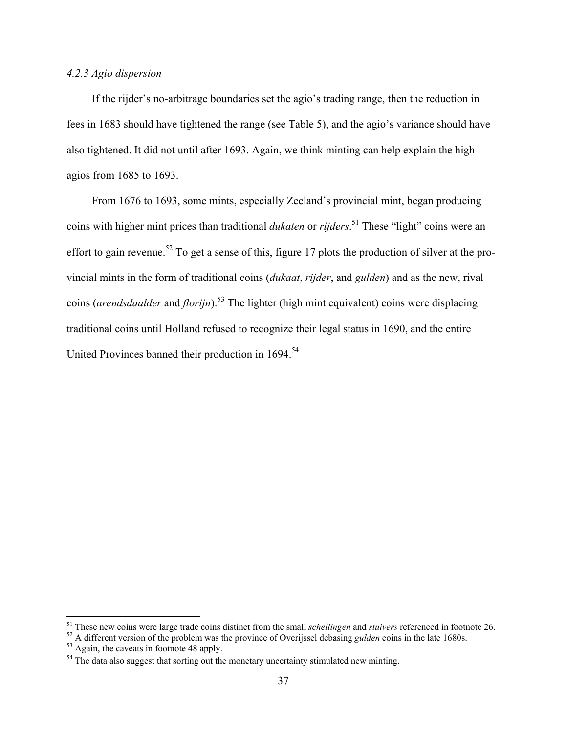### *4.2.3 Agio dispersion*

If the rijder's no-arbitrage boundaries set the agio's trading range, then the reduction in fees in 1683 should have tightened the range (see Table 5), and the agio's variance should have also tightened. It did not until after 1693. Again, we think minting can help explain the high agios from 1685 to 1693.

From 1676 to 1693, some mints, especially Zeeland's provincial mint, began producing coins with higher mint prices than traditional *dukaten* or *rijders*.[51] These "light" coins were an effort to gain revenue.[52] To get a sense of this, figure 17 plots the production of silver at the provincial mints in the form of traditional coins (*dukaat*, *rijder*, and *gulden*) and as the new, rival coins (*arendsdaalder* and *florijn*).[53] The lighter (high mint equivalent) coins were displacing traditional coins until Holland refused to recognize their legal status in 1690, and the entire United Provinces banned their production in 1694.[54]

---

[51] These new coins were large trade coins distinct from the small *schellingen* and *stuivers* referenced in footnote 26.

[52] A different version of the problem was the province of Overijssel debasing *gulden* coins in the late 1680s.

[53] Again, the caveats in footnote 48 apply.

[54] The data also suggest that sorting out the monetary uncertainty stimulated new minting.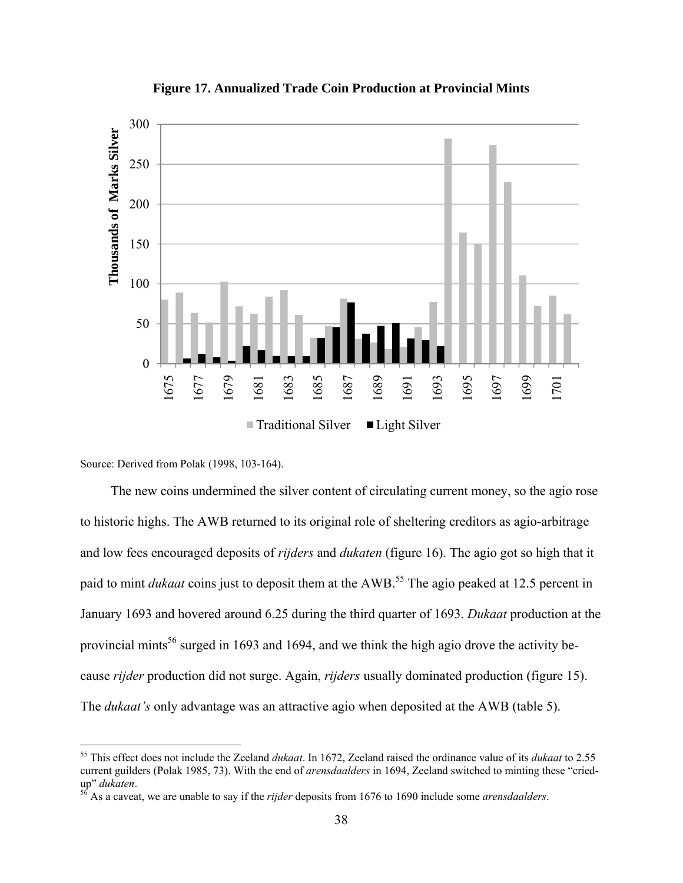**Figure 17. Annualized Trade Coin Production at Provincial Mints**

Thousands of Marks Silver

300
250
200
150
100
50
0

1675 1677 1679 1681 1683 1685 1687 1689 1691 1693 1695 1697 1699 1701

Traditional Silver ■ Light Silver

Source: Derived from Polak (1998, 103-164).

The new coins undermined the silver content of circulating current money, so the agio rose to historic highs. The AWB returned to its original role of sheltering creditors as agio-arbitrage and low fees encouraged deposits of *rijders* and *dukaten* (figure 16). The agio got so high that it paid to mint *dukaat* coins just to deposit them at the AWB.[55] The agio peaked at 12.5 percent in January 1693 and hovered around 6.25 during the third quarter of 1693. *Dukaat* production at the provincial mints[56] surged in 1693 and 1694, and we think the high agio drove the activity because *rijder* production did not surge. Again, *rijders* usually dominated production (figure 15). The *dukaat's* only advantage was an attractive agio when deposited at the AWB (table 5).

[55] This effect does not include the Zeeland *dukaat*. In 1672, Zeeland raised the ordinance value of its *dukaat* to 2.55 current guilders (Polak 1985, 73). With the end of *arensdaalders* in 1694, Zeeland switched to minting these "cried-up" *dukaten*.

[56] As a caveat, we are unable to say if the *rijder* deposits from 1676 to 1690 include some *arensdaalders*.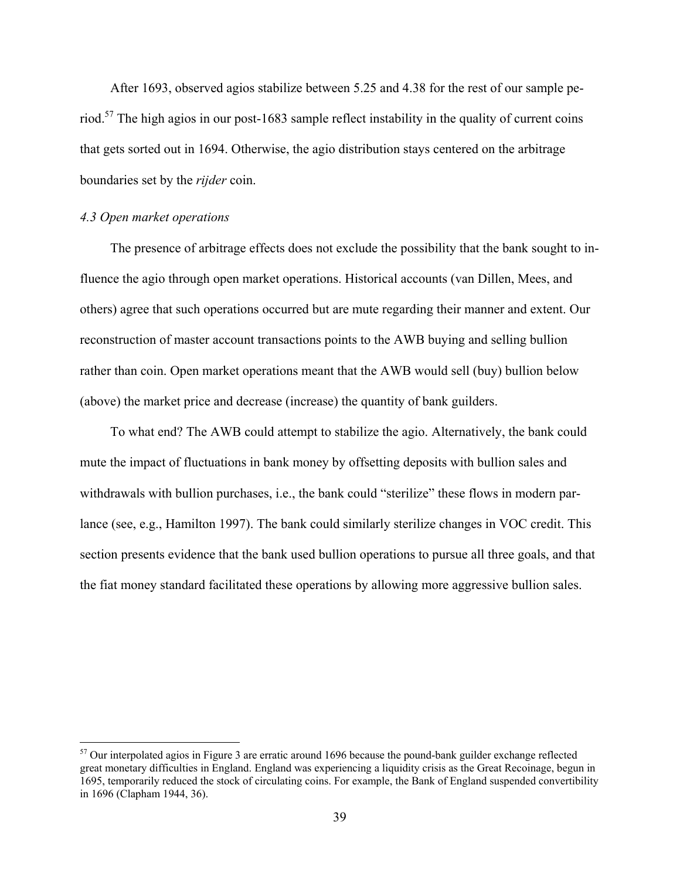After 1693, observed agios stabilize between 5.25 and 4.38 for the rest of our sample period.[57] The high agios in our post-1683 sample reflect instability in the quality of current coins that gets sorted out in 1694. Otherwise, the agio distribution stays centered on the arbitrage boundaries set by the *rijder* coin.

### *4.3 Open market operations*

The presence of arbitrage effects does not exclude the possibility that the bank sought to influence the agio through open market operations. Historical accounts (van Dillen, Mees, and others) agree that such operations occurred but are mute regarding their manner and extent. Our reconstruction of master account transactions points to the AWB buying and selling bullion rather than coin. Open market operations meant that the AWB would sell (buy) bullion below (above) the market price and decrease (increase) the quantity of bank guilders.

To what end? The AWB could attempt to stabilize the agio. Alternatively, the bank could mute the impact of fluctuations in bank money by offsetting deposits with bullion sales and withdrawals with bullion purchases, i.e., the bank could "sterilize" these flows in modern parlance (see, e.g., Hamilton 1997). The bank could similarly sterilize changes in VOC credit. This section presents evidence that the bank used bullion operations to pursue all three goals, and that the fiat money standard facilitated these operations by allowing more aggressive bullion sales.

[57] Our interpolated agios in Figure 3 are erratic around 1696 because the pound-bank guilder exchange reflected great monetary difficulties in England. England was experiencing a liquidity crisis as the Great Recoinage, begun in 1695, temporarily reduced the stock of circulating coins. For example, the Bank of England suspended convertibility in 1696 (Clapham 1944, 36).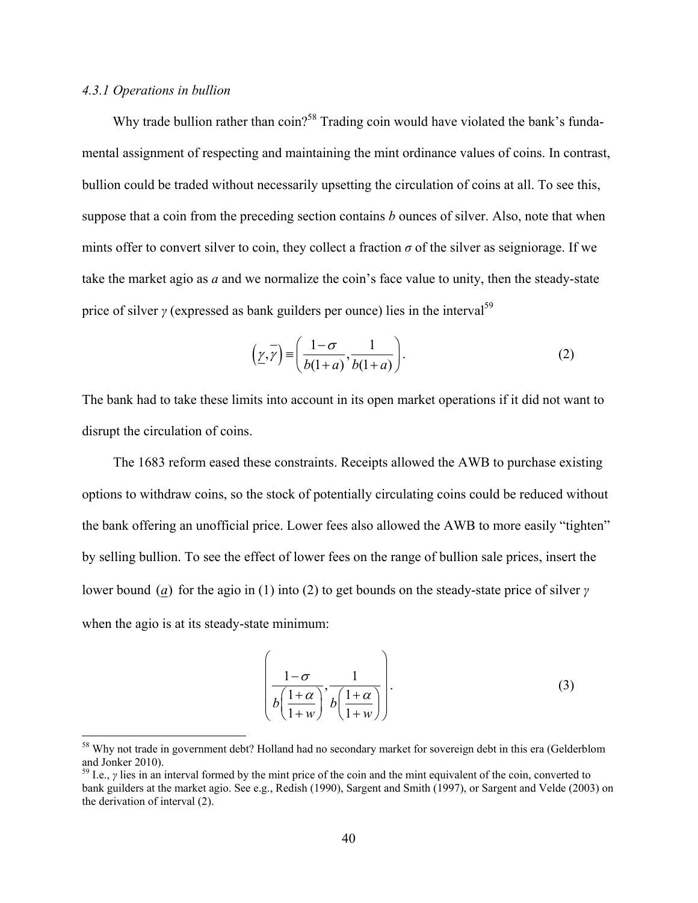### *4.3.1 Operations in bullion*

Why trade bullion rather than coin?[58] Trading coin would have violated the bank's fundamental assignment of respecting and maintaining the mint ordinance values of coins. In contrast, bullion could be traded without necessarily upsetting the circulation of coins at all. To see this, suppose that a coin from the preceding section contains $b$ ounces of silver. Also, note that when mints offer to convert silver to coin, they collect a fraction $\sigma$ of the silver as seigniorage. If we take the market agio as $a$ and we normalize the coin's face value to unity, then the steady-state price of silver $\gamma$ (expressed as bank guilders per ounce) lies in the interval[59]

$$\left(\underline{\gamma}, \overline{\gamma}\right) \equiv \left( \frac{1-\sigma}{b(1+a)}, \frac{1}{b(1+a)} \right). \tag{2}$$

The bank had to take these limits into account in its open market operations if it did not want to disrupt the circulation of coins.

The 1683 reform eased these constraints. Receipts allowed the AWB to purchase existing options to withdraw coins, so the stock of potentially circulating coins could be reduced without the bank offering an unofficial price. Lower fees also allowed the AWB to more easily "tighten" by selling bullion. To see the effect of lower fees on the range of bullion sale prices, insert the lower bound $(\underline{a})$ for the agio in (1) into (2) to get bounds on the steady-state price of silver $\gamma$ when the agio is at its steady-state minimum:

$$\left( \frac{1-\sigma}{b\left(\frac{1+\alpha}{1+w}\right)}, \frac{1}{b\left(\frac{1+\alpha}{1+w}\right)} \right). \tag{3}$$

---

[58] Why not trade in government debt? Holland had no secondary market for sovereign debt in this era (Gelderblom and Jonker 2010).

[59] I.e., $\gamma$ lies in an interval formed by the mint price of the coin and the mint equivalent of the coin, converted to bank guilders at the market agio. See e.g., Redish (1990), Sargent and Smith (1997), or Sargent and Velde (2003) on the derivation of interval (2).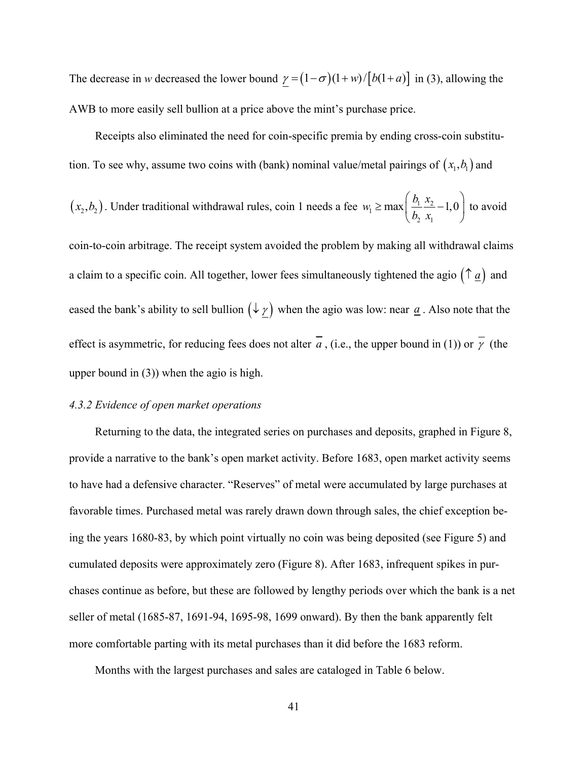The decrease in $w$ decreased the lower bound $\underline{\gamma} = (1-\sigma)(1+w)/[b(1+a)]$ in (3), allowing the AWB to more easily sell bullion at a price above the mint's purchase price.

Receipts also eliminated the need for coin-specific premia by ending cross-coin substitution. To see why, assume two coins with (bank) nominal value/metal pairings of $(x_1, b_1)$ and $(x_2, b_2)$. Under traditional withdrawal rules, coin 1 needs a fee $w_1 \geq \max\left(\frac{b_1}{b_2}\frac{x_2}{x_1} - 1, 0\right)$ to avoid coin-to-coin arbitrage. The receipt system avoided the problem by making all withdrawal claims a claim to a specific coin. All together, lower fees simultaneously tightened the agio $(\uparrow \underline{a})$ and eased the bank's ability to sell bullion $(\downarrow \underline{\gamma})$ when the agio was low: near $\underline{a}$. Also note that the effect is asymmetric, for reducing fees does not alter $\overline{a}$, (i.e., the upper bound in (1)) or $\overline{\gamma}$ (the upper bound in (3)) when the agio is high.

### *4.3.2 Evidence of open market operations*

Returning to the data, the integrated series on purchases and deposits, graphed in Figure 8, provide a narrative to the bank's open market activity. Before 1683, open market activity seems to have had a defensive character. "Reserves" of metal were accumulated by large purchases at favorable times. Purchased metal was rarely drawn down through sales, the chief exception being the years 1680-83, by which point virtually no coin was being deposited (see Figure 5) and cumulated deposits were approximately zero (Figure 8). After 1683, infrequent spikes in purchases continue as before, but these are followed by lengthy periods over which the bank is a net seller of metal (1685-87, 1691-94, 1695-98, 1699 onward). By then the bank apparently felt more comfortable parting with its metal purchases than it did before the 1683 reform.

Months with the largest purchases and sales are cataloged in Table 6 below.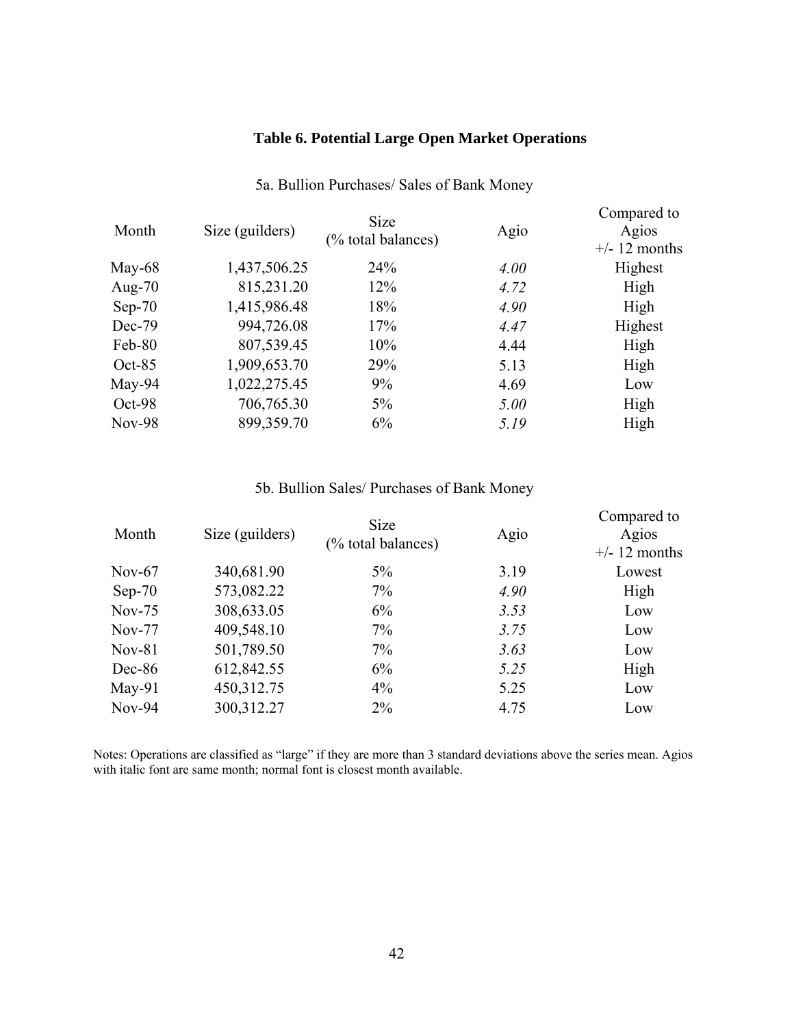### Table 6. Potential Large Open Market Operations

5a. Bullion Purchases/ Sales of Bank Money

| Month | Size (guilders) | Size (% total balances) | Agio | Compared to Agios +/- 12 months |
|---|---|---|---|---|
| May-68 | 1,437,506.25 | 24% | *4.00* | Highest |
| Aug-70 | 815,231.20 | 12% | *4.72* | High |
| Sep-70 | 1,415,986.48 | 18% | *4.90* | High |
| Dec-79 | 994,726.08 | 17% | *4.47* | Highest |
| Feb-80 | 807,539.45 | 10% | 4.44 | High |
| Oct-85 | 1,909,653.70 | 29% | 5.13 | High |
| May-94 | 1,022,275.45 | 9% | 4.69 | Low |
| Oct-98 | 706,765.30 | 5% | *5.00* | High |
| Nov-98 | 899,359.70 | 6% | *5.19* | High |

5b. Bullion Sales/ Purchases of Bank Money

| Month | Size (guilders) | Size (% total balances) | Agio | Compared to Agios +/- 12 months |
|---|---|---|---|---|
| Nov-67 | 340,681.90 | 5% | 3.19 | Lowest |
| Sep-70 | 573,082.22 | 7% | *4.90* | High |
| Nov-75 | 308,633.05 | 6% | *3.53* | Low |
| Nov-77 | 409,548.10 | 7% | *3.75* | Low |
| Nov-81 | 501,789.50 | 7% | *3.63* | Low |
| Dec-86 | 612,842.55 | 6% | *5.25* | High |
| May-91 | 450,312.75 | 4% | 5.25 | Low |
| Nov-94 | 300,312.27 | 2% | 4.75 | Low |

Notes: Operations are classified as "large" if they are more than 3 standard deviations above the series mean. Agios with italic font are same month; normal font is closest month available.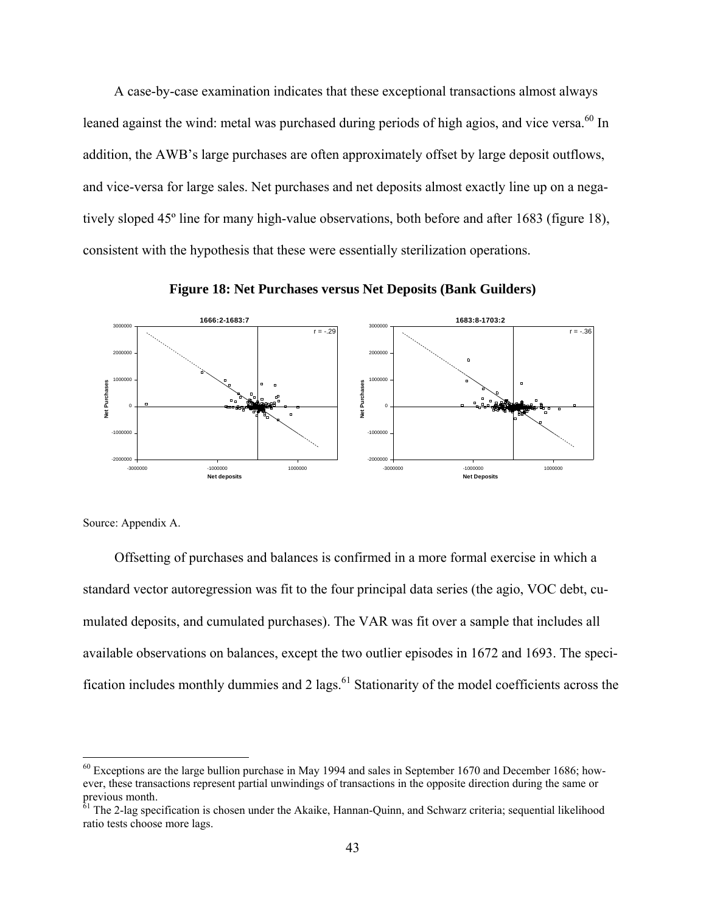A case-by-case examination indicates that these exceptional transactions almost always leaned against the wind: metal was purchased during periods of high agios, and vice versa.[60] In addition, the AWB's large purchases are often approximately offset by large deposit outflows, and vice-versa for large sales. Net purchases and net deposits almost exactly line up on a negatively sloped 45º line for many high-value observations, both before and after 1683 (figure 18), consistent with the hypothesis that these were essentially sterilization operations.

**Figure 18: Net Purchases versus Net Deposits (Bank Guilders)**

1666:2-1683:7

r = -.29

Net Purchases

Net deposits

3000000
2000000
1000000
0
-1000000
-2000000

-3000000
-1000000
1000000

1683:8-1703:2

r = -.36

Net Purchases

Net Deposits

3000000
2000000
1000000
0
-1000000
-2000000

-3000000
-1000000
1000000

Source: Appendix A.

Offsetting of purchases and balances is confirmed in a more formal exercise in which a standard vector autoregression was fit to the four principal data series (the agio, VOC debt, cumulated deposits, and cumulated purchases). The VAR was fit over a sample that includes all available observations on balances, except the two outlier episodes in 1672 and 1693. The specification includes monthly dummies and 2 lags.[61] Stationarity of the model coefficients across the

[60] Exceptions are the large bullion purchase in May 1994 and sales in September 1670 and December 1686; however, these transactions represent partial unwindings of transactions in the opposite direction during the same or previous month.

[61] The 2-lag specification is chosen under the Akaike, Hannan-Quinn, and Schwarz criteria; sequential likelihood ratio tests choose more lags.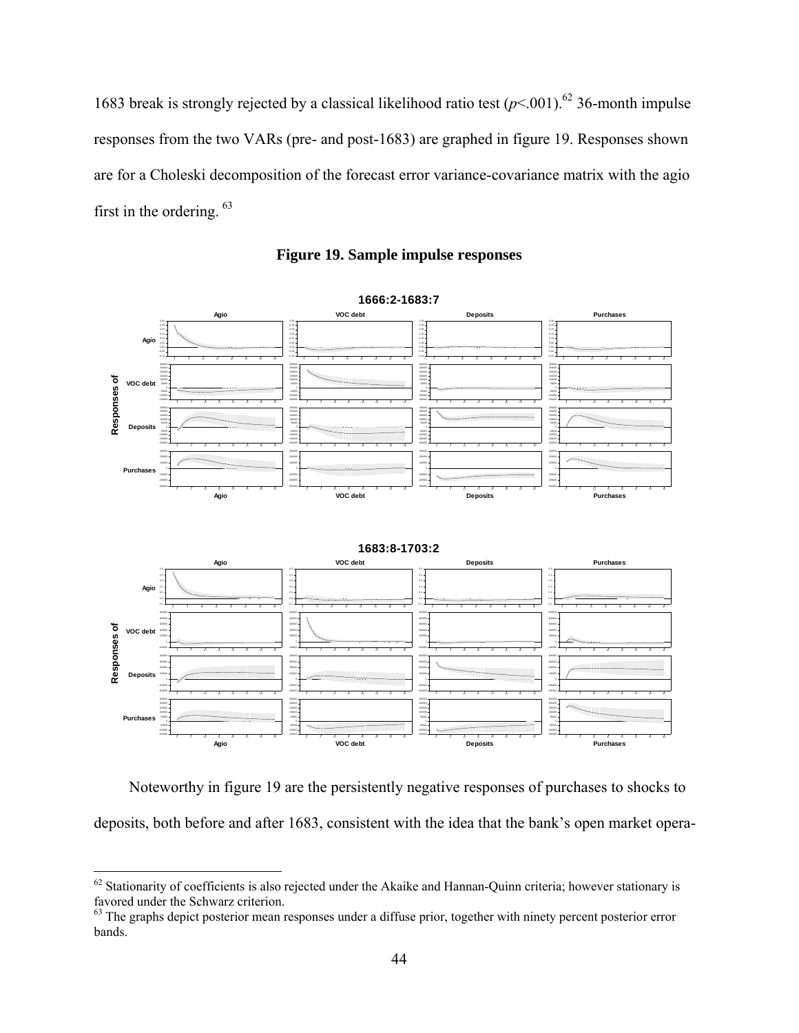1683 break is strongly rejected by a classical likelihood ratio test ($p$<.001).[62] 36-month impulse responses from the two VARs (pre- and post-1683) are graphed in figure 19. Responses shown are for a Choleski decomposition of the forecast error variance-covariance matrix with the agio first in the ordering.[63]

**Figure 19. Sample impulse responses**

1666:2-1683:7

Agio | VOC debt | Deposits | Purchases

Responses of

Agio

VOC debt

Deposits

Purchases

Agio | VOC debt | Deposits | Purchases

1683:8-1703:2

Agio | VOC debt | Deposits | Purchases

Responses of

Agio

VOC debt

Deposits

Purchases

Agio | VOC debt | Deposits | Purchases

Noteworthy in figure 19 are the persistently negative responses of purchases to shocks to deposits, both before and after 1683, consistent with the idea that the bank's open market opera-

---

[62] Stationarity of coefficients is also rejected under the Akaike and Hannan-Quinn criteria; however stationary is favored under the Schwarz criterion.

[63] The graphs depict posterior mean responses under a diffuse prior, together with ninety percent posterior error bands.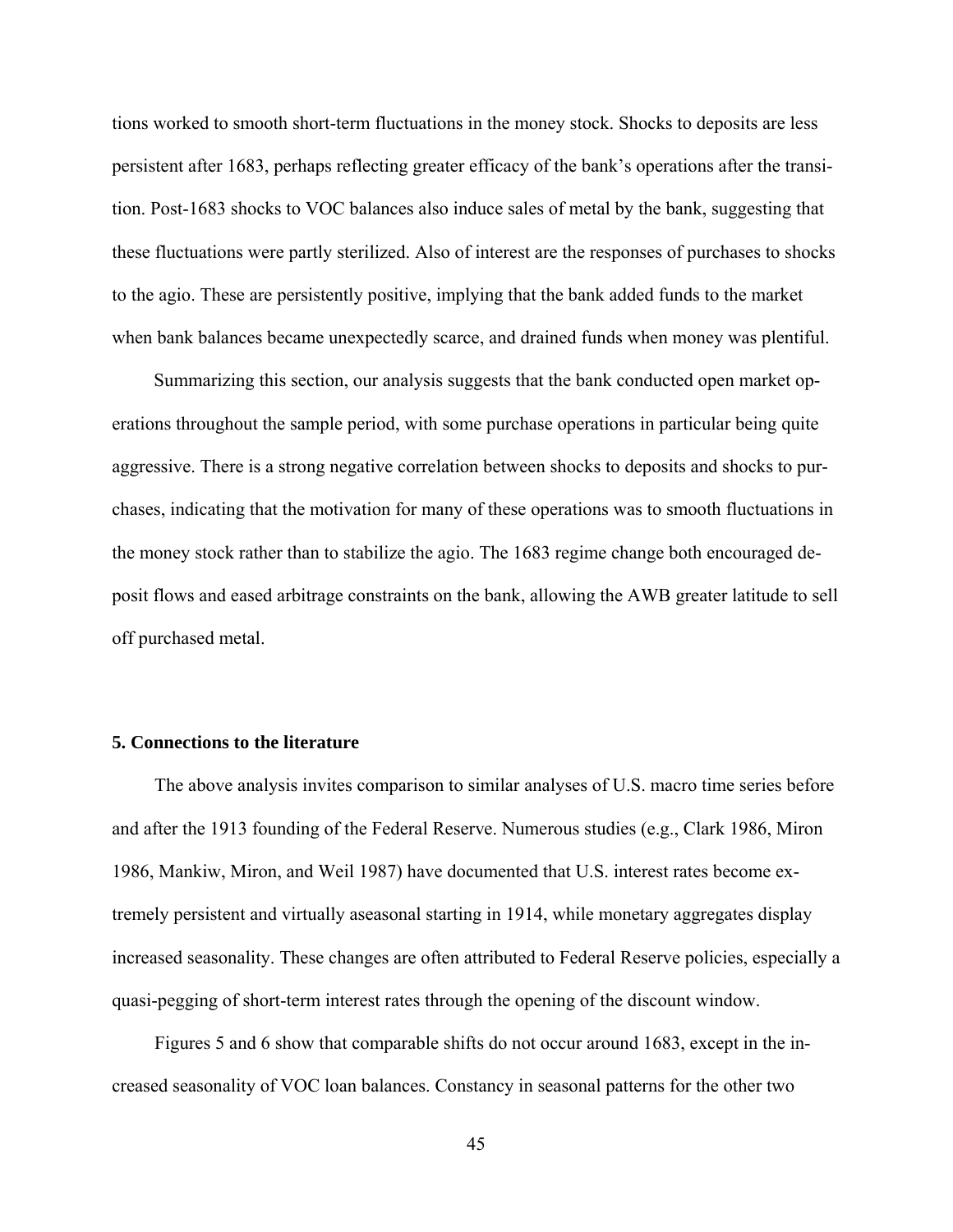tions worked to smooth short-term fluctuations in the money stock. Shocks to deposits are less persistent after 1683, perhaps reflecting greater efficacy of the bank's operations after the transition. Post-1683 shocks to VOC balances also induce sales of metal by the bank, suggesting that these fluctuations were partly sterilized. Also of interest are the responses of purchases to shocks to the agio. These are persistently positive, implying that the bank added funds to the market when bank balances became unexpectedly scarce, and drained funds when money was plentiful.

Summarizing this section, our analysis suggests that the bank conducted open market operations throughout the sample period, with some purchase operations in particular being quite aggressive. There is a strong negative correlation between shocks to deposits and shocks to purchases, indicating that the motivation for many of these operations was to smooth fluctuations in the money stock rather than to stabilize the agio. The 1683 regime change both encouraged deposit flows and eased arbitrage constraints on the bank, allowing the AWB greater latitude to sell off purchased metal.

### 5. Connections to the literature

The above analysis invites comparison to similar analyses of U.S. macro time series before and after the 1913 founding of the Federal Reserve. Numerous studies (e.g., Clark 1986, Miron 1986, Mankiw, Miron, and Weil 1987) have documented that U.S. interest rates become extremely persistent and virtually aseasonal starting in 1914, while monetary aggregates display increased seasonality. These changes are often attributed to Federal Reserve policies, especially a quasi-pegging of short-term interest rates through the opening of the discount window.

Figures 5 and 6 show that comparable shifts do not occur around 1683, except in the increased seasonality of VOC loan balances. Constancy in seasonal patterns for the other two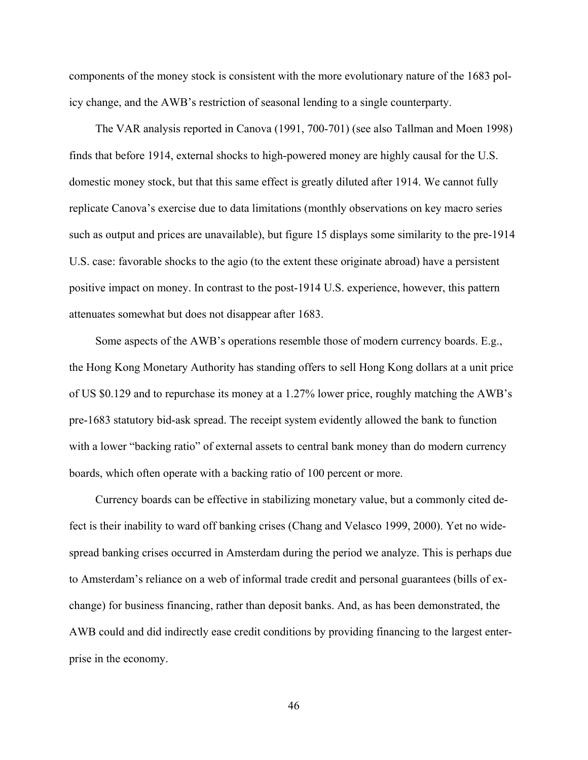components of the money stock is consistent with the more evolutionary nature of the 1683 policy change, and the AWB's restriction of seasonal lending to a single counterparty.

The VAR analysis reported in Canova (1991, 700-701) (see also Tallman and Moen 1998) finds that before 1914, external shocks to high-powered money are highly causal for the U.S. domestic money stock, but that this same effect is greatly diluted after 1914. We cannot fully replicate Canova's exercise due to data limitations (monthly observations on key macro series such as output and prices are unavailable), but figure 15 displays some similarity to the pre-1914 U.S. case: favorable shocks to the agio (to the extent these originate abroad) have a persistent positive impact on money. In contrast to the post-1914 U.S. experience, however, this pattern attenuates somewhat but does not disappear after 1683.

Some aspects of the AWB's operations resemble those of modern currency boards. E.g., the Hong Kong Monetary Authority has standing offers to sell Hong Kong dollars at a unit price of US \$0.129 and to repurchase its money at a 1.27% lower price, roughly matching the AWB's pre-1683 statutory bid-ask spread. The receipt system evidently allowed the bank to function with a lower "backing ratio" of external assets to central bank money than do modern currency boards, which often operate with a backing ratio of 100 percent or more.

Currency boards can be effective in stabilizing monetary value, but a commonly cited defect is their inability to ward off banking crises (Chang and Velasco 1999, 2000). Yet no widespread banking crises occurred in Amsterdam during the period we analyze. This is perhaps due to Amsterdam's reliance on a web of informal trade credit and personal guarantees (bills of exchange) for business financing, rather than deposit banks. And, as has been demonstrated, the AWB could and did indirectly ease credit conditions by providing financing to the largest enterprise in the economy.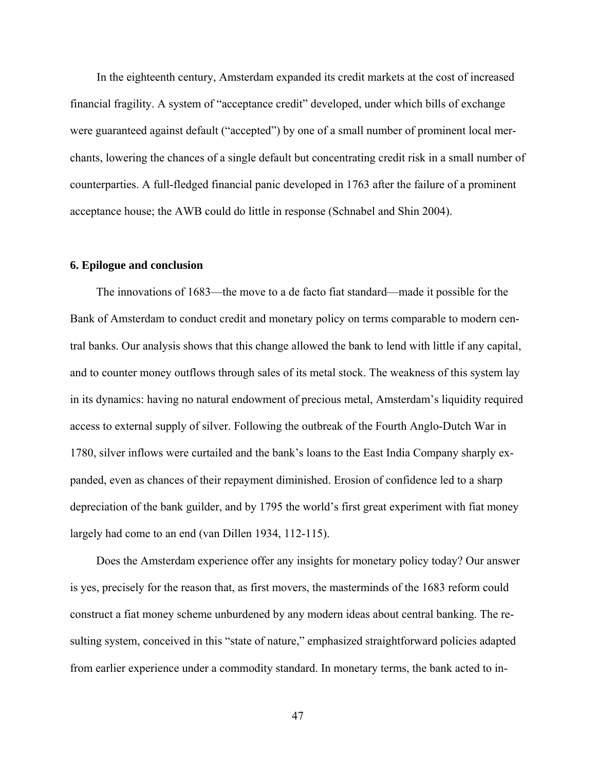In the eighteenth century, Amsterdam expanded its credit markets at the cost of increased financial fragility. A system of "acceptance credit" developed, under which bills of exchange were guaranteed against default ("accepted") by one of a small number of prominent local merchants, lowering the chances of a single default but concentrating credit risk in a small number of counterparties. A full-fledged financial panic developed in 1763 after the failure of a prominent acceptance house; the AWB could do little in response (Schnabel and Shin 2004).

### 6. Epilogue and conclusion

The innovations of 1683—the move to a de facto fiat standard—made it possible for the Bank of Amsterdam to conduct credit and monetary policy on terms comparable to modern central banks. Our analysis shows that this change allowed the bank to lend with little if any capital, and to counter money outflows through sales of its metal stock. The weakness of this system lay in its dynamics: having no natural endowment of precious metal, Amsterdam's liquidity required access to external supply of silver. Following the outbreak of the Fourth Anglo-Dutch War in 1780, silver inflows were curtailed and the bank's loans to the East India Company sharply expanded, even as chances of their repayment diminished. Erosion of confidence led to a sharp depreciation of the bank guilder, and by 1795 the world's first great experiment with fiat money largely had come to an end (van Dillen 1934, 112-115).

Does the Amsterdam experience offer any insights for monetary policy today? Our answer is yes, precisely for the reason that, as first movers, the masterminds of the 1683 reform could construct a fiat money scheme unburdened by any modern ideas about central banking. The resulting system, conceived in this "state of nature," emphasized straightforward policies adapted from earlier experience under a commodity standard. In monetary terms, the bank acted to in-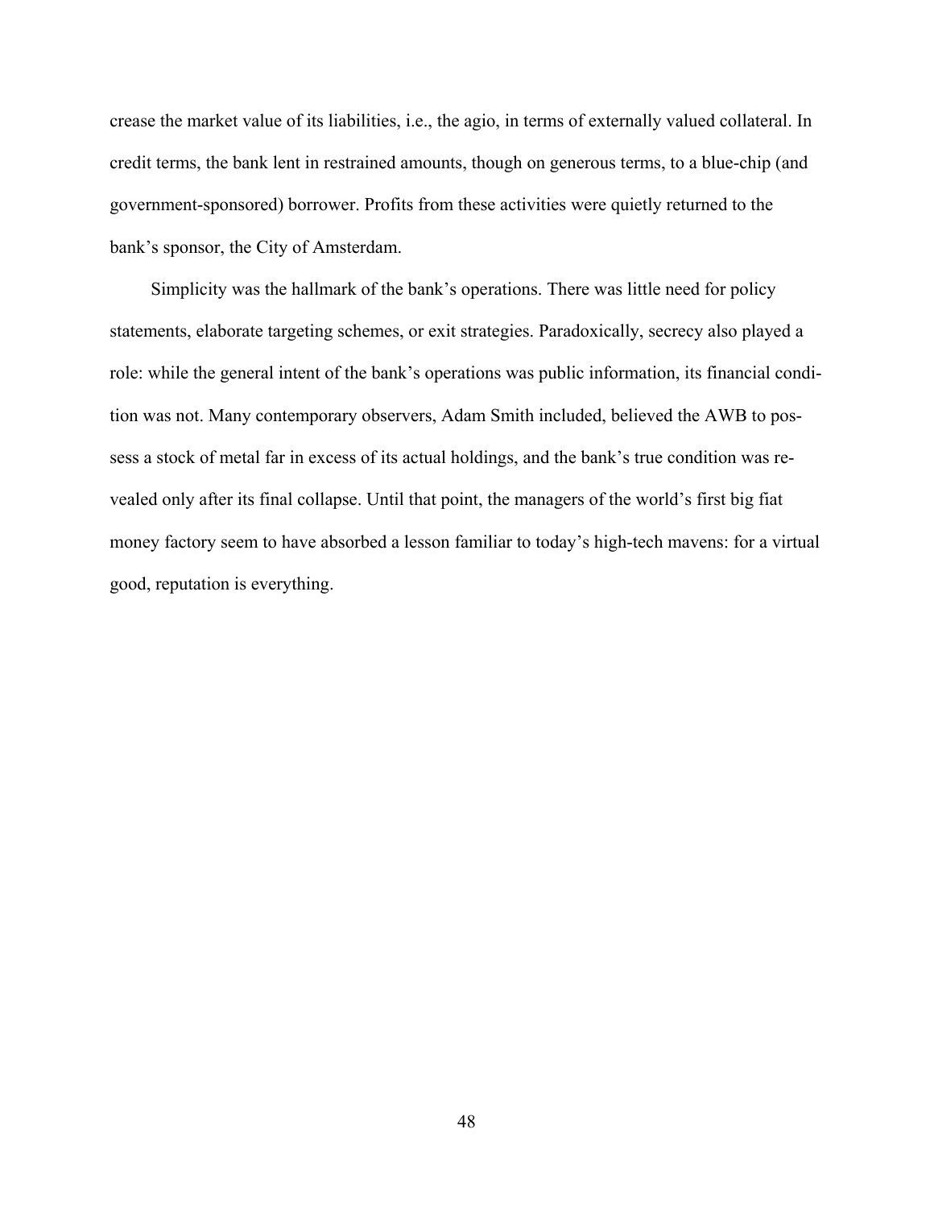crease the market value of its liabilities, i.e., the agio, in terms of externally valued collateral. In credit terms, the bank lent in restrained amounts, though on generous terms, to a blue-chip (and government-sponsored) borrower. Profits from these activities were quietly returned to the bank's sponsor, the City of Amsterdam.

Simplicity was the hallmark of the bank's operations. There was little need for policy statements, elaborate targeting schemes, or exit strategies. Paradoxically, secrecy also played a role: while the general intent of the bank's operations was public information, its financial condition was not. Many contemporary observers, Adam Smith included, believed the AWB to possess a stock of metal far in excess of its actual holdings, and the bank's true condition was revealed only after its final collapse. Until that point, the managers of the world's first big fiat money factory seem to have absorbed a lesson familiar to today's high-tech mavens: for a virtual good, reputation is everything.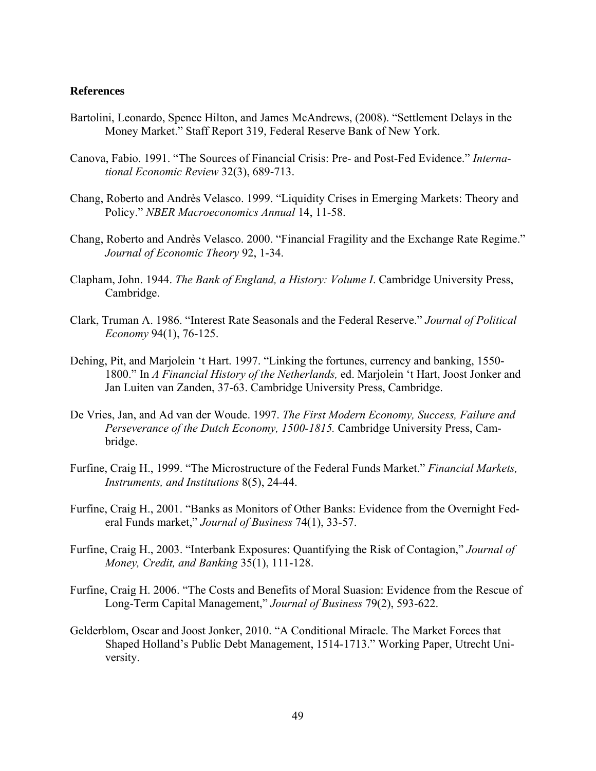**References**

Bartolini, Leonardo, Spence Hilton, and James McAndrews, (2008). "Settlement Delays in the Money Market." Staff Report 319, Federal Reserve Bank of New York.

Canova, Fabio. 1991. "The Sources of Financial Crisis: Pre- and Post-Fed Evidence." *International Economic Review* 32(3), 689-713.

Chang, Roberto and Andrès Velasco. 1999. "Liquidity Crises in Emerging Markets: Theory and Policy." *NBER Macroeconomics Annual* 14, 11-58.

Chang, Roberto and Andrès Velasco. 2000. "Financial Fragility and the Exchange Rate Regime." *Journal of Economic Theory* 92, 1-34.

Clapham, John. 1944. *The Bank of England, a History: Volume I*. Cambridge University Press, Cambridge.

Clark, Truman A. 1986. "Interest Rate Seasonals and the Federal Reserve." *Journal of Political Economy* 94(1), 76-125.

Dehing, Pit, and Marjolein 't Hart. 1997. "Linking the fortunes, currency and banking, 1550-1800." In *A Financial History of the Netherlands,* ed. Marjolein 't Hart, Joost Jonker and Jan Luiten van Zanden, 37-63. Cambridge University Press, Cambridge.

De Vries, Jan, and Ad van der Woude. 1997. *The First Modern Economy, Success, Failure and Perseverance of the Dutch Economy, 1500-1815.* Cambridge University Press, Cambridge.

Furfine, Craig H., 1999. "The Microstructure of the Federal Funds Market." *Financial Markets, Instruments, and Institutions* 8(5), 24-44.

Furfine, Craig H., 2001. "Banks as Monitors of Other Banks: Evidence from the Overnight Federal Funds market," *Journal of Business* 74(1), 33-57.

Furfine, Craig H., 2003. "Interbank Exposures: Quantifying the Risk of Contagion," *Journal of Money, Credit, and Banking* 35(1), 111-128.

Furfine, Craig H. 2006. "The Costs and Benefits of Moral Suasion: Evidence from the Rescue of Long-Term Capital Management," *Journal of Business* 79(2), 593-622.

Gelderblom, Oscar and Joost Jonker, 2010. "A Conditional Miracle. The Market Forces that Shaped Holland's Public Debt Management, 1514-1713." Working Paper, Utrecht University.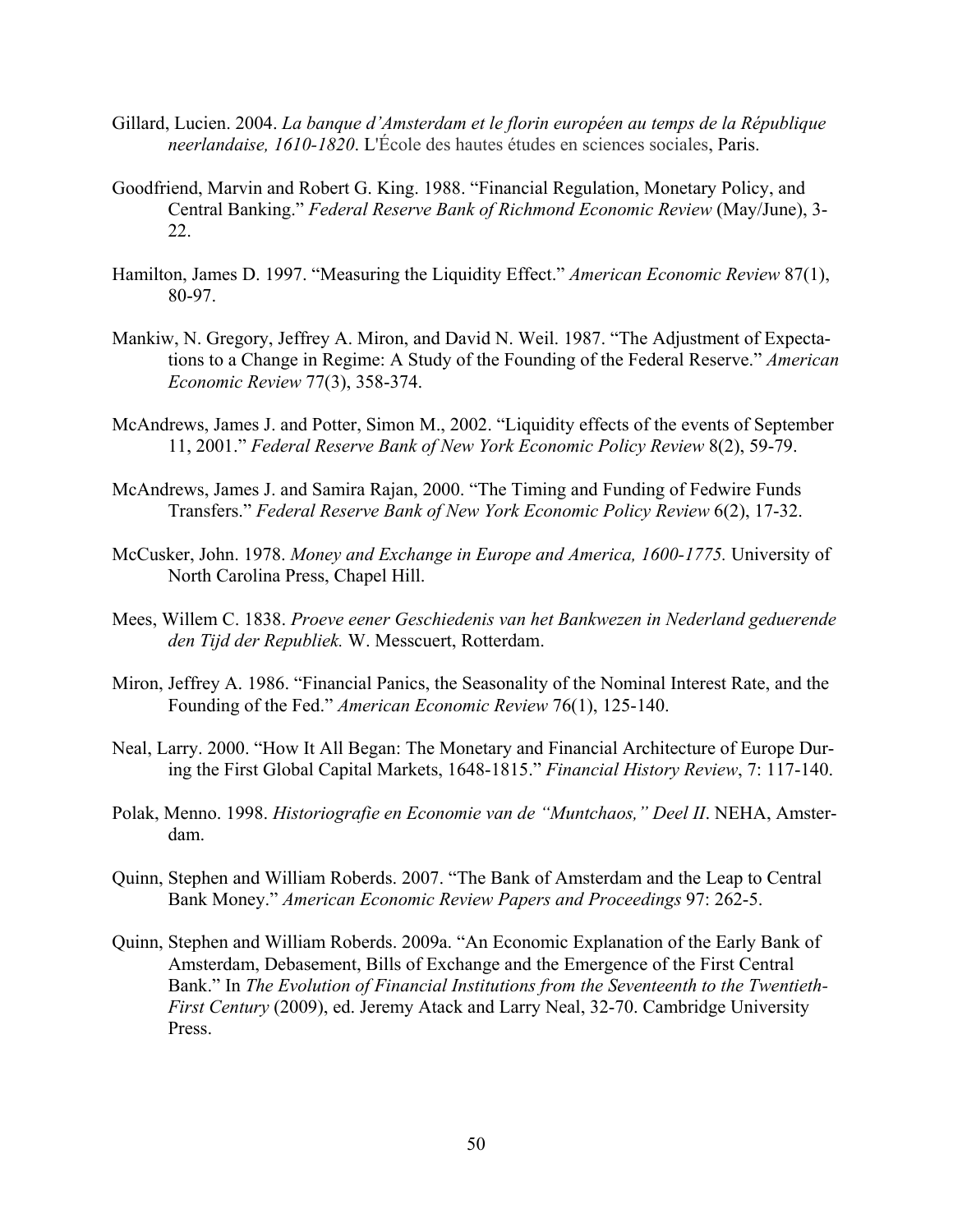Gillard, Lucien. 2004. *La banque d'Amsterdam et le florin européen au temps de la République neerlandaise, 1610-1820*. L'École des hautes études en sciences sociales, Paris.

Goodfriend, Marvin and Robert G. King. 1988. "Financial Regulation, Monetary Policy, and Central Banking." *Federal Reserve Bank of Richmond Economic Review* (May/June), 3-22.

Hamilton, James D. 1997. "Measuring the Liquidity Effect." *American Economic Review* 87(1), 80-97.

Mankiw, N. Gregory, Jeffrey A. Miron, and David N. Weil. 1987. "The Adjustment of Expectations to a Change in Regime: A Study of the Founding of the Federal Reserve." *American Economic Review* 77(3), 358-374.

McAndrews, James J. and Potter, Simon M., 2002. "Liquidity effects of the events of September 11, 2001." *Federal Reserve Bank of New York Economic Policy Review* 8(2), 59-79.

McAndrews, James J. and Samira Rajan, 2000. "The Timing and Funding of Fedwire Funds Transfers." *Federal Reserve Bank of New York Economic Policy Review* 6(2), 17-32.

McCusker, John. 1978. *Money and Exchange in Europe and America, 1600-1775.* University of North Carolina Press, Chapel Hill.

Mees, Willem C. 1838. *Proeve eener Geschiedenis van het Bankwezen in Nederland geduerende den Tijd der Republiek.* W. Messcuert, Rotterdam.

Miron, Jeffrey A. 1986. "Financial Panics, the Seasonality of the Nominal Interest Rate, and the Founding of the Fed." *American Economic Review* 76(1), 125-140.

Neal, Larry. 2000. "How It All Began: The Monetary and Financial Architecture of Europe During the First Global Capital Markets, 1648-1815." *Financial History Review*, 7: 117-140.

Polak, Menno. 1998. *Historiografie en Economie van de "Muntchaos," Deel II*. NEHA, Amsterdam.

Quinn, Stephen and William Roberds. 2007. "The Bank of Amsterdam and the Leap to Central Bank Money." *American Economic Review Papers and Proceedings* 97: 262-5.

Quinn, Stephen and William Roberds. 2009a. "An Economic Explanation of the Early Bank of Amsterdam, Debasement, Bills of Exchange and the Emergence of the First Central Bank." In *The Evolution of Financial Institutions from the Seventeenth to the Twentieth-First Century* (2009), ed. Jeremy Atack and Larry Neal, 32-70. Cambridge University Press.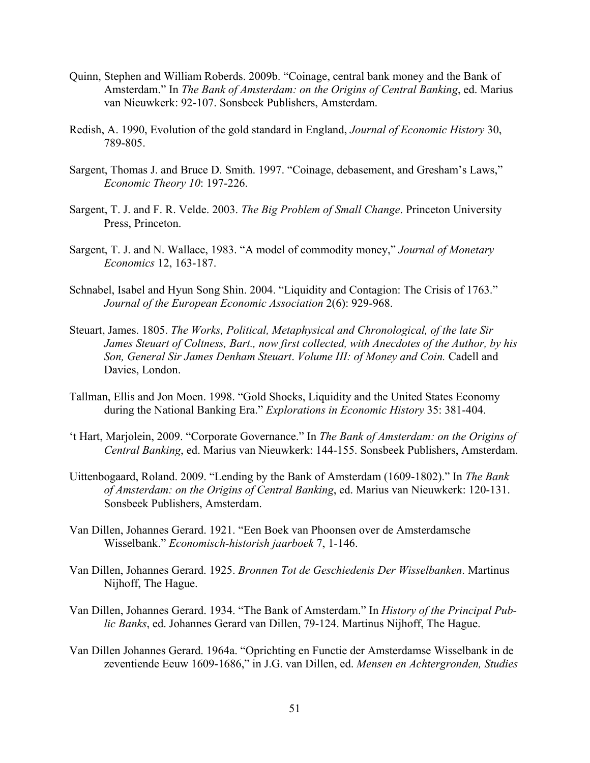Quinn, Stephen and William Roberds. 2009b. "Coinage, central bank money and the Bank of Amsterdam." In *The Bank of Amsterdam: on the Origins of Central Banking*, ed. Marius van Nieuwkerk: 92-107. Sonsbeek Publishers, Amsterdam.

Redish, A. 1990, Evolution of the gold standard in England, *Journal of Economic History* 30, 789-805.

Sargent, Thomas J. and Bruce D. Smith. 1997. "Coinage, debasement, and Gresham's Laws," *Economic Theory 10*: 197-226.

Sargent, T. J. and F. R. Velde. 2003. *The Big Problem of Small Change*. Princeton University Press, Princeton.

Sargent, T. J. and N. Wallace, 1983. "A model of commodity money," *Journal of Monetary Economics* 12, 163-187.

Schnabel, Isabel and Hyun Song Shin. 2004. "Liquidity and Contagion: The Crisis of 1763." *Journal of the European Economic Association* 2(6): 929-968.

Steuart, James. 1805. *The Works, Political, Metaphysical and Chronological, of the late Sir James Steuart of Coltness, Bart., now first collected, with Anecdotes of the Author, by his Son, General Sir James Denham Steuart*. *Volume III: of Money and Coin.* Cadell and Davies, London.

Tallman, Ellis and Jon Moen. 1998. "Gold Shocks, Liquidity and the United States Economy during the National Banking Era." *Explorations in Economic History* 35: 381-404.

't Hart, Marjolein, 2009. "Corporate Governance." In *The Bank of Amsterdam: on the Origins of Central Banking*, ed. Marius van Nieuwkerk: 144-155. Sonsbeek Publishers, Amsterdam.

Uittenbogaard, Roland. 2009. "Lending by the Bank of Amsterdam (1609-1802)." In *The Bank of Amsterdam: on the Origins of Central Banking*, ed. Marius van Nieuwkerk: 120-131. Sonsbeek Publishers, Amsterdam.

Van Dillen, Johannes Gerard. 1921. "Een Boek van Phoonsen over de Amsterdamsche Wisselbank." *Economisch-historish jaarboek* 7, 1-146.

Van Dillen, Johannes Gerard. 1925. *Bronnen Tot de Geschiedenis Der Wisselbanken*. Martinus Nijhoff, The Hague.

Van Dillen, Johannes Gerard. 1934. "The Bank of Amsterdam." In *History of the Principal Public Banks*, ed. Johannes Gerard van Dillen, 79-124. Martinus Nijhoff, The Hague.

Van Dillen Johannes Gerard. 1964a. "Oprichting en Functie der Amsterdamse Wisselbank in de zeventiende Eeuw 1609-1686," in J.G. van Dillen, ed. *Mensen en Achtergronden, Studies*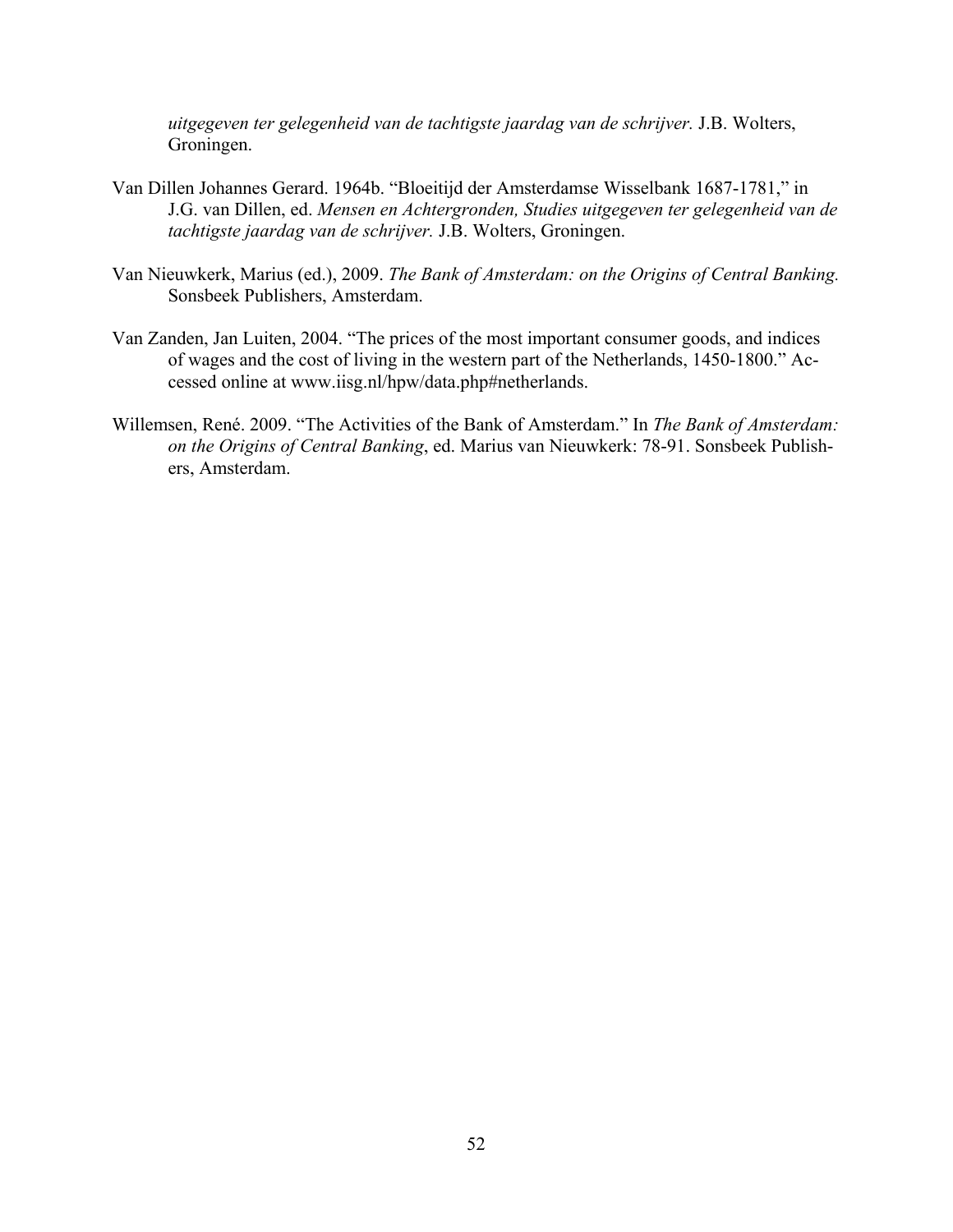*uitgegeven ter gelegenheid van de tachtigste jaardag van de schrijver.* J.B. Wolters, Groningen.

Van Dillen Johannes Gerard. 1964b. "Bloeitijd der Amsterdamse Wisselbank 1687-1781," in J.G. van Dillen, ed. *Mensen en Achtergronden, Studies uitgegeven ter gelegenheid van de tachtigste jaardag van de schrijver.* J.B. Wolters, Groningen.

Van Nieuwkerk, Marius (ed.), 2009. *The Bank of Amsterdam: on the Origins of Central Banking.* Sonsbeek Publishers, Amsterdam.

Van Zanden, Jan Luiten, 2004. "The prices of the most important consumer goods, and indices of wages and the cost of living in the western part of the Netherlands, 1450-1800." Accessed online at www.iisg.nl/hpw/data.php#netherlands.

Willemsen, René. 2009. "The Activities of the Bank of Amsterdam." In *The Bank of Amsterdam: on the Origins of Central Banking*, ed. Marius van Nieuwkerk: 78-91. Sonsbeek Publishers, Amsterdam.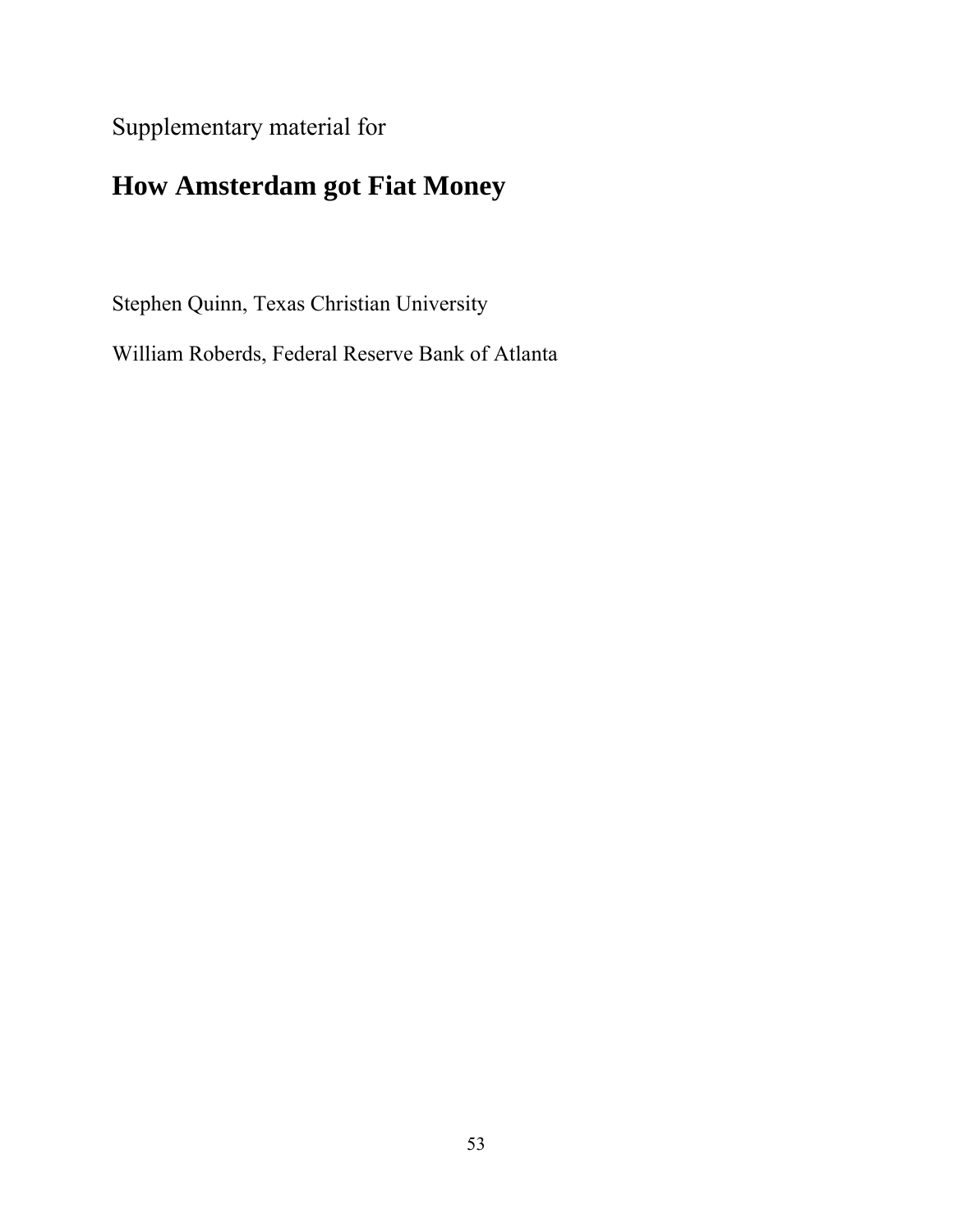Supplementary material for

# How Amsterdam got Fiat Money

Stephen Quinn, Texas Christian University

William Roberds, Federal Reserve Bank of Atlanta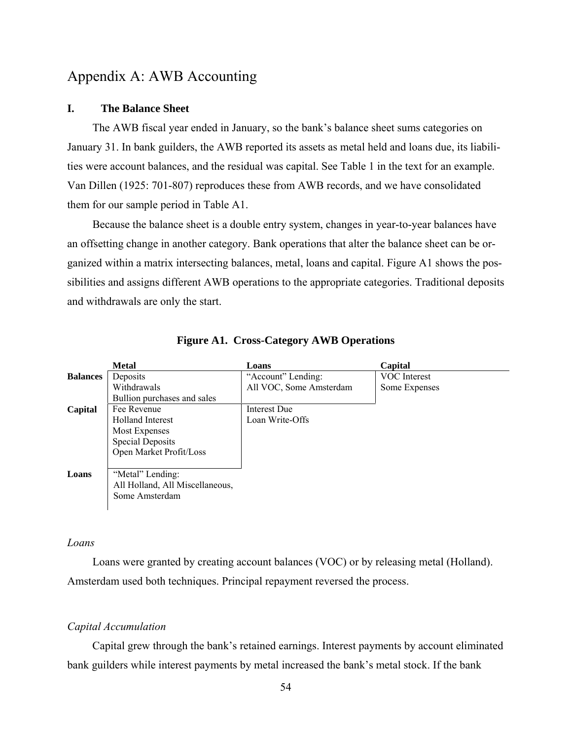# Appendix A: AWB Accounting

## I. The Balance Sheet

The AWB fiscal year ended in January, so the bank's balance sheet sums categories on January 31. In bank guilders, the AWB reported its assets as metal held and loans due, its liabilities were account balances, and the residual was capital. See Table 1 in the text for an example. Van Dillen (1925: 701-807) reproduces these from AWB records, and we have consolidated them for our sample period in Table A1.

Because the balance sheet is a double entry system, changes in year-to-year balances have an offsetting change in another category. Bank operations that alter the balance sheet can be organized within a matrix intersecting balances, metal, loans and capital. Figure A1 shows the possibilities and assigns different AWB operations to the appropriate categories. Traditional deposits and withdrawals are only the start.

**Figure A1. Cross-Category AWB Operations**

| | Metal | Loans | Capital |
|---|---|---|---|
| **Balances** | Deposits<br>Withdrawals<br>Bullion purchases and sales | "Account" Lending:<br>All VOC, Some Amsterdam | VOC Interest<br>Some Expenses |
| **Capital** | Fee Revenue<br>Holland Interest<br>Most Expenses<br>Special Deposits<br>Open Market Profit/Loss | Interest Due<br>Loan Write-Offs | |
| **Loans** | "Metal" Lending:<br>All Holland, All Miscellaneous,<br>Some Amsterdam | | |

*Loans*

Loans were granted by creating account balances (VOC) or by releasing metal (Holland). Amsterdam used both techniques. Principal repayment reversed the process.

*Capital Accumulation*

Capital grew through the bank's retained earnings. Interest payments by account eliminated bank guilders while interest payments by metal increased the bank's metal stock. If the bank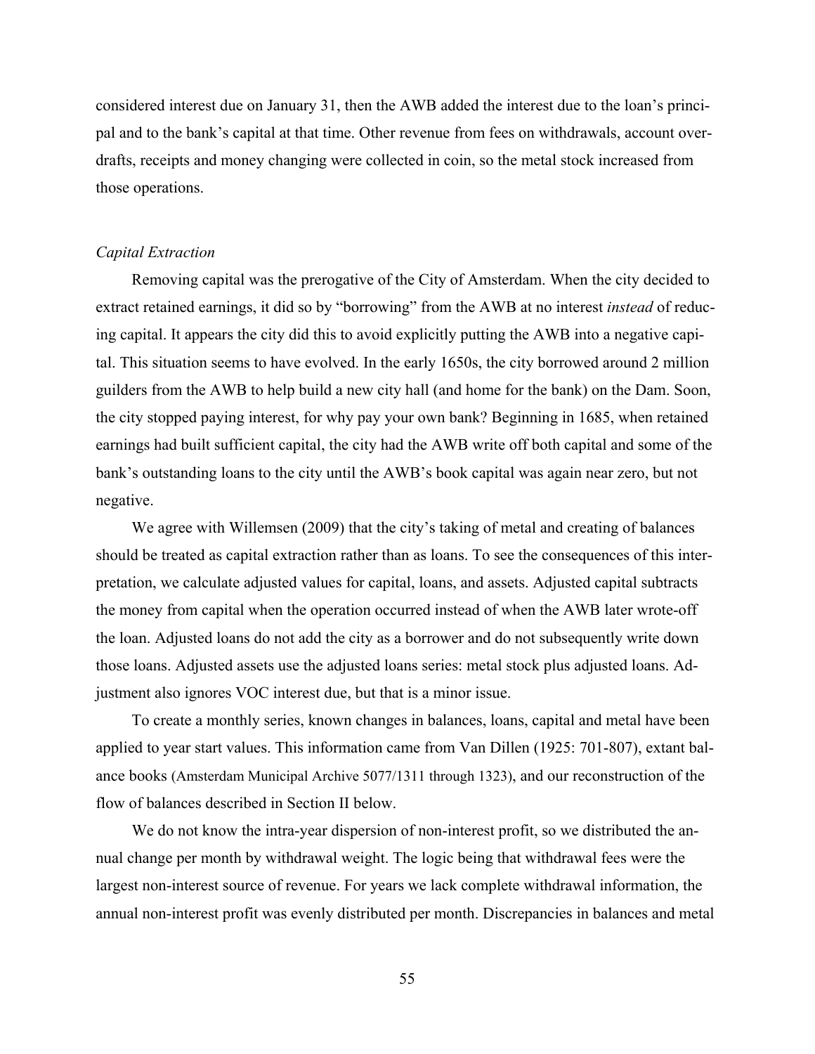considered interest due on January 31, then the AWB added the interest due to the loan's principal and to the bank's capital at that time. Other revenue from fees on withdrawals, account overdrafts, receipts and money changing were collected in coin, so the metal stock increased from those operations.

*Capital Extraction*

Removing capital was the prerogative of the City of Amsterdam. When the city decided to extract retained earnings, it did so by "borrowing" from the AWB at no interest *instead* of reducing capital. It appears the city did this to avoid explicitly putting the AWB into a negative capital. This situation seems to have evolved. In the early 1650s, the city borrowed around 2 million guilders from the AWB to help build a new city hall (and home for the bank) on the Dam. Soon, the city stopped paying interest, for why pay your own bank? Beginning in 1685, when retained earnings had built sufficient capital, the city had the AWB write off both capital and some of the bank's outstanding loans to the city until the AWB's book capital was again near zero, but not negative.

We agree with Willemsen (2009) that the city's taking of metal and creating of balances should be treated as capital extraction rather than as loans. To see the consequences of this interpretation, we calculate adjusted values for capital, loans, and assets. Adjusted capital subtracts the money from capital when the operation occurred instead of when the AWB later wrote-off the loan. Adjusted loans do not add the city as a borrower and do not subsequently write down those loans. Adjusted assets use the adjusted loans series: metal stock plus adjusted loans. Adjustment also ignores VOC interest due, but that is a minor issue.

To create a monthly series, known changes in balances, loans, capital and metal have been applied to year start values. This information came from Van Dillen (1925: 701-807), extant balance books (Amsterdam Municipal Archive 5077/1311 through 1323), and our reconstruction of the flow of balances described in Section II below.

We do not know the intra-year dispersion of non-interest profit, so we distributed the annual change per month by withdrawal weight. The logic being that withdrawal fees were the largest non-interest source of revenue. For years we lack complete withdrawal information, the annual non-interest profit was evenly distributed per month. Discrepancies in balances and metal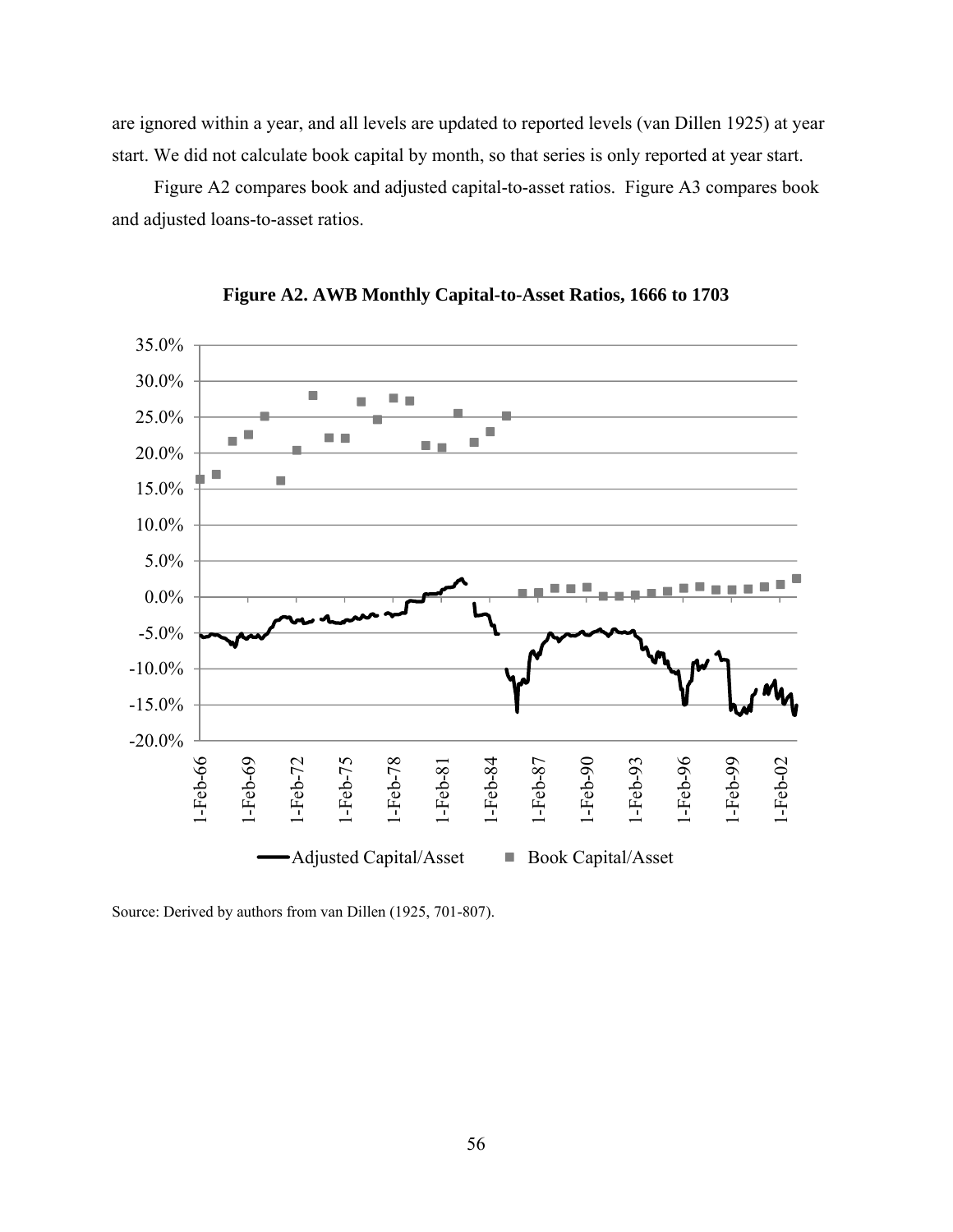are ignored within a year, and all levels are updated to reported levels (van Dillen 1925) at year start. We did not calculate book capital by month, so that series is only reported at year start.

Figure A2 compares book and adjusted capital-to-asset ratios. Figure A3 compares book and adjusted loans-to-asset ratios.

**Figure A2. AWB Monthly Capital-to-Asset Ratios, 1666 to 1703**

35.0%
30.0%
25.0%
20.0%
15.0%
10.0%
5.0%
0.0%
-5.0%
-10.0%
-15.0%
-20.0%

1-Feb-66
1-Feb-69
1-Feb-72
1-Feb-75
1-Feb-78
1-Feb-81
1-Feb-84
1-Feb-87
1-Feb-90
1-Feb-93
1-Feb-96
1-Feb-99
1-Feb-02

Adjusted Capital/Asset
Book Capital/Asset

Source: Derived by authors from van Dillen (1925, 701-807).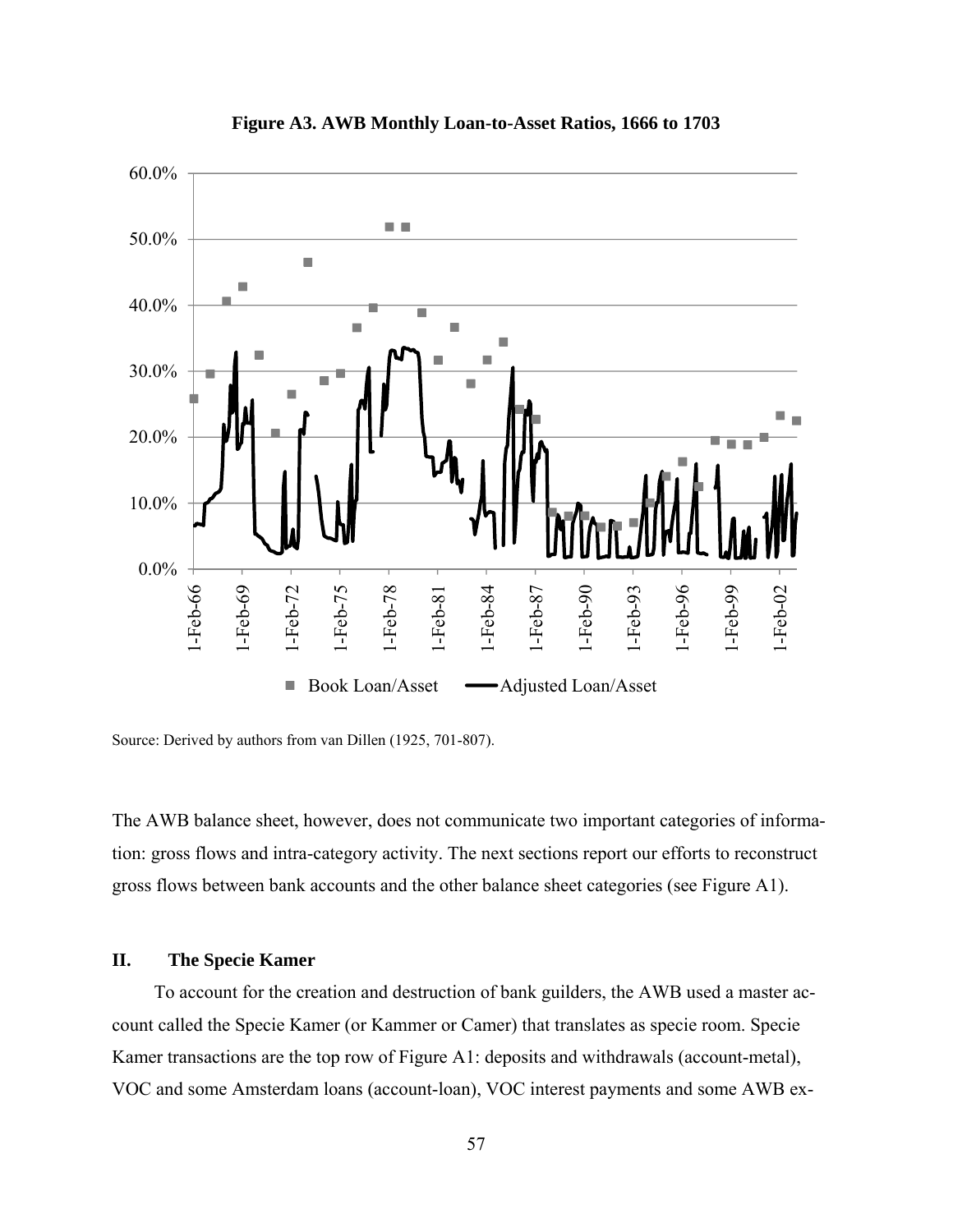**Figure A3. AWB Monthly Loan-to-Asset Ratios, 1666 to 1703**

60.0%
50.0%
40.0%
30.0%
20.0%
10.0%
0.0%

1-Feb-66
1-Feb-69
1-Feb-72
1-Feb-75
1-Feb-78
1-Feb-81
1-Feb-84
1-Feb-87
1-Feb-90
1-Feb-93
1-Feb-96
1-Feb-99
1-Feb-02

Book Loan/Asset
Adjusted Loan/Asset

Source: Derived by authors from van Dillen (1925, 701-807).

The AWB balance sheet, however, does not communicate two important categories of information: gross flows and intra-category activity. The next sections report our efforts to reconstruct gross flows between bank accounts and the other balance sheet categories (see Figure A1).

## II. The Specie Kamer

To account for the creation and destruction of bank guilders, the AWB used a master account called the Specie Kamer (or Kammer or Camer) that translates as specie room. Specie Kamer transactions are the top row of Figure A1: deposits and withdrawals (account-metal), VOC and some Amsterdam loans (account-loan), VOC interest payments and some AWB ex-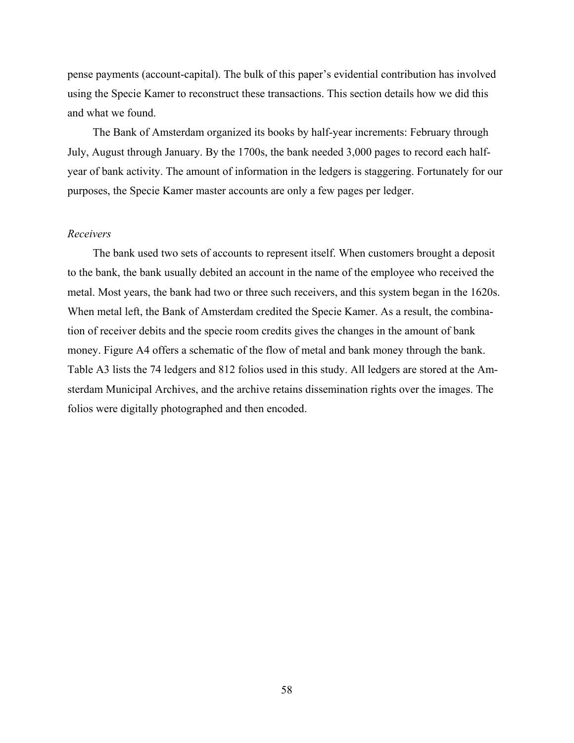pense payments (account-capital). The bulk of this paper's evidential contribution has involved using the Specie Kamer to reconstruct these transactions. This section details how we did this and what we found.

The Bank of Amsterdam organized its books by half-year increments: February through July, August through January. By the 1700s, the bank needed 3,000 pages to record each half-year of bank activity. The amount of information in the ledgers is staggering. Fortunately for our purposes, the Specie Kamer master accounts are only a few pages per ledger.

*Receivers*

The bank used two sets of accounts to represent itself. When customers brought a deposit to the bank, the bank usually debited an account in the name of the employee who received the metal. Most years, the bank had two or three such receivers, and this system began in the 1620s. When metal left, the Bank of Amsterdam credited the Specie Kamer. As a result, the combination of receiver debits and the specie room credits gives the changes in the amount of bank money. Figure A4 offers a schematic of the flow of metal and bank money through the bank. Table A3 lists the 74 ledgers and 812 folios used in this study. All ledgers are stored at the Amsterdam Municipal Archives, and the archive retains dissemination rights over the images. The folios were digitally photographed and then encoded.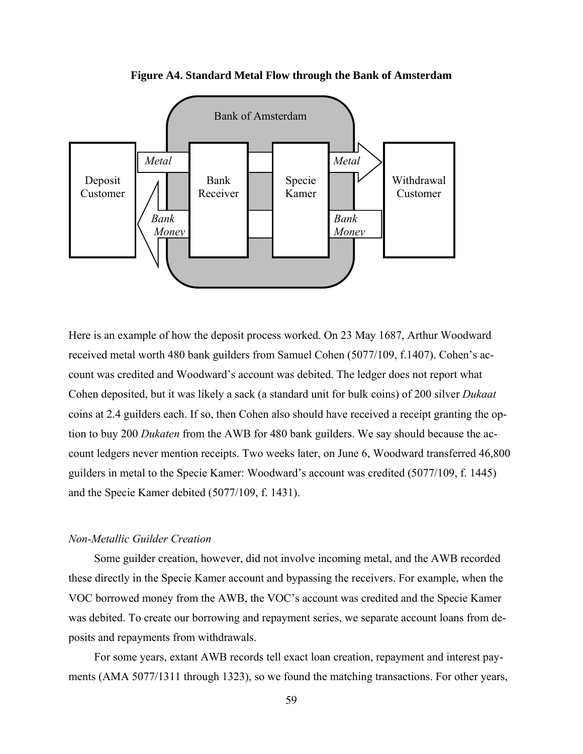**Figure A4. Standard Metal Flow through the Bank of Amsterdam**

Bank of Amsterdam

Deposit Customer

Metal

Bank Money

Bank Receiver

Specie Kamer

Metal

Bank Money

Withdrawal Customer

Here is an example of how the deposit process worked. On 23 May 1687, Arthur Woodward received metal worth 480 bank guilders from Samuel Cohen (5077/109, f.1407). Cohen's account was credited and Woodward's account was debited. The ledger does not report what Cohen deposited, but it was likely a sack (a standard unit for bulk coins) of 200 silver *Dukaat* coins at 2.4 guilders each. If so, then Cohen also should have received a receipt granting the option to buy 200 *Dukaten* from the AWB for 480 bank guilders. We say should because the account ledgers never mention receipts. Two weeks later, on June 6, Woodward transferred 46,800 guilders in metal to the Specie Kamer: Woodward's account was credited (5077/109, f. 1445) and the Specie Kamer debited (5077/109, f. 1431).

*Non-Metallic Guilder Creation*

Some guilder creation, however, did not involve incoming metal, and the AWB recorded these directly in the Specie Kamer account and bypassing the receivers. For example, when the VOC borrowed money from the AWB, the VOC's account was credited and the Specie Kamer was debited. To create our borrowing and repayment series, we separate account loans from deposits and repayments from withdrawals.

For some years, extant AWB records tell exact loan creation, repayment and interest payments (AMA 5077/1311 through 1323), so we found the matching transactions. For other years,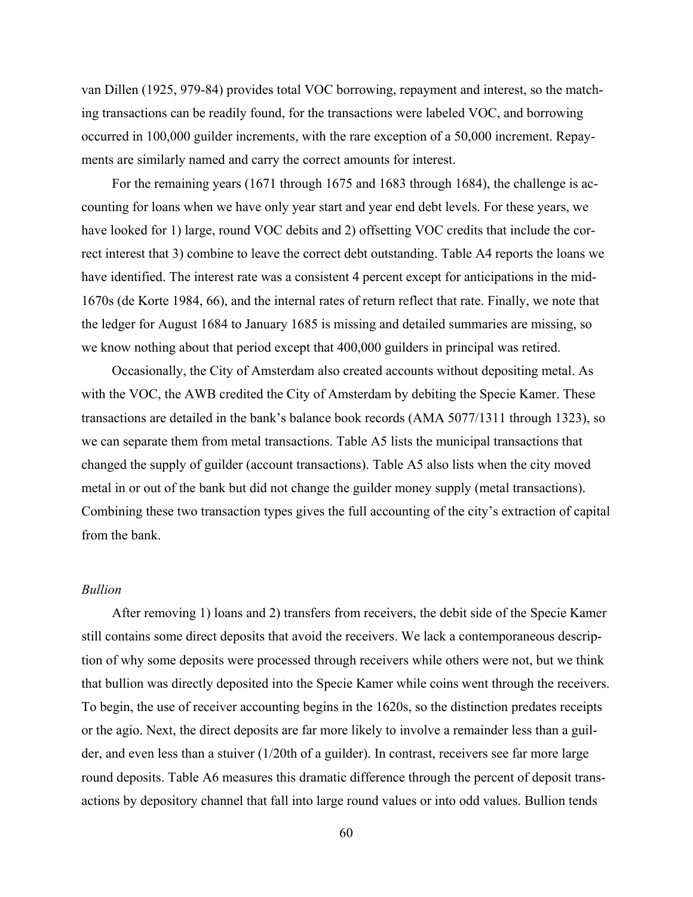van Dillen (1925, 979-84) provides total VOC borrowing, repayment and interest, so the matching transactions can be readily found, for the transactions were labeled VOC, and borrowing occurred in 100,000 guilder increments, with the rare exception of a 50,000 increment. Repayments are similarly named and carry the correct amounts for interest.

For the remaining years (1671 through 1675 and 1683 through 1684), the challenge is accounting for loans when we have only year start and year end debt levels. For these years, we have looked for 1) large, round VOC debits and 2) offsetting VOC credits that include the correct interest that 3) combine to leave the correct debt outstanding. Table A4 reports the loans we have identified. The interest rate was a consistent 4 percent except for anticipations in the mid-1670s (de Korte 1984, 66), and the internal rates of return reflect that rate. Finally, we note that the ledger for August 1684 to January 1685 is missing and detailed summaries are missing, so we know nothing about that period except that 400,000 guilders in principal was retired.

Occasionally, the City of Amsterdam also created accounts without depositing metal. As with the VOC, the AWB credited the City of Amsterdam by debiting the Specie Kamer. These transactions are detailed in the bank's balance book records (AMA 5077/1311 through 1323), so we can separate them from metal transactions. Table A5 lists the municipal transactions that changed the supply of guilder (account transactions). Table A5 also lists when the city moved metal in or out of the bank but did not change the guilder money supply (metal transactions). Combining these two transaction types gives the full accounting of the city's extraction of capital from the bank.

### *Bullion*

After removing 1) loans and 2) transfers from receivers, the debit side of the Specie Kamer still contains some direct deposits that avoid the receivers. We lack a contemporaneous description of why some deposits were processed through receivers while others were not, but we think that bullion was directly deposited into the Specie Kamer while coins went through the receivers. To begin, the use of receiver accounting begins in the 1620s, so the distinction predates receipts or the agio. Next, the direct deposits are far more likely to involve a remainder less than a guilder, and even less than a stuiver (1/20th of a guilder). In contrast, receivers see far more large round deposits. Table A6 measures this dramatic difference through the percent of deposit transactions by depository channel that fall into large round values or into odd values. Bullion tends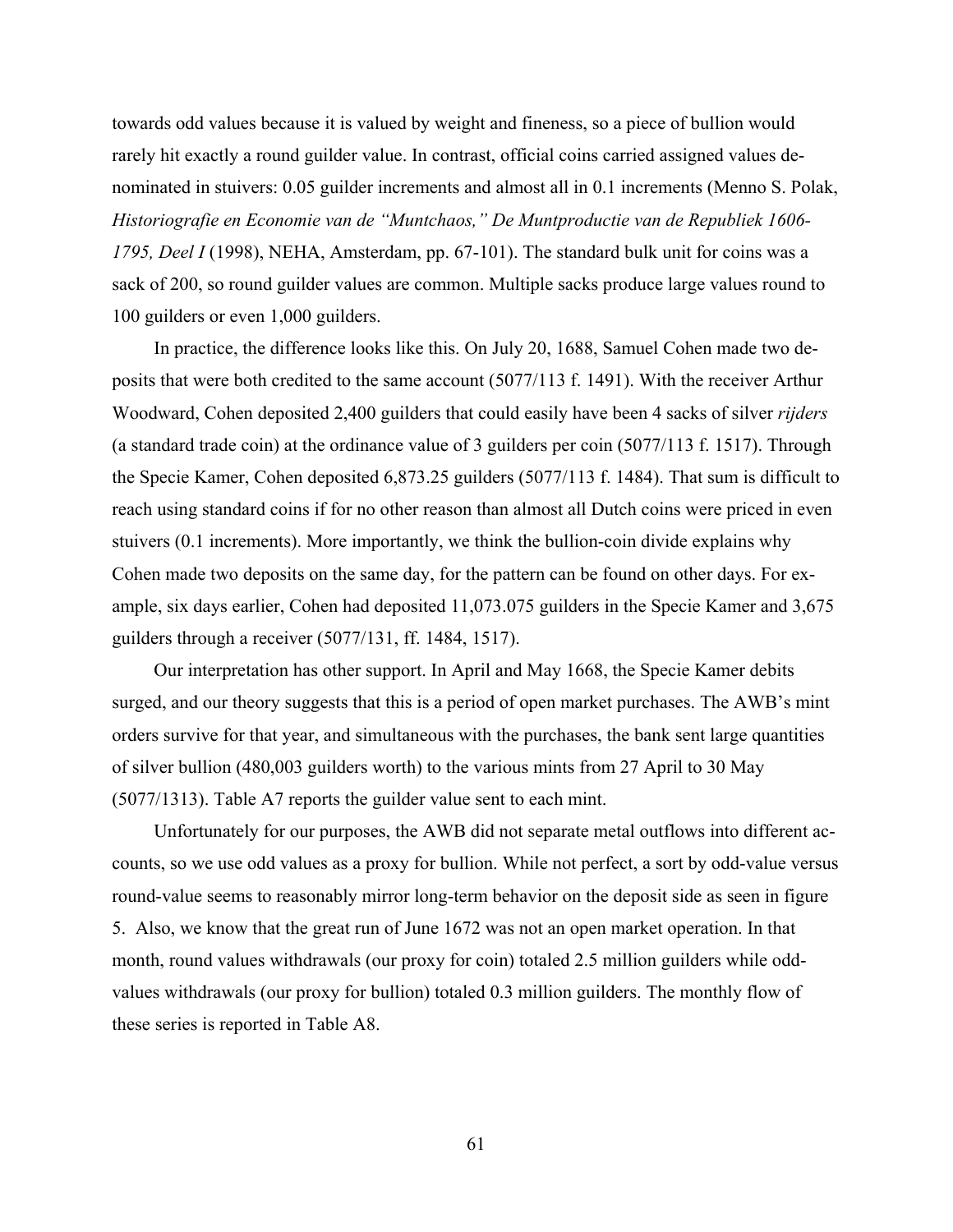towards odd values because it is valued by weight and fineness, so a piece of bullion would rarely hit exactly a round guilder value. In contrast, official coins carried assigned values denominated in stuivers: 0.05 guilder increments and almost all in 0.1 increments (Menno S. Polak, *Historiografie en Economie van de "Muntchaos," De Muntproductie van de Republiek 1606-1795, Deel I* (1998), NEHA, Amsterdam, pp. 67-101). The standard bulk unit for coins was a sack of 200, so round guilder values are common. Multiple sacks produce large values round to 100 guilders or even 1,000 guilders.

In practice, the difference looks like this. On July 20, 1688, Samuel Cohen made two deposits that were both credited to the same account (5077/113 f. 1491). With the receiver Arthur Woodward, Cohen deposited 2,400 guilders that could easily have been 4 sacks of silver *rijders* (a standard trade coin) at the ordinance value of 3 guilders per coin (5077/113 f. 1517). Through the Specie Kamer, Cohen deposited 6,873.25 guilders (5077/113 f. 1484). That sum is difficult to reach using standard coins if for no other reason than almost all Dutch coins were priced in even stuivers (0.1 increments). More importantly, we think the bullion-coin divide explains why Cohen made two deposits on the same day, for the pattern can be found on other days. For example, six days earlier, Cohen had deposited 11,073.075 guilders in the Specie Kamer and 3,675 guilders through a receiver (5077/131, ff. 1484, 1517).

Our interpretation has other support. In April and May 1668, the Specie Kamer debits surged, and our theory suggests that this is a period of open market purchases. The AWB's mint orders survive for that year, and simultaneous with the purchases, the bank sent large quantities of silver bullion (480,003 guilders worth) to the various mints from 27 April to 30 May (5077/1313). Table A7 reports the guilder value sent to each mint.

Unfortunately for our purposes, the AWB did not separate metal outflows into different accounts, so we use odd values as a proxy for bullion. While not perfect, a sort by odd-value versus round-value seems to reasonably mirror long-term behavior on the deposit side as seen in figure 5. Also, we know that the great run of June 1672 was not an open market operation. In that month, round values withdrawals (our proxy for coin) totaled 2.5 million guilders while odd-values withdrawals (our proxy for bullion) totaled 0.3 million guilders. The monthly flow of these series is reported in Table A8.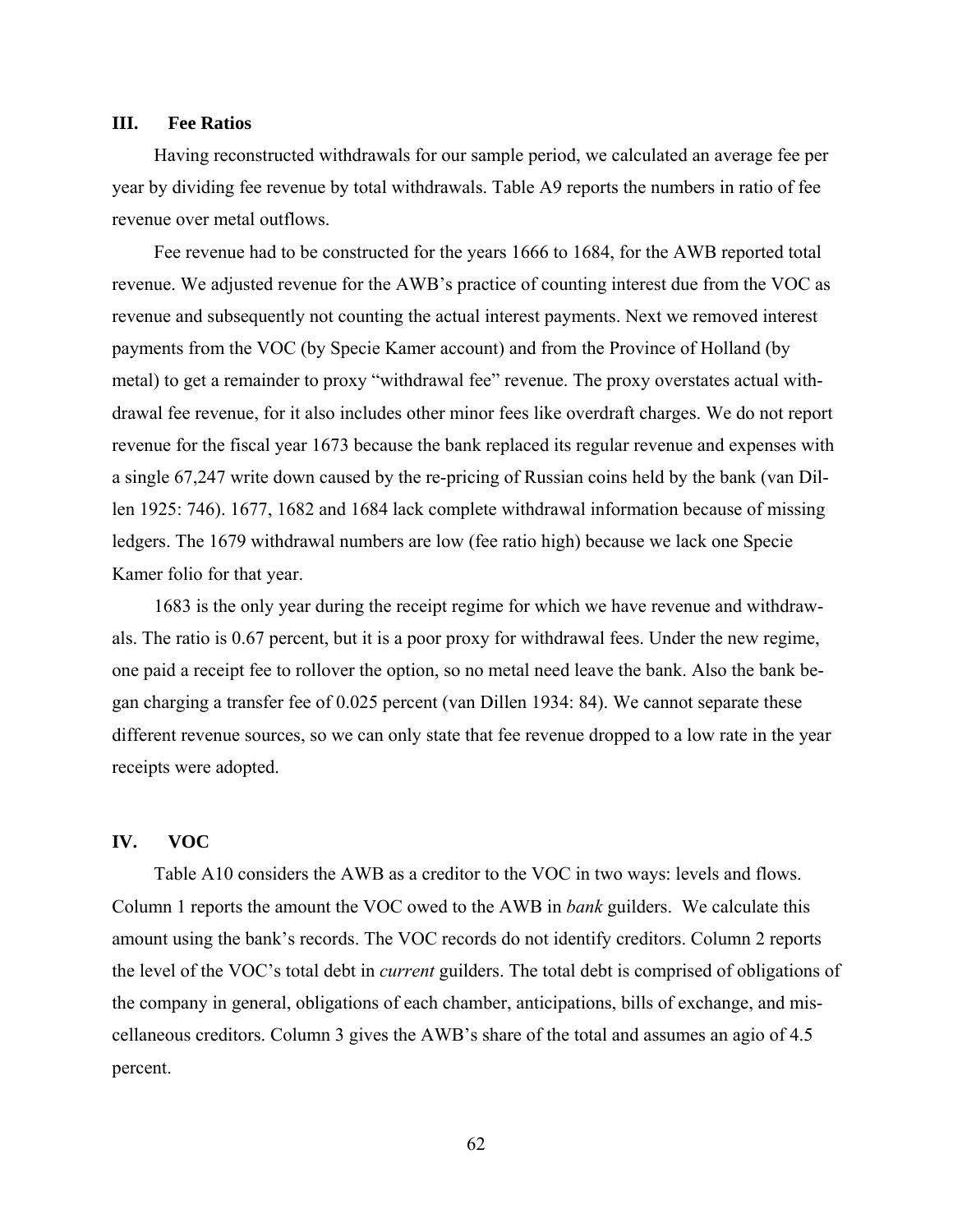## III. Fee Ratios

Having reconstructed withdrawals for our sample period, we calculated an average fee per year by dividing fee revenue by total withdrawals. Table A9 reports the numbers in ratio of fee revenue over metal outflows.

Fee revenue had to be constructed for the years 1666 to 1684, for the AWB reported total revenue. We adjusted revenue for the AWB's practice of counting interest due from the VOC as revenue and subsequently not counting the actual interest payments. Next we removed interest payments from the VOC (by Specie Kamer account) and from the Province of Holland (by metal) to get a remainder to proxy "withdrawal fee" revenue. The proxy overstates actual withdrawal fee revenue, for it also includes other minor fees like overdraft charges. We do not report revenue for the fiscal year 1673 because the bank replaced its regular revenue and expenses with a single 67,247 write down caused by the re-pricing of Russian coins held by the bank (van Dillen 1925: 746). 1677, 1682 and 1684 lack complete withdrawal information because of missing ledgers. The 1679 withdrawal numbers are low (fee ratio high) because we lack one Specie Kamer folio for that year.

1683 is the only year during the receipt regime for which we have revenue and withdrawals. The ratio is 0.67 percent, but it is a poor proxy for withdrawal fees. Under the new regime, one paid a receipt fee to rollover the option, so no metal need leave the bank. Also the bank began charging a transfer fee of 0.025 percent (van Dillen 1934: 84). We cannot separate these different revenue sources, so we can only state that fee revenue dropped to a low rate in the year receipts were adopted.

## IV. VOC

Table A10 considers the AWB as a creditor to the VOC in two ways: levels and flows. Column 1 reports the amount the VOC owed to the AWB in *bank* guilders. We calculate this amount using the bank's records. The VOC records do not identify creditors. Column 2 reports the level of the VOC's total debt in *current* guilders. The total debt is comprised of obligations of the company in general, obligations of each chamber, anticipations, bills of exchange, and miscellaneous creditors. Column 3 gives the AWB's share of the total and assumes an agio of 4.5 percent.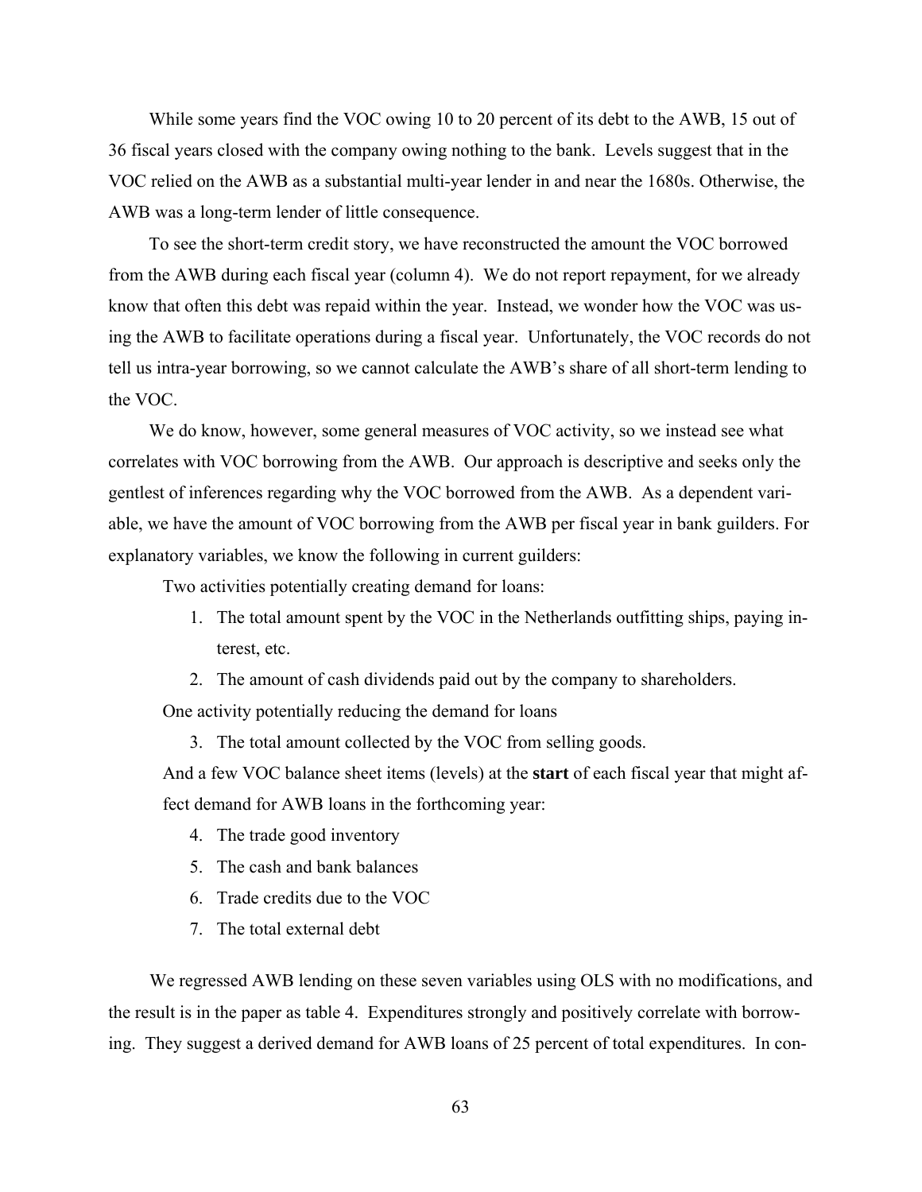While some years find the VOC owing 10 to 20 percent of its debt to the AWB, 15 out of 36 fiscal years closed with the company owing nothing to the bank. Levels suggest that in the VOC relied on the AWB as a substantial multi-year lender in and near the 1680s. Otherwise, the AWB was a long-term lender of little consequence.

To see the short-term credit story, we have reconstructed the amount the VOC borrowed from the AWB during each fiscal year (column 4). We do not report repayment, for we already know that often this debt was repaid within the year. Instead, we wonder how the VOC was using the AWB to facilitate operations during a fiscal year. Unfortunately, the VOC records do not tell us intra-year borrowing, so we cannot calculate the AWB's share of all short-term lending to the VOC.

We do know, however, some general measures of VOC activity, so we instead see what correlates with VOC borrowing from the AWB. Our approach is descriptive and seeks only the gentlest of inferences regarding why the VOC borrowed from the AWB. As a dependent variable, we have the amount of VOC borrowing from the AWB per fiscal year in bank guilders. For explanatory variables, we know the following in current guilders:

Two activities potentially creating demand for loans:

1. The total amount spent by the VOC in the Netherlands outfitting ships, paying interest, etc.
2. The amount of cash dividends paid out by the company to shareholders.

One activity potentially reducing the demand for loans

3. The total amount collected by the VOC from selling goods.

And a few VOC balance sheet items (levels) at the **start** of each fiscal year that might affect demand for AWB loans in the forthcoming year:

4. The trade good inventory
5. The cash and bank balances
6. Trade credits due to the VOC
7. The total external debt

We regressed AWB lending on these seven variables using OLS with no modifications, and the result is in the paper as table 4. Expenditures strongly and positively correlate with borrowing. They suggest a derived demand for AWB loans of 25 percent of total expenditures. In con-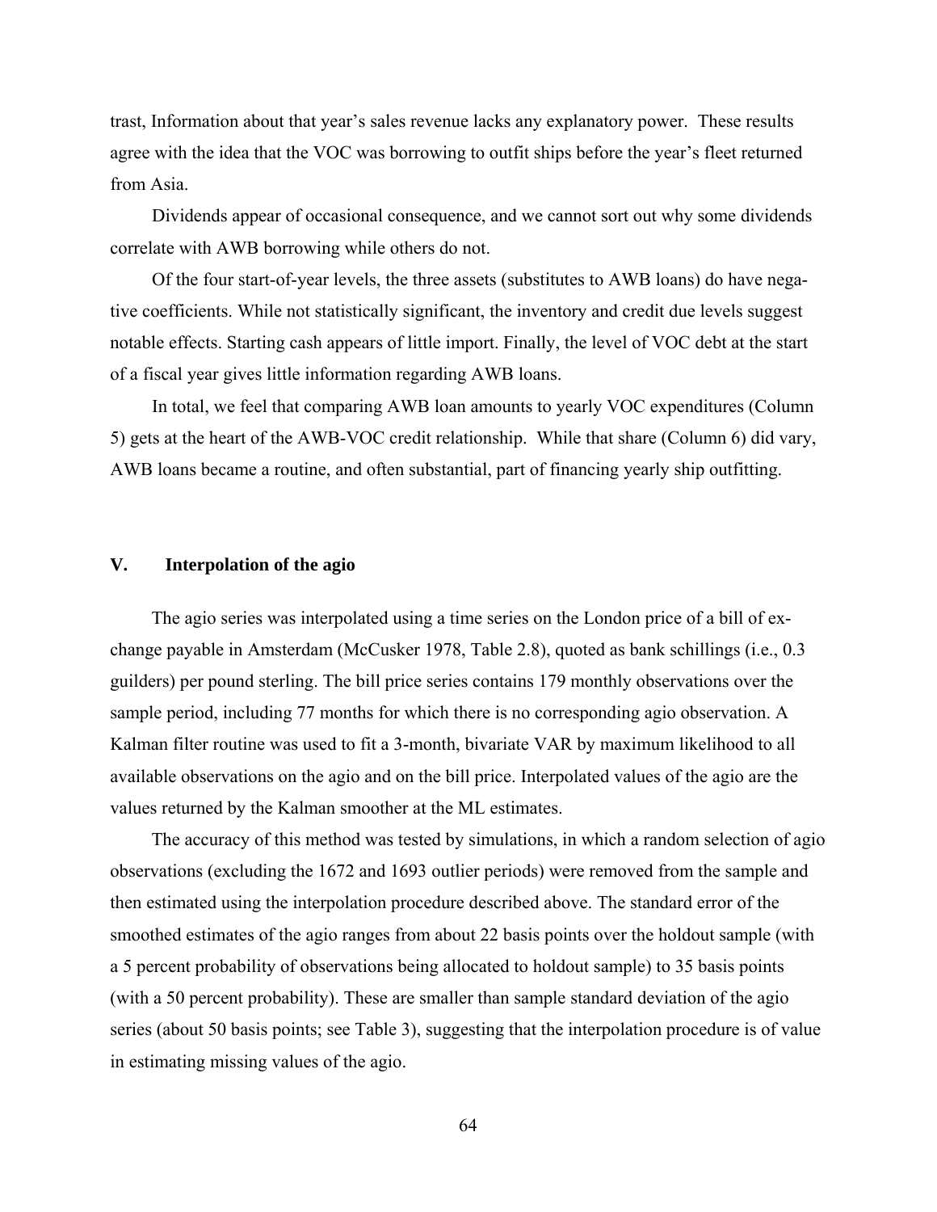trast, Information about that year's sales revenue lacks any explanatory power. These results agree with the idea that the VOC was borrowing to outfit ships before the year's fleet returned from Asia.

Dividends appear of occasional consequence, and we cannot sort out why some dividends correlate with AWB borrowing while others do not.

Of the four start-of-year levels, the three assets (substitutes to AWB loans) do have negative coefficients. While not statistically significant, the inventory and credit due levels suggest notable effects. Starting cash appears of little import. Finally, the level of VOC debt at the start of a fiscal year gives little information regarding AWB loans.

In total, we feel that comparing AWB loan amounts to yearly VOC expenditures (Column 5) gets at the heart of the AWB-VOC credit relationship. While that share (Column 6) did vary, AWB loans became a routine, and often substantial, part of financing yearly ship outfitting.

## V. Interpolation of the agio

The agio series was interpolated using a time series on the London price of a bill of exchange payable in Amsterdam (McCusker 1978, Table 2.8), quoted as bank schillings (i.e., 0.3 guilders) per pound sterling. The bill price series contains 179 monthly observations over the sample period, including 77 months for which there is no corresponding agio observation. A Kalman filter routine was used to fit a 3-month, bivariate VAR by maximum likelihood to all available observations on the agio and on the bill price. Interpolated values of the agio are the values returned by the Kalman smoother at the ML estimates.

The accuracy of this method was tested by simulations, in which a random selection of agio observations (excluding the 1672 and 1693 outlier periods) were removed from the sample and then estimated using the interpolation procedure described above. The standard error of the smoothed estimates of the agio ranges from about 22 basis points over the holdout sample (with a 5 percent probability of observations being allocated to holdout sample) to 35 basis points (with a 50 percent probability). These are smaller than sample standard deviation of the agio series (about 50 basis points; see Table 3), suggesting that the interpolation procedure is of value in estimating missing values of the agio.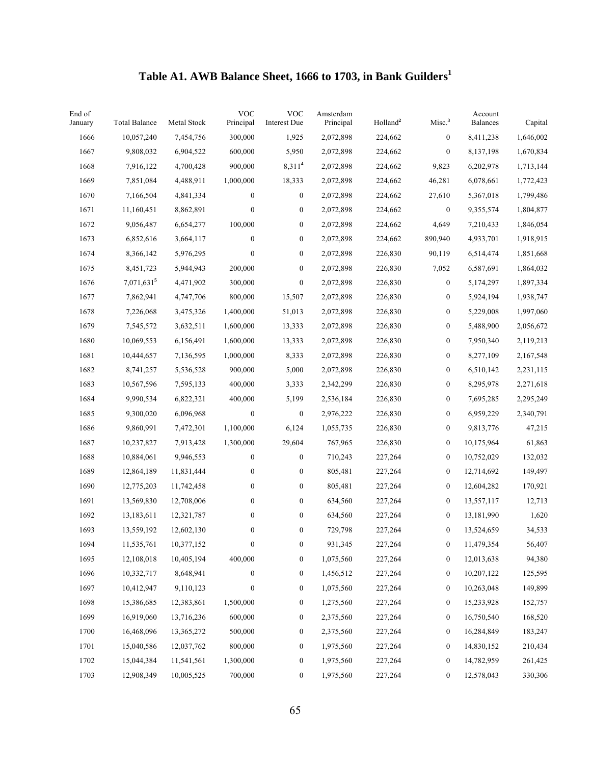## Table A1. AWB Balance Sheet, 1666 to 1703, in Bank Guilders[1]

| End of January | Total Balance | Metal Stock | VOC Principal | VOC Interest Due | Amsterdam Principal | Holland[2] | Misc.[3] | Account Balances | Capital |
|---|---|---|---|---|---|---|---|---|---|
| 1666 | 10,057,240 | 7,454,756 | 300,000 | 1,925 | 2,072,898 | 224,662 | 0 | 8,411,238 | 1,646,002 |
| 1667 | 9,808,032 | 6,904,522 | 600,000 | 5,950 | 2,072,898 | 224,662 | 0 | 8,137,198 | 1,670,834 |
| 1668 | 7,916,122 | 4,700,428 | 900,000 | 8,311[4] | 2,072,898 | 224,662 | 9,823 | 6,202,978 | 1,713,144 |
| 1669 | 7,851,084 | 4,488,911 | 1,000,000 | 18,333 | 2,072,898 | 224,662 | 46,281 | 6,078,661 | 1,772,423 |
| 1670 | 7,166,504 | 4,841,334 | 0 | 0 | 2,072,898 | 224,662 | 27,610 | 5,367,018 | 1,799,486 |
| 1671 | 11,160,451 | 8,862,891 | 0 | 0 | 2,072,898 | 224,662 | 0 | 9,355,574 | 1,804,877 |
| 1672 | 9,056,487 | 6,654,277 | 100,000 | 0 | 2,072,898 | 224,662 | 4,649 | 7,210,433 | 1,846,054 |
| 1673 | 6,852,616 | 3,664,117 | 0 | 0 | 2,072,898 | 224,662 | 890,940 | 4,933,701 | 1,918,915 |
| 1674 | 8,366,142 | 5,976,295 | 0 | 0 | 2,072,898 | 226,830 | 90,119 | 6,514,474 | 1,851,668 |
| 1675 | 8,451,723 | 5,944,943 | 200,000 | 0 | 2,072,898 | 226,830 | 7,052 | 6,587,691 | 1,864,032 |
| 1676 | 7,071,631[5] | 4,471,902 | 300,000 | 0 | 2,072,898 | 226,830 | 0 | 5,174,297 | 1,897,334 |
| 1677 | 7,862,941 | 4,747,706 | 800,000 | 15,507 | 2,072,898 | 226,830 | 0 | 5,924,194 | 1,938,747 |
| 1678 | 7,226,068 | 3,475,326 | 1,400,000 | 51,013 | 2,072,898 | 226,830 | 0 | 5,229,008 | 1,997,060 |
| 1679 | 7,545,572 | 3,632,511 | 1,600,000 | 13,333 | 2,072,898 | 226,830 | 0 | 5,488,900 | 2,056,672 |
| 1680 | 10,069,553 | 6,156,491 | 1,600,000 | 13,333 | 2,072,898 | 226,830 | 0 | 7,950,340 | 2,119,213 |
| 1681 | 10,444,657 | 7,136,595 | 1,000,000 | 8,333 | 2,072,898 | 226,830 | 0 | 8,277,109 | 2,167,548 |
| 1682 | 8,741,257 | 5,536,528 | 900,000 | 5,000 | 2,072,898 | 226,830 | 0 | 6,510,142 | 2,231,115 |
| 1683 | 10,567,596 | 7,595,133 | 400,000 | 3,333 | 2,342,299 | 226,830 | 0 | 8,295,978 | 2,271,618 |
| 1684 | 9,990,534 | 6,822,321 | 400,000 | 5,199 | 2,536,184 | 226,830 | 0 | 7,695,285 | 2,295,249 |
| 1685 | 9,300,020 | 6,096,968 | 0 | 0 | 2,976,222 | 226,830 | 0 | 6,959,229 | 2,340,791 |
| 1686 | 9,860,991 | 7,472,301 | 1,100,000 | 6,124 | 1,055,735 | 226,830 | 0 | 9,813,776 | 47,215 |
| 1687 | 10,237,827 | 7,913,428 | 1,300,000 | 29,604 | 767,965 | 226,830 | 0 | 10,175,964 | 61,863 |
| 1688 | 10,884,061 | 9,946,553 | 0 | 0 | 710,243 | 227,264 | 0 | 10,752,029 | 132,032 |
| 1689 | 12,864,189 | 11,831,444 | 0 | 0 | 805,481 | 227,264 | 0 | 12,714,692 | 149,497 |
| 1690 | 12,775,203 | 11,742,458 | 0 | 0 | 805,481 | 227,264 | 0 | 12,604,282 | 170,921 |
| 1691 | 13,569,830 | 12,708,006 | 0 | 0 | 634,560 | 227,264 | 0 | 13,557,117 | 12,713 |
| 1692 | 13,183,611 | 12,321,787 | 0 | 0 | 634,560 | 227,264 | 0 | 13,181,990 | 1,620 |
| 1693 | 13,559,192 | 12,602,130 | 0 | 0 | 729,798 | 227,264 | 0 | 13,524,659 | 34,533 |
| 1694 | 11,535,761 | 10,377,152 | 0 | 0 | 931,345 | 227,264 | 0 | 11,479,354 | 56,407 |
| 1695 | 12,108,018 | 10,405,194 | 400,000 | 0 | 1,075,560 | 227,264 | 0 | 12,013,638 | 94,380 |
| 1696 | 10,332,717 | 8,648,941 | 0 | 0 | 1,456,512 | 227,264 | 0 | 10,207,122 | 125,595 |
| 1697 | 10,412,947 | 9,110,123 | 0 | 0 | 1,075,560 | 227,264 | 0 | 10,263,048 | 149,899 |
| 1698 | 15,386,685 | 12,383,861 | 1,500,000 | 0 | 1,275,560 | 227,264 | 0 | 15,233,928 | 152,757 |
| 1699 | 16,919,060 | 13,716,236 | 600,000 | 0 | 2,375,560 | 227,264 | 0 | 16,750,540 | 168,520 |
| 1700 | 16,468,096 | 13,365,272 | 500,000 | 0 | 2,375,560 | 227,264 | 0 | 16,284,849 | 183,247 |
| 1701 | 15,040,586 | 12,037,762 | 800,000 | 0 | 1,975,560 | 227,264 | 0 | 14,830,152 | 210,434 |
| 1702 | 15,044,384 | 11,541,561 | 1,300,000 | 0 | 1,975,560 | 227,264 | 0 | 14,782,959 | 261,425 |
| 1703 | 12,908,349 | 10,005,525 | 700,000 | 0 | 1,975,560 | 227,264 | 0 | 12,578,043 | 330,306 |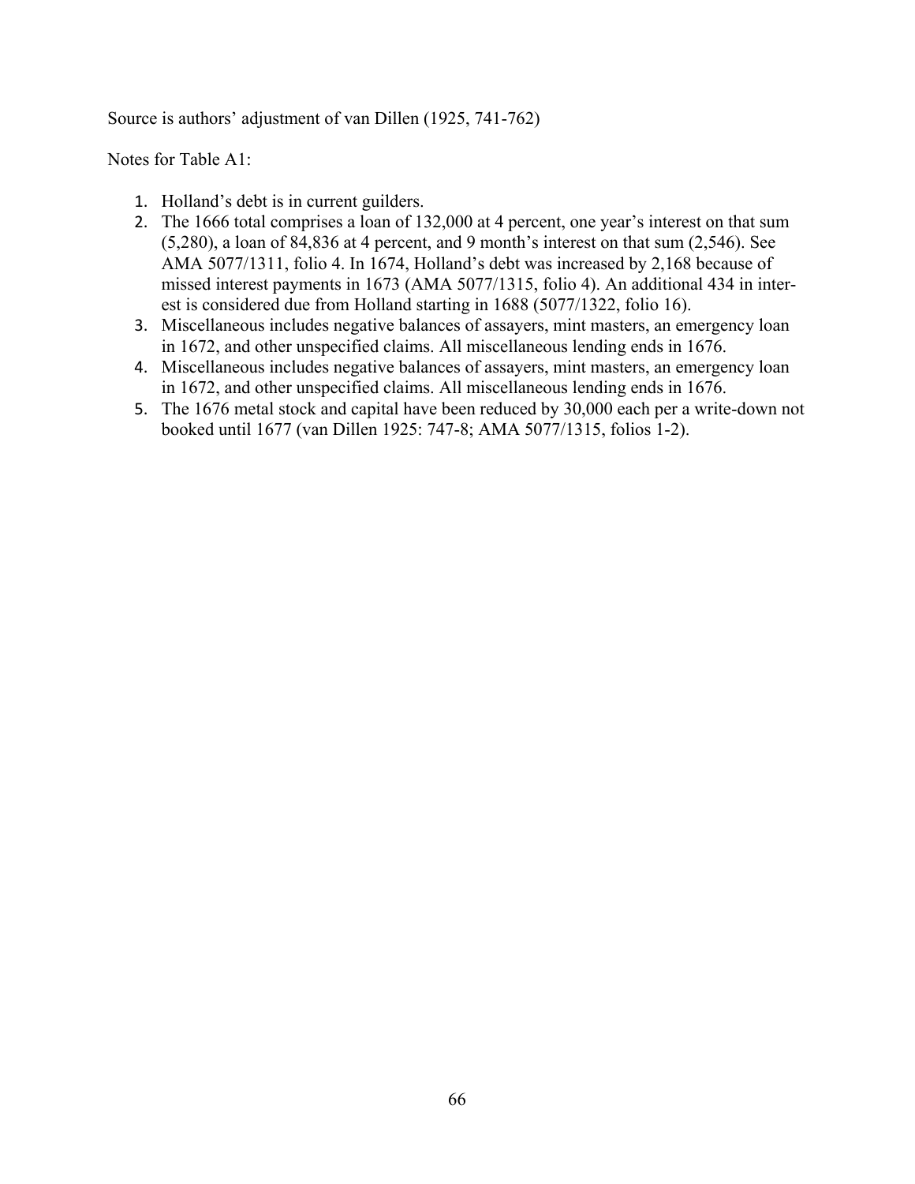Source is authors' adjustment of van Dillen (1925, 741-762)

Notes for Table A1:

1. Holland's debt is in current guilders.
2. The 1666 total comprises a loan of 132,000 at 4 percent, one year's interest on that sum (5,280), a loan of 84,836 at 4 percent, and 9 month's interest on that sum (2,546). See AMA 5077/1311, folio 4. In 1674, Holland's debt was increased by 2,168 because of missed interest payments in 1673 (AMA 5077/1315, folio 4). An additional 434 in interest is considered due from Holland starting in 1688 (5077/1322, folio 16).
3. Miscellaneous includes negative balances of assayers, mint masters, an emergency loan in 1672, and other unspecified claims. All miscellaneous lending ends in 1676.
4. Miscellaneous includes negative balances of assayers, mint masters, an emergency loan in 1672, and other unspecified claims. All miscellaneous lending ends in 1676.
5. The 1676 metal stock and capital have been reduced by 30,000 each per a write-down not booked until 1677 (van Dillen 1925: 747-8; AMA 5077/1315, folios 1-2).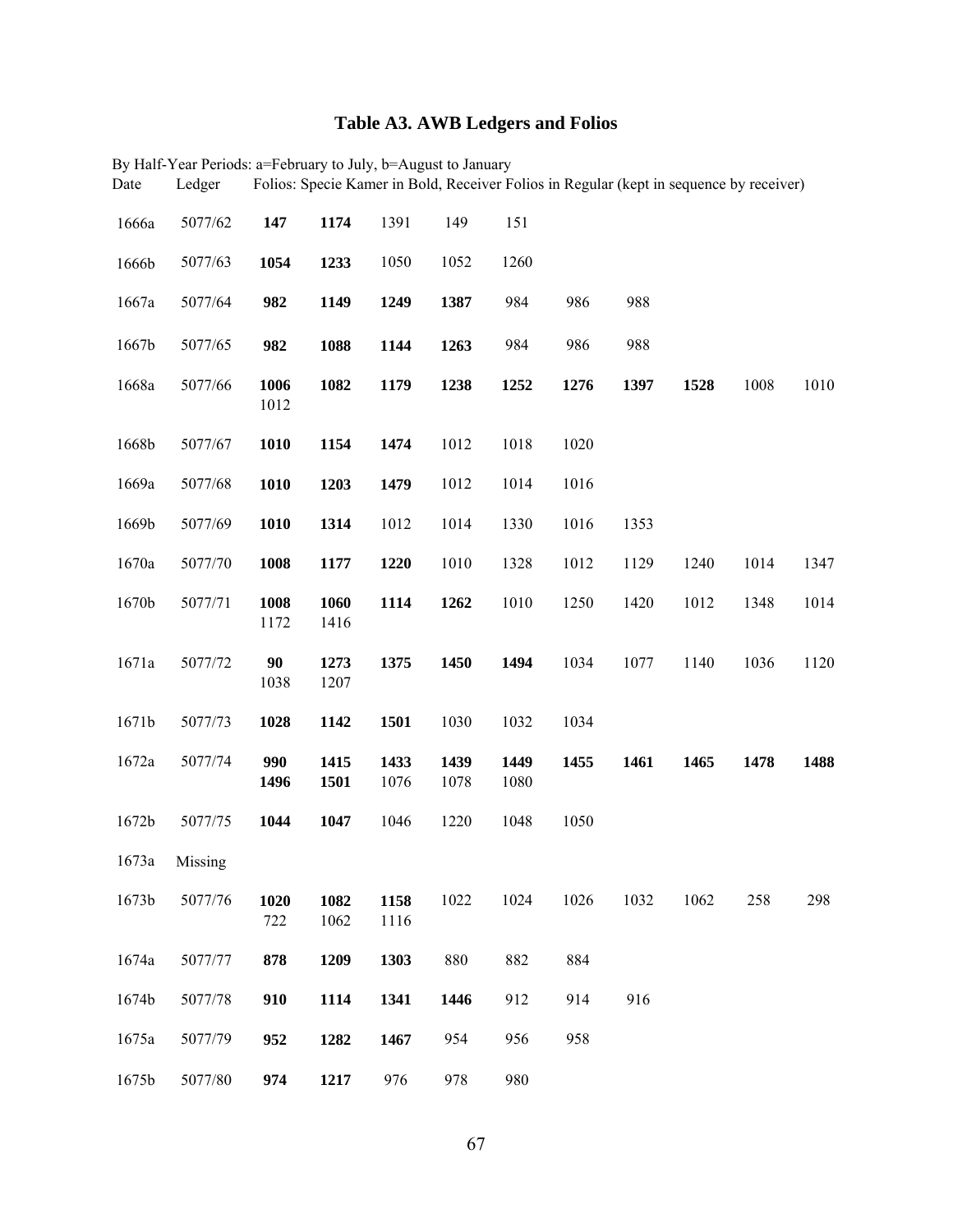# Table A3. AWB Ledgers and Folios

By Half-Year Periods: a=February to July, b=August to January

| Date | Ledger | Folios: Specie Kamer in Bold, Receiver Folios in Regular (kept in sequence by receiver) | | | | | | | | | |
|---|---|---|---|---|---|---|---|---|---|---|---|
| 1666a | 5077/62 | **147** | **1174** | 1391 | 149 | 151 | | | | | |
| 1666b | 5077/63 | **1054** | **1233** | 1050 | 1052 | 1260 | | | | | |
| 1667a | 5077/64 | **982** | **1149** | **1249** | **1387** | 984 | 986 | 988 | | | |
| 1667b | 5077/65 | **982** | **1088** | **1144** | **1263** | 984 | 986 | 988 | | | |
| 1668a | 5077/66 | **1006** 1012 | **1082** | **1179** | **1238** | **1252** | **1276** | **1397** | **1528** | 1008 | 1010 |
| 1668b | 5077/67 | **1010** | **1154** | **1474** | 1012 | 1018 | 1020 | | | | |
| 1669a | 5077/68 | **1010** | **1203** | **1479** | 1012 | 1014 | 1016 | | | | |
| 1669b | 5077/69 | **1010** | **1314** | 1012 | 1014 | 1330 | 1016 | 1353 | | | |
| 1670a | 5077/70 | **1008** | **1177** | **1220** | 1010 | 1328 | 1012 | 1129 | 1240 | 1014 | 1347 |
| 1670b | 5077/71 | **1008** 1172 | **1060** 1416 | **1114** | **1262** | 1010 | 1250 | 1420 | 1012 | 1348 | 1014 |
| 1671a | 5077/72 | **90** 1038 | **1273** 1207 | **1375** | **1450** | **1494** | 1034 | 1077 | 1140 | 1036 | 1120 |
| 1671b | 5077/73 | **1028** | **1142** | **1501** | 1030 | 1032 | 1034 | | | | |
| 1672a | 5077/74 | **990** **1496** | **1415** **1501** | **1433** 1076 | **1439** 1078 | **1449** 1080 | **1455** | **1461** | **1465** | **1478** | **1488** |
| 1672b | 5077/75 | **1044** | **1047** | 1046 | 1220 | 1048 | 1050 | | | | |
| 1673a | Missing | | | | | | | | | | |
| 1673b | 5077/76 | **1020** 722 | **1082** 1062 | **1158** 1116 | 1022 | 1024 | 1026 | 1032 | 1062 | 258 | 298 |
| 1674a | 5077/77 | **878** | **1209** | **1303** | 880 | 882 | 884 | | | | |
| 1674b | 5077/78 | **910** | **1114** | **1341** | **1446** | 912 | 914 | 916 | | | |
| 1675a | 5077/79 | **952** | **1282** | **1467** | 954 | 956 | 958 | | | | |
| 1675b | 5077/80 | **974** | **1217** | 976 | 978 | 980 | | | | | |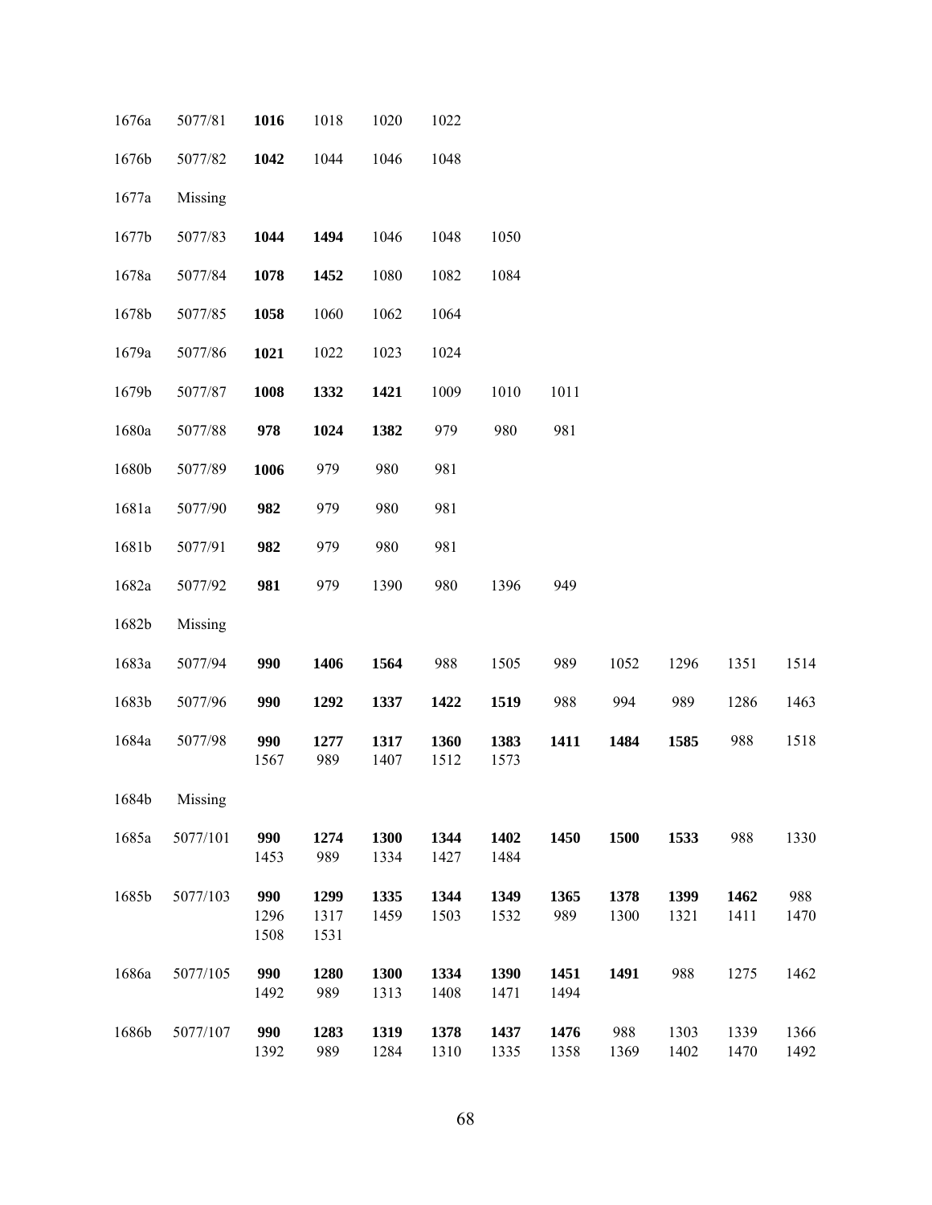| | | | | | | | | | | | |
|---|---|---|---|---|---|---|---|---|---|---|---|
| 1676a | 5077/81 | **1016** | 1018 | 1020 | 1022 | | | | | | |
| 1676b | 5077/82 | **1042** | 1044 | 1046 | 1048 | | | | | | |
| 1677a | Missing | | | | | | | | | | |
| 1677b | 5077/83 | **1044** | **1494** | 1046 | 1048 | 1050 | | | | | |
| 1678a | 5077/84 | **1078** | **1452** | 1080 | 1082 | 1084 | | | | | |
| 1678b | 5077/85 | **1058** | 1060 | 1062 | 1064 | | | | | | |
| 1679a | 5077/86 | **1021** | 1022 | 1023 | 1024 | | | | | | |
| 1679b | 5077/87 | **1008** | **1332** | **1421** | 1009 | 1010 | 1011 | | | | |
| 1680a | 5077/88 | **978** | **1024** | **1382** | 979 | 980 | 981 | | | | |
| 1680b | 5077/89 | **1006** | 979 | 980 | 981 | | | | | | |
| 1681a | 5077/90 | **982** | 979 | 980 | 981 | | | | | | |
| 1681b | 5077/91 | **982** | 979 | 980 | 981 | | | | | | |
| 1682a | 5077/92 | **981** | 979 | 1390 | 980 | 1396 | 949 | | | | |
| 1682b | Missing | | | | | | | | | | |
| 1683a | 5077/94 | **990** | **1406** | **1564** | 988 | 1505 | 989 | 1052 | 1296 | 1351 | 1514 |
| 1683b | 5077/96 | **990** | **1292** | **1337** | **1422** | **1519** | 988 | 994 | 989 | 1286 | 1463 |
| 1684a | 5077/98 | **990** | **1277** | **1317** | **1360** | **1383** | **1411** | **1484** | **1585** | 988 | 1518 |
| | | 1567 | 989 | 1407 | 1512 | 1573 | | | | | |
| 1684b | Missing | | | | | | | | | | |
| 1685a | 5077/101 | **990** | **1274** | **1300** | **1344** | **1402** | **1450** | **1500** | **1533** | 988 | 1330 |
| | | 1453 | 989 | 1334 | 1427 | 1484 | | | | | |
| 1685b | 5077/103 | **990** | **1299** | **1335** | **1344** | **1349** | **1365** | **1378** | **1399** | **1462** | 988 |
| | | 1296 | 1317 | 1459 | 1503 | 1532 | 989 | 1300 | 1321 | 1411 | 1470 |
| | | 1508 | 1531 | | | | | | | | |
| 1686a | 5077/105 | **990** | **1280** | **1300** | **1334** | **1390** | **1451** | **1491** | 988 | 1275 | 1462 |
| | | 1492 | 989 | 1313 | 1408 | 1471 | 1494 | | | | |
| 1686b | 5077/107 | **990** | **1283** | **1319** | **1378** | **1437** | **1476** | 988 | 1303 | 1339 | 1366 |
| | | 1392 | 989 | 1284 | 1310 | 1335 | 1358 | 1369 | 1402 | 1470 | 1492 |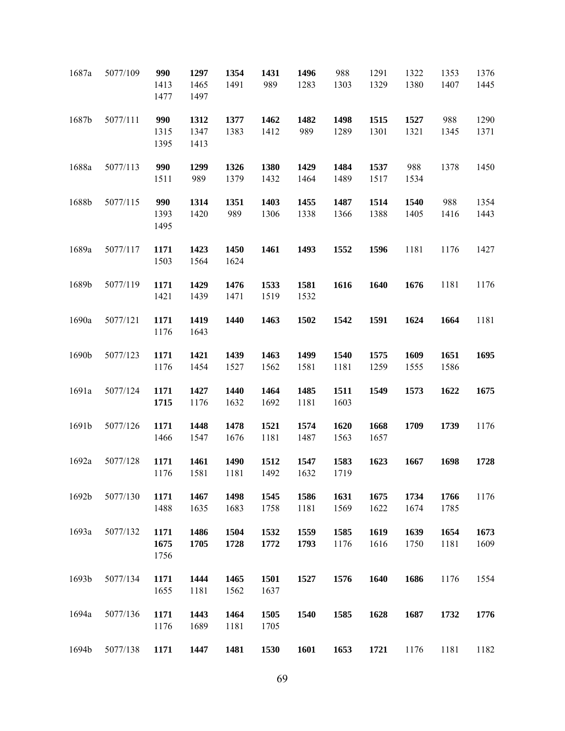| | | | | | | | | | | | |
|---|---|---|---|---|---|---|---|---|---|---|---|
| 1687a | 5077/109 | **990** | **1297** | **1354** | **1431** | **1496** | 988 | 1291 | 1322 | 1353 | 1376 |
| | | 1413 | 1465 | 1491 | 989 | 1283 | 1303 | 1329 | 1380 | 1407 | 1445 |
| | | 1477 | 1497 | | | | | | | | |
| 1687b | 5077/111 | **990** | **1312** | **1377** | **1462** | **1482** | **1498** | **1515** | **1527** | 988 | 1290 |
| | | 1315 | 1347 | 1383 | 1412 | 989 | 1289 | 1301 | 1321 | 1345 | 1371 |
| | | 1395 | 1413 | | | | | | | | |
| 1688a | 5077/113 | **990** | **1299** | **1326** | **1380** | **1429** | **1484** | **1537** | 988 | 1378 | 1450 |
| | | 1511 | 989 | 1379 | 1432 | 1464 | 1489 | 1517 | 1534 | | |
| 1688b | 5077/115 | **990** | **1314** | **1351** | **1403** | **1455** | **1487** | **1514** | **1540** | 988 | 1354 |
| | | 1393 | 1420 | 989 | 1306 | 1338 | 1366 | 1388 | 1405 | 1416 | 1443 |
| | | 1495 | | | | | | | | | |
| 1689a | 5077/117 | **1171** | **1423** | **1450** | **1461** | **1493** | **1552** | **1596** | 1181 | 1176 | 1427 |
| | | 1503 | 1564 | 1624 | | | | | | | |
| 1689b | 5077/119 | **1171** | **1429** | **1476** | **1533** | **1581** | **1616** | **1640** | **1676** | 1181 | 1176 |
| | | 1421 | 1439 | 1471 | 1519 | 1532 | | | | | |
| 1690a | 5077/121 | **1171** | **1419** | **1440** | **1463** | **1502** | **1542** | **1591** | **1624** | **1664** | 1181 |
| | | 1176 | 1643 | | | | | | | | |
| 1690b | 5077/123 | **1171** | **1421** | **1439** | **1463** | **1499** | **1540** | **1575** | **1609** | **1651** | **1695** |
| | | 1176 | 1454 | 1527 | 1562 | 1581 | 1181 | 1259 | 1555 | 1586 | |
| 1691a | 5077/124 | **1171** | **1427** | **1440** | **1464** | **1485** | **1511** | **1549** | **1573** | **1622** | **1675** |
| | | **1715** | 1176 | 1632 | 1692 | 1181 | 1603 | | | | |
| 1691b | 5077/126 | **1171** | **1448** | **1478** | **1521** | **1574** | **1620** | **1668** | **1709** | **1739** | 1176 |
| | | 1466 | 1547 | 1676 | 1181 | 1487 | 1563 | 1657 | | | |
| 1692a | 5077/128 | **1171** | **1461** | **1490** | **1512** | **1547** | **1583** | **1623** | **1667** | **1698** | **1728** |
| | | 1176 | 1581 | 1181 | 1492 | 1632 | 1719 | | | | |
| 1692b | 5077/130 | **1171** | **1467** | **1498** | **1545** | **1586** | **1631** | **1675** | **1734** | **1766** | 1176 |
| | | 1488 | 1635 | 1683 | 1758 | 1181 | 1569 | 1622 | 1674 | 1785 | |
| 1693a | 5077/132 | **1171** | **1486** | **1504** | **1532** | **1559** | **1585** | **1619** | **1639** | **1654** | **1673** |
| | | **1675** | **1705** | **1728** | **1772** | **1793** | 1176 | 1616 | 1750 | 1181 | 1609 |
| | | 1756 | | | | | | | | | |
| 1693b | 5077/134 | **1171** | **1444** | **1465** | **1501** | **1527** | **1576** | **1640** | **1686** | 1176 | 1554 |
| | | 1655 | 1181 | 1562 | 1637 | | | | | | |
| 1694a | 5077/136 | **1171** | **1443** | **1464** | **1505** | **1540** | **1585** | **1628** | **1687** | **1732** | **1776** |
| | | 1176 | 1689 | 1181 | 1705 | | | | | | |
| 1694b | 5077/138 | **1171** | **1447** | **1481** | **1530** | **1601** | **1653** | **1721** | 1176 | 1181 | 1182 |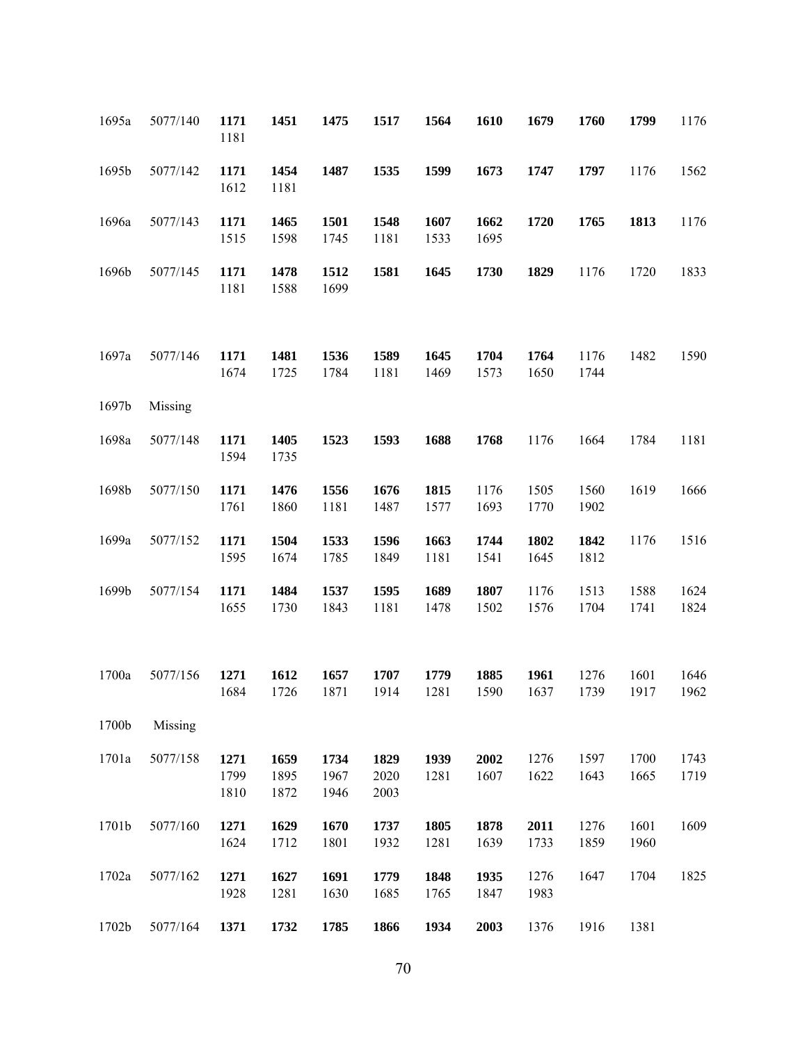| | | | | | | | | | | | |
|---|---|---|---|---|---|---|---|---|---|---|---|
| 1695a | 5077/140 | **1171** | **1451** | **1475** | **1517** | **1564** | **1610** | **1679** | **1760** | **1799** | 1176 |
| | | 1181 | | | | | | | | | |
| 1695b | 5077/142 | **1171** | **1454** | **1487** | **1535** | **1599** | **1673** | **1747** | **1797** | 1176 | 1562 |
| | | 1612 | 1181 | | | | | | | | |
| 1696a | 5077/143 | **1171** | **1465** | **1501** | **1548** | **1607** | **1662** | **1720** | **1765** | **1813** | 1176 |
| | | 1515 | 1598 | 1745 | 1181 | 1533 | 1695 | | | | |
| 1696b | 5077/145 | **1171** | **1478** | **1512** | **1581** | **1645** | **1730** | **1829** | 1176 | 1720 | 1833 |
| | | 1181 | 1588 | 1699 | | | | | | | |
| 1697a | 5077/146 | **1171** | **1481** | **1536** | **1589** | **1645** | **1704** | **1764** | 1176 | 1482 | 1590 |
| | | 1674 | 1725 | 1784 | 1181 | 1469 | 1573 | 1650 | 1744 | | |
| 1697b | Missing | | | | | | | | | | |
| 1698a | 5077/148 | **1171** | **1405** | **1523** | **1593** | **1688** | **1768** | 1176 | 1664 | 1784 | 1181 |
| | | 1594 | 1735 | | | | | | | | |
| 1698b | 5077/150 | **1171** | **1476** | **1556** | **1676** | **1815** | 1176 | 1505 | 1560 | 1619 | 1666 |
| | | 1761 | 1860 | 1181 | 1487 | 1577 | 1693 | 1770 | 1902 | | |
| 1699a | 5077/152 | **1171** | **1504** | **1533** | **1596** | **1663** | **1744** | **1802** | **1842** | 1176 | 1516 |
| | | 1595 | 1674 | 1785 | 1849 | 1181 | 1541 | 1645 | 1812 | | |
| 1699b | 5077/154 | **1171** | **1484** | **1537** | **1595** | **1689** | **1807** | 1176 | 1513 | 1588 | 1624 |
| | | 1655 | 1730 | 1843 | 1181 | 1478 | 1502 | 1576 | 1704 | 1741 | 1824 |
| 1700a | 5077/156 | **1271** | **1612** | **1657** | **1707** | **1779** | **1885** | **1961** | 1276 | 1601 | 1646 |
| | | 1684 | 1726 | 1871 | 1914 | 1281 | 1590 | 1637 | 1739 | 1917 | 1962 |
| 1700b | Missing | | | | | | | | | | |
| 1701a | 5077/158 | **1271** | **1659** | **1734** | **1829** | **1939** | **2002** | 1276 | 1597 | 1700 | 1743 |
| | | 1799 | 1895 | 1967 | 2020 | 1281 | 1607 | 1622 | 1643 | 1665 | 1719 |
| | | 1810 | 1872 | 1946 | 2003 | | | | | | |
| 1701b | 5077/160 | **1271** | **1629** | **1670** | **1737** | **1805** | **1878** | **2011** | 1276 | 1601 | 1609 |
| | | 1624 | 1712 | 1801 | 1932 | 1281 | 1639 | 1733 | 1859 | 1960 | |
| 1702a | 5077/162 | **1271** | **1627** | **1691** | **1779** | **1848** | **1935** | 1276 | 1647 | 1704 | 1825 |
| | | 1928 | 1281 | 1630 | 1685 | 1765 | 1847 | 1983 | | | |
| 1702b | 5077/164 | **1371** | **1732** | **1785** | **1866** | **1934** | **2003** | 1376 | 1916 | 1381 | |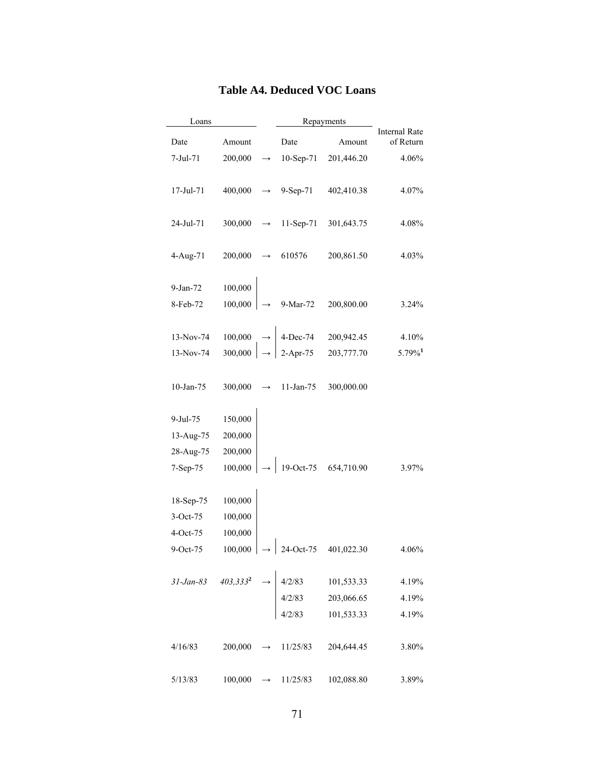# Table A4. Deduced VOC Loans

| Loans | | | Repayments | | Internal Rate of Return |
|---|---|---|---|---|---|
| Date | Amount | | Date | Amount | |
| 7-Jul-71 | 200,000 | → | 10-Sep-71 | 201,446.20 | 4.06% |
| 17-Jul-71 | 400,000 | → | 9-Sep-71 | 402,410.38 | 4.07% |
| 24-Jul-71 | 300,000 | → | 11-Sep-71 | 301,643.75 | 4.08% |
| 4-Aug-71 | 200,000 | → | 610576 | 200,861.50 | 4.03% |
| 9-Jan-72 | 100,000 | | | | |
| 8-Feb-72 | 100,000 | → | 9-Mar-72 | 200,800.00 | 3.24% |
| 13-Nov-74 | 100,000 | → | 4-Dec-74 | 200,942.45 | 4.10% |
| 13-Nov-74 | 300,000 | → | 2-Apr-75 | 203,777.70 | 5.79%[1] |
| 10-Jan-75 | 300,000 | → | 11-Jan-75 | 300,000.00 | |
| 9-Jul-75 | 150,000 | | | | |
| 13-Aug-75 | 200,000 | | | | |
| 28-Aug-75 | 200,000 | | | | |
| 7-Sep-75 | 100,000 | → | 19-Oct-75 | 654,710.90 | 3.97% |
| 18-Sep-75 | 100,000 | | | | |
| 3-Oct-75 | 100,000 | | | | |
| 4-Oct-75 | 100,000 | | | | |
| 9-Oct-75 | 100,000 | → | 24-Oct-75 | 401,022.30 | 4.06% |
| *31-Jan-83* | *403,333*[2] | → | 4/2/83 | 101,533.33 | 4.19% |
| | | | 4/2/83 | 203,066.65 | 4.19% |
| | | | 4/2/83 | 101,533.33 | 4.19% |
| 4/16/83 | 200,000 | → | 11/25/83 | 204,644.45 | 3.80% |
| 5/13/83 | 100,000 | → | 11/25/83 | 102,088.80 | 3.89% |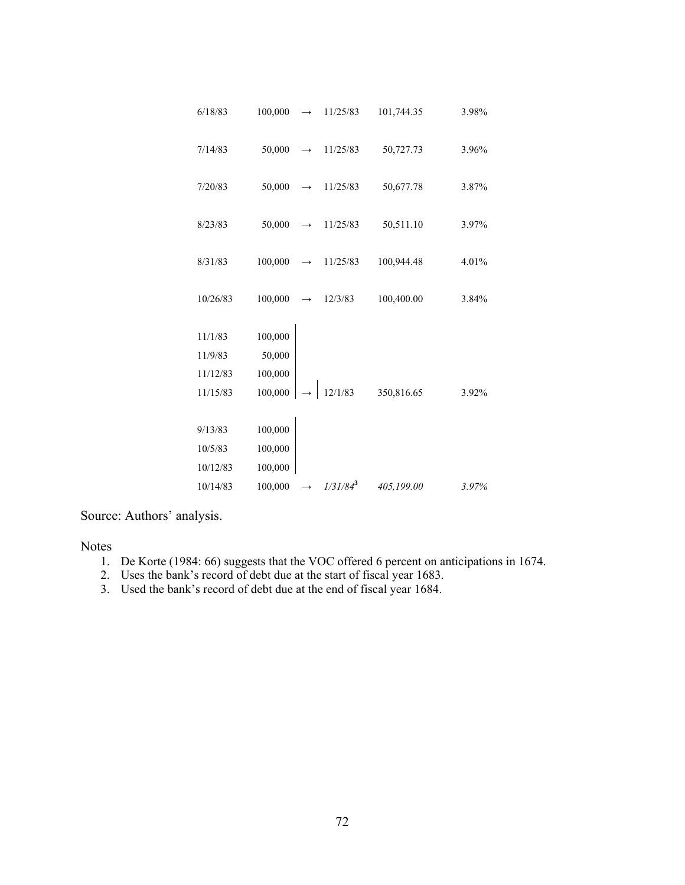| | | | | | |
|---|---|---|---|---|---|
| 6/18/83 | 100,000 | → | 11/25/83 | 101,744.35 | 3.98% |
| 7/14/83 | 50,000 | → | 11/25/83 | 50,727.73 | 3.96% |
| 7/20/83 | 50,000 | → | 11/25/83 | 50,677.78 | 3.87% |
| 8/23/83 | 50,000 | → | 11/25/83 | 50,511.10 | 3.97% |
| 8/31/83 | 100,000 | → | 11/25/83 | 100,944.48 | 4.01% |
| 10/26/83 | 100,000 | → | 12/3/83 | 100,400.00 | 3.84% |
| 11/1/83 | 100,000 | | | | |
| 11/9/83 | 50,000 | | | | |
| 11/12/83 | 100,000 | | | | |
| 11/15/83 | 100,000 | → | 12/1/83 | 350,816.65 | 3.92% |
| 9/13/83 | 100,000 | | | | |
| 10/5/83 | 100,000 | | | | |
| 10/12/83 | 100,000 | | | | |
| 10/14/83 | 100,000 | → | *1/31/84*[3] | *405,199.00* | *3.97%* |

Source: Authors' analysis.

Notes

1. De Korte (1984: 66) suggests that the VOC offered 6 percent on anticipations in 1674.
2. Uses the bank's record of debt due at the start of fiscal year 1683.
3. Used the bank's record of debt due at the end of fiscal year 1684.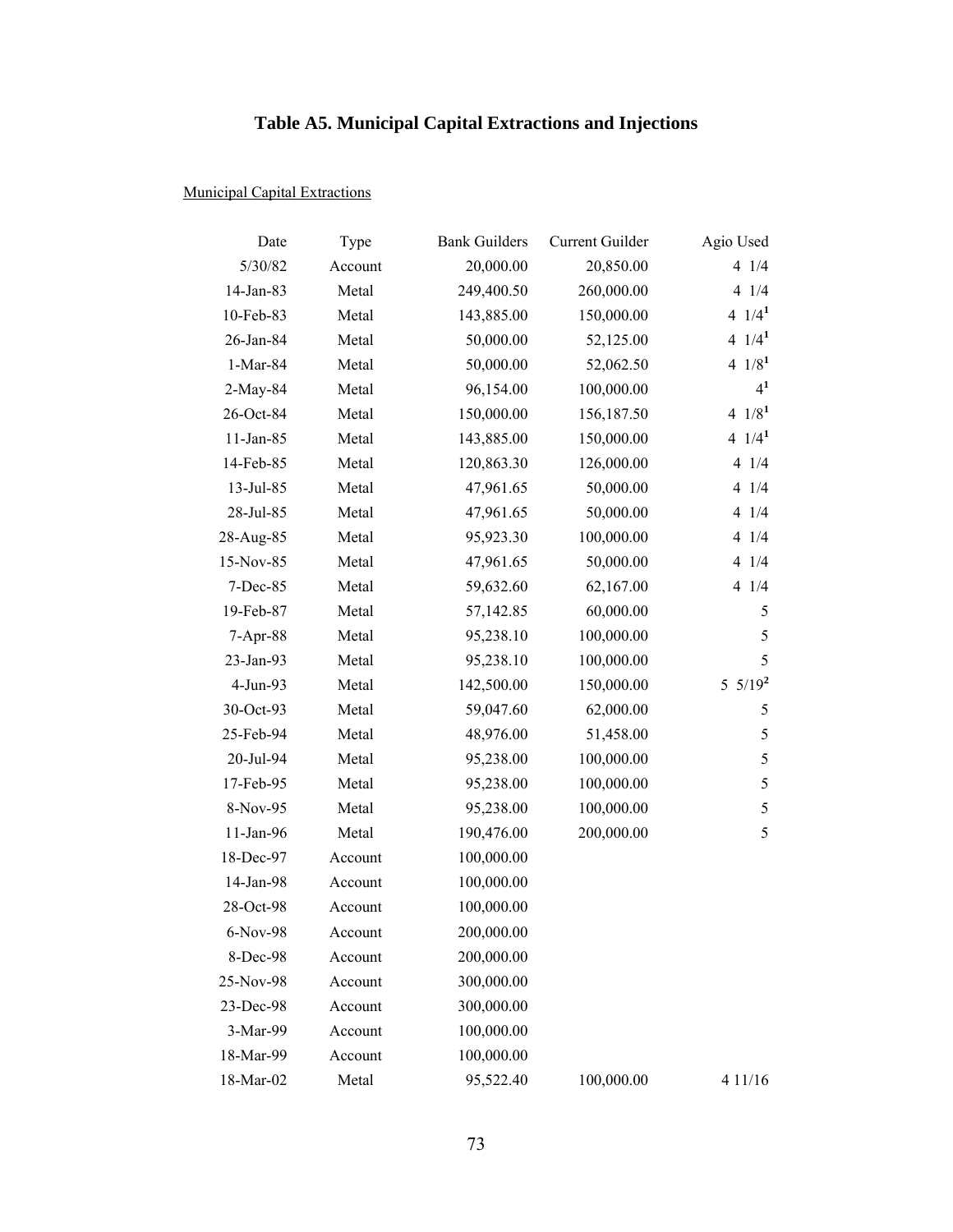# Table A5. Municipal Capital Extractions and Injections

Municipal Capital Extractions

| Date | Type | Bank Guilders | Current Guilder | Agio Used |
|---|---|---|---|---|
| 5/30/82 | Account | 20,000.00 | 20,850.00 | 4 1/4 |
| 14-Jan-83 | Metal | 249,400.50 | 260,000.00 | 4 1/4 |
| 10-Feb-83 | Metal | 143,885.00 | 150,000.00 | 4 1/4[1] |
| 26-Jan-84 | Metal | 50,000.00 | 52,125.00 | 4 1/4[1] |
| 1-Mar-84 | Metal | 50,000.00 | 52,062.50 | 4 1/8[1] |
| 2-May-84 | Metal | 96,154.00 | 100,000.00 | 4[1] |
| 26-Oct-84 | Metal | 150,000.00 | 156,187.50 | 4 1/8[1] |
| 11-Jan-85 | Metal | 143,885.00 | 150,000.00 | 4 1/4[1] |
| 14-Feb-85 | Metal | 120,863.30 | 126,000.00 | 4 1/4 |
| 13-Jul-85 | Metal | 47,961.65 | 50,000.00 | 4 1/4 |
| 28-Jul-85 | Metal | 47,961.65 | 50,000.00 | 4 1/4 |
| 28-Aug-85 | Metal | 95,923.30 | 100,000.00 | 4 1/4 |
| 15-Nov-85 | Metal | 47,961.65 | 50,000.00 | 4 1/4 |
| 7-Dec-85 | Metal | 59,632.60 | 62,167.00 | 4 1/4 |
| 19-Feb-87 | Metal | 57,142.85 | 60,000.00 | 5 |
| 7-Apr-88 | Metal | 95,238.10 | 100,000.00 | 5 |
| 23-Jan-93 | Metal | 95,238.10 | 100,000.00 | 5 |
| 4-Jun-93 | Metal | 142,500.00 | 150,000.00 | 5 5/19[2] |
| 30-Oct-93 | Metal | 59,047.60 | 62,000.00 | 5 |
| 25-Feb-94 | Metal | 48,976.00 | 51,458.00 | 5 |
| 20-Jul-94 | Metal | 95,238.00 | 100,000.00 | 5 |
| 17-Feb-95 | Metal | 95,238.00 | 100,000.00 | 5 |
| 8-Nov-95 | Metal | 95,238.00 | 100,000.00 | 5 |
| 11-Jan-96 | Metal | 190,476.00 | 200,000.00 | 5 |
| 18-Dec-97 | Account | 100,000.00 | | |
| 14-Jan-98 | Account | 100,000.00 | | |
| 28-Oct-98 | Account | 100,000.00 | | |
| 6-Nov-98 | Account | 200,000.00 | | |
| 8-Dec-98 | Account | 200,000.00 | | |
| 25-Nov-98 | Account | 300,000.00 | | |
| 23-Dec-98 | Account | 300,000.00 | | |
| 3-Mar-99 | Account | 100,000.00 | | |
| 18-Mar-99 | Account | 100,000.00 | | |
| 18-Mar-02 | Metal | 95,522.40 | 100,000.00 | 4 11/16 |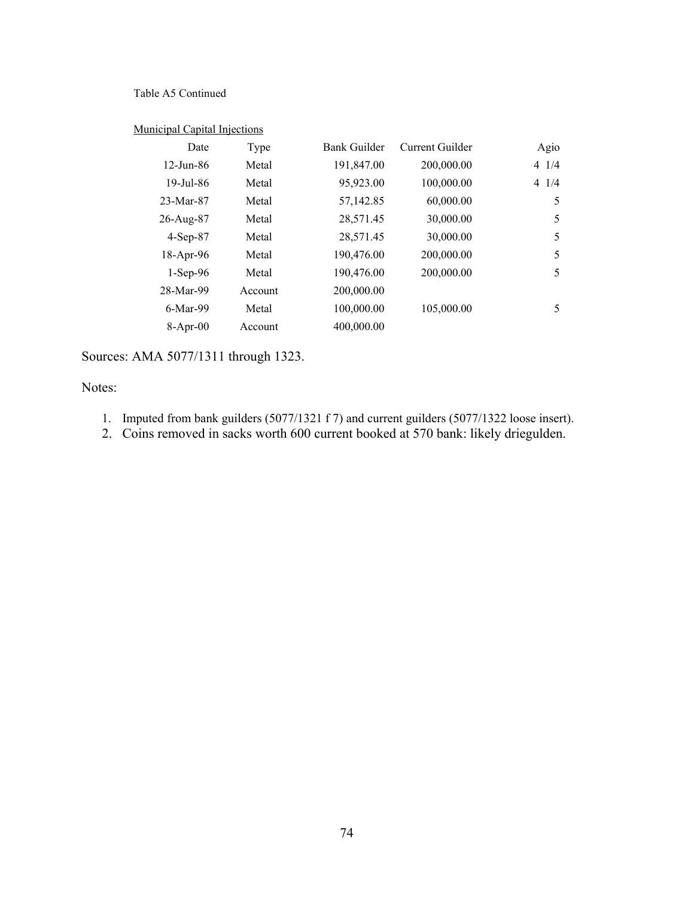Table A5 Continued

Municipal Capital Injections

| Date | Type | Bank Guilder | Current Guilder | Agio |
|---|---|---|---|---|
| 12-Jun-86 | Metal | 191,847.00 | 200,000.00 | 4 1/4 |
| 19-Jul-86 | Metal | 95,923.00 | 100,000.00 | 4 1/4 |
| 23-Mar-87 | Metal | 57,142.85 | 60,000.00 | 5 |
| 26-Aug-87 | Metal | 28,571.45 | 30,000.00 | 5 |
| 4-Sep-87 | Metal | 28,571.45 | 30,000.00 | 5 |
| 18-Apr-96 | Metal | 190,476.00 | 200,000.00 | 5 |
| 1-Sep-96 | Metal | 190,476.00 | 200,000.00 | 5 |
| 28-Mar-99 | Account | 200,000.00 | | |
| 6-Mar-99 | Metal | 100,000.00 | 105,000.00 | 5 |
| 8-Apr-00 | Account | 400,000.00 | | |

Sources: AMA 5077/1311 through 1323.

Notes:

1. Imputed from bank guilders (5077/1321 f 7) and current guilders (5077/1322 loose insert).
2. Coins removed in sacks worth 600 current booked at 570 bank: likely driegulden.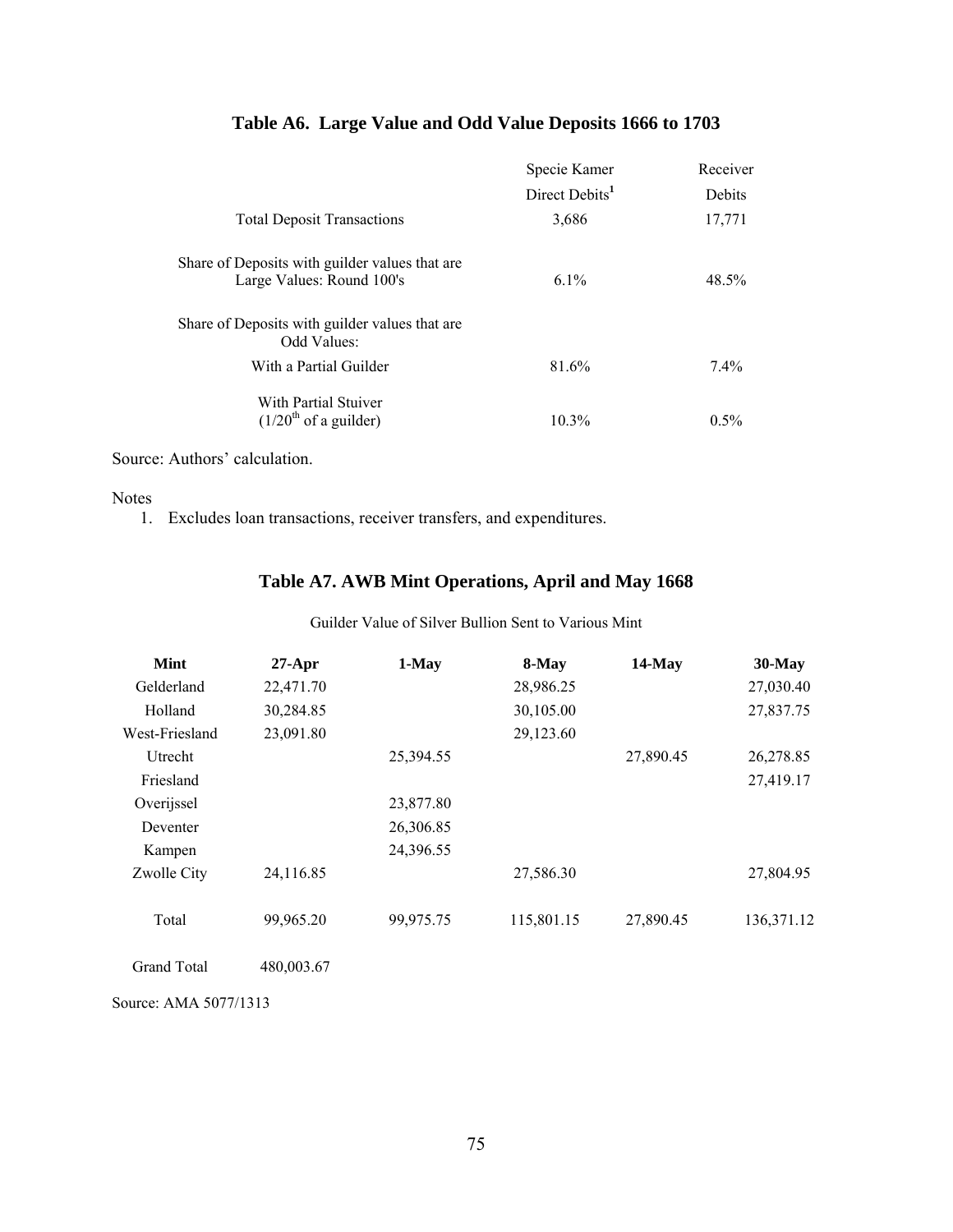## Table A6. Large Value and Odd Value Deposits 1666 to 1703

| | Specie Kamer Direct Debits[1] | Receiver Debits |
|---|---|---|
| Total Deposit Transactions | 3,686 | 17,771 |
| Share of Deposits with guilder values that are Large Values: Round 100's | 6.1% | 48.5% |
| Share of Deposits with guilder values that are Odd Values: | | |
| With a Partial Guilder | 81.6% | 7.4% |
| With Partial Stuiver ($1/20^{th}$ of a guilder) | 10.3% | 0.5% |

Source: Authors' calculation.

Notes

1. Excludes loan transactions, receiver transfers, and expenditures.

## Table A7. AWB Mint Operations, April and May 1668

Guilder Value of Silver Bullion Sent to Various Mint

| Mint | 27-Apr | 1-May | 8-May | 14-May | 30-May |
|---|---|---|---|---|---|
| Gelderland | 22,471.70 | | 28,986.25 | | 27,030.40 |
| Holland | 30,284.85 | | 30,105.00 | | 27,837.75 |
| West-Friesland | 23,091.80 | | 29,123.60 | | |
| Utrecht | | 25,394.55 | | 27,890.45 | 26,278.85 |
| Friesland | | | | | 27,419.17 |
| Overijssel | | 23,877.80 | | | |
| Deventer | | 26,306.85 | | | |
| Kampen | | 24,396.55 | | | |
| Zwolle City | 24,116.85 | | 27,586.30 | | 27,804.95 |
| Total | 99,965.20 | 99,975.75 | 115,801.15 | 27,890.45 | 136,371.12 |
| Grand Total | 480,003.67 | | | | |

Source: AMA 5077/1313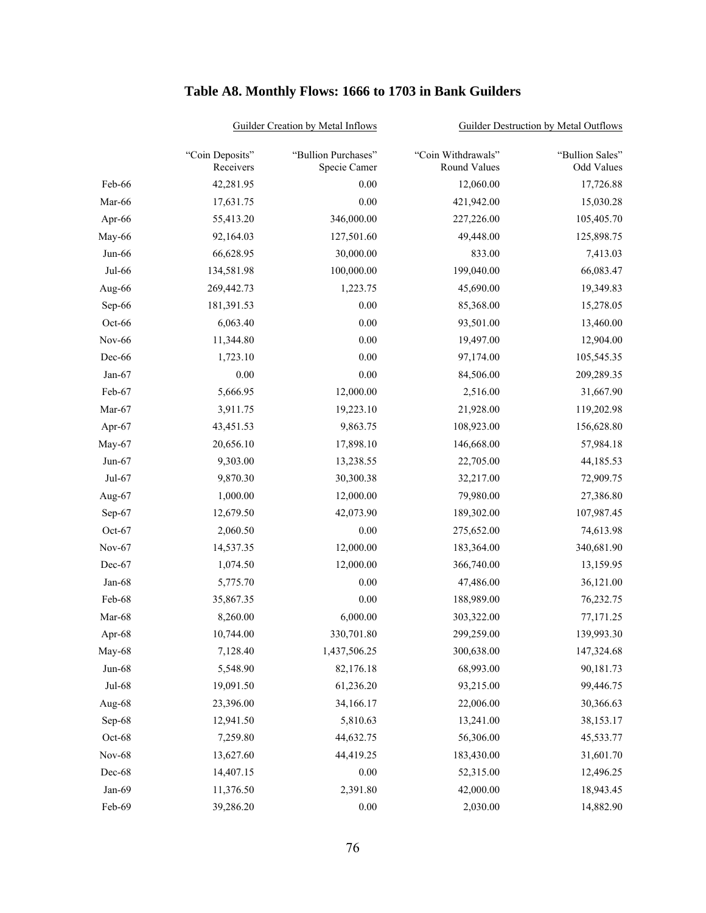# Table A8. Monthly Flows: 1666 to 1703 in Bank Guilders

| | Guilder Creation by Metal Inflows | | Guilder Destruction by Metal Outflows | |
|---|---|---|---|---|
| | "Coin Deposits" Receivers | "Bullion Purchases" Specie Camer | "Coin Withdrawals" Round Values | "Bullion Sales" Odd Values |
| Feb-66 | 42,281.95 | 0.00 | 12,060.00 | 17,726.88 |
| Mar-66 | 17,631.75 | 0.00 | 421,942.00 | 15,030.28 |
| Apr-66 | 55,413.20 | 346,000.00 | 227,226.00 | 105,405.70 |
| May-66 | 92,164.03 | 127,501.60 | 49,448.00 | 125,898.75 |
| Jun-66 | 66,628.95 | 30,000.00 | 833.00 | 7,413.03 |
| Jul-66 | 134,581.98 | 100,000.00 | 199,040.00 | 66,083.47 |
| Aug-66 | 269,442.73 | 1,223.75 | 45,690.00 | 19,349.83 |
| Sep-66 | 181,391.53 | 0.00 | 85,368.00 | 15,278.05 |
| Oct-66 | 6,063.40 | 0.00 | 93,501.00 | 13,460.00 |
| Nov-66 | 11,344.80 | 0.00 | 19,497.00 | 12,904.00 |
| Dec-66 | 1,723.10 | 0.00 | 97,174.00 | 105,545.35 |
| Jan-67 | 0.00 | 0.00 | 84,506.00 | 209,289.35 |
| Feb-67 | 5,666.95 | 12,000.00 | 2,516.00 | 31,667.90 |
| Mar-67 | 3,911.75 | 19,223.10 | 21,928.00 | 119,202.98 |
| Apr-67 | 43,451.53 | 9,863.75 | 108,923.00 | 156,628.80 |
| May-67 | 20,656.10 | 17,898.10 | 146,668.00 | 57,984.18 |
| Jun-67 | 9,303.00 | 13,238.55 | 22,705.00 | 44,185.53 |
| Jul-67 | 9,870.30 | 30,300.38 | 32,217.00 | 72,909.75 |
| Aug-67 | 1,000.00 | 12,000.00 | 79,980.00 | 27,386.80 |
| Sep-67 | 12,679.50 | 42,073.90 | 189,302.00 | 107,987.45 |
| Oct-67 | 2,060.50 | 0.00 | 275,652.00 | 74,613.98 |
| Nov-67 | 14,537.35 | 12,000.00 | 183,364.00 | 340,681.90 |
| Dec-67 | 1,074.50 | 12,000.00 | 366,740.00 | 13,159.95 |
| Jan-68 | 5,775.70 | 0.00 | 47,486.00 | 36,121.00 |
| Feb-68 | 35,867.35 | 0.00 | 188,989.00 | 76,232.75 |
| Mar-68 | 8,260.00 | 6,000.00 | 303,322.00 | 77,171.25 |
| Apr-68 | 10,744.00 | 330,701.80 | 299,259.00 | 139,993.30 |
| May-68 | 7,128.40 | 1,437,506.25 | 300,638.00 | 147,324.68 |
| Jun-68 | 5,548.90 | 82,176.18 | 68,993.00 | 90,181.73 |
| Jul-68 | 19,091.50 | 61,236.20 | 93,215.00 | 99,446.75 |
| Aug-68 | 23,396.00 | 34,166.17 | 22,006.00 | 30,366.63 |
| Sep-68 | 12,941.50 | 5,810.63 | 13,241.00 | 38,153.17 |
| Oct-68 | 7,259.80 | 44,632.75 | 56,306.00 | 45,533.77 |
| Nov-68 | 13,627.60 | 44,419.25 | 183,430.00 | 31,601.70 |
| Dec-68 | 14,407.15 | 0.00 | 52,315.00 | 12,496.25 |
| Jan-69 | 11,376.50 | 2,391.80 | 42,000.00 | 18,943.45 |
| Feb-69 | 39,286.20 | 0.00 | 2,030.00 | 14,882.90 |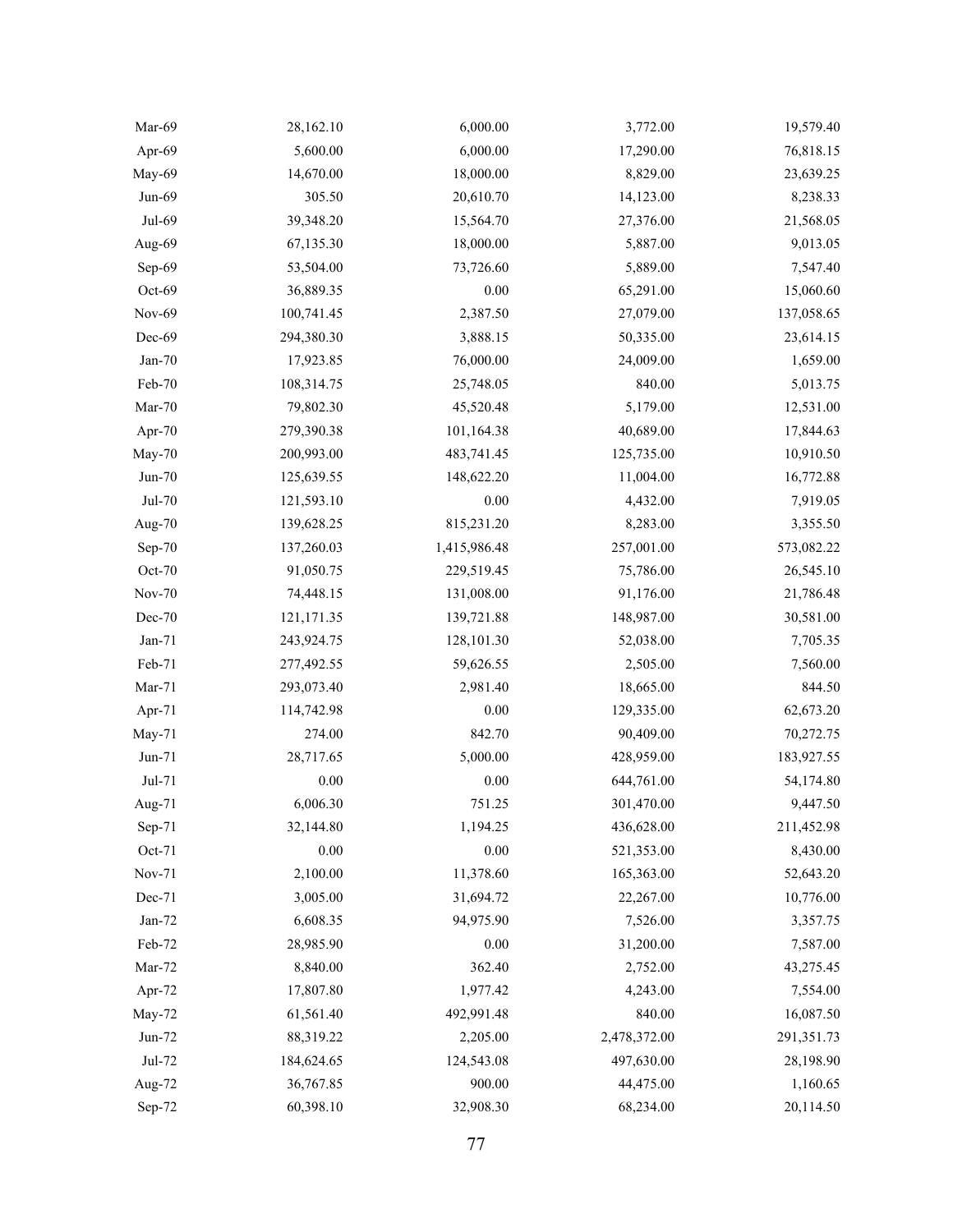| | | | | |
|---|---|---|---|---|
| Mar-69 | 28,162.10 | 6,000.00 | 3,772.00 | 19,579.40 |
| Apr-69 | 5,600.00 | 6,000.00 | 17,290.00 | 76,818.15 |
| May-69 | 14,670.00 | 18,000.00 | 8,829.00 | 23,639.25 |
| Jun-69 | 305.50 | 20,610.70 | 14,123.00 | 8,238.33 |
| Jul-69 | 39,348.20 | 15,564.70 | 27,376.00 | 21,568.05 |
| Aug-69 | 67,135.30 | 18,000.00 | 5,887.00 | 9,013.05 |
| Sep-69 | 53,504.00 | 73,726.60 | 5,889.00 | 7,547.40 |
| Oct-69 | 36,889.35 | 0.00 | 65,291.00 | 15,060.60 |
| Nov-69 | 100,741.45 | 2,387.50 | 27,079.00 | 137,058.65 |
| Dec-69 | 294,380.30 | 3,888.15 | 50,335.00 | 23,614.15 |
| Jan-70 | 17,923.85 | 76,000.00 | 24,009.00 | 1,659.00 |
| Feb-70 | 108,314.75 | 25,748.05 | 840.00 | 5,013.75 |
| Mar-70 | 79,802.30 | 45,520.48 | 5,179.00 | 12,531.00 |
| Apr-70 | 279,390.38 | 101,164.38 | 40,689.00 | 17,844.63 |
| May-70 | 200,993.00 | 483,741.45 | 125,735.00 | 10,910.50 |
| Jun-70 | 125,639.55 | 148,622.20 | 11,004.00 | 16,772.88 |
| Jul-70 | 121,593.10 | 0.00 | 4,432.00 | 7,919.05 |
| Aug-70 | 139,628.25 | 815,231.20 | 8,283.00 | 3,355.50 |
| Sep-70 | 137,260.03 | 1,415,986.48 | 257,001.00 | 573,082.22 |
| Oct-70 | 91,050.75 | 229,519.45 | 75,786.00 | 26,545.10 |
| Nov-70 | 74,448.15 | 131,008.00 | 91,176.00 | 21,786.48 |
| Dec-70 | 121,171.35 | 139,721.88 | 148,987.00 | 30,581.00 |
| Jan-71 | 243,924.75 | 128,101.30 | 52,038.00 | 7,705.35 |
| Feb-71 | 277,492.55 | 59,626.55 | 2,505.00 | 7,560.00 |
| Mar-71 | 293,073.40 | 2,981.40 | 18,665.00 | 844.50 |
| Apr-71 | 114,742.98 | 0.00 | 129,335.00 | 62,673.20 |
| May-71 | 274.00 | 842.70 | 90,409.00 | 70,272.75 |
| Jun-71 | 28,717.65 | 5,000.00 | 428,959.00 | 183,927.55 |
| Jul-71 | 0.00 | 0.00 | 644,761.00 | 54,174.80 |
| Aug-71 | 6,006.30 | 751.25 | 301,470.00 | 9,447.50 |
| Sep-71 | 32,144.80 | 1,194.25 | 436,628.00 | 211,452.98 |
| Oct-71 | 0.00 | 0.00 | 521,353.00 | 8,430.00 |
| Nov-71 | 2,100.00 | 11,378.60 | 165,363.00 | 52,643.20 |
| Dec-71 | 3,005.00 | 31,694.72 | 22,267.00 | 10,776.00 |
| Jan-72 | 6,608.35 | 94,975.90 | 7,526.00 | 3,357.75 |
| Feb-72 | 28,985.90 | 0.00 | 31,200.00 | 7,587.00 |
| Mar-72 | 8,840.00 | 362.40 | 2,752.00 | 43,275.45 |
| Apr-72 | 17,807.80 | 1,977.42 | 4,243.00 | 7,554.00 |
| May-72 | 61,561.40 | 492,991.48 | 840.00 | 16,087.50 |
| Jun-72 | 88,319.22 | 2,205.00 | 2,478,372.00 | 291,351.73 |
| Jul-72 | 184,624.65 | 124,543.08 | 497,630.00 | 28,198.90 |
| Aug-72 | 36,767.85 | 900.00 | 44,475.00 | 1,160.65 |
| Sep-72 | 60,398.10 | 32,908.30 | 68,234.00 | 20,114.50 |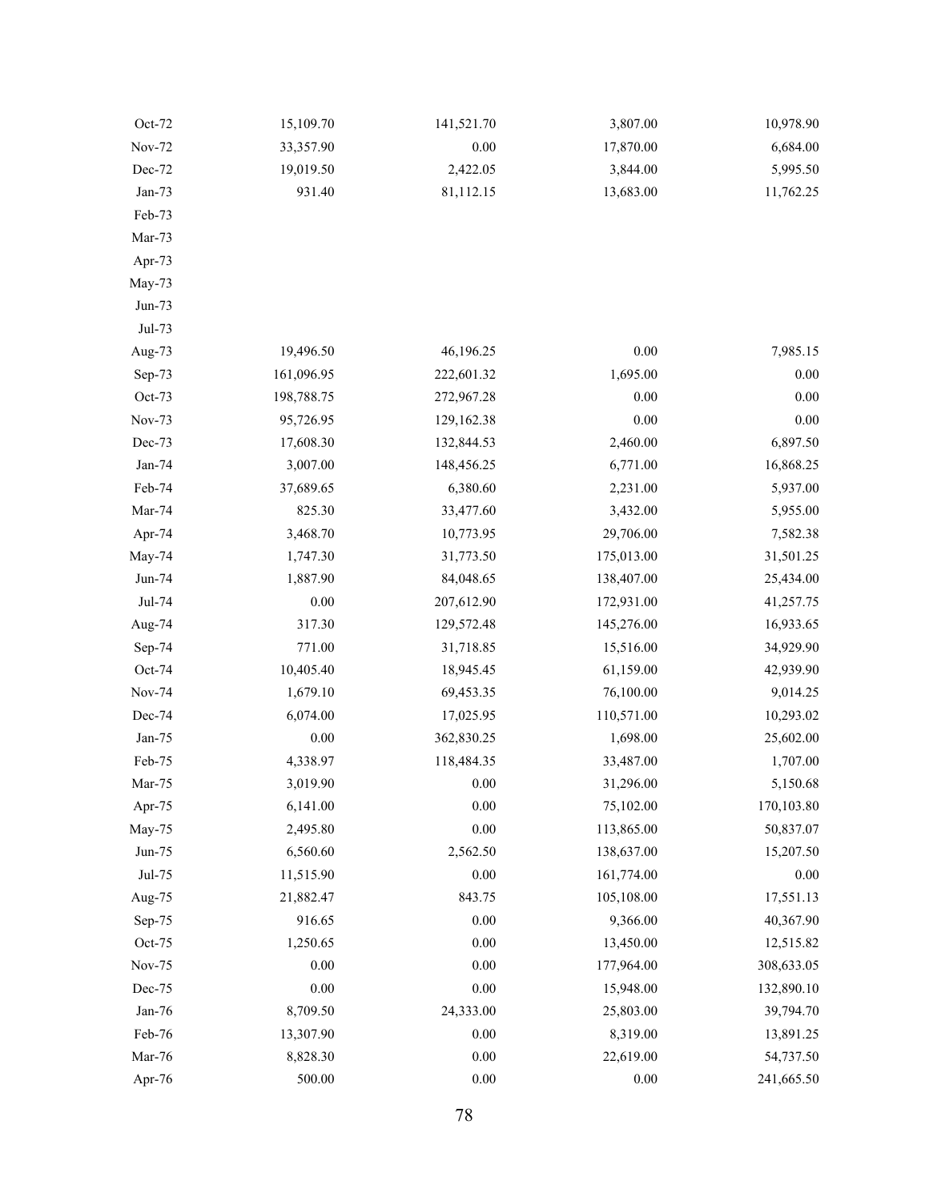| | | | | |
|---|---|---|---|---|
| Oct-72 | 15,109.70 | 141,521.70 | 3,807.00 | 10,978.90 |
| Nov-72 | 33,357.90 | 0.00 | 17,870.00 | 6,684.00 |
| Dec-72 | 19,019.50 | 2,422.05 | 3,844.00 | 5,995.50 |
| Jan-73 | 931.40 | 81,112.15 | 13,683.00 | 11,762.25 |
| Feb-73 | | | | |
| Mar-73 | | | | |
| Apr-73 | | | | |
| May-73 | | | | |
| Jun-73 | | | | |
| Jul-73 | | | | |
| Aug-73 | 19,496.50 | 46,196.25 | 0.00 | 7,985.15 |
| Sep-73 | 161,096.95 | 222,601.32 | 1,695.00 | 0.00 |
| Oct-73 | 198,788.75 | 272,967.28 | 0.00 | 0.00 |
| Nov-73 | 95,726.95 | 129,162.38 | 0.00 | 0.00 |
| Dec-73 | 17,608.30 | 132,844.53 | 2,460.00 | 6,897.50 |
| Jan-74 | 3,007.00 | 148,456.25 | 6,771.00 | 16,868.25 |
| Feb-74 | 37,689.65 | 6,380.60 | 2,231.00 | 5,937.00 |
| Mar-74 | 825.30 | 33,477.60 | 3,432.00 | 5,955.00 |
| Apr-74 | 3,468.70 | 10,773.95 | 29,706.00 | 7,582.38 |
| May-74 | 1,747.30 | 31,773.50 | 175,013.00 | 31,501.25 |
| Jun-74 | 1,887.90 | 84,048.65 | 138,407.00 | 25,434.00 |
| Jul-74 | 0.00 | 207,612.90 | 172,931.00 | 41,257.75 |
| Aug-74 | 317.30 | 129,572.48 | 145,276.00 | 16,933.65 |
| Sep-74 | 771.00 | 31,718.85 | 15,516.00 | 34,929.90 |
| Oct-74 | 10,405.40 | 18,945.45 | 61,159.00 | 42,939.90 |
| Nov-74 | 1,679.10 | 69,453.35 | 76,100.00 | 9,014.25 |
| Dec-74 | 6,074.00 | 17,025.95 | 110,571.00 | 10,293.02 |
| Jan-75 | 0.00 | 362,830.25 | 1,698.00 | 25,602.00 |
| Feb-75 | 4,338.97 | 118,484.35 | 33,487.00 | 1,707.00 |
| Mar-75 | 3,019.90 | 0.00 | 31,296.00 | 5,150.68 |
| Apr-75 | 6,141.00 | 0.00 | 75,102.00 | 170,103.80 |
| May-75 | 2,495.80 | 0.00 | 113,865.00 | 50,837.07 |
| Jun-75 | 6,560.60 | 2,562.50 | 138,637.00 | 15,207.50 |
| Jul-75 | 11,515.90 | 0.00 | 161,774.00 | 0.00 |
| Aug-75 | 21,882.47 | 843.75 | 105,108.00 | 17,551.13 |
| Sep-75 | 916.65 | 0.00 | 9,366.00 | 40,367.90 |
| Oct-75 | 1,250.65 | 0.00 | 13,450.00 | 12,515.82 |
| Nov-75 | 0.00 | 0.00 | 177,964.00 | 308,633.05 |
| Dec-75 | 0.00 | 0.00 | 15,948.00 | 132,890.10 |
| Jan-76 | 8,709.50 | 24,333.00 | 25,803.00 | 39,794.70 |
| Feb-76 | 13,307.90 | 0.00 | 8,319.00 | 13,891.25 |
| Mar-76 | 8,828.30 | 0.00 | 22,619.00 | 54,737.50 |
| Apr-76 | 500.00 | 0.00 | 0.00 | 241,665.50 |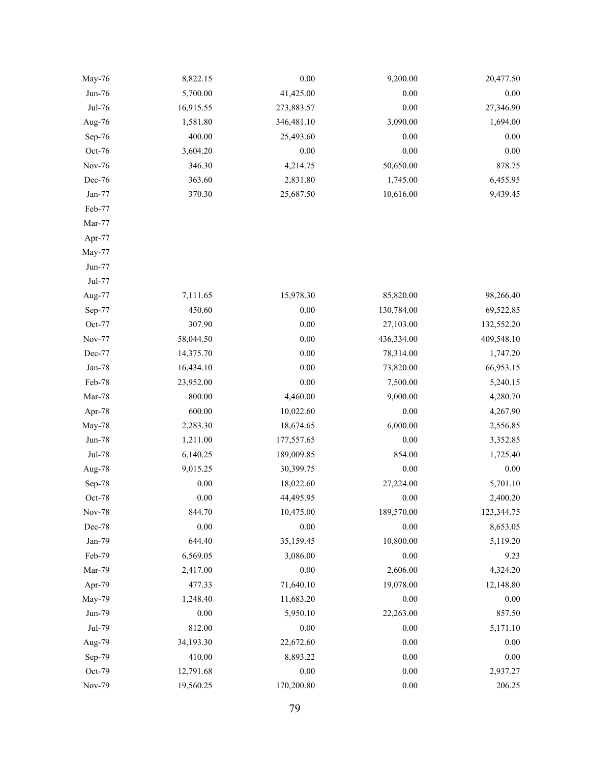| | | | | |
|---|---|---|---|---|
| May-76 | 8,822.15 | 0.00 | 9,200.00 | 20,477.50 |
| Jun-76 | 5,700.00 | 41,425.00 | 0.00 | 0.00 |
| Jul-76 | 16,915.55 | 273,883.57 | 0.00 | 27,346.90 |
| Aug-76 | 1,581.80 | 346,481.10 | 3,090.00 | 1,694.00 |
| Sep-76 | 400.00 | 25,493.60 | 0.00 | 0.00 |
| Oct-76 | 3,604.20 | 0.00 | 0.00 | 0.00 |
| Nov-76 | 346.30 | 4,214.75 | 50,650.00 | 878.75 |
| Dec-76 | 363.60 | 2,831.80 | 1,745.00 | 6,455.95 |
| Jan-77 | 370.30 | 25,687.50 | 10,616.00 | 9,439.45 |
| Feb-77 | | | | |
| Mar-77 | | | | |
| Apr-77 | | | | |
| May-77 | | | | |
| Jun-77 | | | | |
| Jul-77 | | | | |
| Aug-77 | 7,111.65 | 15,978.30 | 85,820.00 | 98,266.40 |
| Sep-77 | 450.60 | 0.00 | 130,784.00 | 69,522.85 |
| Oct-77 | 307.90 | 0.00 | 27,103.00 | 132,552.20 |
| Nov-77 | 58,044.50 | 0.00 | 436,334.00 | 409,548.10 |
| Dec-77 | 14,375.70 | 0.00 | 78,314.00 | 1,747.20 |
| Jan-78 | 16,434.10 | 0.00 | 73,820.00 | 66,953.15 |
| Feb-78 | 23,952.00 | 0.00 | 7,500.00 | 5,240.15 |
| Mar-78 | 800.00 | 4,460.00 | 9,000.00 | 4,280.70 |
| Apr-78 | 600.00 | 10,022.60 | 0.00 | 4,267.90 |
| May-78 | 2,283.30 | 18,674.65 | 6,000.00 | 2,556.85 |
| Jun-78 | 1,211.00 | 177,557.65 | 0.00 | 3,352.85 |
| Jul-78 | 6,140.25 | 189,009.85 | 854.00 | 1,725.40 |
| Aug-78 | 9,015.25 | 30,399.75 | 0.00 | 0.00 |
| Sep-78 | 0.00 | 18,022.60 | 27,224.00 | 5,701.10 |
| Oct-78 | 0.00 | 44,495.95 | 0.00 | 2,400.20 |
| Nov-78 | 844.70 | 10,475.00 | 189,570.00 | 123,344.75 |
| Dec-78 | 0.00 | 0.00 | 0.00 | 8,653.05 |
| Jan-79 | 644.40 | 35,159.45 | 10,800.00 | 5,119.20 |
| Feb-79 | 6,569.05 | 3,086.00 | 0.00 | 9.23 |
| Mar-79 | 2,417.00 | 0.00 | 2,606.00 | 4,324.20 |
| Apr-79 | 477.33 | 71,640.10 | 19,078.00 | 12,148.80 |
| May-79 | 1,248.40 | 11,683.20 | 0.00 | 0.00 |
| Jun-79 | 0.00 | 5,950.10 | 22,263.00 | 857.50 |
| Jul-79 | 812.00 | 0.00 | 0.00 | 5,171.10 |
| Aug-79 | 34,193.30 | 22,672.60 | 0.00 | 0.00 |
| Sep-79 | 410.00 | 8,893.22 | 0.00 | 0.00 |
| Oct-79 | 12,791.68 | 0.00 | 0.00 | 2,937.27 |
| Nov-79 | 19,560.25 | 170,200.80 | 0.00 | 206.25 |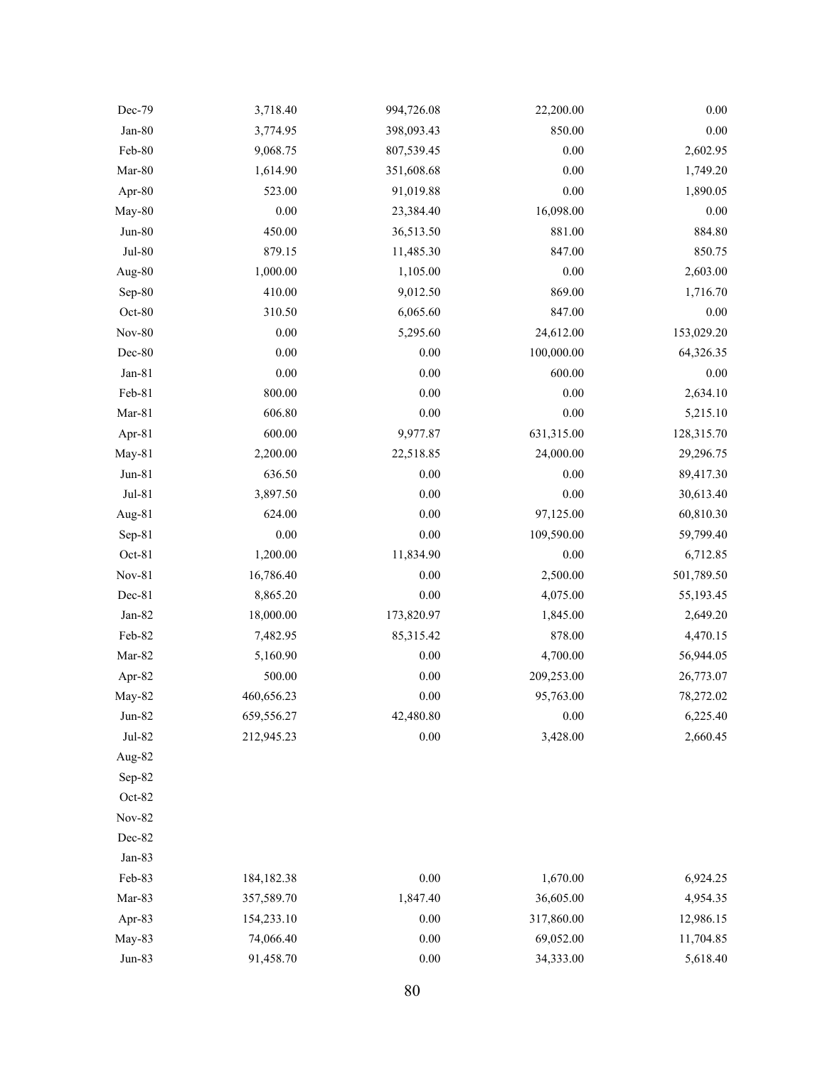| | | | | |
|---|---|---|---|---|
| Dec-79 | 3,718.40 | 994,726.08 | 22,200.00 | 0.00 |
| Jan-80 | 3,774.95 | 398,093.43 | 850.00 | 0.00 |
| Feb-80 | 9,068.75 | 807,539.45 | 0.00 | 2,602.95 |
| Mar-80 | 1,614.90 | 351,608.68 | 0.00 | 1,749.20 |
| Apr-80 | 523.00 | 91,019.88 | 0.00 | 1,890.05 |
| May-80 | 0.00 | 23,384.40 | 16,098.00 | 0.00 |
| Jun-80 | 450.00 | 36,513.50 | 881.00 | 884.80 |
| Jul-80 | 879.15 | 11,485.30 | 847.00 | 850.75 |
| Aug-80 | 1,000.00 | 1,105.00 | 0.00 | 2,603.00 |
| Sep-80 | 410.00 | 9,012.50 | 869.00 | 1,716.70 |
| Oct-80 | 310.50 | 6,065.60 | 847.00 | 0.00 |
| Nov-80 | 0.00 | 5,295.60 | 24,612.00 | 153,029.20 |
| Dec-80 | 0.00 | 0.00 | 100,000.00 | 64,326.35 |
| Jan-81 | 0.00 | 0.00 | 600.00 | 0.00 |
| Feb-81 | 800.00 | 0.00 | 0.00 | 2,634.10 |
| Mar-81 | 606.80 | 0.00 | 0.00 | 5,215.10 |
| Apr-81 | 600.00 | 9,977.87 | 631,315.00 | 128,315.70 |
| May-81 | 2,200.00 | 22,518.85 | 24,000.00 | 29,296.75 |
| Jun-81 | 636.50 | 0.00 | 0.00 | 89,417.30 |
| Jul-81 | 3,897.50 | 0.00 | 0.00 | 30,613.40 |
| Aug-81 | 624.00 | 0.00 | 97,125.00 | 60,810.30 |
| Sep-81 | 0.00 | 0.00 | 109,590.00 | 59,799.40 |
| Oct-81 | 1,200.00 | 11,834.90 | 0.00 | 6,712.85 |
| Nov-81 | 16,786.40 | 0.00 | 2,500.00 | 501,789.50 |
| Dec-81 | 8,865.20 | 0.00 | 4,075.00 | 55,193.45 |
| Jan-82 | 18,000.00 | 173,820.97 | 1,845.00 | 2,649.20 |
| Feb-82 | 7,482.95 | 85,315.42 | 878.00 | 4,470.15 |
| Mar-82 | 5,160.90 | 0.00 | 4,700.00 | 56,944.05 |
| Apr-82 | 500.00 | 0.00 | 209,253.00 | 26,773.07 |
| May-82 | 460,656.23 | 0.00 | 95,763.00 | 78,272.02 |
| Jun-82 | 659,556.27 | 42,480.80 | 0.00 | 6,225.40 |
| Jul-82 | 212,945.23 | 0.00 | 3,428.00 | 2,660.45 |
| Aug-82 | | | | |
| Sep-82 | | | | |
| Oct-82 | | | | |
| Nov-82 | | | | |
| Dec-82 | | | | |
| Jan-83 | | | | |
| Feb-83 | 184,182.38 | 0.00 | 1,670.00 | 6,924.25 |
| Mar-83 | 357,589.70 | 1,847.40 | 36,605.00 | 4,954.35 |
| Apr-83 | 154,233.10 | 0.00 | 317,860.00 | 12,986.15 |
| May-83 | 74,066.40 | 0.00 | 69,052.00 | 11,704.85 |
| Jun-83 | 91,458.70 | 0.00 | 34,333.00 | 5,618.40 |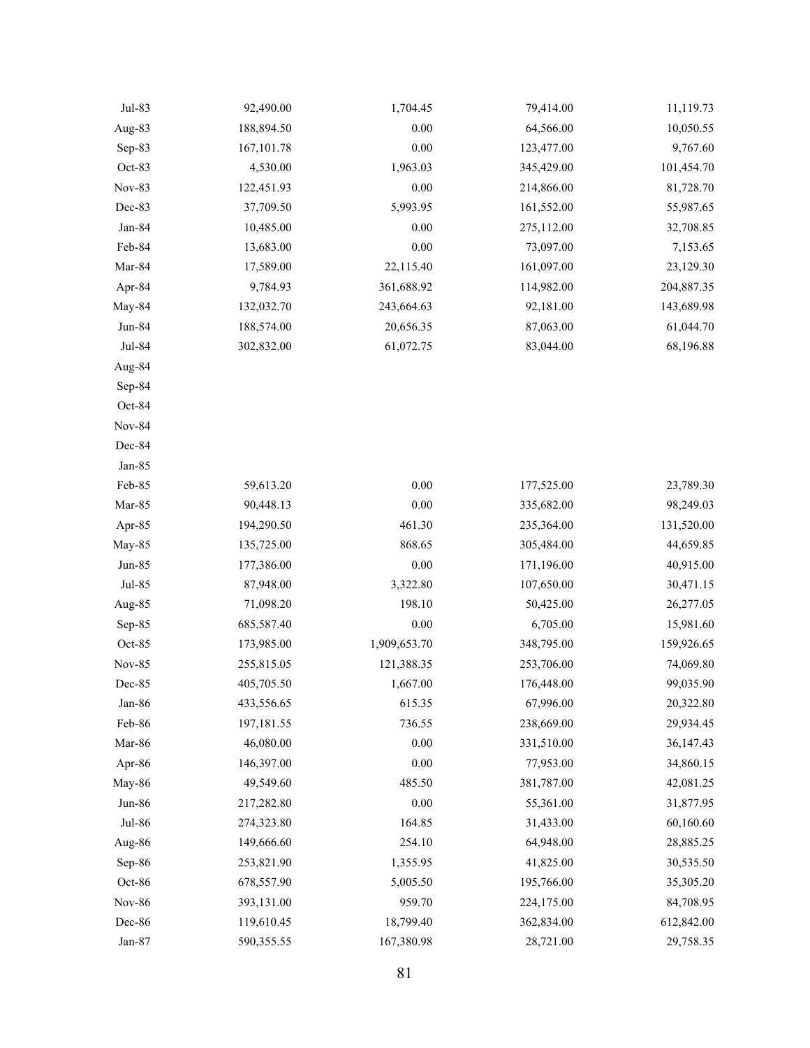| | | | | |
|---|---|---|---|---|
| Jul-83 | 92,490.00 | 1,704.45 | 79,414.00 | 11,119.73 |
| Aug-83 | 188,894.50 | 0.00 | 64,566.00 | 10,050.55 |
| Sep-83 | 167,101.78 | 0.00 | 123,477.00 | 9,767.60 |
| Oct-83 | 4,530.00 | 1,963.03 | 345,429.00 | 101,454.70 |
| Nov-83 | 122,451.93 | 0.00 | 214,866.00 | 81,728.70 |
| Dec-83 | 37,709.50 | 5,993.95 | 161,552.00 | 55,987.65 |
| Jan-84 | 10,485.00 | 0.00 | 275,112.00 | 32,708.85 |
| Feb-84 | 13,683.00 | 0.00 | 73,097.00 | 7,153.65 |
| Mar-84 | 17,589.00 | 22,115.40 | 161,097.00 | 23,129.30 |
| Apr-84 | 9,784.93 | 361,688.92 | 114,982.00 | 204,887.35 |
| May-84 | 132,032.70 | 243,664.63 | 92,181.00 | 143,689.98 |
| Jun-84 | 188,574.00 | 20,656.35 | 87,063.00 | 61,044.70 |
| Jul-84 | 302,832.00 | 61,072.75 | 83,044.00 | 68,196.88 |
| Aug-84 | | | | |
| Sep-84 | | | | |
| Oct-84 | | | | |
| Nov-84 | | | | |
| Dec-84 | | | | |
| Jan-85 | | | | |
| Feb-85 | 59,613.20 | 0.00 | 177,525.00 | 23,789.30 |
| Mar-85 | 90,448.13 | 0.00 | 335,682.00 | 98,249.03 |
| Apr-85 | 194,290.50 | 461.30 | 235,364.00 | 131,520.00 |
| May-85 | 135,725.00 | 868.65 | 305,484.00 | 44,659.85 |
| Jun-85 | 177,386.00 | 0.00 | 171,196.00 | 40,915.00 |
| Jul-85 | 87,948.00 | 3,322.80 | 107,650.00 | 30,471.15 |
| Aug-85 | 71,098.20 | 198.10 | 50,425.00 | 26,277.05 |
| Sep-85 | 685,587.40 | 0.00 | 6,705.00 | 15,981.60 |
| Oct-85 | 173,985.00 | 1,909,653.70 | 348,795.00 | 159,926.65 |
| Nov-85 | 255,815.05 | 121,388.35 | 253,706.00 | 74,069.80 |
| Dec-85 | 405,705.50 | 1,667.00 | 176,448.00 | 99,035.90 |
| Jan-86 | 433,556.65 | 615.35 | 67,996.00 | 20,322.80 |
| Feb-86 | 197,181.55 | 736.55 | 238,669.00 | 29,934.45 |
| Mar-86 | 46,080.00 | 0.00 | 331,510.00 | 36,147.43 |
| Apr-86 | 146,397.00 | 0.00 | 77,953.00 | 34,860.15 |
| May-86 | 49,549.60 | 485.50 | 381,787.00 | 42,081.25 |
| Jun-86 | 217,282.80 | 0.00 | 55,361.00 | 31,877.95 |
| Jul-86 | 274,323.80 | 164.85 | 31,433.00 | 60,160.60 |
| Aug-86 | 149,666.60 | 254.10 | 64,948.00 | 28,885.25 |
| Sep-86 | 253,821.90 | 1,355.95 | 41,825.00 | 30,535.50 |
| Oct-86 | 678,557.90 | 5,005.50 | 195,766.00 | 35,305.20 |
| Nov-86 | 393,131.00 | 959.70 | 224,175.00 | 84,708.95 |
| Dec-86 | 119,610.45 | 18,799.40 | 362,834.00 | 612,842.00 |
| Jan-87 | 590,355.55 | 167,380.98 | 28,721.00 | 29,758.35 |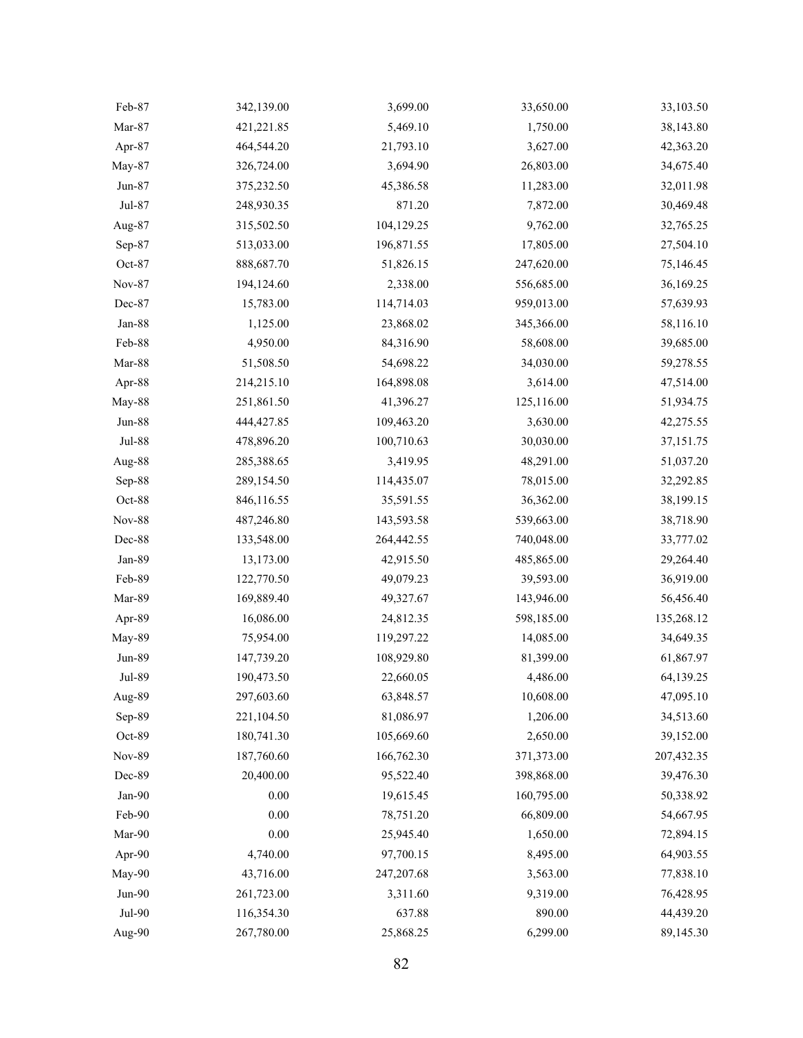| | | | | |
|---|---|---|---|---|
| Feb-87 | 342,139.00 | 3,699.00 | 33,650.00 | 33,103.50 |
| Mar-87 | 421,221.85 | 5,469.10 | 1,750.00 | 38,143.80 |
| Apr-87 | 464,544.20 | 21,793.10 | 3,627.00 | 42,363.20 |
| May-87 | 326,724.00 | 3,694.90 | 26,803.00 | 34,675.40 |
| Jun-87 | 375,232.50 | 45,386.58 | 11,283.00 | 32,011.98 |
| Jul-87 | 248,930.35 | 871.20 | 7,872.00 | 30,469.48 |
| Aug-87 | 315,502.50 | 104,129.25 | 9,762.00 | 32,765.25 |
| Sep-87 | 513,033.00 | 196,871.55 | 17,805.00 | 27,504.10 |
| Oct-87 | 888,687.70 | 51,826.15 | 247,620.00 | 75,146.45 |
| Nov-87 | 194,124.60 | 2,338.00 | 556,685.00 | 36,169.25 |
| Dec-87 | 15,783.00 | 114,714.03 | 959,013.00 | 57,639.93 |
| Jan-88 | 1,125.00 | 23,868.02 | 345,366.00 | 58,116.10 |
| Feb-88 | 4,950.00 | 84,316.90 | 58,608.00 | 39,685.00 |
| Mar-88 | 51,508.50 | 54,698.22 | 34,030.00 | 59,278.55 |
| Apr-88 | 214,215.10 | 164,898.08 | 3,614.00 | 47,514.00 |
| May-88 | 251,861.50 | 41,396.27 | 125,116.00 | 51,934.75 |
| Jun-88 | 444,427.85 | 109,463.20 | 3,630.00 | 42,275.55 |
| Jul-88 | 478,896.20 | 100,710.63 | 30,030.00 | 37,151.75 |
| Aug-88 | 285,388.65 | 3,419.95 | 48,291.00 | 51,037.20 |
| Sep-88 | 289,154.50 | 114,435.07 | 78,015.00 | 32,292.85 |
| Oct-88 | 846,116.55 | 35,591.55 | 36,362.00 | 38,199.15 |
| Nov-88 | 487,246.80 | 143,593.58 | 539,663.00 | 38,718.90 |
| Dec-88 | 133,548.00 | 264,442.55 | 740,048.00 | 33,777.02 |
| Jan-89 | 13,173.00 | 42,915.50 | 485,865.00 | 29,264.40 |
| Feb-89 | 122,770.50 | 49,079.23 | 39,593.00 | 36,919.00 |
| Mar-89 | 169,889.40 | 49,327.67 | 143,946.00 | 56,456.40 |
| Apr-89 | 16,086.00 | 24,812.35 | 598,185.00 | 135,268.12 |
| May-89 | 75,954.00 | 119,297.22 | 14,085.00 | 34,649.35 |
| Jun-89 | 147,739.20 | 108,929.80 | 81,399.00 | 61,867.97 |
| Jul-89 | 190,473.50 | 22,660.05 | 4,486.00 | 64,139.25 |
| Aug-89 | 297,603.60 | 63,848.57 | 10,608.00 | 47,095.10 |
| Sep-89 | 221,104.50 | 81,086.97 | 1,206.00 | 34,513.60 |
| Oct-89 | 180,741.30 | 105,669.60 | 2,650.00 | 39,152.00 |
| Nov-89 | 187,760.60 | 166,762.30 | 371,373.00 | 207,432.35 |
| Dec-89 | 20,400.00 | 95,522.40 | 398,868.00 | 39,476.30 |
| Jan-90 | 0.00 | 19,615.45 | 160,795.00 | 50,338.92 |
| Feb-90 | 0.00 | 78,751.20 | 66,809.00 | 54,667.95 |
| Mar-90 | 0.00 | 25,945.40 | 1,650.00 | 72,894.15 |
| Apr-90 | 4,740.00 | 97,700.15 | 8,495.00 | 64,903.55 |
| May-90 | 43,716.00 | 247,207.68 | 3,563.00 | 77,838.10 |
| Jun-90 | 261,723.00 | 3,311.60 | 9,319.00 | 76,428.95 |
| Jul-90 | 116,354.30 | 637.88 | 890.00 | 44,439.20 |
| Aug-90 | 267,780.00 | 25,868.25 | 6,299.00 | 89,145.30 |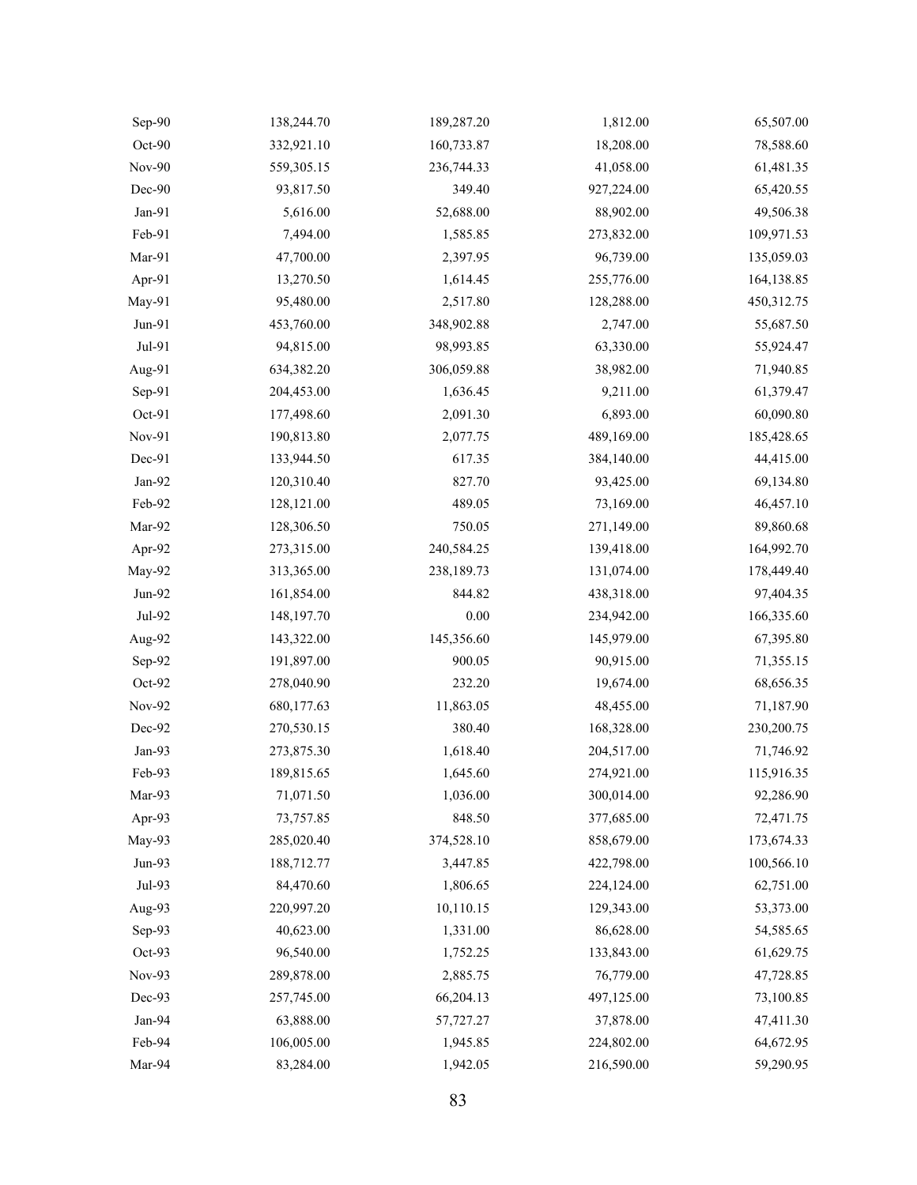| | | | | |
|---|---|---|---|---|
| Sep-90 | 138,244.70 | 189,287.20 | 1,812.00 | 65,507.00 |
| Oct-90 | 332,921.10 | 160,733.87 | 18,208.00 | 78,588.60 |
| Nov-90 | 559,305.15 | 236,744.33 | 41,058.00 | 61,481.35 |
| Dec-90 | 93,817.50 | 349.40 | 927,224.00 | 65,420.55 |
| Jan-91 | 5,616.00 | 52,688.00 | 88,902.00 | 49,506.38 |
| Feb-91 | 7,494.00 | 1,585.85 | 273,832.00 | 109,971.53 |
| Mar-91 | 47,700.00 | 2,397.95 | 96,739.00 | 135,059.03 |
| Apr-91 | 13,270.50 | 1,614.45 | 255,776.00 | 164,138.85 |
| May-91 | 95,480.00 | 2,517.80 | 128,288.00 | 450,312.75 |
| Jun-91 | 453,760.00 | 348,902.88 | 2,747.00 | 55,687.50 |
| Jul-91 | 94,815.00 | 98,993.85 | 63,330.00 | 55,924.47 |
| Aug-91 | 634,382.20 | 306,059.88 | 38,982.00 | 71,940.85 |
| Sep-91 | 204,453.00 | 1,636.45 | 9,211.00 | 61,379.47 |
| Oct-91 | 177,498.60 | 2,091.30 | 6,893.00 | 60,090.80 |
| Nov-91 | 190,813.80 | 2,077.75 | 489,169.00 | 185,428.65 |
| Dec-91 | 133,944.50 | 617.35 | 384,140.00 | 44,415.00 |
| Jan-92 | 120,310.40 | 827.70 | 93,425.00 | 69,134.80 |
| Feb-92 | 128,121.00 | 489.05 | 73,169.00 | 46,457.10 |
| Mar-92 | 128,306.50 | 750.05 | 271,149.00 | 89,860.68 |
| Apr-92 | 273,315.00 | 240,584.25 | 139,418.00 | 164,992.70 |
| May-92 | 313,365.00 | 238,189.73 | 131,074.00 | 178,449.40 |
| Jun-92 | 161,854.00 | 844.82 | 438,318.00 | 97,404.35 |
| Jul-92 | 148,197.70 | 0.00 | 234,942.00 | 166,335.60 |
| Aug-92 | 143,322.00 | 145,356.60 | 145,979.00 | 67,395.80 |
| Sep-92 | 191,897.00 | 900.05 | 90,915.00 | 71,355.15 |
| Oct-92 | 278,040.90 | 232.20 | 19,674.00 | 68,656.35 |
| Nov-92 | 680,177.63 | 11,863.05 | 48,455.00 | 71,187.90 |
| Dec-92 | 270,530.15 | 380.40 | 168,328.00 | 230,200.75 |
| Jan-93 | 273,875.30 | 1,618.40 | 204,517.00 | 71,746.92 |
| Feb-93 | 189,815.65 | 1,645.60 | 274,921.00 | 115,916.35 |
| Mar-93 | 71,071.50 | 1,036.00 | 300,014.00 | 92,286.90 |
| Apr-93 | 73,757.85 | 848.50 | 377,685.00 | 72,471.75 |
| May-93 | 285,020.40 | 374,528.10 | 858,679.00 | 173,674.33 |
| Jun-93 | 188,712.77 | 3,447.85 | 422,798.00 | 100,566.10 |
| Jul-93 | 84,470.60 | 1,806.65 | 224,124.00 | 62,751.00 |
| Aug-93 | 220,997.20 | 10,110.15 | 129,343.00 | 53,373.00 |
| Sep-93 | 40,623.00 | 1,331.00 | 86,628.00 | 54,585.65 |
| Oct-93 | 96,540.00 | 1,752.25 | 133,843.00 | 61,629.75 |
| Nov-93 | 289,878.00 | 2,885.75 | 76,779.00 | 47,728.85 |
| Dec-93 | 257,745.00 | 66,204.13 | 497,125.00 | 73,100.85 |
| Jan-94 | 63,888.00 | 57,727.27 | 37,878.00 | 47,411.30 |
| Feb-94 | 106,005.00 | 1,945.85 | 224,802.00 | 64,672.95 |
| Mar-94 | 83,284.00 | 1,942.05 | 216,590.00 | 59,290.95 |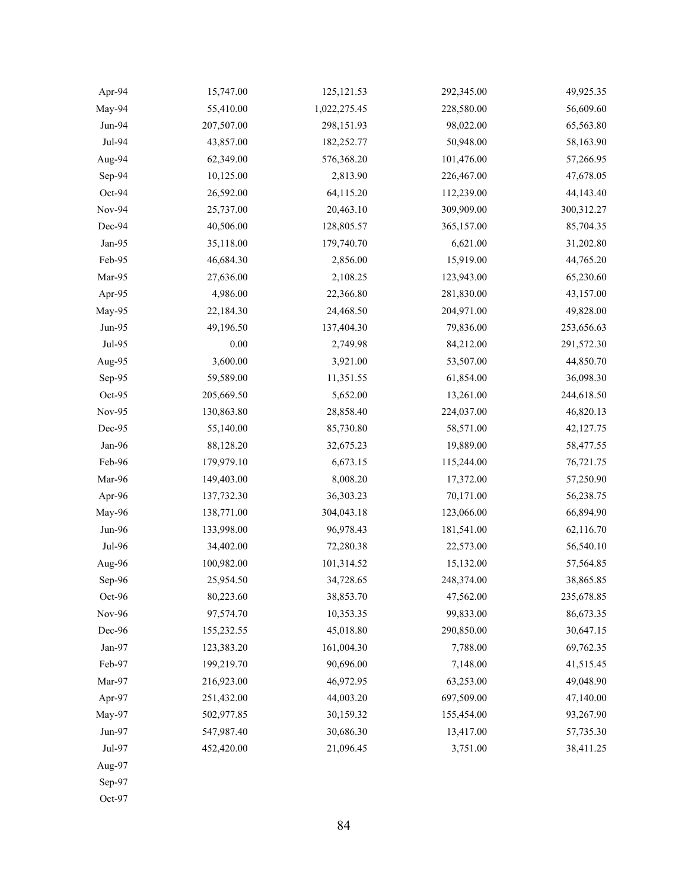| | | | | |
|---|---|---|---|---|
| Apr-94 | 15,747.00 | 125,121.53 | 292,345.00 | 49,925.35 |
| May-94 | 55,410.00 | 1,022,275.45 | 228,580.00 | 56,609.60 |
| Jun-94 | 207,507.00 | 298,151.93 | 98,022.00 | 65,563.80 |
| Jul-94 | 43,857.00 | 182,252.77 | 50,948.00 | 58,163.90 |
| Aug-94 | 62,349.00 | 576,368.20 | 101,476.00 | 57,266.95 |
| Sep-94 | 10,125.00 | 2,813.90 | 226,467.00 | 47,678.05 |
| Oct-94 | 26,592.00 | 64,115.20 | 112,239.00 | 44,143.40 |
| Nov-94 | 25,737.00 | 20,463.10 | 309,909.00 | 300,312.27 |
| Dec-94 | 40,506.00 | 128,805.57 | 365,157.00 | 85,704.35 |
| Jan-95 | 35,118.00 | 179,740.70 | 6,621.00 | 31,202.80 |
| Feb-95 | 46,684.30 | 2,856.00 | 15,919.00 | 44,765.20 |
| Mar-95 | 27,636.00 | 2,108.25 | 123,943.00 | 65,230.60 |
| Apr-95 | 4,986.00 | 22,366.80 | 281,830.00 | 43,157.00 |
| May-95 | 22,184.30 | 24,468.50 | 204,971.00 | 49,828.00 |
| Jun-95 | 49,196.50 | 137,404.30 | 79,836.00 | 253,656.63 |
| Jul-95 | 0.00 | 2,749.98 | 84,212.00 | 291,572.30 |
| Aug-95 | 3,600.00 | 3,921.00 | 53,507.00 | 44,850.70 |
| Sep-95 | 59,589.00 | 11,351.55 | 61,854.00 | 36,098.30 |
| Oct-95 | 205,669.50 | 5,652.00 | 13,261.00 | 244,618.50 |
| Nov-95 | 130,863.80 | 28,858.40 | 224,037.00 | 46,820.13 |
| Dec-95 | 55,140.00 | 85,730.80 | 58,571.00 | 42,127.75 |
| Jan-96 | 88,128.20 | 32,675.23 | 19,889.00 | 58,477.55 |
| Feb-96 | 179,979.10 | 6,673.15 | 115,244.00 | 76,721.75 |
| Mar-96 | 149,403.00 | 8,008.20 | 17,372.00 | 57,250.90 |
| Apr-96 | 137,732.30 | 36,303.23 | 70,171.00 | 56,238.75 |
| May-96 | 138,771.00 | 304,043.18 | 123,066.00 | 66,894.90 |
| Jun-96 | 133,998.00 | 96,978.43 | 181,541.00 | 62,116.70 |
| Jul-96 | 34,402.00 | 72,280.38 | 22,573.00 | 56,540.10 |
| Aug-96 | 100,982.00 | 101,314.52 | 15,132.00 | 57,564.85 |
| Sep-96 | 25,954.50 | 34,728.65 | 248,374.00 | 38,865.85 |
| Oct-96 | 80,223.60 | 38,853.70 | 47,562.00 | 235,678.85 |
| Nov-96 | 97,574.70 | 10,353.35 | 99,833.00 | 86,673.35 |
| Dec-96 | 155,232.55 | 45,018.80 | 290,850.00 | 30,647.15 |
| Jan-97 | 123,383.20 | 161,004.30 | 7,788.00 | 69,762.35 |
| Feb-97 | 199,219.70 | 90,696.00 | 7,148.00 | 41,515.45 |
| Mar-97 | 216,923.00 | 46,972.95 | 63,253.00 | 49,048.90 |
| Apr-97 | 251,432.00 | 44,003.20 | 697,509.00 | 47,140.00 |
| May-97 | 502,977.85 | 30,159.32 | 155,454.00 | 93,267.90 |
| Jun-97 | 547,987.40 | 30,686.30 | 13,417.00 | 57,735.30 |
| Jul-97 | 452,420.00 | 21,096.45 | 3,751.00 | 38,411.25 |
| Aug-97 | | | | |
| Sep-97 | | | | |
| Oct-97 | | | | |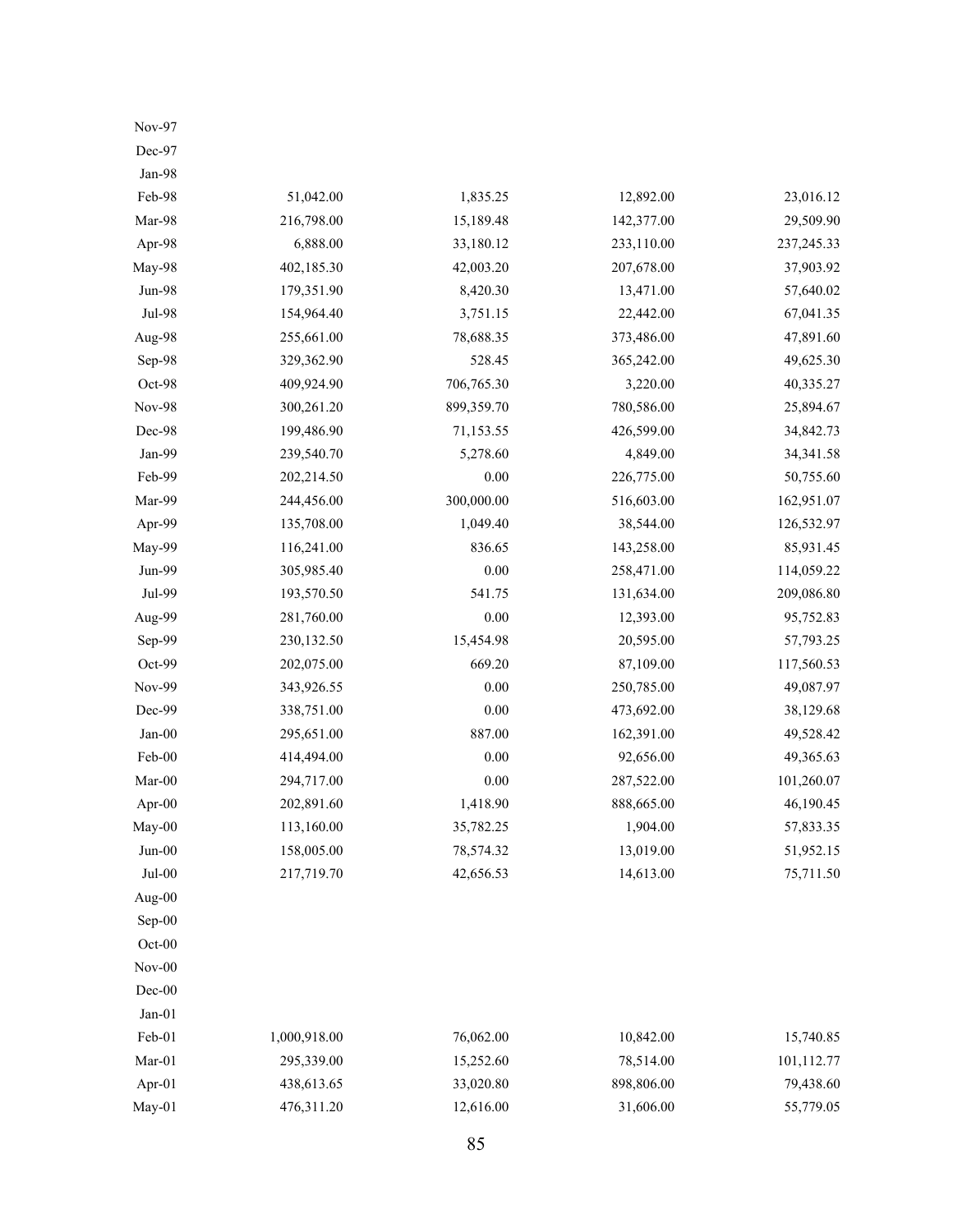| | | | | |
|---|---|---|---|---|
| Nov-97 | | | | |
| Dec-97 | | | | |
| Jan-98 | | | | |
| Feb-98 | 51,042.00 | 1,835.25 | 12,892.00 | 23,016.12 |
| Mar-98 | 216,798.00 | 15,189.48 | 142,377.00 | 29,509.90 |
| Apr-98 | 6,888.00 | 33,180.12 | 233,110.00 | 237,245.33 |
| May-98 | 402,185.30 | 42,003.20 | 207,678.00 | 37,903.92 |
| Jun-98 | 179,351.90 | 8,420.30 | 13,471.00 | 57,640.02 |
| Jul-98 | 154,964.40 | 3,751.15 | 22,442.00 | 67,041.35 |
| Aug-98 | 255,661.00 | 78,688.35 | 373,486.00 | 47,891.60 |
| Sep-98 | 329,362.90 | 528.45 | 365,242.00 | 49,625.30 |
| Oct-98 | 409,924.90 | 706,765.30 | 3,220.00 | 40,335.27 |
| Nov-98 | 300,261.20 | 899,359.70 | 780,586.00 | 25,894.67 |
| Dec-98 | 199,486.90 | 71,153.55 | 426,599.00 | 34,842.73 |
| Jan-99 | 239,540.70 | 5,278.60 | 4,849.00 | 34,341.58 |
| Feb-99 | 202,214.50 | 0.00 | 226,775.00 | 50,755.60 |
| Mar-99 | 244,456.00 | 300,000.00 | 516,603.00 | 162,951.07 |
| Apr-99 | 135,708.00 | 1,049.40 | 38,544.00 | 126,532.97 |
| May-99 | 116,241.00 | 836.65 | 143,258.00 | 85,931.45 |
| Jun-99 | 305,985.40 | 0.00 | 258,471.00 | 114,059.22 |
| Jul-99 | 193,570.50 | 541.75 | 131,634.00 | 209,086.80 |
| Aug-99 | 281,760.00 | 0.00 | 12,393.00 | 95,752.83 |
| Sep-99 | 230,132.50 | 15,454.98 | 20,595.00 | 57,793.25 |
| Oct-99 | 202,075.00 | 669.20 | 87,109.00 | 117,560.53 |
| Nov-99 | 343,926.55 | 0.00 | 250,785.00 | 49,087.97 |
| Dec-99 | 338,751.00 | 0.00 | 473,692.00 | 38,129.68 |
| Jan-00 | 295,651.00 | 887.00 | 162,391.00 | 49,528.42 |
| Feb-00 | 414,494.00 | 0.00 | 92,656.00 | 49,365.63 |
| Mar-00 | 294,717.00 | 0.00 | 287,522.00 | 101,260.07 |
| Apr-00 | 202,891.60 | 1,418.90 | 888,665.00 | 46,190.45 |
| May-00 | 113,160.00 | 35,782.25 | 1,904.00 | 57,833.35 |
| Jun-00 | 158,005.00 | 78,574.32 | 13,019.00 | 51,952.15 |
| Jul-00 | 217,719.70 | 42,656.53 | 14,613.00 | 75,711.50 |
| Aug-00 | | | | |
| Sep-00 | | | | |
| Oct-00 | | | | |
| Nov-00 | | | | |
| Dec-00 | | | | |
| Jan-01 | | | | |
| Feb-01 | 1,000,918.00 | 76,062.00 | 10,842.00 | 15,740.85 |
| Mar-01 | 295,339.00 | 15,252.60 | 78,514.00 | 101,112.77 |
| Apr-01 | 438,613.65 | 33,020.80 | 898,806.00 | 79,438.60 |
| May-01 | 476,311.20 | 12,616.00 | 31,606.00 | 55,779.05 |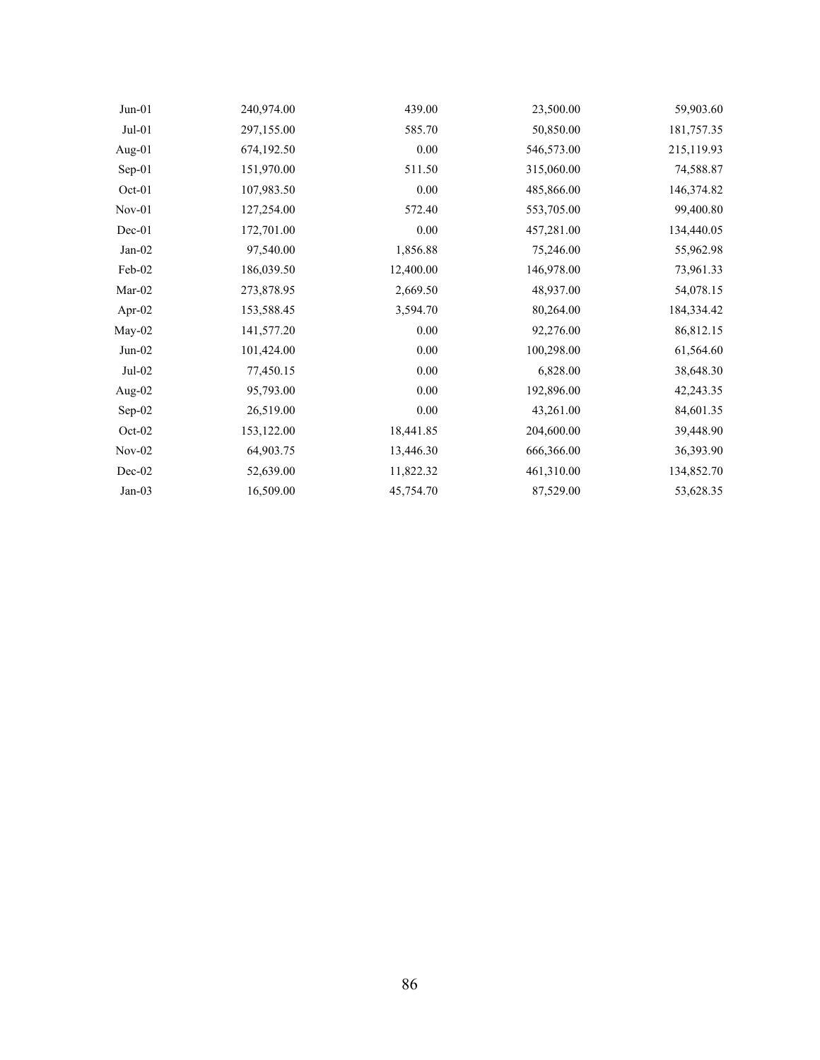| | | | | |
|---|---|---|---|---|
| Jun-01 | 240,974.00 | 439.00 | 23,500.00 | 59,903.60 |
| Jul-01 | 297,155.00 | 585.70 | 50,850.00 | 181,757.35 |
| Aug-01 | 674,192.50 | 0.00 | 546,573.00 | 215,119.93 |
| Sep-01 | 151,970.00 | 511.50 | 315,060.00 | 74,588.87 |
| Oct-01 | 107,983.50 | 0.00 | 485,866.00 | 146,374.82 |
| Nov-01 | 127,254.00 | 572.40 | 553,705.00 | 99,400.80 |
| Dec-01 | 172,701.00 | 0.00 | 457,281.00 | 134,440.05 |
| Jan-02 | 97,540.00 | 1,856.88 | 75,246.00 | 55,962.98 |
| Feb-02 | 186,039.50 | 12,400.00 | 146,978.00 | 73,961.33 |
| Mar-02 | 273,878.95 | 2,669.50 | 48,937.00 | 54,078.15 |
| Apr-02 | 153,588.45 | 3,594.70 | 80,264.00 | 184,334.42 |
| May-02 | 141,577.20 | 0.00 | 92,276.00 | 86,812.15 |
| Jun-02 | 101,424.00 | 0.00 | 100,298.00 | 61,564.60 |
| Jul-02 | 77,450.15 | 0.00 | 6,828.00 | 38,648.30 |
| Aug-02 | 95,793.00 | 0.00 | 192,896.00 | 42,243.35 |
| Sep-02 | 26,519.00 | 0.00 | 43,261.00 | 84,601.35 |
| Oct-02 | 153,122.00 | 18,441.85 | 204,600.00 | 39,448.90 |
| Nov-02 | 64,903.75 | 13,446.30 | 666,366.00 | 36,393.90 |
| Dec-02 | 52,639.00 | 11,822.32 | 461,310.00 | 134,852.70 |
| Jan-03 | 16,509.00 | 45,754.70 | 87,529.00 | 53,628.35 |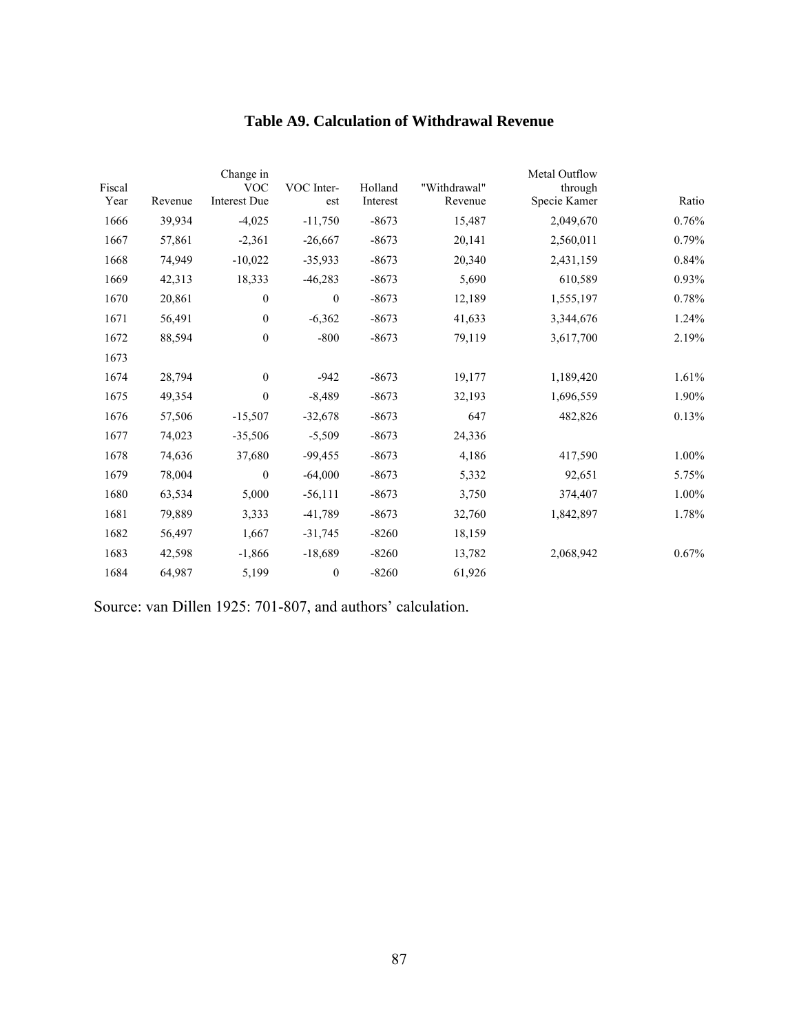# Table A9. Calculation of Withdrawal Revenue

| Fiscal Year | Revenue | Change in VOC Interest Due | VOC Interest | Holland Interest | "Withdrawal" Revenue | Metal Outflow through Specie Kamer | Ratio |
|---|---|---|---|---|---|---|---|
| 1666 | 39,934 | -4,025 | -11,750 | -8673 | 15,487 | 2,049,670 | 0.76% |
| 1667 | 57,861 | -2,361 | -26,667 | -8673 | 20,141 | 2,560,011 | 0.79% |
| 1668 | 74,949 | -10,022 | -35,933 | -8673 | 20,340 | 2,431,159 | 0.84% |
| 1669 | 42,313 | 18,333 | -46,283 | -8673 | 5,690 | 610,589 | 0.93% |
| 1670 | 20,861 | 0 | 0 | -8673 | 12,189 | 1,555,197 | 0.78% |
| 1671 | 56,491 | 0 | -6,362 | -8673 | 41,633 | 3,344,676 | 1.24% |
| 1672 | 88,594 | 0 | -800 | -8673 | 79,119 | 3,617,700 | 2.19% |
| 1673 | | | | | | | |
| 1674 | 28,794 | 0 | -942 | -8673 | 19,177 | 1,189,420 | 1.61% |
| 1675 | 49,354 | 0 | -8,489 | -8673 | 32,193 | 1,696,559 | 1.90% |
| 1676 | 57,506 | -15,507 | -32,678 | -8673 | 647 | 482,826 | 0.13% |
| 1677 | 74,023 | -35,506 | -5,509 | -8673 | 24,336 | | |
| 1678 | 74,636 | 37,680 | -99,455 | -8673 | 4,186 | 417,590 | 1.00% |
| 1679 | 78,004 | 0 | -64,000 | -8673 | 5,332 | 92,651 | 5.75% |
| 1680 | 63,534 | 5,000 | -56,111 | -8673 | 3,750 | 374,407 | 1.00% |
| 1681 | 79,889 | 3,333 | -41,789 | -8673 | 32,760 | 1,842,897 | 1.78% |
| 1682 | 56,497 | 1,667 | -31,745 | -8260 | 18,159 | | |
| 1683 | 42,598 | -1,866 | -18,689 | -8260 | 13,782 | 2,068,942 | 0.67% |
| 1684 | 64,987 | 5,199 | 0 | -8260 | 61,926 | | |

Source: van Dillen 1925: 701-807, and authors' calculation.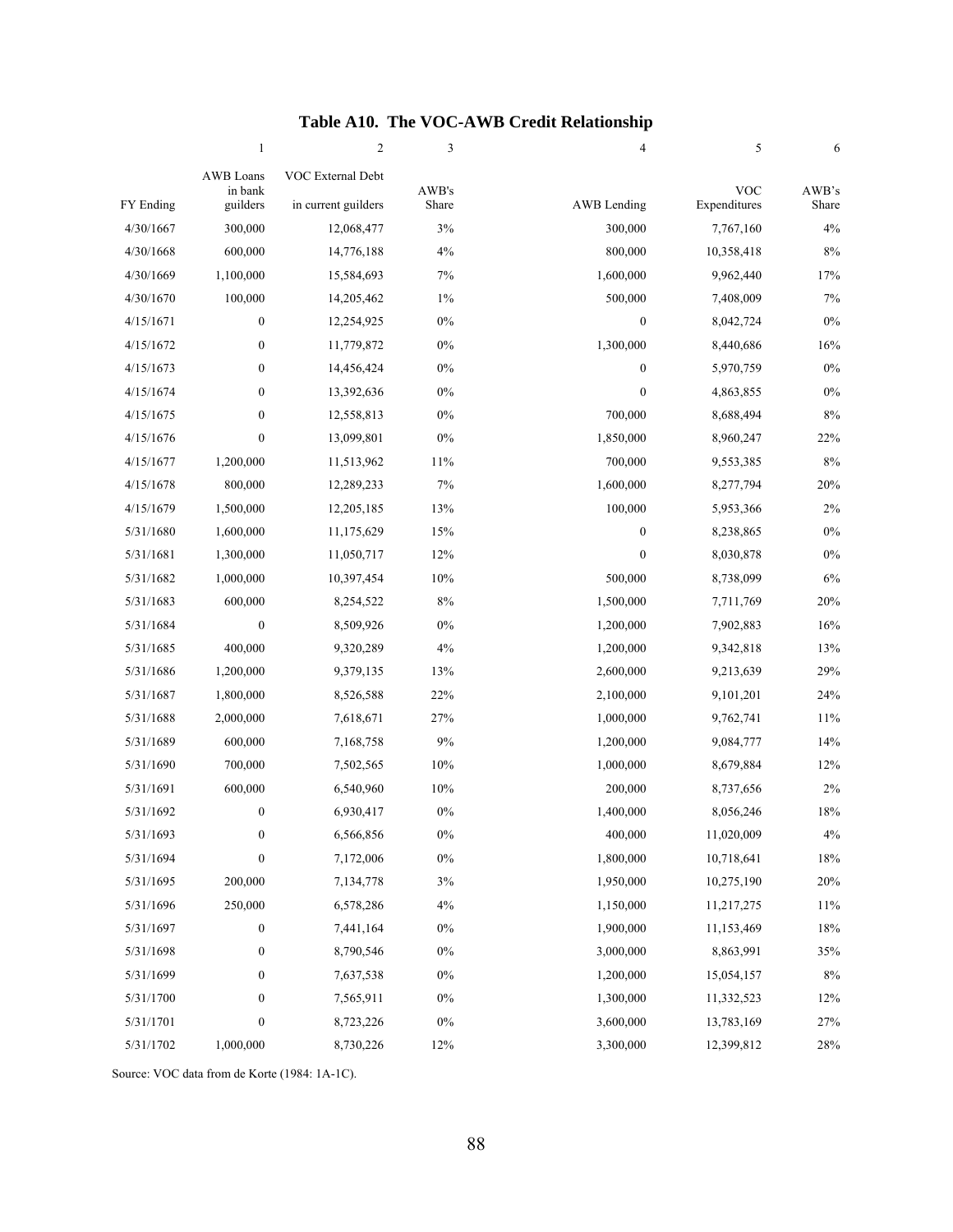# Table A10. The VOC-AWB Credit Relationship

| | 1 | 2 | 3 | 4 | 5 | 6 |
|---|---|---|---|---|---|---|
| FY Ending | AWB Loans in bank guilders | VOC External Debt in current guilders | AWB's Share | AWB Lending | VOC Expenditures | AWB's Share |
| 4/30/1667 | 300,000 | 12,068,477 | 3% | 300,000 | 7,767,160 | 4% |
| 4/30/1668 | 600,000 | 14,776,188 | 4% | 800,000 | 10,358,418 | 8% |
| 4/30/1669 | 1,100,000 | 15,584,693 | 7% | 1,600,000 | 9,962,440 | 17% |
| 4/30/1670 | 100,000 | 14,205,462 | 1% | 500,000 | 7,408,009 | 7% |
| 4/15/1671 | 0 | 12,254,925 | 0% | 0 | 8,042,724 | 0% |
| 4/15/1672 | 0 | 11,779,872 | 0% | 1,300,000 | 8,440,686 | 16% |
| 4/15/1673 | 0 | 14,456,424 | 0% | 0 | 5,970,759 | 0% |
| 4/15/1674 | 0 | 13,392,636 | 0% | 0 | 4,863,855 | 0% |
| 4/15/1675 | 0 | 12,558,813 | 0% | 700,000 | 8,688,494 | 8% |
| 4/15/1676 | 0 | 13,099,801 | 0% | 1,850,000 | 8,960,247 | 22% |
| 4/15/1677 | 1,200,000 | 11,513,962 | 11% | 700,000 | 9,553,385 | 8% |
| 4/15/1678 | 800,000 | 12,289,233 | 7% | 1,600,000 | 8,277,794 | 20% |
| 4/15/1679 | 1,500,000 | 12,205,185 | 13% | 100,000 | 5,953,366 | 2% |
| 5/31/1680 | 1,600,000 | 11,175,629 | 15% | 0 | 8,238,865 | 0% |
| 5/31/1681 | 1,300,000 | 11,050,717 | 12% | 0 | 8,030,878 | 0% |
| 5/31/1682 | 1,000,000 | 10,397,454 | 10% | 500,000 | 8,738,099 | 6% |
| 5/31/1683 | 600,000 | 8,254,522 | 8% | 1,500,000 | 7,711,769 | 20% |
| 5/31/1684 | 0 | 8,509,926 | 0% | 1,200,000 | 7,902,883 | 16% |
| 5/31/1685 | 400,000 | 9,320,289 | 4% | 1,200,000 | 9,342,818 | 13% |
| 5/31/1686 | 1,200,000 | 9,379,135 | 13% | 2,600,000 | 9,213,639 | 29% |
| 5/31/1687 | 1,800,000 | 8,526,588 | 22% | 2,100,000 | 9,101,201 | 24% |
| 5/31/1688 | 2,000,000 | 7,618,671 | 27% | 1,000,000 | 9,762,741 | 11% |
| 5/31/1689 | 600,000 | 7,168,758 | 9% | 1,200,000 | 9,084,777 | 14% |
| 5/31/1690 | 700,000 | 7,502,565 | 10% | 1,000,000 | 8,679,884 | 12% |
| 5/31/1691 | 600,000 | 6,540,960 | 10% | 200,000 | 8,737,656 | 2% |
| 5/31/1692 | 0 | 6,930,417 | 0% | 1,400,000 | 8,056,246 | 18% |
| 5/31/1693 | 0 | 6,566,856 | 0% | 400,000 | 11,020,009 | 4% |
| 5/31/1694 | 0 | 7,172,006 | 0% | 1,800,000 | 10,718,641 | 18% |
| 5/31/1695 | 200,000 | 7,134,778 | 3% | 1,950,000 | 10,275,190 | 20% |
| 5/31/1696 | 250,000 | 6,578,286 | 4% | 1,150,000 | 11,217,275 | 11% |
| 5/31/1697 | 0 | 7,441,164 | 0% | 1,900,000 | 11,153,469 | 18% |
| 5/31/1698 | 0 | 8,790,546 | 0% | 3,000,000 | 8,863,991 | 35% |
| 5/31/1699 | 0 | 7,637,538 | 0% | 1,200,000 | 15,054,157 | 8% |
| 5/31/1700 | 0 | 7,565,911 | 0% | 1,300,000 | 11,332,523 | 12% |
| 5/31/1701 | 0 | 8,723,226 | 0% | 3,600,000 | 13,783,169 | 27% |
| 5/31/1702 | 1,000,000 | 8,730,226 | 12% | 3,300,000 | 12,399,812 | 28% |

Source: VOC data from de Korte (1984: 1A-1C).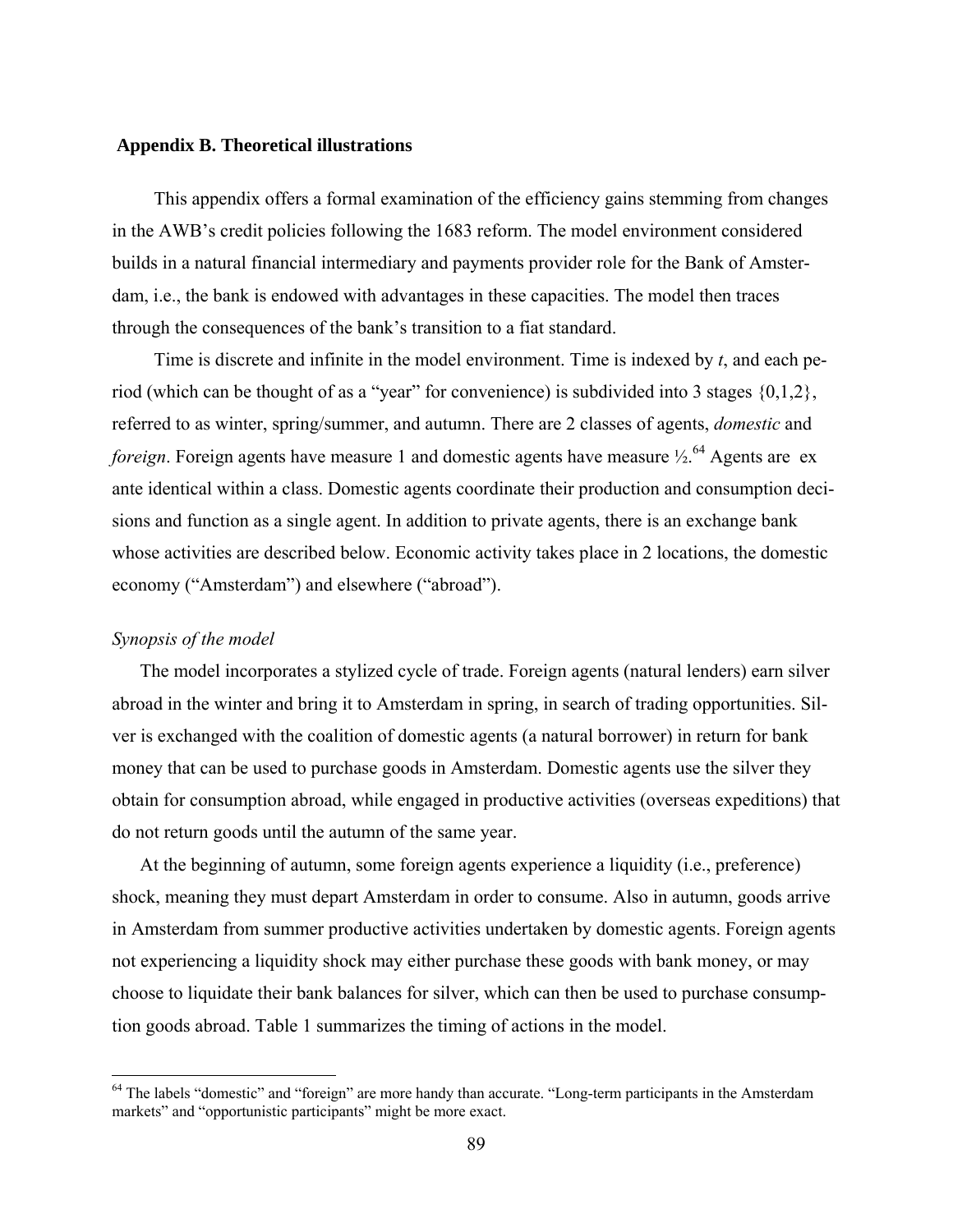## Appendix B. Theoretical illustrations

This appendix offers a formal examination of the efficiency gains stemming from changes in the AWB's credit policies following the 1683 reform. The model environment considered builds in a natural financial intermediary and payments provider role for the Bank of Amsterdam, i.e., the bank is endowed with advantages in these capacities. The model then traces through the consequences of the bank's transition to a fiat standard.

Time is discrete and infinite in the model environment. Time is indexed by $t$, and each period (which can be thought of as a "year" for convenience) is subdivided into 3 stages $\{0,1,2\}$, referred to as winter, spring/summer, and autumn. There are 2 classes of agents, *domestic* and *foreign*. Foreign agents have measure 1 and domestic agents have measure ½.[64] Agents are ex ante identical within a class. Domestic agents coordinate their production and consumption decisions and function as a single agent. In addition to private agents, there is an exchange bank whose activities are described below. Economic activity takes place in 2 locations, the domestic economy ("Amsterdam") and elsewhere ("abroad").

*Synopsis of the model*

The model incorporates a stylized cycle of trade. Foreign agents (natural lenders) earn silver abroad in the winter and bring it to Amsterdam in spring, in search of trading opportunities. Silver is exchanged with the coalition of domestic agents (a natural borrower) in return for bank money that can be used to purchase goods in Amsterdam. Domestic agents use the silver they obtain for consumption abroad, while engaged in productive activities (overseas expeditions) that do not return goods until the autumn of the same year.

At the beginning of autumn, some foreign agents experience a liquidity (i.e., preference) shock, meaning they must depart Amsterdam in order to consume. Also in autumn, goods arrive in Amsterdam from summer productive activities undertaken by domestic agents. Foreign agents not experiencing a liquidity shock may either purchase these goods with bank money, or may choose to liquidate their bank balances for silver, which can then be used to purchase consumption goods abroad. Table 1 summarizes the timing of actions in the model.

[64] The labels "domestic" and "foreign" are more handy than accurate. "Long-term participants in the Amsterdam markets" and "opportunistic participants" might be more exact.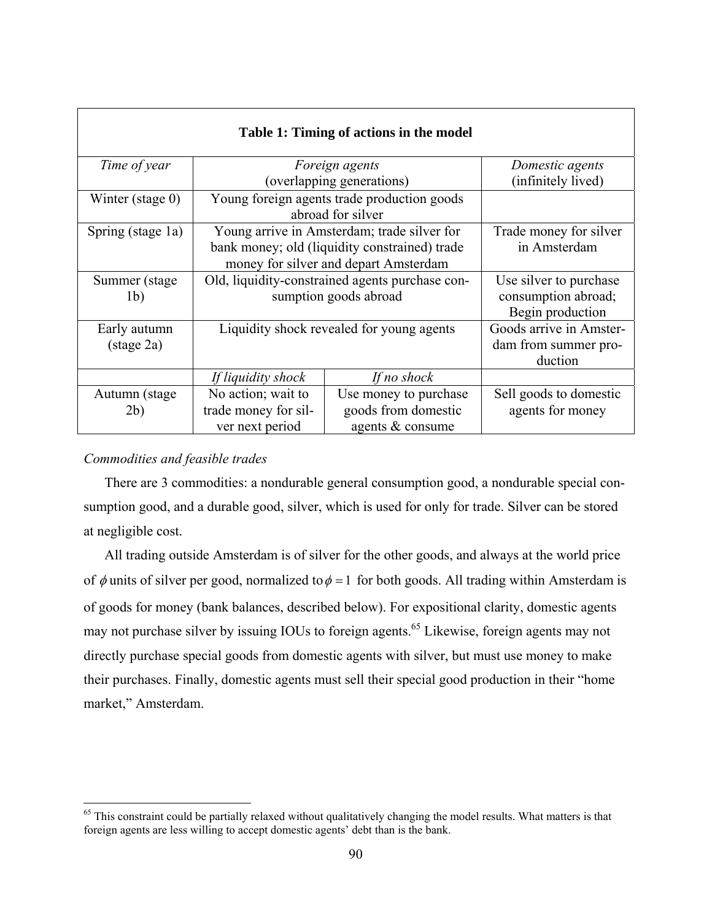**Table 1: Timing of actions in the model**

| *Time of year* | *Foreign agents* (overlapping generations) | | *Domestic agents* (infinitely lived) |
|---|---|---|---|
| Winter (stage 0) | Young foreign agents trade production goods abroad for silver | | |
| Spring (stage 1a) | Young arrive in Amsterdam; trade silver for bank money; old (liquidity constrained) trade money for silver and depart Amsterdam | | Trade money for silver in Amsterdam |
| Summer (stage 1b) | Old, liquidity-constrained agents purchase consumption goods abroad | | Use silver to purchase consumption abroad; Begin production |
| Early autumn (stage 2a) | Liquidity shock revealed for young agents | | Goods arrive in Amsterdam from summer production |
| | *If liquidity shock* | *If no shock* | |
| Autumn (stage 2b) | No action; wait to trade money for silver next period | Use money to purchase goods from domestic agents & consume | Sell goods to domestic agents for money |

*Commodities and feasible trades*

There are 3 commodities: a nondurable general consumption good, a nondurable special consumption good, and a durable good, silver, which is used for only for trade. Silver can be stored at negligible cost.

All trading outside Amsterdam is of silver for the other goods, and always at the world price of $\phi$ units of silver per good, normalized to $\phi = 1$ for both goods. All trading within Amsterdam is of goods for money (bank balances, described below). For expositional clarity, domestic agents may not purchase silver by issuing IOUs to foreign agents.[65] Likewise, foreign agents may not directly purchase special goods from domestic agents with silver, but must use money to make their purchases. Finally, domestic agents must sell their special good production in their "home market," Amsterdam.

[65] This constraint could be partially relaxed without qualitatively changing the model results. What matters is that foreign agents are less willing to accept domestic agents' debt than is the bank.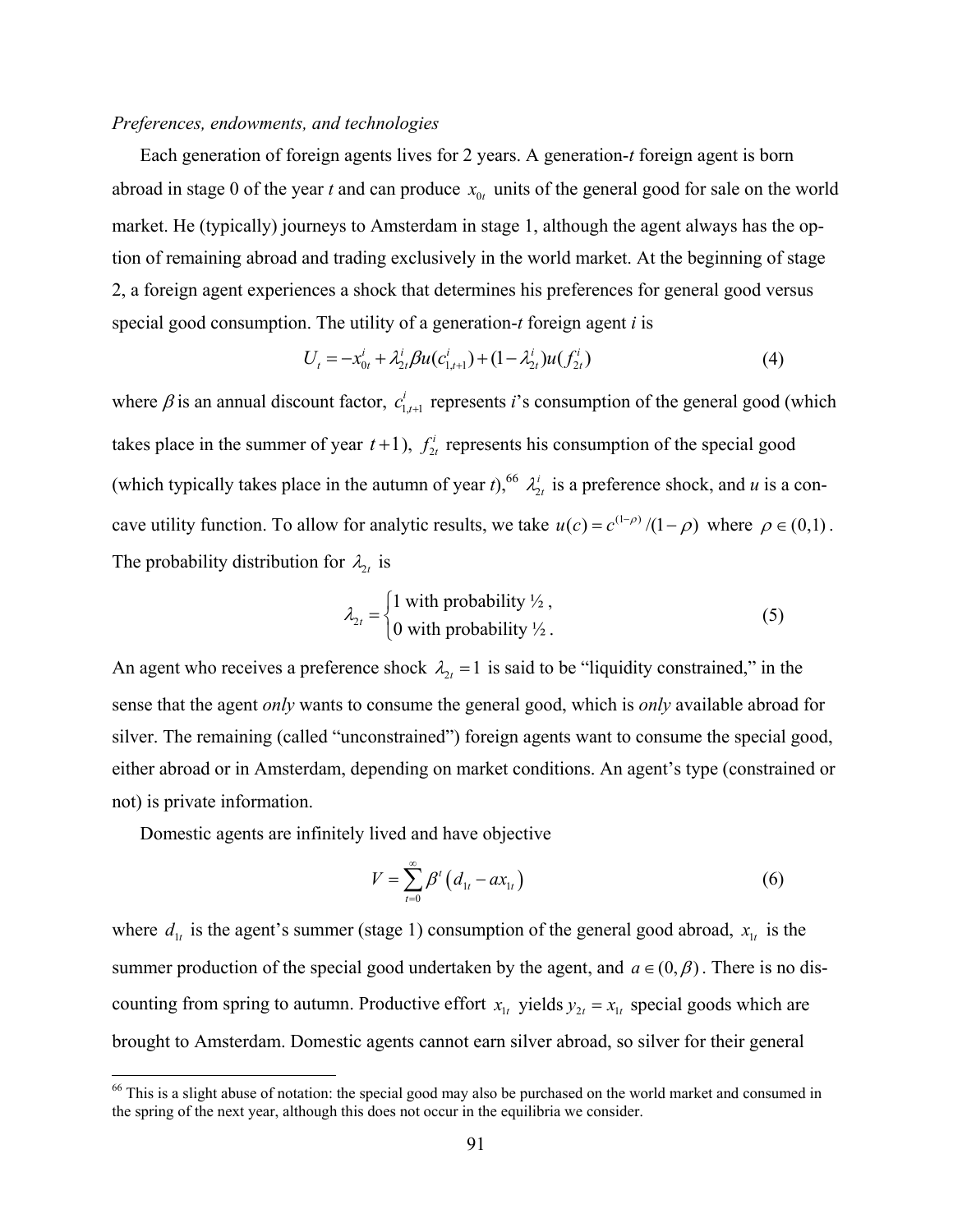*Preferences, endowments, and technologies*

Each generation of foreign agents lives for 2 years. A generation-*t* foreign agent is born abroad in stage 0 of the year *t* and can produce $x_{0t}$ units of the general good for sale on the world market. He (typically) journeys to Amsterdam in stage 1, although the agent always has the option of remaining abroad and trading exclusively in the world market. At the beginning of stage 2, a foreign agent experiences a shock that determines his preferences for general good versus special good consumption. The utility of a generation-*t* foreign agent *i* is

$$U_t = -x_{0t}^i + \lambda_{2t}^i \beta u(c_{1,t+1}^i) + (1-\lambda_{2t}^i)u(f_{2t}^i) \tag{4}$$

where $\beta$ is an annual discount factor, $c_{1,t+1}^i$ represents *i*'s consumption of the general good (which takes place in the summer of year $t+1$), $f_{2t}^i$ represents his consumption of the special good (which typically takes place in the autumn of year *t*),[66] $\lambda_{2t}^i$ is a preference shock, and *u* is a concave utility function. To allow for analytic results, we take $u(c) = c^{(1-\rho)}/(1-\rho)$ where $\rho \in (0,1)$. The probability distribution for $\lambda_{2t}$ is

$$\lambda_{2t} = \begin{cases} 1 \text{ with probability } ½\,, \\ 0 \text{ with probability } ½\,. \end{cases} \tag{5}$$

An agent who receives a preference shock $\lambda_{2t} = 1$ is said to be "liquidity constrained," in the sense that the agent *only* wants to consume the general good, which is *only* available abroad for silver. The remaining (called "unconstrained") foreign agents want to consume the special good, either abroad or in Amsterdam, depending on market conditions. An agent's type (constrained or not) is private information.

Domestic agents are infinitely lived and have objective

$$V = \sum_{t=0}^{\infty} \beta^t \left( d_{1t} - a x_{1t} \right) \tag{6}$$

where $d_{1t}$ is the agent's summer (stage 1) consumption of the general good abroad, $x_{1t}$ is the summer production of the special good undertaken by the agent, and $a \in (0, \beta)$. There is no discounting from spring to autumn. Productive effort $x_{1t}$ yields $y_{2t} = x_{1t}$ special goods which are brought to Amsterdam. Domestic agents cannot earn silver abroad, so silver for their general

[66] This is a slight abuse of notation: the special good may also be purchased on the world market and consumed in the spring of the next year, although this does not occur in the equilibria we consider.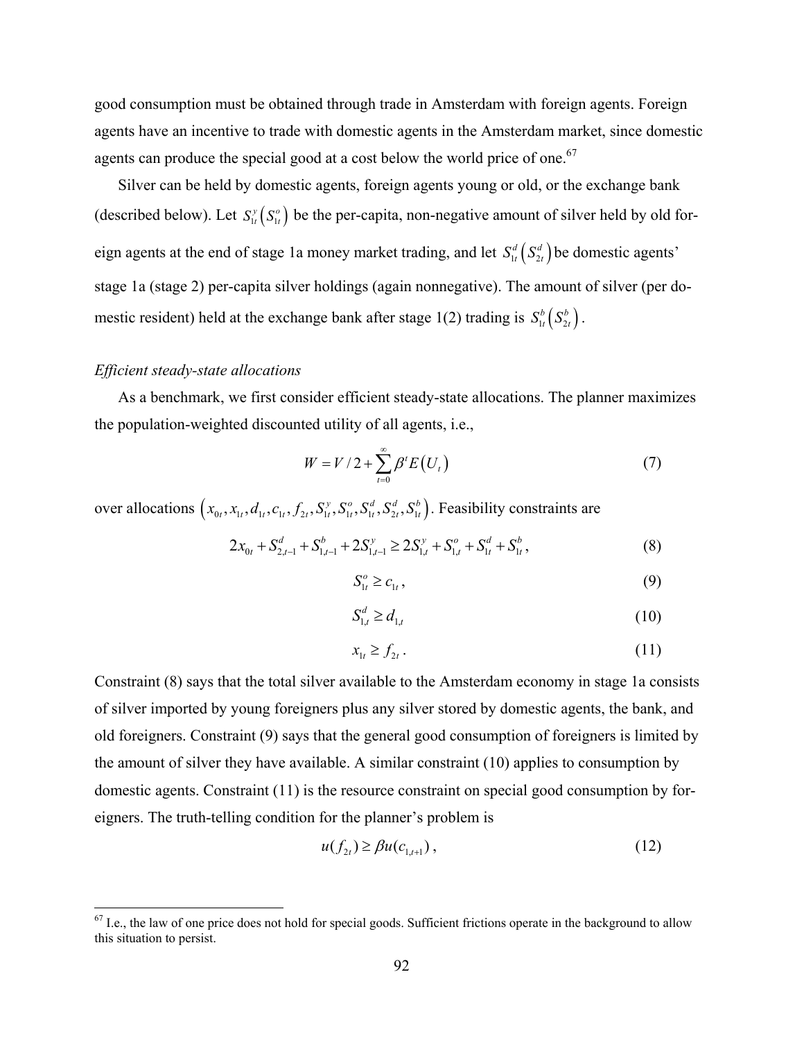good consumption must be obtained through trade in Amsterdam with foreign agents. Foreign agents have an incentive to trade with domestic agents in the Amsterdam market, since domestic agents can produce the special good at a cost below the world price of one.[67]

Silver can be held by domestic agents, foreign agents young or old, or the exchange bank (described below). Let $S_{1t}^{y}\left(S_{1t}^{o}\right)$ be the per-capita, non-negative amount of silver held by old foreign agents at the end of stage 1a money market trading, and let $S_{1t}^{d}\left(S_{2t}^{d}\right)$ be domestic agents' stage 1a (stage 2) per-capita silver holdings (again nonnegative). The amount of silver (per domestic resident) held at the exchange bank after stage 1(2) trading is $S_{1t}^{b}\left(S_{2t}^{b}\right)$.

*Efficient steady-state allocations*

As a benchmark, we first consider efficient steady-state allocations. The planner maximizes the population-weighted discounted utility of all agents, i.e.,

$$W = V/2 + \sum_{t=0}^{\infty} \beta^{t} E\left(U_{t}\right) \tag{7}$$

over allocations $\left(x_{0t}, x_{1t}, d_{1t}, c_{1t}, f_{2t}, S_{1t}^{y}, S_{1t}^{o}, S_{1t}^{d}, S_{2t}^{d}, S_{1t}^{b}\right)$. Feasibility constraints are

$$2x_{0t} + S_{2,t-1}^{d} + S_{1,t-1}^{b} + 2S_{1,t-1}^{y} \geq 2S_{1,t}^{y} + S_{1,t}^{o} + S_{1t}^{d} + S_{1t}^{b}, \tag{8}$$

$$S_{1t}^{o} \geq c_{1t}, \tag{9}$$

$$S_{1,t}^{d} \geq d_{1,t} \tag{10}$$

$$x_{1t} \geq f_{2t}. \tag{11}$$

Constraint (8) says that the total silver available to the Amsterdam economy in stage 1a consists of silver imported by young foreigners plus any silver stored by domestic agents, the bank, and old foreigners. Constraint (9) says that the general good consumption of foreigners is limited by the amount of silver they have available. A similar constraint (10) applies to consumption by domestic agents. Constraint (11) is the resource constraint on special good consumption by foreigners. The truth-telling condition for the planner's problem is

$$u(f_{2t}) \geq \beta u(c_{1,t+1}), \tag{12}$$

[67] I.e., the law of one price does not hold for special goods. Sufficient frictions operate in the background to allow this situation to persist.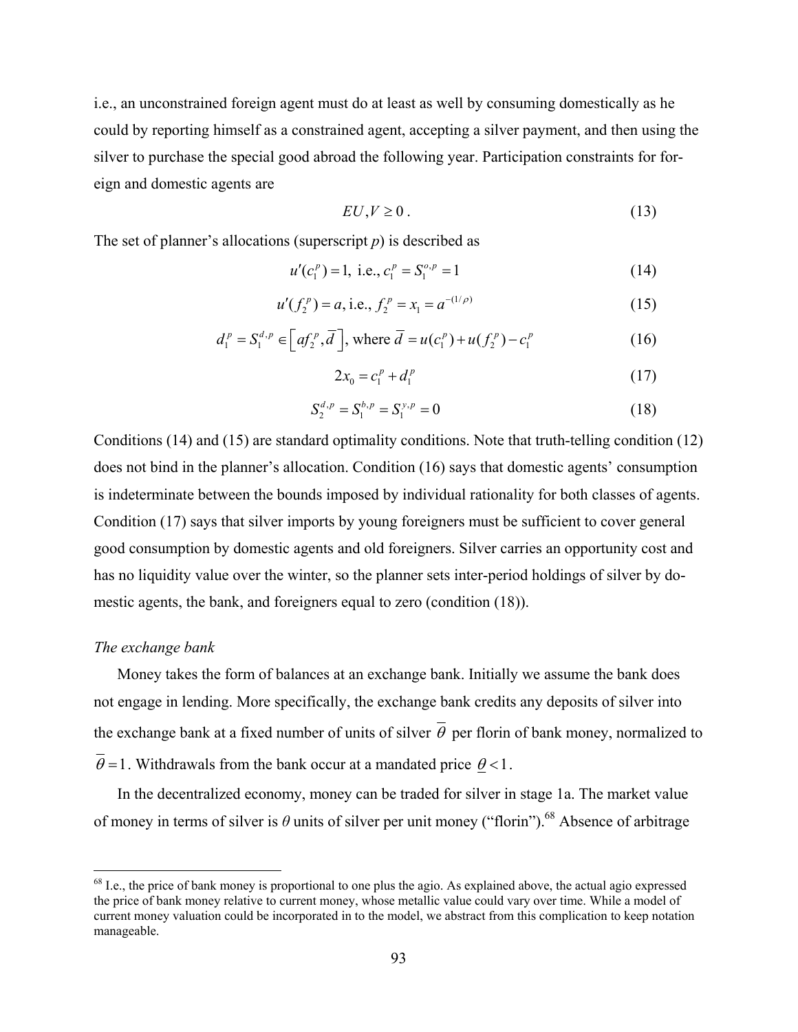i.e., an unconstrained foreign agent must do at least as well by consuming domestically as he could by reporting himself as a constrained agent, accepting a silver payment, and then using the silver to purchase the special good abroad the following year. Participation constraints for foreign and domestic agents are

$$EU, V \geq 0\,. \tag{13}$$

The set of planner's allocations (superscript $p$) is described as

$$u'(c_1^p) = 1, \text{ i.e., } c_1^p = S_1^{o,p} = 1 \tag{14}$$

$$u'(f_2^p) = a, \text{ i.e., } f_2^p = x_1 = a^{-(1/\rho)} \tag{15}$$

$$d_1^p = S_1^{d,p} \in \left[ a f_2^p, \overline{d} \right], \text{ where } \overline{d} = u(c_1^p) + u(f_2^p) - c_1^p \tag{16}$$

$$2x_0 = c_1^p + d_1^p \tag{17}$$

$$S_2^{d,p} = S_1^{b,p} = S_1^{y,p} = 0 \tag{18}$$

Conditions (14) and (15) are standard optimality conditions. Note that truth-telling condition (12) does not bind in the planner's allocation. Condition (16) says that domestic agents' consumption is indeterminate between the bounds imposed by individual rationality for both classes of agents. Condition (17) says that silver imports by young foreigners must be sufficient to cover general good consumption by domestic agents and old foreigners. Silver carries an opportunity cost and has no liquidity value over the winter, so the planner sets inter-period holdings of silver by domestic agents, the bank, and foreigners equal to zero (condition (18)).

*The exchange bank*

Money takes the form of balances at an exchange bank. Initially we assume the bank does not engage in lending. More specifically, the exchange bank credits any deposits of silver into the exchange bank at a fixed number of units of silver $\overline{\theta}$ per florin of bank money, normalized to $\overline{\theta} = 1$. Withdrawals from the bank occur at a mandated price $\underline{\theta} < 1$.

In the decentralized economy, money can be traded for silver in stage 1a. The market value of money in terms of silver is $\theta$ units of silver per unit money ("florin").[68] Absence of arbitrage

[68] I.e., the price of bank money is proportional to one plus the agio. As explained above, the actual agio expressed the price of bank money relative to current money, whose metallic value could vary over time. While a model of current money valuation could be incorporated in to the model, we abstract from this complication to keep notation manageable.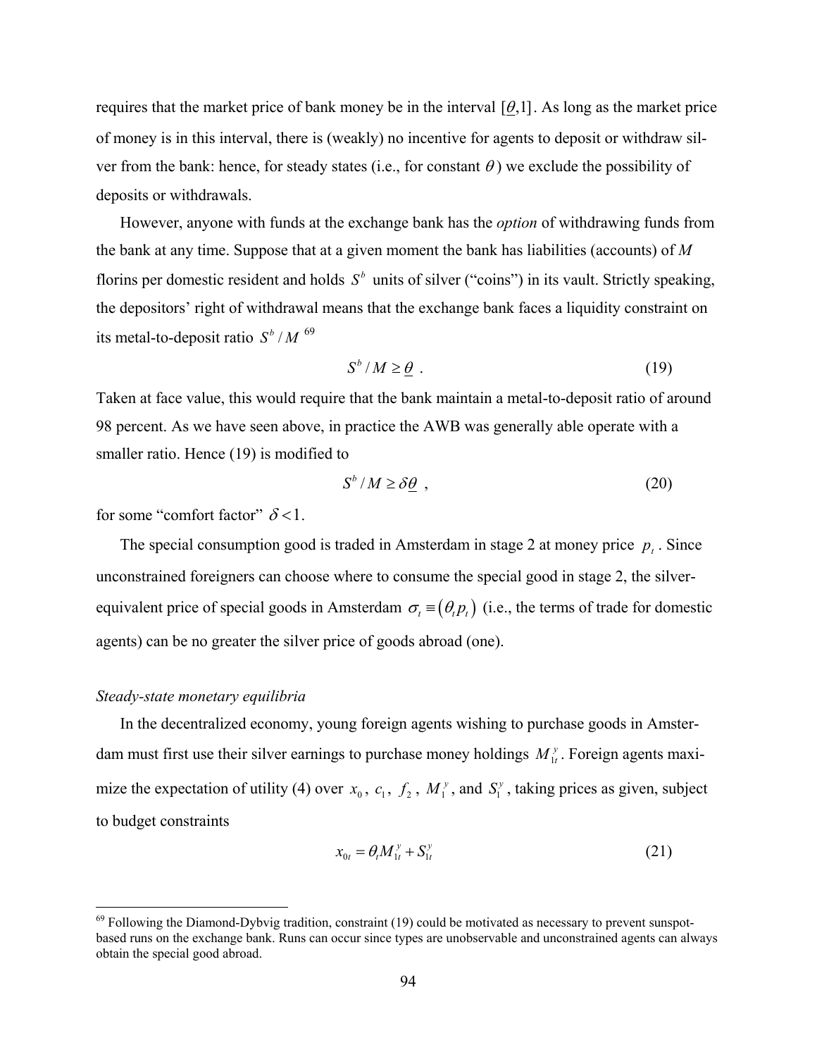requires that the market price of bank money be in the interval $[\underline{\theta},1]$. As long as the market price of money is in this interval, there is (weakly) no incentive for agents to deposit or withdraw silver from the bank: hence, for steady states (i.e., for constant $\theta$) we exclude the possibility of deposits or withdrawals.

However, anyone with funds at the exchange bank has the *option* of withdrawing funds from the bank at any time. Suppose that at a given moment the bank has liabilities (accounts) of $M$ florins per domestic resident and holds $S^b$ units of silver ("coins") in its vault. Strictly speaking, the depositors' right of withdrawal means that the exchange bank faces a liquidity constraint on its metal-to-deposit ratio $S^b/M$ [69]

$$S^b/M \geq \underline{\theta} \ . \tag{19}$$

Taken at face value, this would require that the bank maintain a metal-to-deposit ratio of around 98 percent. As we have seen above, in practice the AWB was generally able operate with a smaller ratio. Hence (19) is modified to

$$S^b/M \geq \delta\underline{\theta} \ , \tag{20}$$

for some "comfort factor" $\delta < 1$.

The special consumption good is traded in Amsterdam in stage 2 at money price $p_t$. Since unconstrained foreigners can choose where to consume the special good in stage 2, the silver-equivalent price of special goods in Amsterdam $\sigma_t \equiv (\theta_t p_t)$ (i.e., the terms of trade for domestic agents) can be no greater the silver price of goods abroad (one).

*Steady-state monetary equilibria*

In the decentralized economy, young foreign agents wishing to purchase goods in Amsterdam must first use their silver earnings to purchase money holdings $M_{1t}^y$. Foreign agents maximize the expectation of utility (4) over $x_0$, $c_1$, $f_2$, $M_1^y$, and $S_1^y$, taking prices as given, subject to budget constraints

$$x_{0t} = \theta_t M_{1t}^y + S_{1t}^y \tag{21}$$

---

[69] Following the Diamond-Dybvig tradition, constraint (19) could be motivated as necessary to prevent sunspot-based runs on the exchange bank. Runs can occur since types are unobservable and unconstrained agents can always obtain the special good abroad.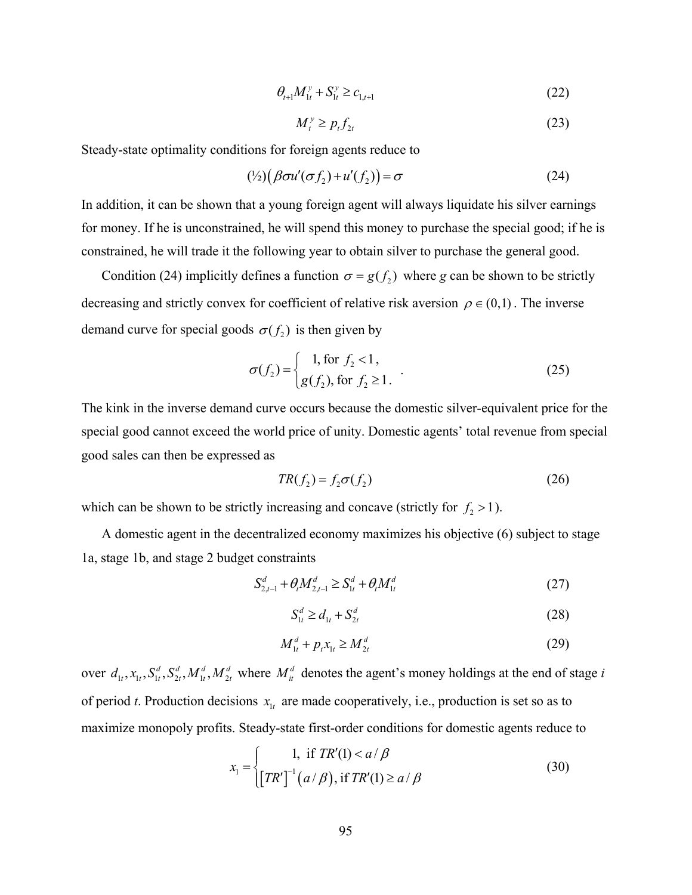$$\theta_{t+1} M_{1t}^{y} + S_{1t}^{y} \geq c_{1,t+1} \tag{22}$$

$$M_t^{y} \geq p_t f_{2t} \tag{23}$$

Steady-state optimality conditions for foreign agents reduce to

$$(½)\left(\beta \sigma u'(\sigma f_2) + u'(f_2)\right) = \sigma \tag{24}$$

In addition, it can be shown that a young foreign agent will always liquidate his silver earnings for money. If he is unconstrained, he will spend this money to purchase the special good; if he is constrained, he will trade it the following year to obtain silver to purchase the general good.

Condition (24) implicitly defines a function $\sigma = g(f_2)$ where *g* can be shown to be strictly decreasing and strictly convex for coefficient of relative risk aversion $\rho \in (0,1)$. The inverse demand curve for special goods $\sigma(f_2)$ is then given by

$$\sigma(f_2) = \begin{cases} 1, \text{ for } f_2 < 1, \\ g(f_2), \text{ for } f_2 \geq 1. \end{cases} \tag{25}$$

The kink in the inverse demand curve occurs because the domestic silver-equivalent price for the special good cannot exceed the world price of unity. Domestic agents' total revenue from special good sales can then be expressed as

$$TR(f_2) = f_2 \sigma(f_2) \tag{26}$$

which can be shown to be strictly increasing and concave (strictly for $f_2 > 1$).

A domestic agent in the decentralized economy maximizes his objective (6) subject to stage 1a, stage 1b, and stage 2 budget constraints

$$S_{2,t-1}^{d} + \theta_t M_{2,t-1}^{d} \geq S_{1t}^{d} + \theta_t M_{1t}^{d} \tag{27}$$

$$S_{1t}^{d} \geq d_{1t} + S_{2t}^{d} \tag{28}$$

$$M_{1t}^{d} + p_t x_{1t} \geq M_{2t}^{d} \tag{29}$$

over $d_{1t}, x_{1t}, S_{1t}^{d}, S_{2t}^{d}, M_{1t}^{d}, M_{2t}^{d}$ where $M_{it}^{d}$ denotes the agent's money holdings at the end of stage *i* of period *t*. Production decisions $x_{1t}$ are made cooperatively, i.e., production is set so as to maximize monopoly profits. Steady-state first-order conditions for domestic agents reduce to

$$x_1 = \begin{cases} 1, \text{ if } TR'(1) < a/\beta \\ \left[TR'\right]^{-1}\left(a/\beta\right), \text{ if } TR'(1) \geq a/\beta \end{cases} \tag{30}$$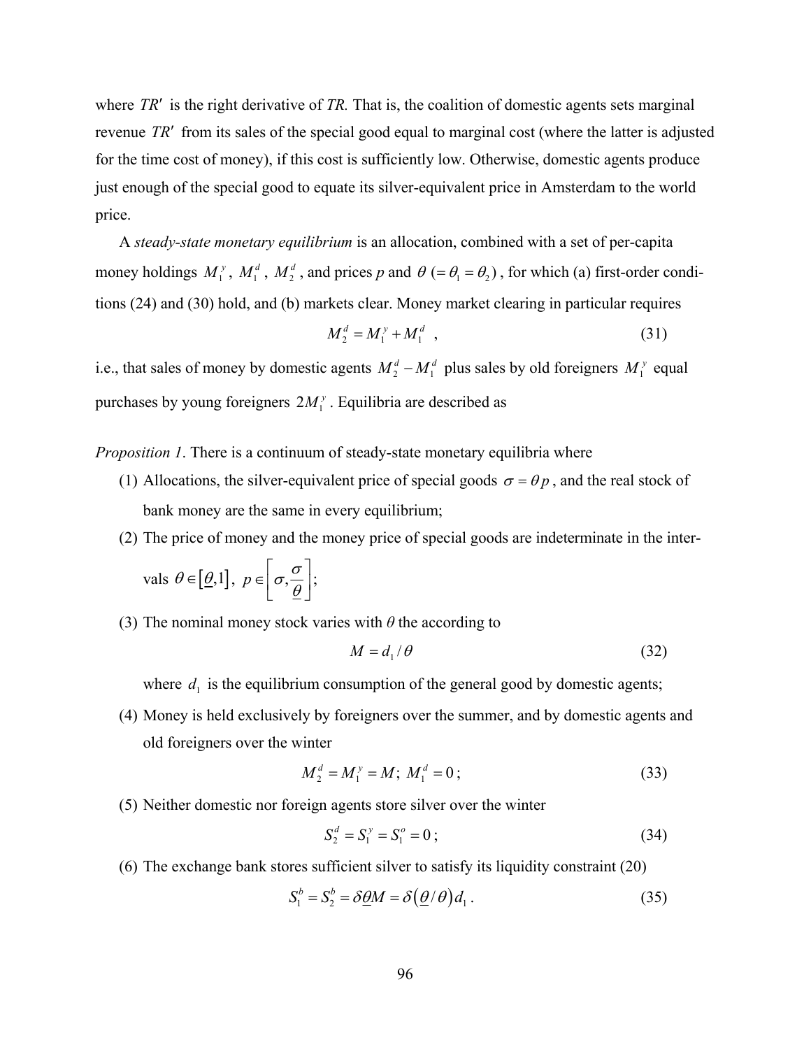where $TR'$ is the right derivative of *TR.* That is, the coalition of domestic agents sets marginal revenue $TR'$ from its sales of the special good equal to marginal cost (where the latter is adjusted for the time cost of money), if this cost is sufficiently low. Otherwise, domestic agents produce just enough of the special good to equate its silver-equivalent price in Amsterdam to the world price.

A *steady-state monetary equilibrium* is an allocation, combined with a set of per-capita money holdings $M_1^y$, $M_1^d$, $M_2^d$, and prices $p$ and $\theta\ (= \theta_1 = \theta_2)$, for which (a) first-order conditions (24) and (30) hold, and (b) markets clear. Money market clearing in particular requires

$$M_2^d = M_1^y + M_1^d \quad , \tag{31}$$

i.e., that sales of money by domestic agents $M_2^d - M_1^d$ plus sales by old foreigners $M_1^y$ equal purchases by young foreigners $2M_1^y$. Equilibria are described as

*Proposition 1*. There is a continuum of steady-state monetary equilibria where

1. Allocations, the silver-equivalent price of special goods $\sigma = \theta p$, and the real stock of bank money are the same in every equilibrium;
2. The price of money and the money price of special goods are indeterminate in the intervals $\theta \in [\underline{\theta}, 1]$, $p \in \left[\sigma, \dfrac{\sigma}{\underline{\theta}}\right]$;
3. The nominal money stock varies with $\theta$ the according to

$$M = d_1 / \theta \tag{32}$$

   where $d_1$ is the equilibrium consumption of the general good by domestic agents;
4. Money is held exclusively by foreigners over the summer, and by domestic agents and old foreigners over the winter

$$M_2^d = M_1^y = M;\ M_1^d = 0\,; \tag{33}$$

5. Neither domestic nor foreign agents store silver over the winter

$$S_2^d = S_1^y = S_1^o = 0\,; \tag{34}$$

6. The exchange bank stores sufficient silver to satisfy its liquidity constraint (20)

$$S_1^b = S_2^b = \delta \underline{\theta} M = \delta \left( \underline{\theta} / \theta \right) d_1 \,. \tag{35}$$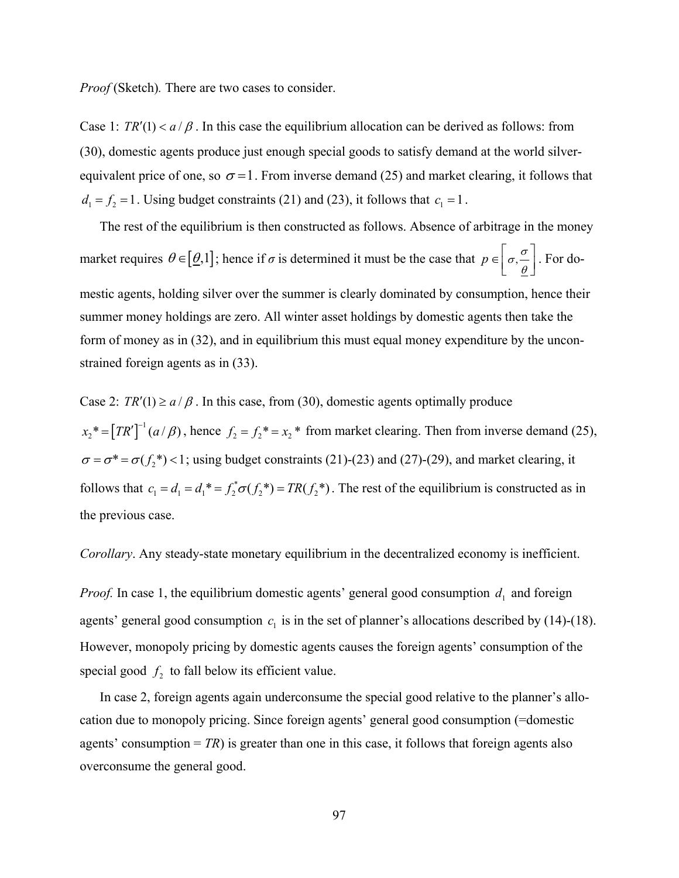*Proof* (Sketch)*.* There are two cases to consider.

Case 1: $TR'(1) < a/\beta$. In this case the equilibrium allocation can be derived as follows: from (30), domestic agents produce just enough special goods to satisfy demand at the world silver-equivalent price of one, so $\sigma = 1$. From inverse demand (25) and market clearing, it follows that $d_1 = f_2 = 1$. Using budget constraints (21) and (23), it follows that $c_1 = 1$.

The rest of the equilibrium is then constructed as follows. Absence of arbitrage in the money market requires $\theta \in [\underline{\theta}, 1]$; hence if $\sigma$ is determined it must be the case that $p \in \left[\sigma, \frac{\sigma}{\underline{\theta}}\right]$. For domestic agents, holding silver over the summer is clearly dominated by consumption, hence their summer money holdings are zero. All winter asset holdings by domestic agents then take the form of money as in (32), and in equilibrium this must equal money expenditure by the unconstrained foreign agents as in (33).

Case 2: $TR'(1) \geq a/\beta$. In this case, from (30), domestic agents optimally produce $x_2{*} = [TR']^{-1}(a/\beta)$, hence $f_2 = f_2{*} = x_2{*}$ from market clearing. Then from inverse demand (25), $\sigma = \sigma{*} = \sigma(f_2{*}) < 1$; using budget constraints (21)-(23) and (27)-(29), and market clearing, it follows that $c_1 = d_1 = d_1{*} = f_2^{*}\sigma(f_2{*}) = TR(f_2{*})$. The rest of the equilibrium is constructed as in the previous case.

*Corollary*. Any steady-state monetary equilibrium in the decentralized economy is inefficient.

*Proof.* In case 1, the equilibrium domestic agents' general good consumption $d_1$ and foreign agents' general good consumption $c_1$ is in the set of planner's allocations described by (14)-(18). However, monopoly pricing by domestic agents causes the foreign agents' consumption of the special good $f_2$ to fall below its efficient value.

In case 2, foreign agents again underconsume the special good relative to the planner's allocation due to monopoly pricing. Since foreign agents' general good consumption (=domestic agents' consumption = *TR*) is greater than one in this case, it follows that foreign agents also overconsume the general good.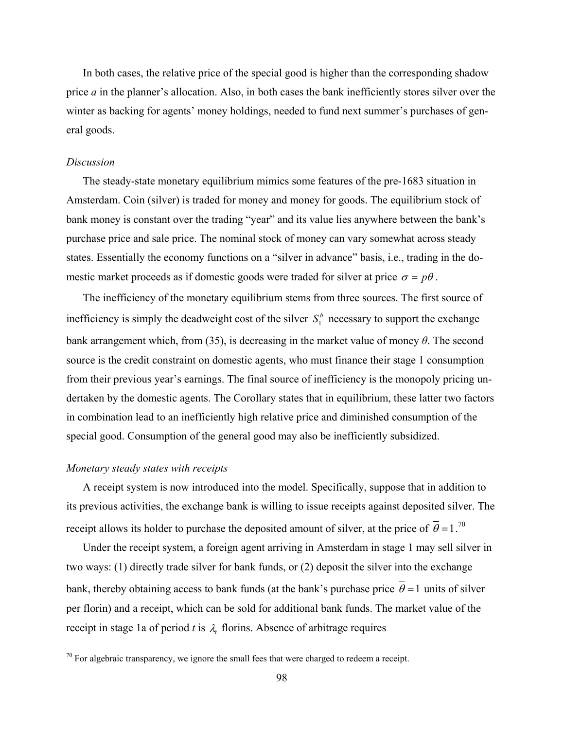In both cases, the relative price of the special good is higher than the corresponding shadow price $a$ in the planner's allocation. Also, in both cases the bank inefficiently stores silver over the winter as backing for agents' money holdings, needed to fund next summer's purchases of general goods.

*Discussion*

The steady-state monetary equilibrium mimics some features of the pre-1683 situation in Amsterdam. Coin (silver) is traded for money and money for goods. The equilibrium stock of bank money is constant over the trading "year" and its value lies anywhere between the bank's purchase price and sale price. The nominal stock of money can vary somewhat across steady states. Essentially the economy functions on a "silver in advance" basis, i.e., trading in the domestic market proceeds as if domestic goods were traded for silver at price $\sigma = p\theta$.

The inefficiency of the monetary equilibrium stems from three sources. The first source of inefficiency is simply the deadweight cost of the silver $S_1^b$ necessary to support the exchange bank arrangement which, from (35), is decreasing in the market value of money $\theta$. The second source is the credit constraint on domestic agents, who must finance their stage 1 consumption from their previous year's earnings. The final source of inefficiency is the monopoly pricing undertaken by the domestic agents. The Corollary states that in equilibrium, these latter two factors in combination lead to an inefficiently high relative price and diminished consumption of the special good. Consumption of the general good may also be inefficiently subsidized.

*Monetary steady states with receipts*

A receipt system is now introduced into the model. Specifically, suppose that in addition to its previous activities, the exchange bank is willing to issue receipts against deposited silver. The receipt allows its holder to purchase the deposited amount of silver, at the price of $\overline{\theta} = 1$.[70]

Under the receipt system, a foreign agent arriving in Amsterdam in stage 1 may sell silver in two ways: (1) directly trade silver for bank funds, or (2) deposit the silver into the exchange bank, thereby obtaining access to bank funds (at the bank's purchase price $\overline{\theta} = 1$ units of silver per florin) and a receipt, which can be sold for additional bank funds. The market value of the receipt in stage 1a of period $t$ is $\lambda_t$ florins. Absence of arbitrage requires

[70] For algebraic transparency, we ignore the small fees that were charged to redeem a receipt.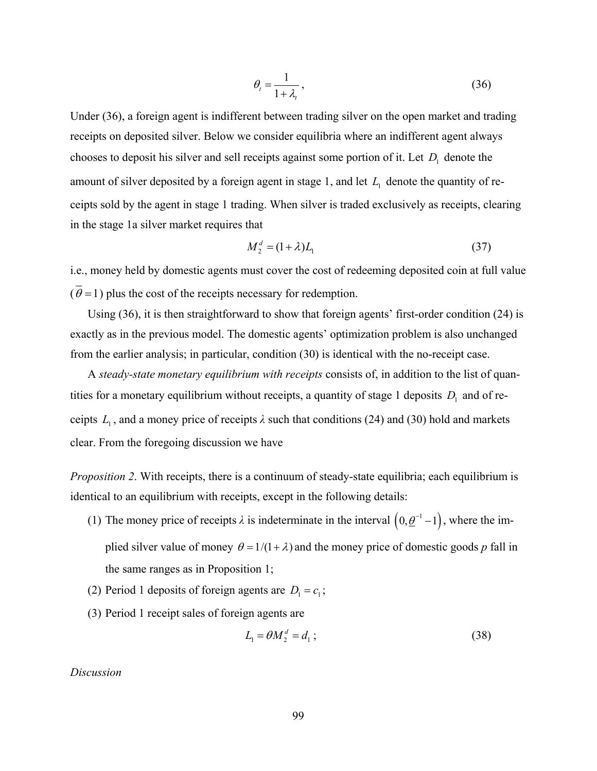$$\theta_t = \frac{1}{1+\lambda_t}, \tag{36}$$

Under (36), a foreign agent is indifferent between trading silver on the open market and trading receipts on deposited silver. Below we consider equilibria where an indifferent agent always chooses to deposit his silver and sell receipts against some portion of it. Let $D_1$ denote the amount of silver deposited by a foreign agent in stage 1, and let $L_1$ denote the quantity of receipts sold by the agent in stage 1 trading. When silver is traded exclusively as receipts, clearing in the stage 1a silver market requires that

$$M_2^d = (1+\lambda)L_1 \tag{37}$$

i.e., money held by domestic agents must cover the cost of redeeming deposited coin at full value ($\overline{\theta} = 1$) plus the cost of the receipts necessary for redemption.

Using (36), it is then straightforward to show that foreign agents' first-order condition (24) is exactly as in the previous model. The domestic agents' optimization problem is also unchanged from the earlier analysis; in particular, condition (30) is identical with the no-receipt case.

A *steady-state monetary equilibrium with receipts* consists of, in addition to the list of quantities for a monetary equilibrium without receipts, a quantity of stage 1 deposits $D_1$ and of receipts $L_1$, and a money price of receipts $\lambda$ such that conditions (24) and (30) hold and markets clear. From the foregoing discussion we have

*Proposition 2*. With receipts, there is a continuum of steady-state equilibria; each equilibrium is identical to an equilibrium with receipts, except in the following details:

(1) The money price of receipts $\lambda$ is indeterminate in the interval $\left(0, \underline{\theta}^{-1} - 1\right)$, where the implied silver value of money $\theta = 1/(1+\lambda)$ and the money price of domestic goods $p$ fall in the same ranges as in Proposition 1;

(2) Period 1 deposits of foreign agents are $D_1 = c_1$;

(3) Period 1 receipt sales of foreign agents are

$$L_1 = \theta M_2^d = d_1; \tag{38}$$

*Discussion*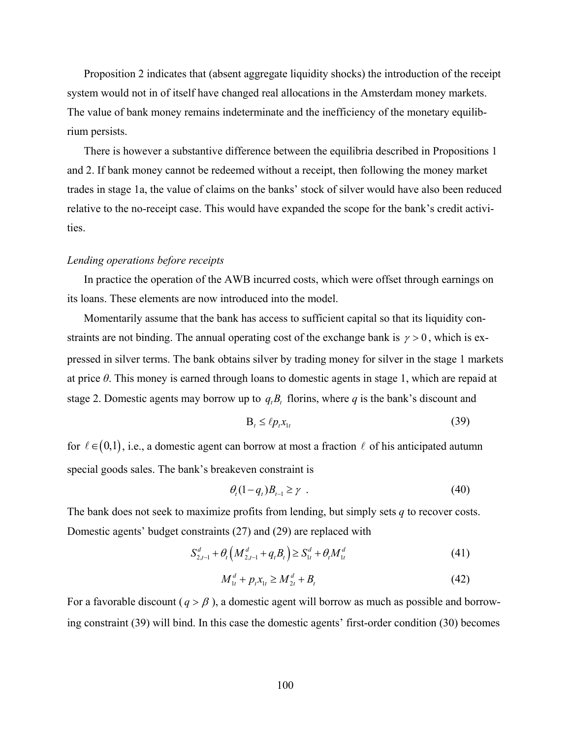Proposition 2 indicates that (absent aggregate liquidity shocks) the introduction of the receipt system would not in of itself have changed real allocations in the Amsterdam money markets. The value of bank money remains indeterminate and the inefficiency of the monetary equilibrium persists.

There is however a substantive difference between the equilibria described in Propositions 1 and 2. If bank money cannot be redeemed without a receipt, then following the money market trades in stage 1a, the value of claims on the banks' stock of silver would have also been reduced relative to the no-receipt case. This would have expanded the scope for the bank's credit activities.

*Lending operations before receipts*

In practice the operation of the AWB incurred costs, which were offset through earnings on its loans. These elements are now introduced into the model.

Momentarily assume that the bank has access to sufficient capital so that its liquidity constraints are not binding. The annual operating cost of the exchange bank is $\gamma > 0$, which is expressed in silver terms. The bank obtains silver by trading money for silver in the stage 1 markets at price $\theta$. This money is earned through loans to domestic agents in stage 1, which are repaid at stage 2. Domestic agents may borrow up to $q_t B_t$ florins, where $q$ is the bank's discount and

$$\mathrm{B}_t \leq \ell p_t x_{1t} \tag{39}$$

for $\ell \in (0,1)$, i.e., a domestic agent can borrow at most a fraction $\ell$ of his anticipated autumn special goods sales. The bank's breakeven constraint is

$$\theta_t (1 - q_t) B_{t-1} \geq \gamma \ . \tag{40}$$

The bank does not seek to maximize profits from lending, but simply sets $q$ to recover costs. Domestic agents' budget constraints (27) and (29) are replaced with

$$S^d_{2,t-1} + \theta_t \left( M^d_{2,t-1} + q_t B_t \right) \geq S^d_{1t} + \theta_t M^d_{1t} \tag{41}$$

$$M^d_{1t} + p_t x_{1t} \geq M^d_{2t} + B_t \tag{42}$$

For a favorable discount ($q > \beta$), a domestic agent will borrow as much as possible and borrowing constraint (39) will bind. In this case the domestic agents' first-order condition (30) becomes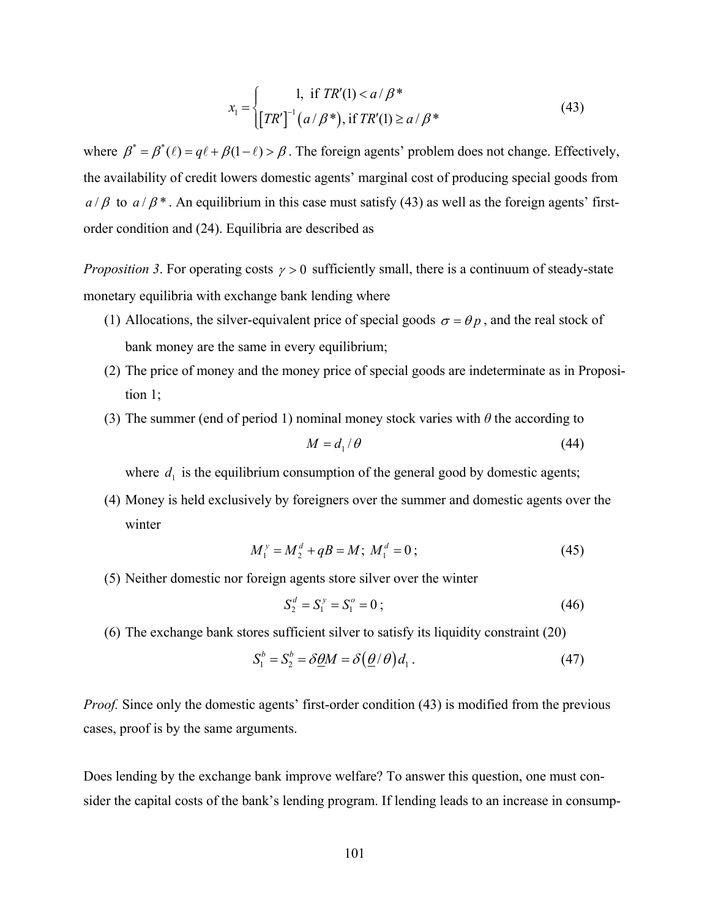$$x_1 = \begin{cases} 1, \text{ if } TR'(1) < a/\beta^* \\ \left[TR'\right]^{-1}\left(a/\beta^*\right), \text{ if } TR'(1) \geq a/\beta^* \end{cases} \tag{43}$$

where $\beta^* = \beta^*(\ell) = q\ell + \beta(1-\ell) > \beta$. The foreign agents' problem does not change. Effectively, the availability of credit lowers domestic agents' marginal cost of producing special goods from $a/\beta$ to $a/\beta^*$. An equilibrium in this case must satisfy (43) as well as the foreign agents' first-order condition and (24). Equilibria are described as

*Proposition 3*. For operating costs $\gamma > 0$ sufficiently small, there is a continuum of steady-state monetary equilibria with exchange bank lending where

1. Allocations, the silver-equivalent price of special goods $\sigma = \theta p$, and the real stock of bank money are the same in every equilibrium;
2. The price of money and the money price of special goods are indeterminate as in Proposition 1;
3. The summer (end of period 1) nominal money stock varies with $\theta$ the according to

$$M = d_1/\theta \tag{44}$$

   where $d_1$ is the equilibrium consumption of the general good by domestic agents;

4. Money is held exclusively by foreigners over the summer and domestic agents over the winter

$$M_1^y = M_2^d + qB = M;\ M_1^d = 0; \tag{45}$$

5. Neither domestic nor foreign agents store silver over the winter

$$S_2^d = S_1^y = S_1^o = 0; \tag{46}$$

6. The exchange bank stores sufficient silver to satisfy its liquidity constraint (20)

$$S_1^b = S_2^b = \delta\underline{\theta}M = \delta\left(\underline{\theta}/\theta\right)d_1. \tag{47}$$

*Proof.* Since only the domestic agents' first-order condition (43) is modified from the previous cases, proof is by the same arguments.

Does lending by the exchange bank improve welfare? To answer this question, one must consider the capital costs of the bank's lending program. If lending leads to an increase in consump-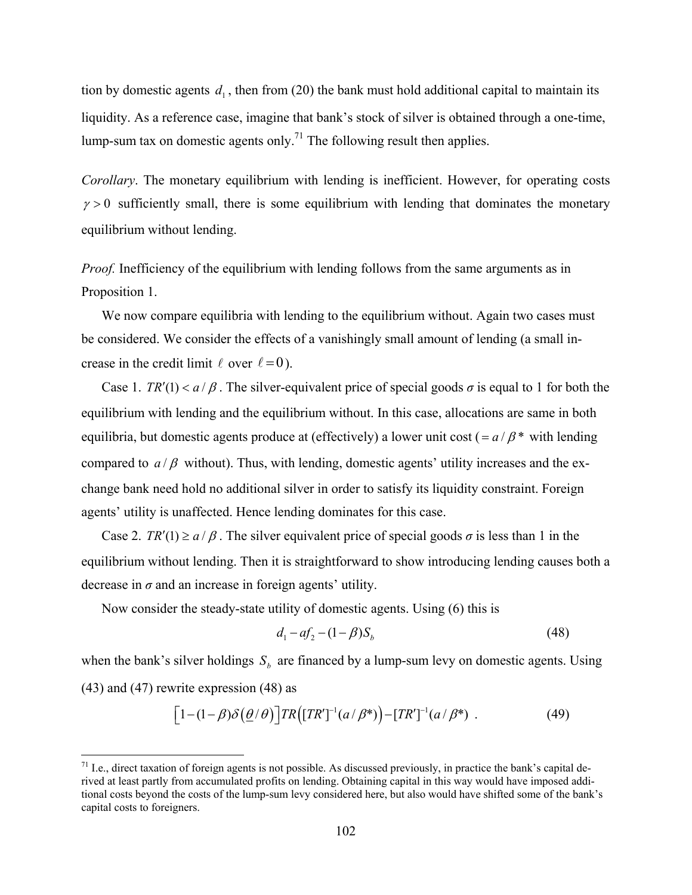tion by domestic agents $d_1$, then from (20) the bank must hold additional capital to maintain its liquidity. As a reference case, imagine that bank's stock of silver is obtained through a one-time, lump-sum tax on domestic agents only.[71] The following result then applies.

*Corollary*. The monetary equilibrium with lending is inefficient. However, for operating costs $\gamma > 0$ sufficiently small, there is some equilibrium with lending that dominates the monetary equilibrium without lending.

*Proof.* Inefficiency of the equilibrium with lending follows from the same arguments as in Proposition 1.

We now compare equilibria with lending to the equilibrium without. Again two cases must be considered. We consider the effects of a vanishingly small amount of lending (a small increase in the credit limit $\ell$ over $\ell = 0$).

Case 1. $TR'(1) < a/\beta$. The silver-equivalent price of special goods $\sigma$ is equal to 1 for both the equilibrium with lending and the equilibrium without. In this case, allocations are same in both equilibria, but domestic agents produce at (effectively) a lower unit cost ($= a/\beta^*$ with lending compared to $a/\beta$ without). Thus, with lending, domestic agents' utility increases and the exchange bank need hold no additional silver in order to satisfy its liquidity constraint. Foreign agents' utility is unaffected. Hence lending dominates for this case.

Case 2. $TR'(1) \geq a/\beta$. The silver equivalent price of special goods $\sigma$ is less than 1 in the equilibrium without lending. Then it is straightforward to show introducing lending causes both a decrease in $\sigma$ and an increase in foreign agents' utility.

Now consider the steady-state utility of domestic agents. Using (6) this is

$$d_1 - af_2 - (1-\beta)S_b \tag{48}$$

when the bank's silver holdings $S_b$ are financed by a lump-sum levy on domestic agents. Using (43) and (47) rewrite expression (48) as

$$\left[1-(1-\beta)\delta\left(\underline{\theta}/\theta\right)\right]TR\left([TR']^{-1}(a/\beta^*)\right) - [TR']^{-1}(a/\beta^*) \ . \tag{49}$$

[71] I.e., direct taxation of foreign agents is not possible. As discussed previously, in practice the bank's capital derived at least partly from accumulated profits on lending. Obtaining capital in this way would have imposed additional costs beyond the costs of the lump-sum levy considered here, but also would have shifted some of the bank's capital costs to foreigners.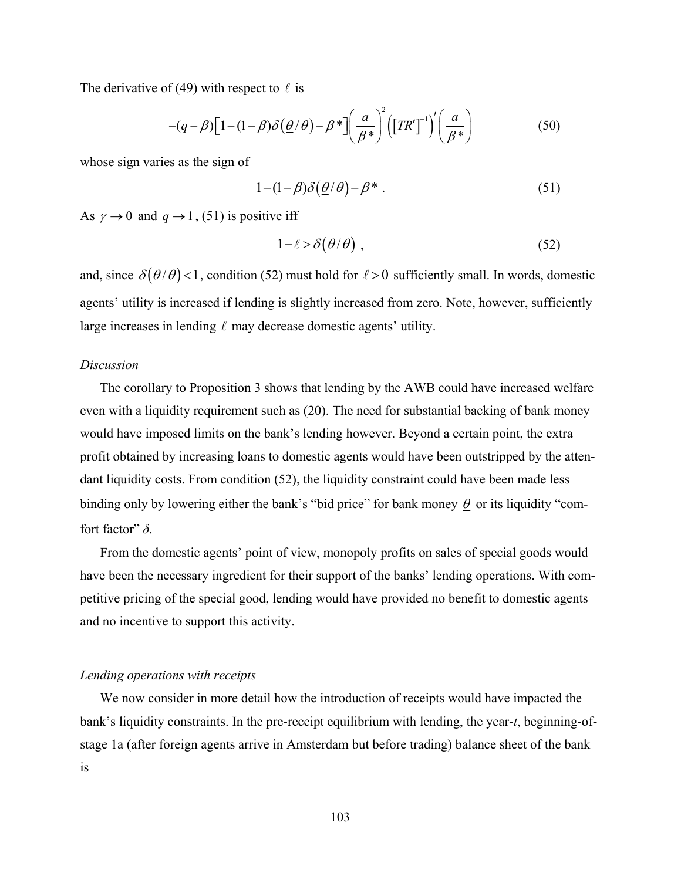The derivative of (49) with respect to $\ell$ is

$$-(q-\beta)\left[1-(1-\beta)\delta\left(\underline{\theta}/\theta\right)-\beta^*\right]\left(\frac{a}{\beta^*}\right)^2\left(\left[TR'\right]^{-1}\right)'\left(\frac{a}{\beta^*}\right) \tag{50}$$

whose sign varies as the sign of

$$1-(1-\beta)\delta\left(\underline{\theta}/\theta\right)-\beta^* . \tag{51}$$

As $\gamma \to 0$ and $q \to 1$, (51) is positive iff

$$1-\ell > \delta\left(\underline{\theta}/\theta\right) , \tag{52}$$

and, since $\delta\left(\underline{\theta}/\theta\right)<1$, condition (52) must hold for $\ell > 0$ sufficiently small. In words, domestic agents' utility is increased if lending is slightly increased from zero. Note, however, sufficiently large increases in lending $\ell$ may decrease domestic agents' utility.

*Discussion*

The corollary to Proposition 3 shows that lending by the AWB could have increased welfare even with a liquidity requirement such as (20). The need for substantial backing of bank money would have imposed limits on the bank's lending however. Beyond a certain point, the extra profit obtained by increasing loans to domestic agents would have been outstripped by the attendant liquidity costs. From condition (52), the liquidity constraint could have been made less binding only by lowering either the bank's "bid price" for bank money $\underline{\theta}$ or its liquidity "comfort factor" $\delta$.

From the domestic agents' point of view, monopoly profits on sales of special goods would have been the necessary ingredient for their support of the banks' lending operations. With competitive pricing of the special good, lending would have provided no benefit to domestic agents and no incentive to support this activity.

*Lending operations with receipts*

We now consider in more detail how the introduction of receipts would have impacted the bank's liquidity constraints. In the pre-receipt equilibrium with lending, the year-*t*, beginning-of-stage 1a (after foreign agents arrive in Amsterdam but before trading) balance sheet of the bank is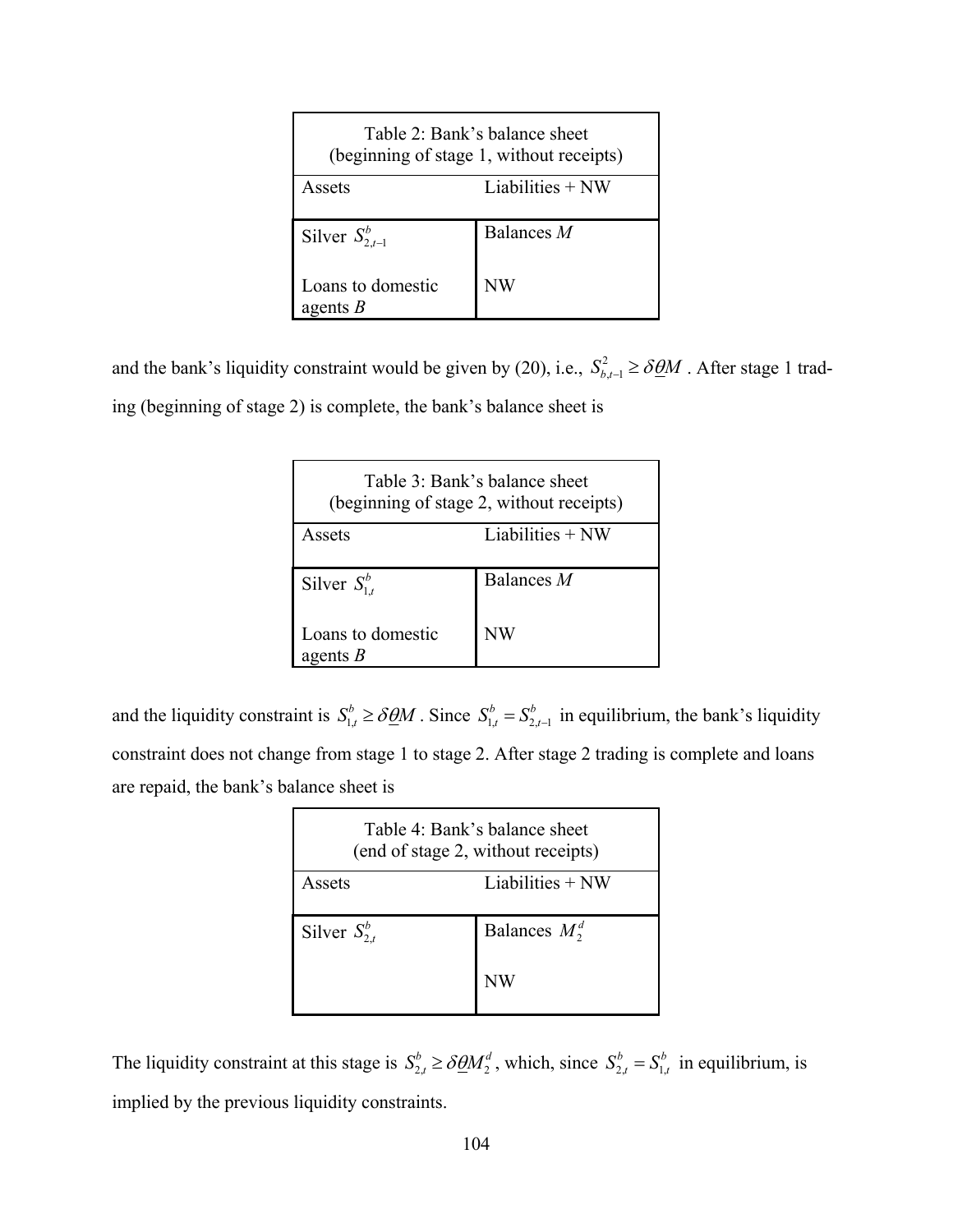| Table 2: Bank's balance sheet (beginning of stage 1, without receipts) | |
|---|---|
| Assets | Liabilities + NW |
| Silver $S^b_{2,t-1}$ | Balances $M$ |
| Loans to domestic agents $B$ | NW |

and the bank's liquidity constraint would be given by (20), i.e., $S^2_{b,t-1} \geq \delta \underline{\theta} M$ . After stage 1 trading (beginning of stage 2) is complete, the bank's balance sheet is

| Table 3: Bank's balance sheet (beginning of stage 2, without receipts) | |
|---|---|
| Assets | Liabilities + NW |
| Silver $S^b_{1,t}$ | Balances $M$ |
| Loans to domestic agents $B$ | NW |

and the liquidity constraint is $S^b_{1,t} \geq \delta \underline{\theta} M$ . Since $S^b_{1,t} = S^b_{2,t-1}$ in equilibrium, the bank's liquidity constraint does not change from stage 1 to stage 2. After stage 2 trading is complete and loans are repaid, the bank's balance sheet is

| Table 4: Bank's balance sheet (end of stage 2, without receipts) | |
|---|---|
| Assets | Liabilities + NW |
| Silver $S^b_{2,t}$ | Balances $M^d_2$ |
| | NW |

The liquidity constraint at this stage is $S^b_{2,t} \geq \delta \underline{\theta} M^d_2$, which, since $S^b_{2,t} = S^b_{1,t}$ in equilibrium, is implied by the previous liquidity constraints.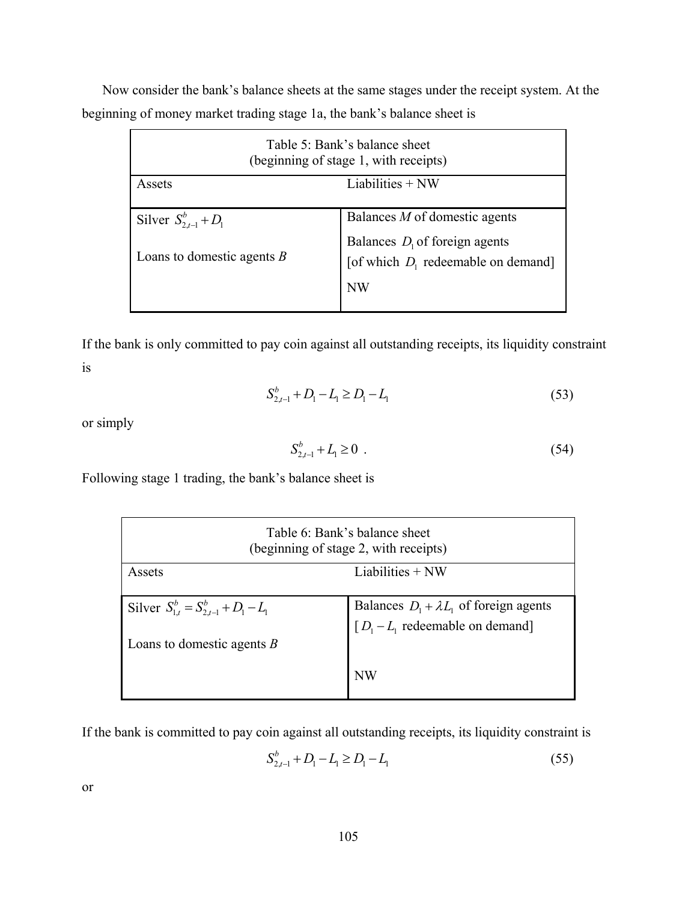Now consider the bank's balance sheets at the same stages under the receipt system. At the beginning of money market trading stage 1a, the bank's balance sheet is

| Table 5: Bank's balance sheet (beginning of stage 1, with receipts) | |
|---|---|
| Assets | Liabilities + NW |
| Silver $S^b_{2,t-1} + D_1$ | Balances $M$ of domestic agents |
| Loans to domestic agents $B$ | Balances $D_1$ of foreign agents [of which $D_1$ redeemable on demand] |
| | NW |

If the bank is only committed to pay coin against all outstanding receipts, its liquidity constraint is

$$S^b_{2,t-1} + D_1 - L_1 \geq D_1 - L_1 \tag{53}$$

or simply

$$S^b_{2,t-1} + L_1 \geq 0 \ . \tag{54}$$

Following stage 1 trading, the bank's balance sheet is

| Table 6: Bank's balance sheet (beginning of stage 2, with receipts) | |
|---|---|
| Assets | Liabilities + NW |
| Silver $S^b_{1,t} = S^b_{2,t-1} + D_1 - L_1$ | Balances $D_1 + \lambda L_1$ of foreign agents [ $D_1 - L_1$ redeemable on demand] |
| Loans to domestic agents $B$ | |
| | NW |

If the bank is committed to pay coin against all outstanding receipts, its liquidity constraint is

$$S^b_{2,t-1} + D_1 - L_1 \geq D_1 - L_1 \tag{55}$$

or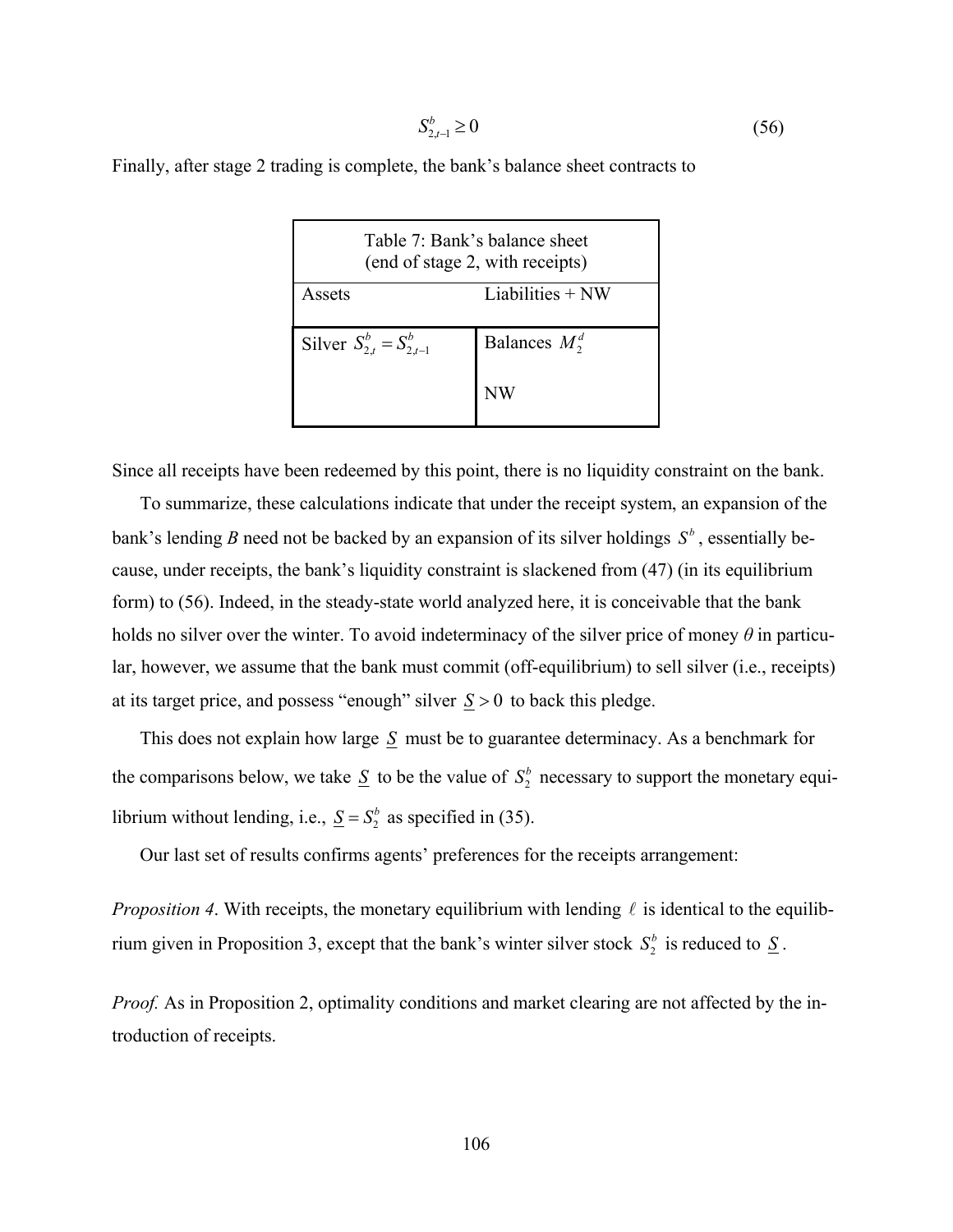$$S^b_{2,t-1} \geq 0 \tag{56}$$

Finally, after stage 2 trading is complete, the bank's balance sheet contracts to

| Table 7: Bank's balance sheet (end of stage 2, with receipts) | |
|---|---|
| Assets | Liabilities + NW |
| Silver $S^b_{2,t} = S^b_{2,t-1}$ | Balances $M^d_2$ |
| | NW |

Since all receipts have been redeemed by this point, there is no liquidity constraint on the bank.

To summarize, these calculations indicate that under the receipt system, an expansion of the bank's lending $B$ need not be backed by an expansion of its silver holdings $S^b$, essentially because, under receipts, the bank's liquidity constraint is slackened from (47) (in its equilibrium form) to (56). Indeed, in the steady-state world analyzed here, it is conceivable that the bank holds no silver over the winter. To avoid indeterminacy of the silver price of money $\theta$ in particular, however, we assume that the bank must commit (off-equilibrium) to sell silver (i.e., receipts) at its target price, and possess "enough" silver $\underline{S} > 0$ to back this pledge.

This does not explain how large $\underline{S}$ must be to guarantee determinacy. As a benchmark for the comparisons below, we take $\underline{S}$ to be the value of $S^b_2$ necessary to support the monetary equilibrium without lending, i.e., $\underline{S} = S^b_2$ as specified in (35).

Our last set of results confirms agents' preferences for the receipts arrangement:

*Proposition 4*. With receipts, the monetary equilibrium with lending $\ell$ is identical to the equilibrium given in Proposition 3, except that the bank's winter silver stock $S^b_2$ is reduced to $\underline{S}$.

*Proof.* As in Proposition 2, optimality conditions and market clearing are not affected by the introduction of receipts.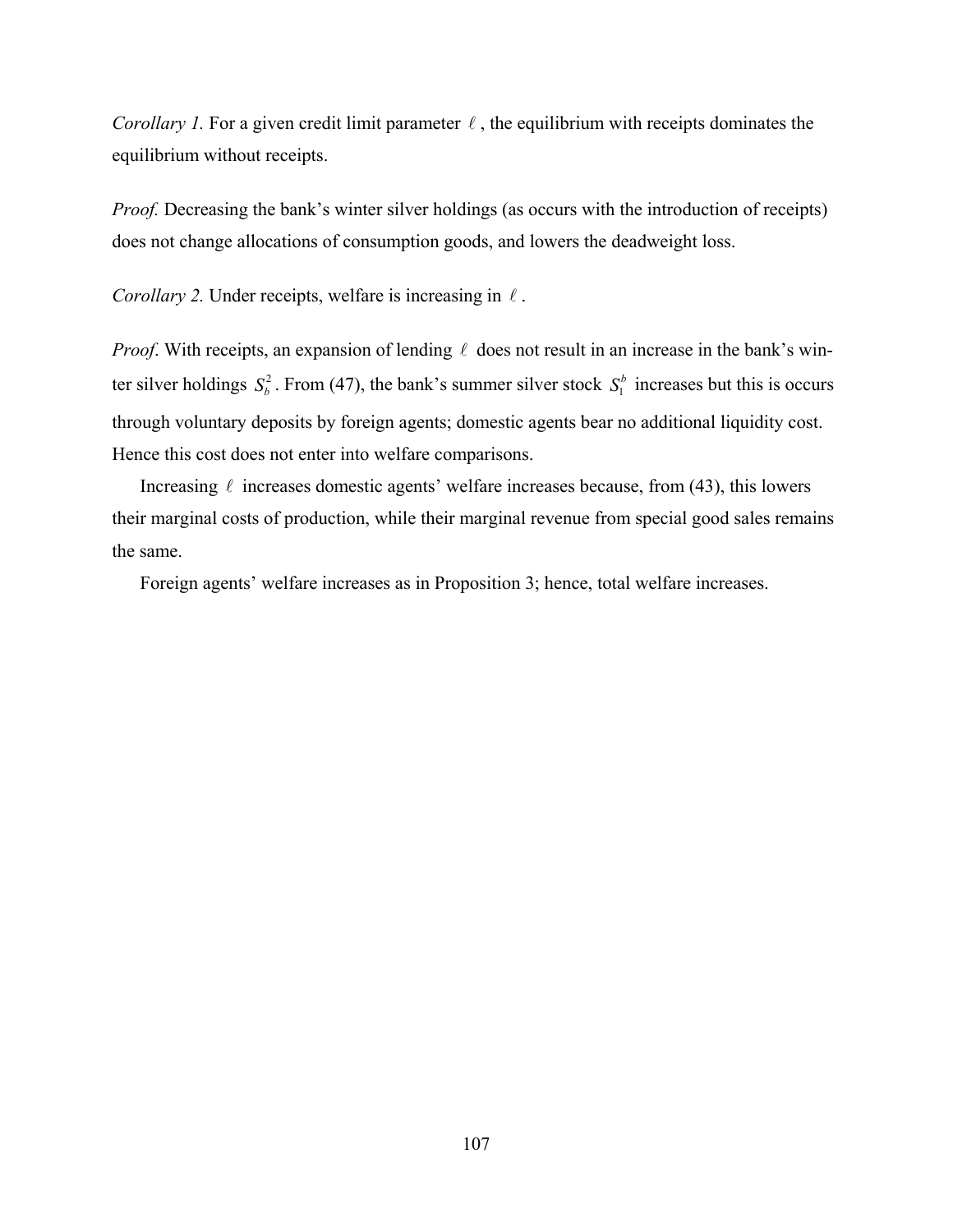*Corollary 1.* For a given credit limit parameter $\ell$, the equilibrium with receipts dominates the equilibrium without receipts.

*Proof.* Decreasing the bank's winter silver holdings (as occurs with the introduction of receipts) does not change allocations of consumption goods, and lowers the deadweight loss.

*Corollary 2.* Under receipts, welfare is increasing in $\ell$.

*Proof*. With receipts, an expansion of lending $\ell$ does not result in an increase in the bank's winter silver holdings $S_b^2$. From (47), the bank's summer silver stock $S_1^b$ increases but this is occurs through voluntary deposits by foreign agents; domestic agents bear no additional liquidity cost. Hence this cost does not enter into welfare comparisons.

Increasing $\ell$ increases domestic agents' welfare increases because, from (43), this lowers their marginal costs of production, while their marginal revenue from special good sales remains the same.

Foreign agents' welfare increases as in Proposition 3; hence, total welfare increases.